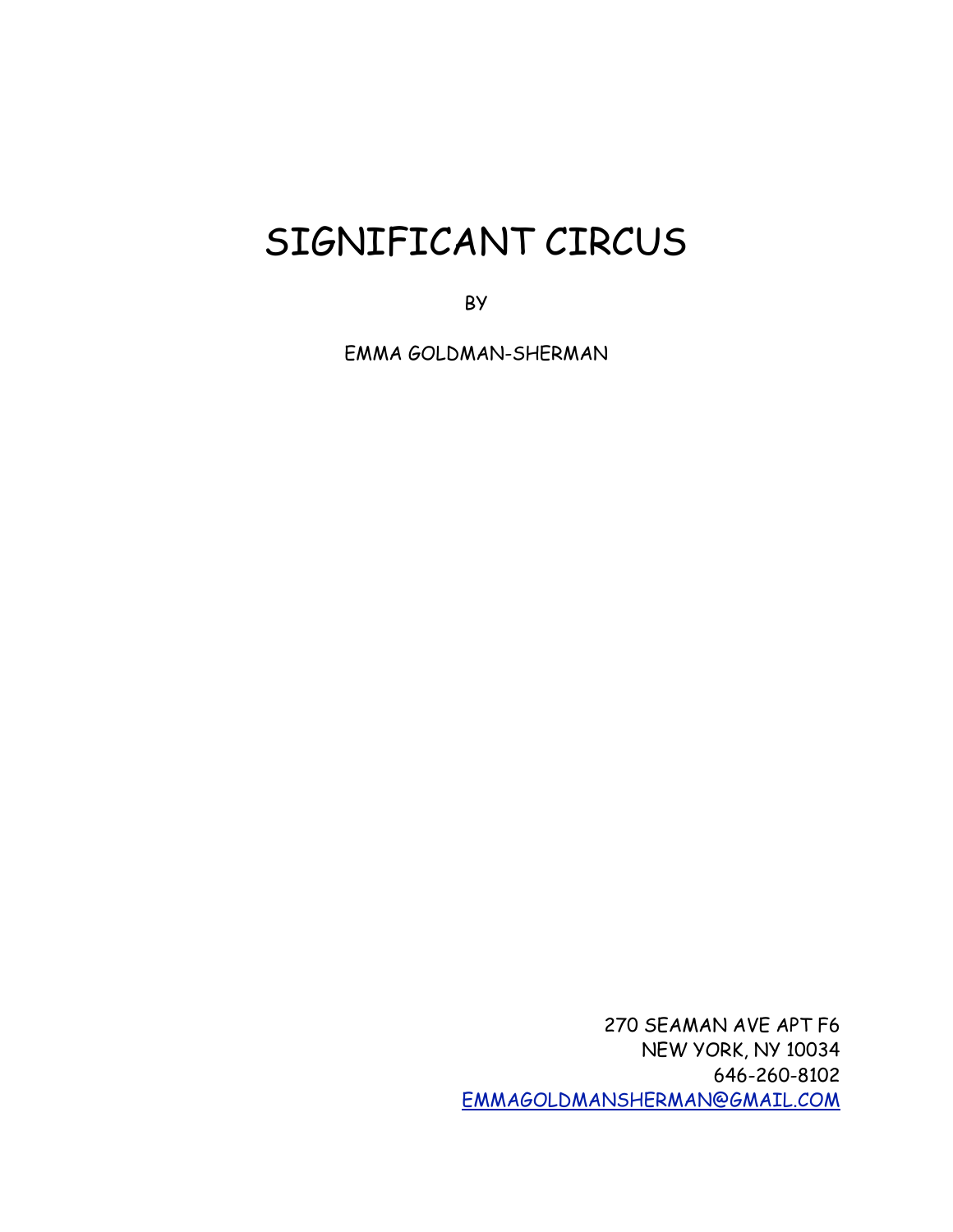# SIGNIFICANT CIRCUS

BY

EMMA GOLDMAN-SHERMAN

270 SEAMAN AVE APT F6
NEW YORK, NY 10034
646-260-8102
EMMAGOLDMANSHERMAN@GMAIL.COM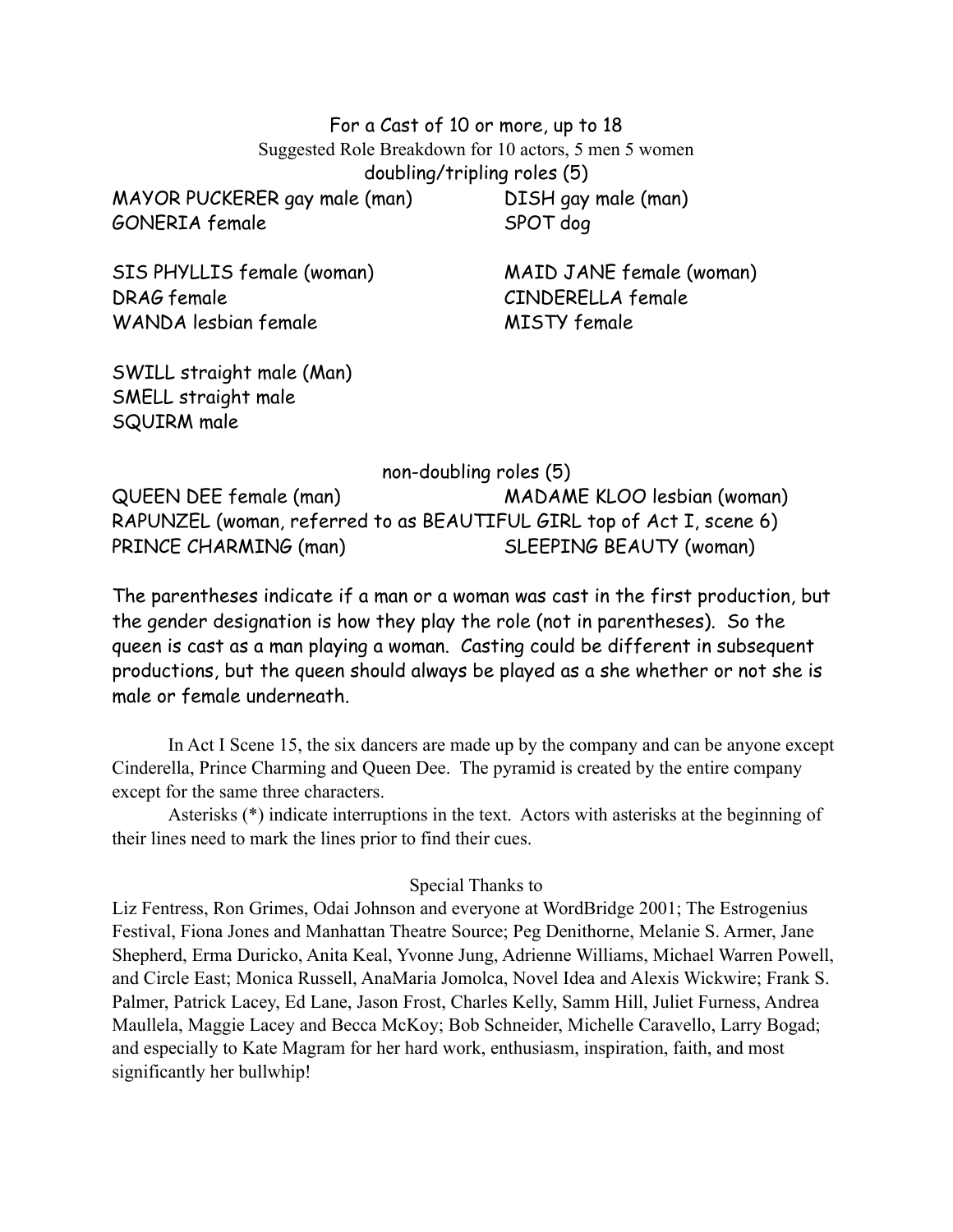For a Cast of 10 or more, up to 18

Suggested Role Breakdown for 10 actors, 5 men 5 women

doubling/tripling roles (5)

MAYOR PUCKERER gay male (man)
GONERIA female

DISH gay male (man)
SPOT dog

SIS PHYLLIS female (woman)
DRAG female
WANDA lesbian female

MAID JANE female (woman)
CINDERELLA female
MISTY female

SWILL straight male (Man)
SMELL straight male
SQUIRM male

non-doubling roles (5)

QUEEN DEE female (man)

MADAME KLOO lesbian (woman)

RAPUNZEL (woman, referred to as BEAUTIFUL GIRL top of Act I, scene 6)

PRINCE CHARMING (man)

SLEEPING BEAUTY (woman)

The parentheses indicate if a man or a woman was cast in the first production, but the gender designation is how they play the role (not in parentheses). So the queen is cast as a man playing a woman. Casting could be different in subsequent productions, but the queen should always be played as a she whether or not she is male or female underneath.

In Act I Scene 15, the six dancers are made up by the company and can be anyone except Cinderella, Prince Charming and Queen Dee. The pyramid is created by the entire company except for the same three characters.

Asterisks (*) indicate interruptions in the text. Actors with asterisks at the beginning of their lines need to mark the lines prior to find their cues.

Special Thanks to

Liz Fentress, Ron Grimes, Odai Johnson and everyone at WordBridge 2001; The Estrogenius Festival, Fiona Jones and Manhattan Theatre Source; Peg Denithorne, Melanie S. Armer, Jane Shepherd, Erma Duricko, Anita Keal, Yvonne Jung, Adrienne Williams, Michael Warren Powell, and Circle East; Monica Russell, AnaMaria Jomolca, Novel Idea and Alexis Wickwire; Frank S. Palmer, Patrick Lacey, Ed Lane, Jason Frost, Charles Kelly, Samm Hill, Juliet Furness, Andrea Maullela, Maggie Lacey and Becca McKoy; Bob Schneider, Michelle Caravello, Larry Bogad; and especially to Kate Magram for her hard work, enthusiasm, inspiration, faith, and most significantly her bullwhip!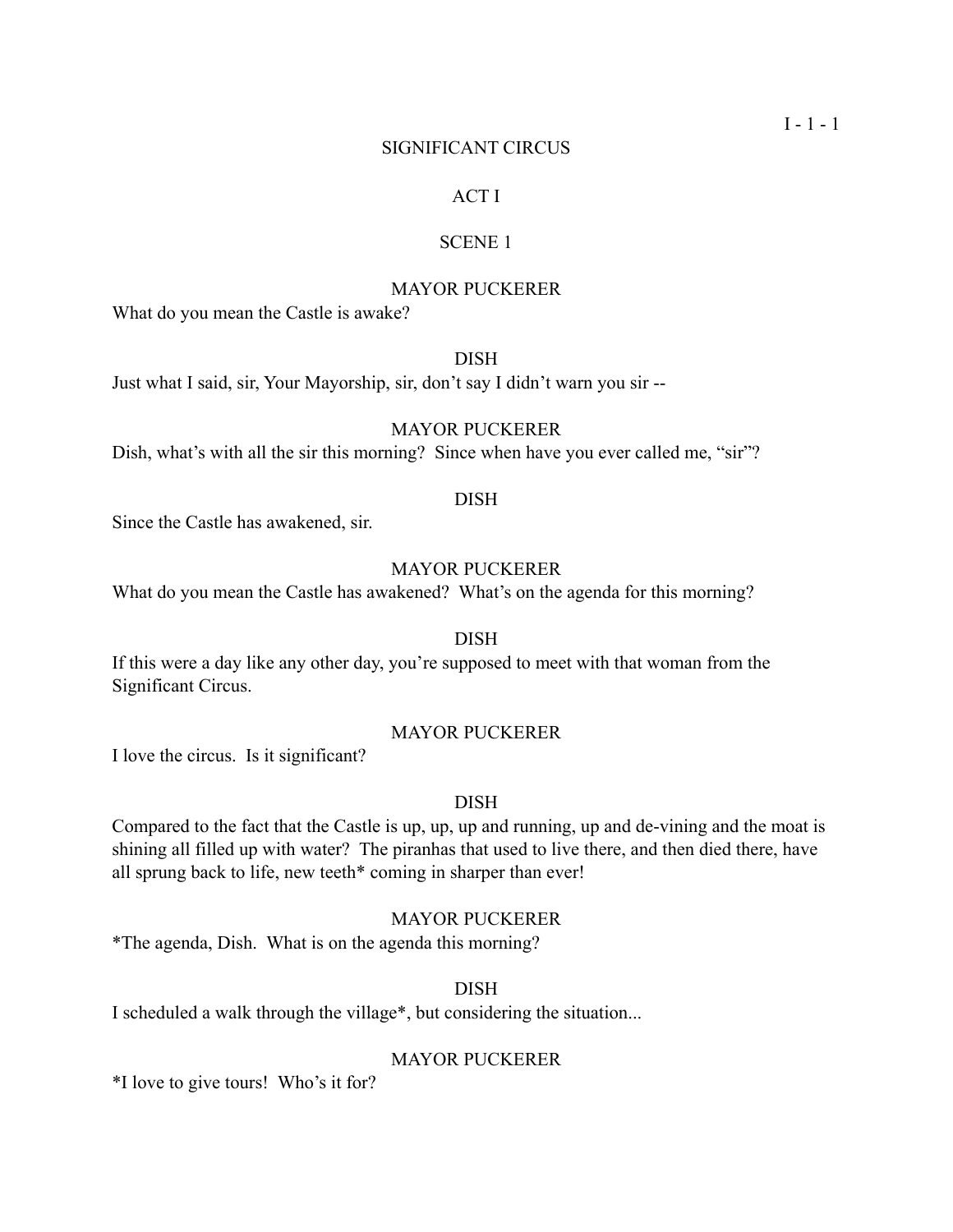# SIGNIFICANT CIRCUS

## ACT I

### SCENE 1

MAYOR PUCKERER

What do you mean the Castle is awake?

DISH

Just what I said, sir, Your Mayorship, sir, don't say I didn't warn you sir --

MAYOR PUCKERER

Dish, what's with all the sir this morning? Since when have you ever called me, "sir"?

DISH

Since the Castle has awakened, sir.

MAYOR PUCKERER

What do you mean the Castle has awakened? What's on the agenda for this morning?

DISH

If this were a day like any other day, you're supposed to meet with that woman from the Significant Circus.

MAYOR PUCKERER

I love the circus. Is it significant?

DISH

Compared to the fact that the Castle is up, up, up and running, up and de-vining and the moat is shining all filled up with water? The piranhas that used to live there, and then died there, have all sprung back to life, new teeth* coming in sharper than ever!

MAYOR PUCKERER

*The agenda, Dish. What is on the agenda this morning?

DISH

I scheduled a walk through the village*, but considering the situation...

MAYOR PUCKERER

*I love to give tours! Who's it for?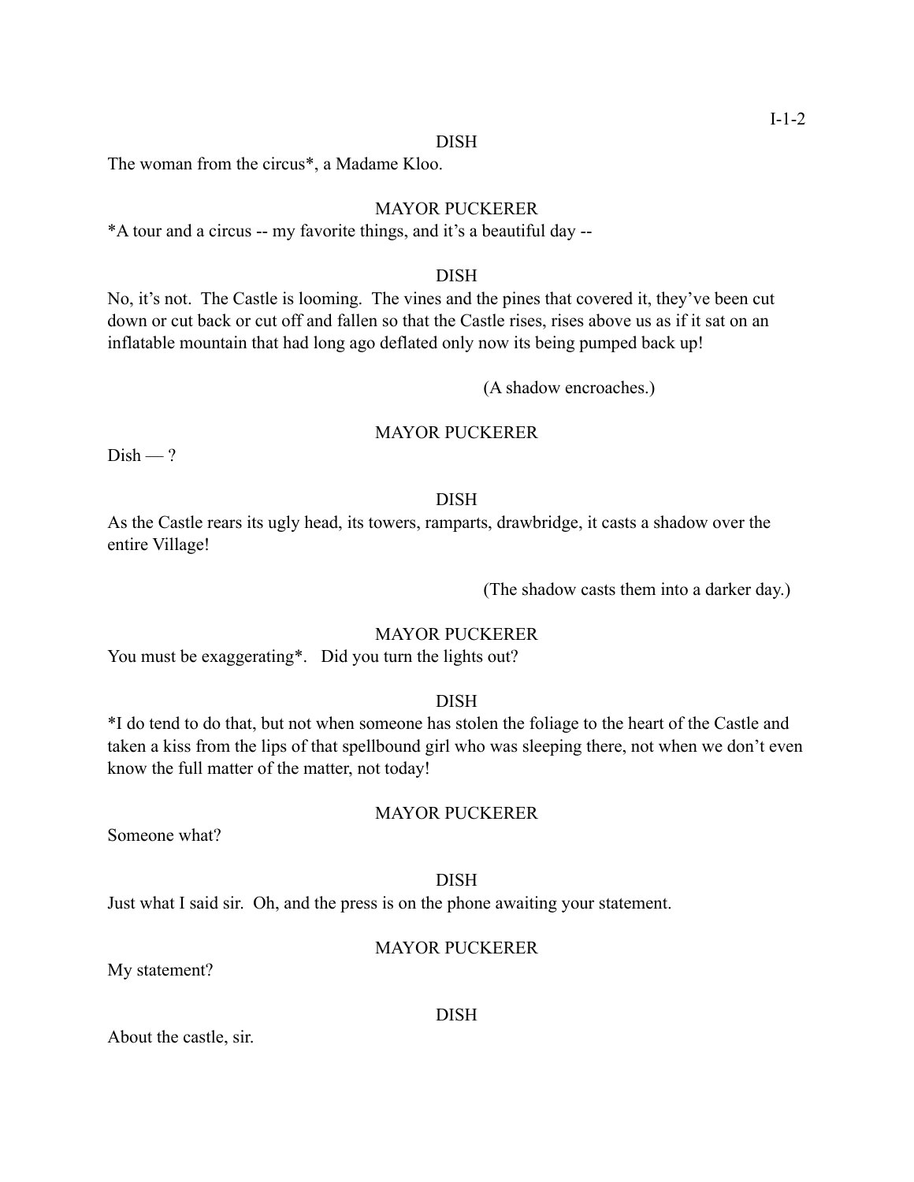DISH

The woman from the circus*, a Madame Kloo.

MAYOR PUCKERER

*A tour and a circus -- my favorite things, and it's a beautiful day --

DISH

No, it's not. The Castle is looming. The vines and the pines that covered it, they've been cut down or cut back or cut off and fallen so that the Castle rises, rises above us as if it sat on an inflatable mountain that had long ago deflated only now its being pumped back up!

(A shadow encroaches.)

MAYOR PUCKERER

Dish — ?

DISH

As the Castle rears its ugly head, its towers, ramparts, drawbridge, it casts a shadow over the entire Village!

(The shadow casts them into a darker day.)

MAYOR PUCKERER

You must be exaggerating*. Did you turn the lights out?

DISH

*I do tend to do that, but not when someone has stolen the foliage to the heart of the Castle and taken a kiss from the lips of that spellbound girl who was sleeping there, not when we don't even know the full matter of the matter, not today!

MAYOR PUCKERER

Someone what?

DISH

Just what I said sir. Oh, and the press is on the phone awaiting your statement.

MAYOR PUCKERER

My statement?

DISH

About the castle, sir.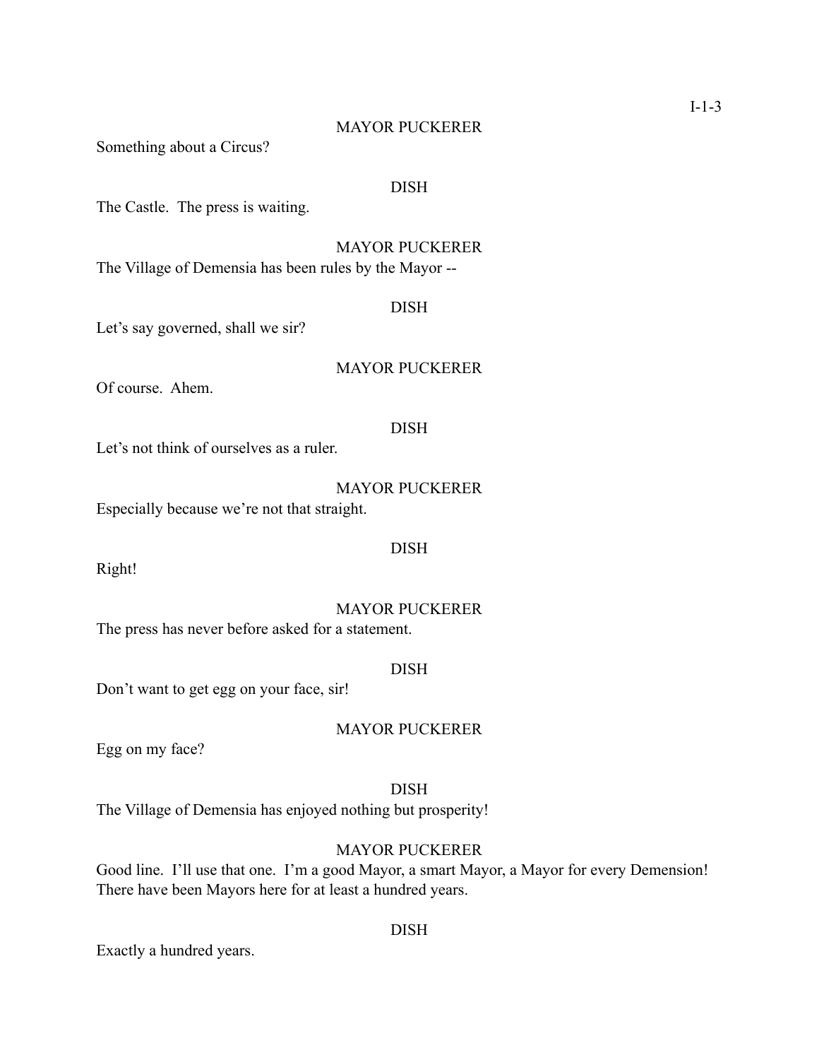MAYOR PUCKERER

Something about a Circus?

DISH

The Castle. The press is waiting.

MAYOR PUCKERER

The Village of Demensia has been rules by the Mayor --

DISH

Let's say governed, shall we sir?

MAYOR PUCKERER

Of course. Ahem.

DISH

Let's not think of ourselves as a ruler.

MAYOR PUCKERER

Especially because we're not that straight.

DISH

Right!

MAYOR PUCKERER

The press has never before asked for a statement.

DISH

Don't want to get egg on your face, sir!

MAYOR PUCKERER

Egg on my face?

DISH

The Village of Demensia has enjoyed nothing but prosperity!

MAYOR PUCKERER

Good line. I'll use that one. I'm a good Mayor, a smart Mayor, a Mayor for every Demension! There have been Mayors here for at least a hundred years.

DISH

Exactly a hundred years.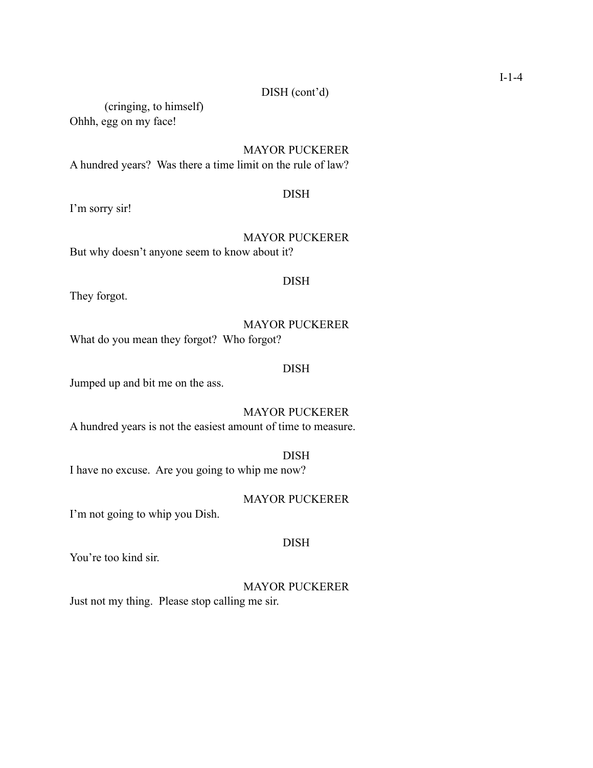DISH (cont'd)

(cringing, to himself)

Ohhh, egg on my face!

MAYOR PUCKERER

A hundred years? Was there a time limit on the rule of law?

DISH

I'm sorry sir!

MAYOR PUCKERER

But why doesn't anyone seem to know about it?

DISH

They forgot.

MAYOR PUCKERER

What do you mean they forgot? Who forgot?

DISH

Jumped up and bit me on the ass.

MAYOR PUCKERER

A hundred years is not the easiest amount of time to measure.

DISH

I have no excuse. Are you going to whip me now?

MAYOR PUCKERER

I'm not going to whip you Dish.

DISH

You're too kind sir.

MAYOR PUCKERER

Just not my thing. Please stop calling me sir.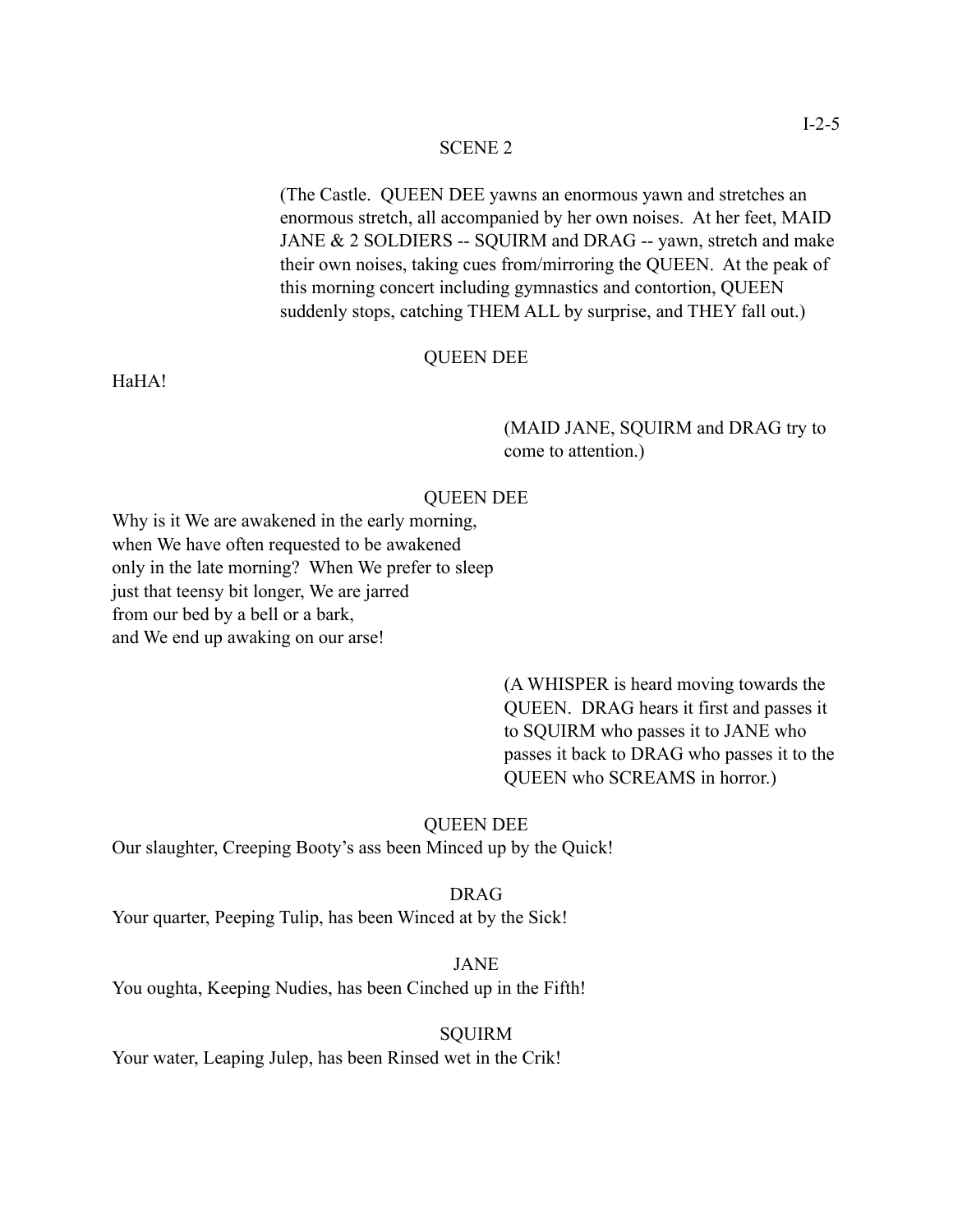## SCENE 2

(The Castle. QUEEN DEE yawns an enormous yawn and stretches an enormous stretch, all accompanied by her own noises. At her feet, MAID JANE & 2 SOLDIERS -- SQUIRM and DRAG -- yawn, stretch and make their own noises, taking cues from/mirroring the QUEEN. At the peak of this morning concert including gymnastics and contortion, QUEEN suddenly stops, catching THEM ALL by surprise, and THEY fall out.)

QUEEN DEE

HaHA!

(MAID JANE, SQUIRM and DRAG try to come to attention.)

QUEEN DEE

Why is it We are awakened in the early morning,
when We have often requested to be awakened
only in the late morning? When We prefer to sleep
just that teensy bit longer, We are jarred
from our bed by a bell or a bark,
and We end up awaking on our arse!

(A WHISPER is heard moving towards the QUEEN. DRAG hears it first and passes it to SQUIRM who passes it to JANE who passes it back to DRAG who passes it to the QUEEN who SCREAMS in horror.)

QUEEN DEE

Our slaughter, Creeping Booty's ass been Minced up by the Quick!

DRAG

Your quarter, Peeping Tulip, has been Winced at by the Sick!

JANE

You oughta, Keeping Nudies, has been Cinched up in the Fifth!

SQUIRM

Your water, Leaping Julep, has been Rinsed wet in the Crik!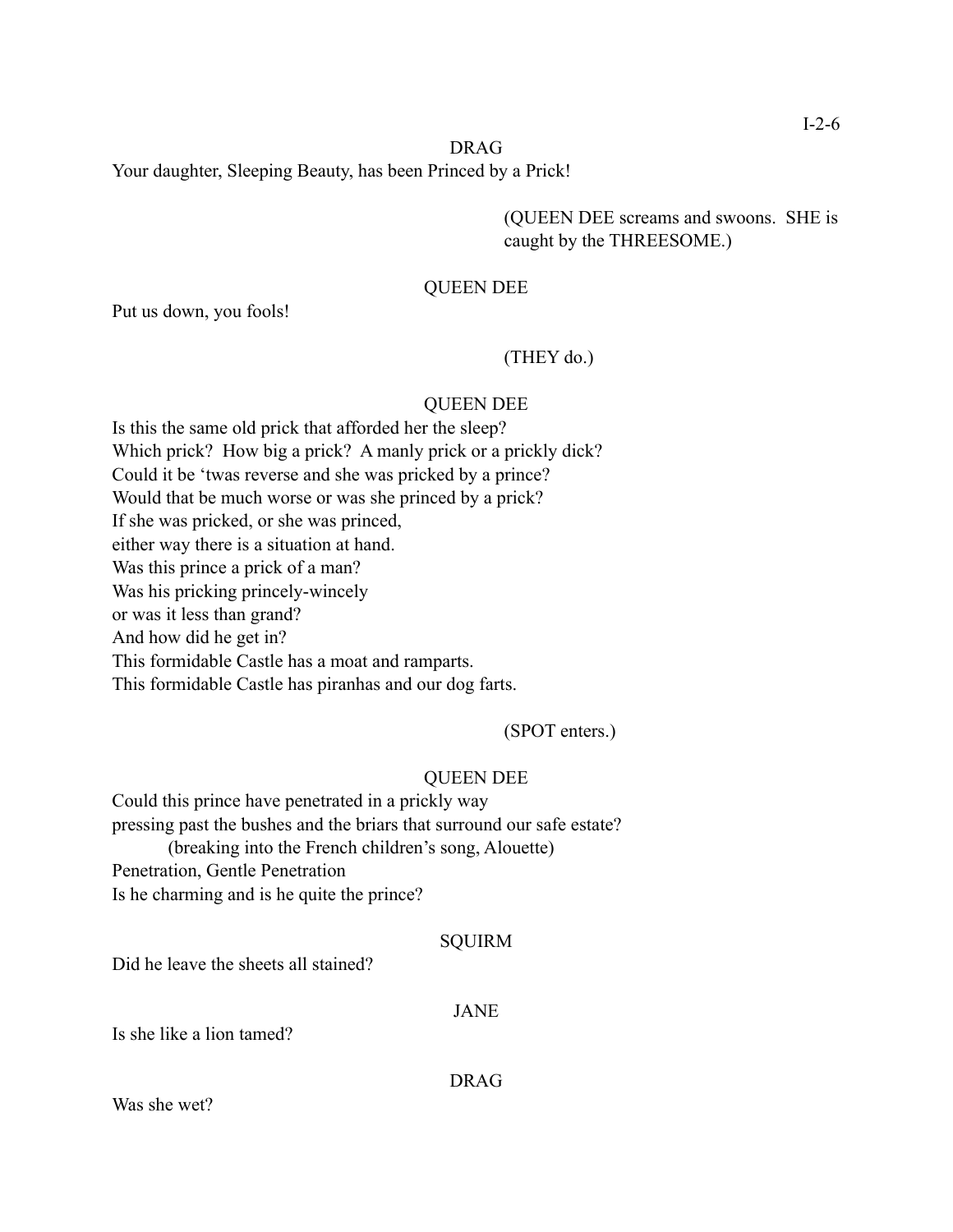DRAG

Your daughter, Sleeping Beauty, has been Princed by a Prick!

(QUEEN DEE screams and swoons. SHE is caught by the THREESOME.)

QUEEN DEE

Put us down, you fools!

(THEY do.)

QUEEN DEE

Is this the same old prick that afforded her the sleep?
Which prick? How big a prick? A manly prick or a prickly dick?
Could it be 'twas reverse and she was pricked by a prince?
Would that be much worse or was she princed by a prick?
If she was pricked, or she was princed,
either way there is a situation at hand.
Was this prince a prick of a man?
Was his pricking princely-wincely
or was it less than grand?
And how did he get in?
This formidable Castle has a moat and ramparts.
This formidable Castle has piranhas and our dog farts.

(SPOT enters.)

QUEEN DEE

Could this prince have penetrated in a prickly way
pressing past the bushes and the briars that surround our safe estate?
(breaking into the French children's song, Alouette)
Penetration, Gentle Penetration
Is he charming and is he quite the prince?

SQUIRM

Did he leave the sheets all stained?

JANE

Is she like a lion tamed?

DRAG

Was she wet?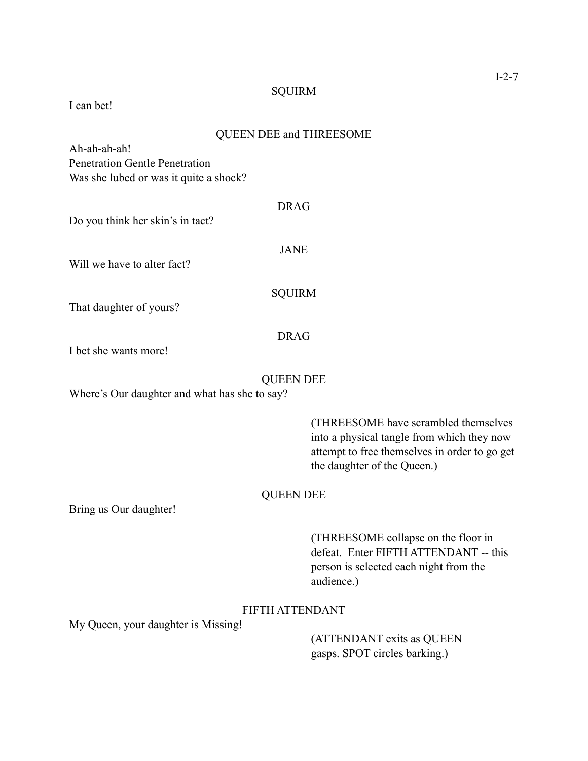SQUIRM

I can bet!

QUEEN DEE and THREESOME

Ah-ah-ah-ah!
Penetration Gentle Penetration
Was she lubed or was it quite a shock?

DRAG

Do you think her skin's in tact?

JANE

Will we have to alter fact?

SQUIRM

That daughter of yours?

DRAG

I bet she wants more!

QUEEN DEE

Where's Our daughter and what has she to say?

(THREESOME have scrambled themselves into a physical tangle from which they now attempt to free themselves in order to go get the daughter of the Queen.)

QUEEN DEE

Bring us Our daughter!

(THREESOME collapse on the floor in defeat. Enter FIFTH ATTENDANT -- this person is selected each night from the audience.)

FIFTH ATTENDANT

My Queen, your daughter is Missing!

(ATTENDANT exits as QUEEN gasps. SPOT circles barking.)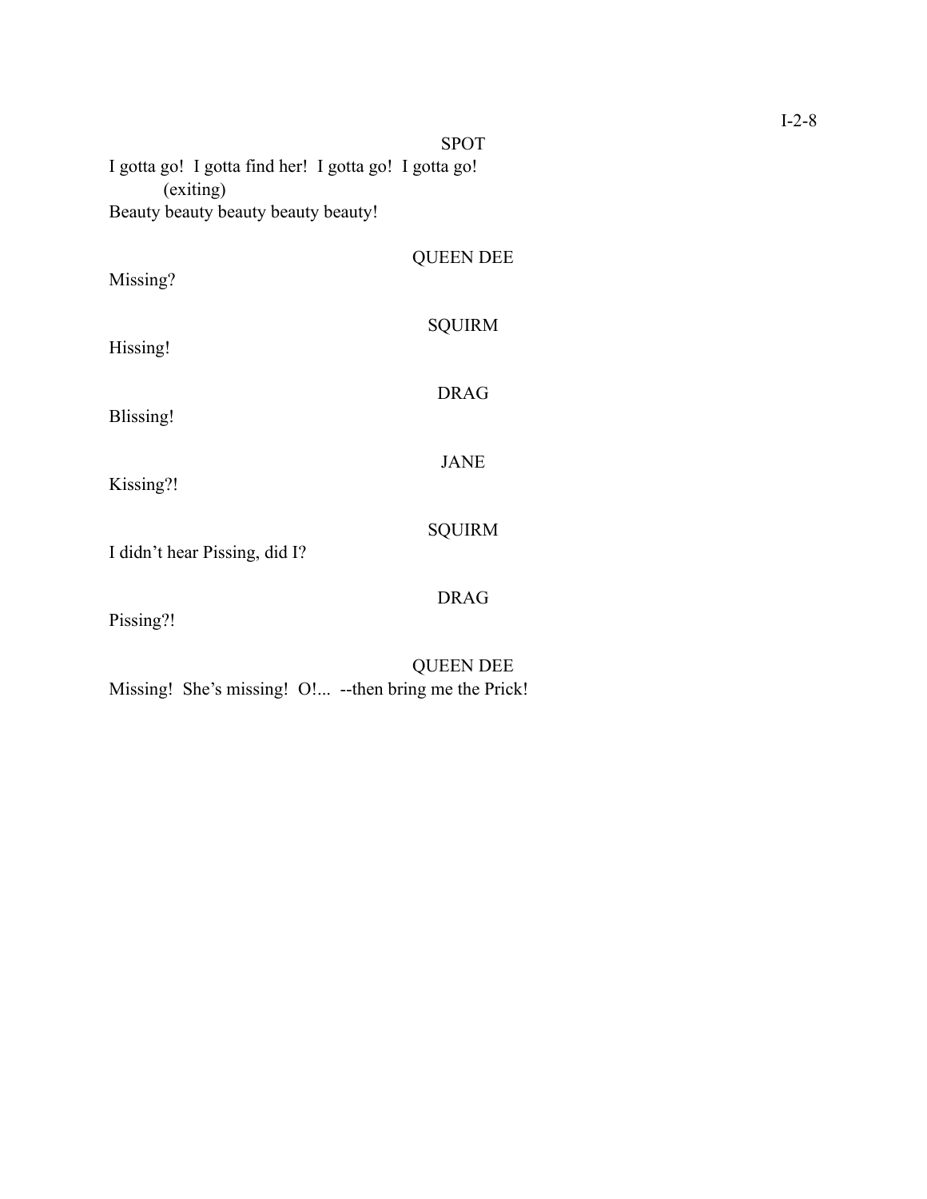SPOT

I gotta go! I gotta find her! I gotta go! I gotta go!

(exiting)

Beauty beauty beauty beauty beauty!

QUEEN DEE

Missing?

SQUIRM

Hissing!

DRAG

Blissing!

JANE

Kissing?!

SQUIRM

I didn't hear Pissing, did I?

DRAG

Pissing?!

QUEEN DEE

Missing! She's missing! O!... --then bring me the Prick!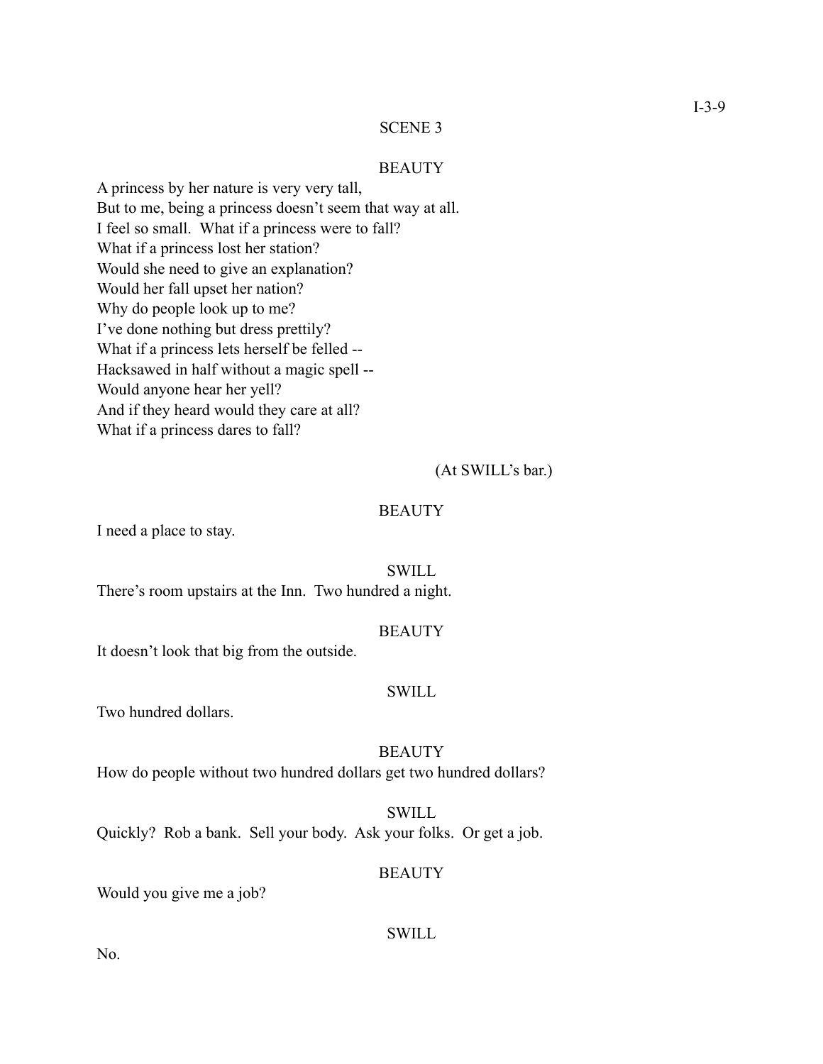## SCENE 3

BEAUTY

A princess by her nature is very very tall,
But to me, being a princess doesn't seem that way at all.
I feel so small. What if a princess were to fall?
What if a princess lost her station?
Would she need to give an explanation?
Would her fall upset her nation?
Why do people look up to me?
I've done nothing but dress prettily?
What if a princess lets herself be felled --
Hacksawed in half without a magic spell --
Would anyone hear her yell?
And if they heard would they care at all?
What if a princess dares to fall?

(At SWILL's bar.)

BEAUTY

I need a place to stay.

SWILL

There's room upstairs at the Inn. Two hundred a night.

BEAUTY

It doesn't look that big from the outside.

SWILL

Two hundred dollars.

BEAUTY

How do people without two hundred dollars get two hundred dollars?

SWILL

Quickly? Rob a bank. Sell your body. Ask your folks. Or get a job.

BEAUTY

Would you give me a job?

SWILL

No.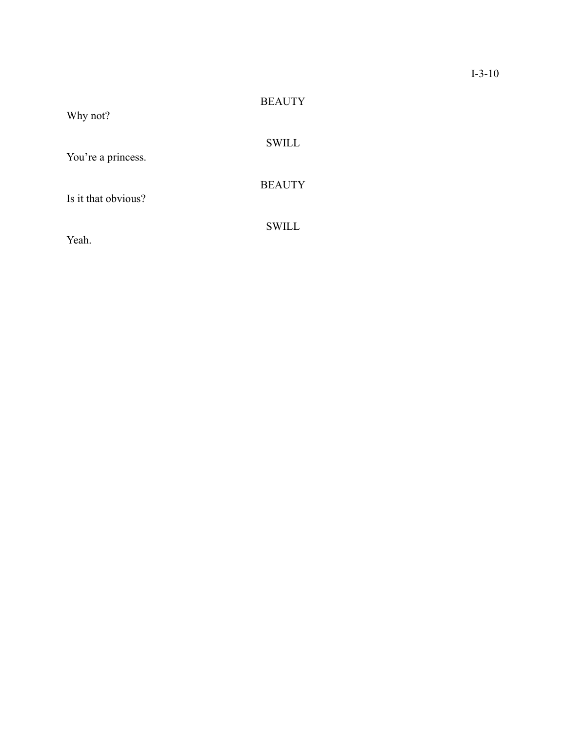BEAUTY

Why not?

SWILL

You're a princess.

BEAUTY

Is it that obvious?

SWILL

Yeah.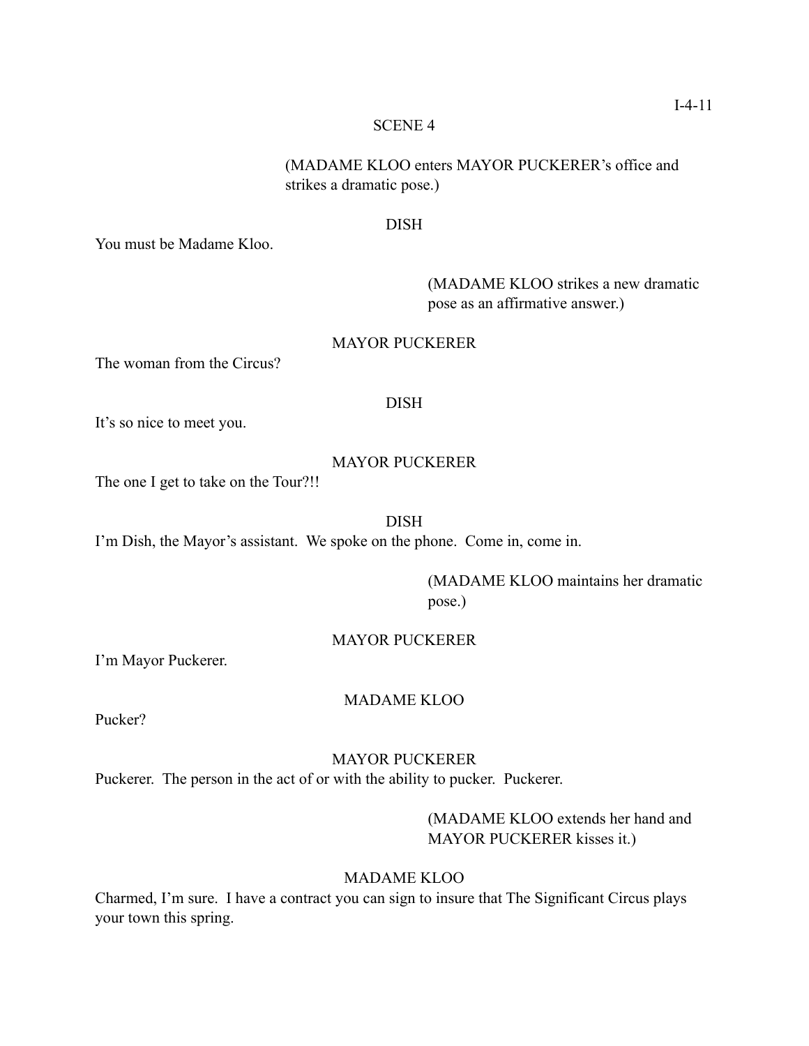## SCENE 4

(MADAME KLOO enters MAYOR PUCKERER's office and strikes a dramatic pose.)

DISH

You must be Madame Kloo.

(MADAME KLOO strikes a new dramatic pose as an affirmative answer.)

MAYOR PUCKERER

The woman from the Circus?

DISH

It's so nice to meet you.

MAYOR PUCKERER

The one I get to take on the Tour?!!

DISH

I'm Dish, the Mayor's assistant. We spoke on the phone. Come in, come in.

(MADAME KLOO maintains her dramatic pose.)

MAYOR PUCKERER

I'm Mayor Puckerer.

MADAME KLOO

Pucker?

MAYOR PUCKERER

Puckerer. The person in the act of or with the ability to pucker. Puckerer.

(MADAME KLOO extends her hand and MAYOR PUCKERER kisses it.)

MADAME KLOO

Charmed, I'm sure. I have a contract you can sign to insure that The Significant Circus plays your town this spring.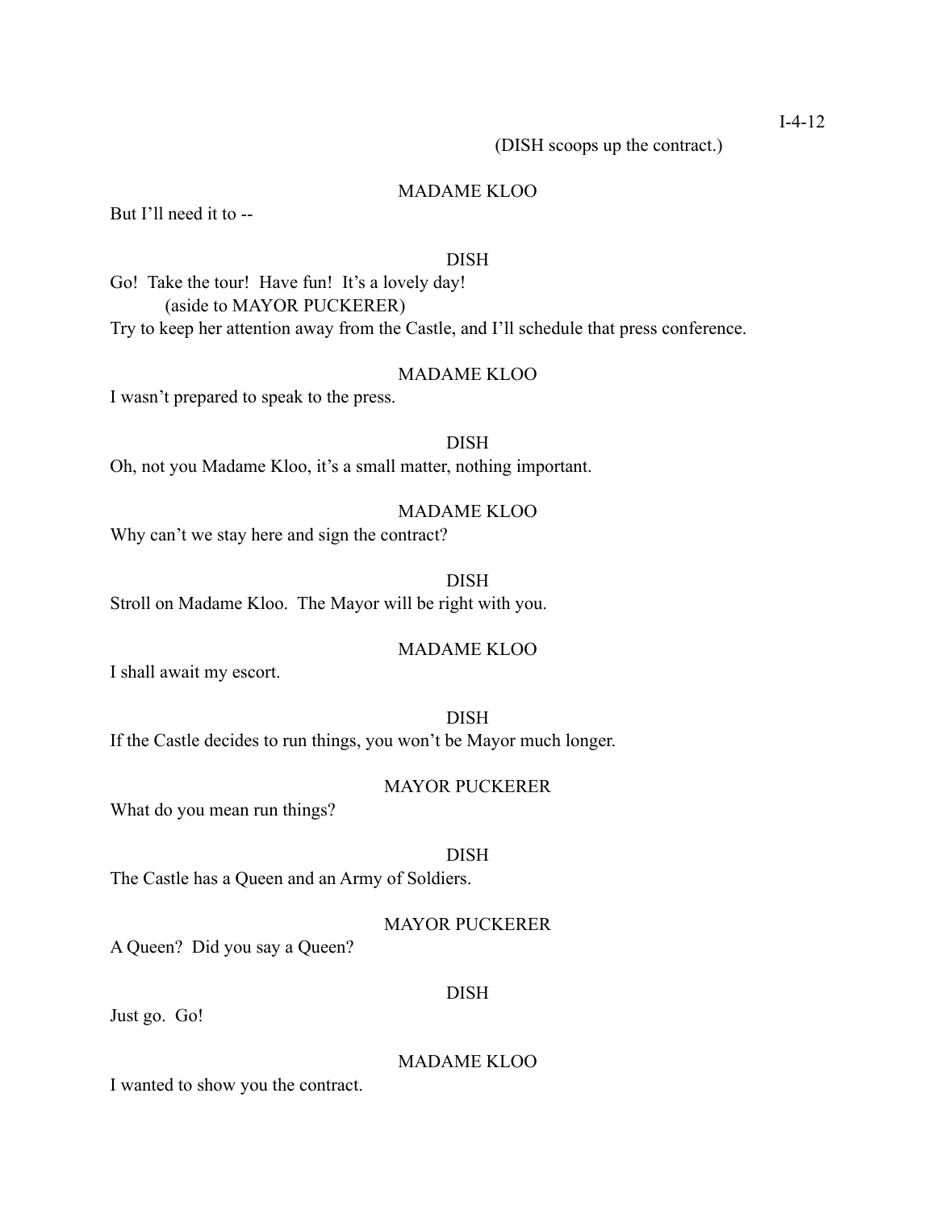(DISH scoops up the contract.)

MADAME KLOO

But I'll need it to --

DISH

Go!  Take the tour!  Have fun!  It's a lovely day!

(aside to MAYOR PUCKERER)

Try to keep her attention away from the Castle, and I'll schedule that press conference.

MADAME KLOO

I wasn't prepared to speak to the press.

DISH

Oh, not you Madame Kloo, it's a small matter, nothing important.

MADAME KLOO

Why can't we stay here and sign the contract?

DISH

Stroll on Madame Kloo.  The Mayor will be right with you.

MADAME KLOO

I shall await my escort.

DISH

If the Castle decides to run things, you won't be Mayor much longer.

MAYOR PUCKERER

What do you mean run things?

DISH

The Castle has a Queen and an Army of Soldiers.

MAYOR PUCKERER

A Queen?  Did you say a Queen?

DISH

Just go.  Go!

MADAME KLOO

I wanted to show you the contract.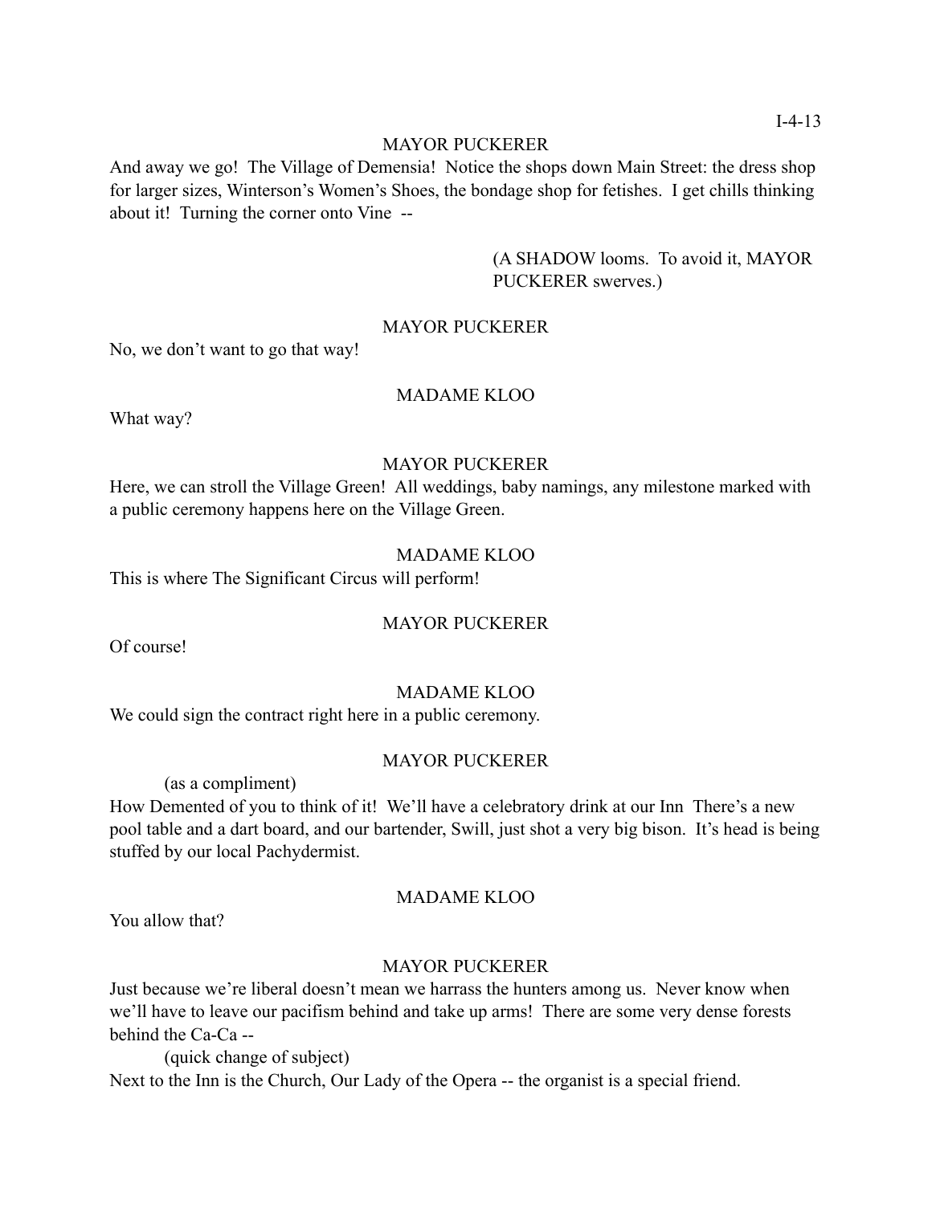MAYOR PUCKERER

And away we go! The Village of Demensia! Notice the shops down Main Street: the dress shop for larger sizes, Winterson's Women's Shoes, the bondage shop for fetishes. I get chills thinking about it! Turning the corner onto Vine --

(A SHADOW looms. To avoid it, MAYOR PUCKERER swerves.)

MAYOR PUCKERER

No, we don't want to go that way!

MADAME KLOO

What way?

MAYOR PUCKERER

Here, we can stroll the Village Green! All weddings, baby namings, any milestone marked with a public ceremony happens here on the Village Green.

MADAME KLOO

This is where The Significant Circus will perform!

MAYOR PUCKERER

Of course!

MADAME KLOO

We could sign the contract right here in a public ceremony.

MAYOR PUCKERER

(as a compliment)

How Demented of you to think of it! We'll have a celebratory drink at our Inn There's a new pool table and a dart board, and our bartender, Swill, just shot a very big bison. It's head is being stuffed by our local Pachydermist.

MADAME KLOO

You allow that?

MAYOR PUCKERER

Just because we're liberal doesn't mean we harrass the hunters among us. Never know when we'll have to leave our pacifism behind and take up arms! There are some very dense forests behind the Ca-Ca --

(quick change of subject)

Next to the Inn is the Church, Our Lady of the Opera -- the organist is a special friend.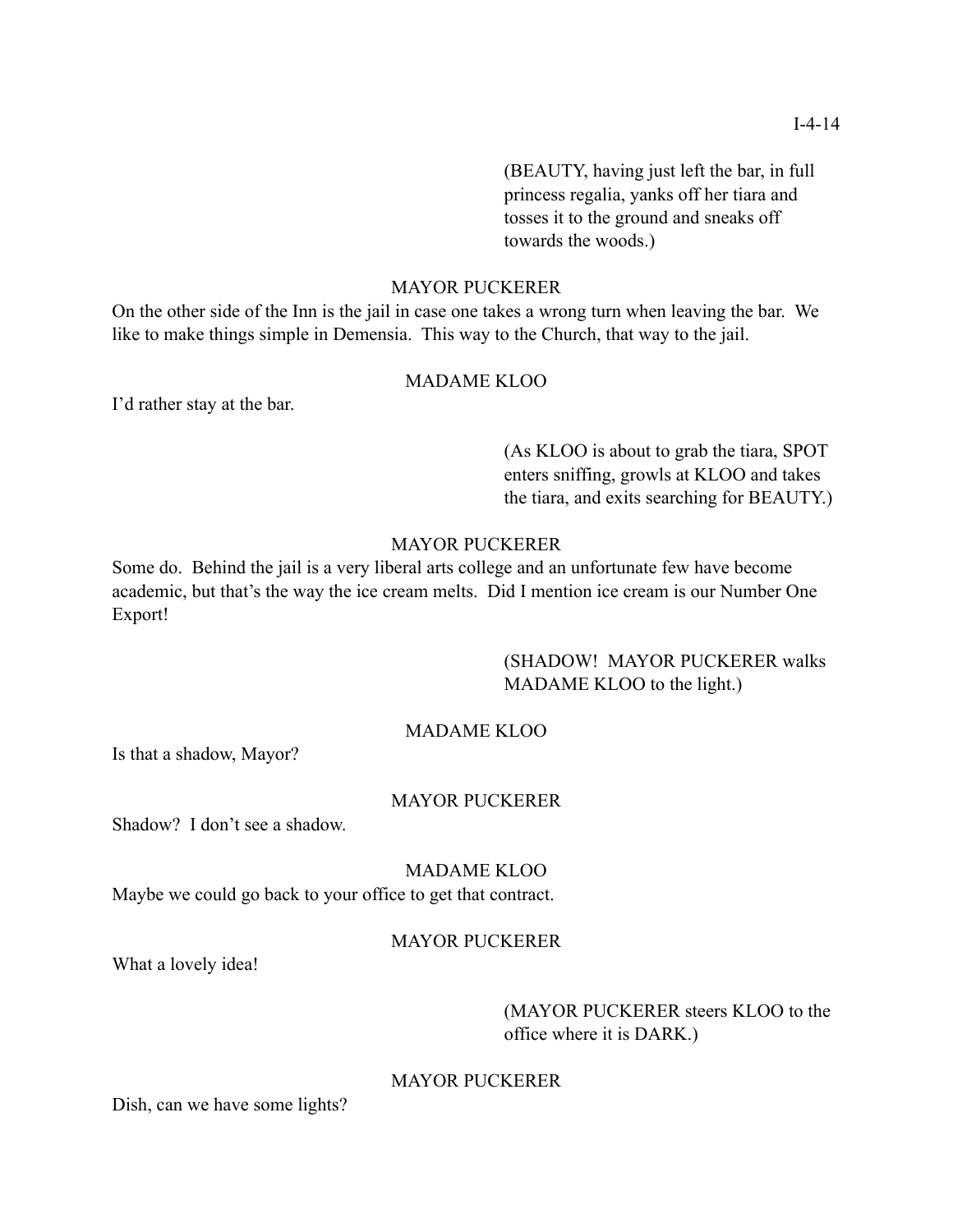(BEAUTY, having just left the bar, in full princess regalia, yanks off her tiara and tosses it to the ground and sneaks off towards the woods.)

MAYOR PUCKERER

On the other side of the Inn is the jail in case one takes a wrong turn when leaving the bar. We like to make things simple in Demensia. This way to the Church, that way to the jail.

MADAME KLOO

I'd rather stay at the bar.

(As KLOO is about to grab the tiara, SPOT enters sniffing, growls at KLOO and takes the tiara, and exits searching for BEAUTY.)

MAYOR PUCKERER

Some do. Behind the jail is a very liberal arts college and an unfortunate few have become academic, but that's the way the ice cream melts. Did I mention ice cream is our Number One Export!

(SHADOW! MAYOR PUCKERER walks MADAME KLOO to the light.)

MADAME KLOO

Is that a shadow, Mayor?

MAYOR PUCKERER

Shadow? I don't see a shadow.

MADAME KLOO

Maybe we could go back to your office to get that contract.

MAYOR PUCKERER

What a lovely idea!

(MAYOR PUCKERER steers KLOO to the office where it is DARK.)

MAYOR PUCKERER

Dish, can we have some lights?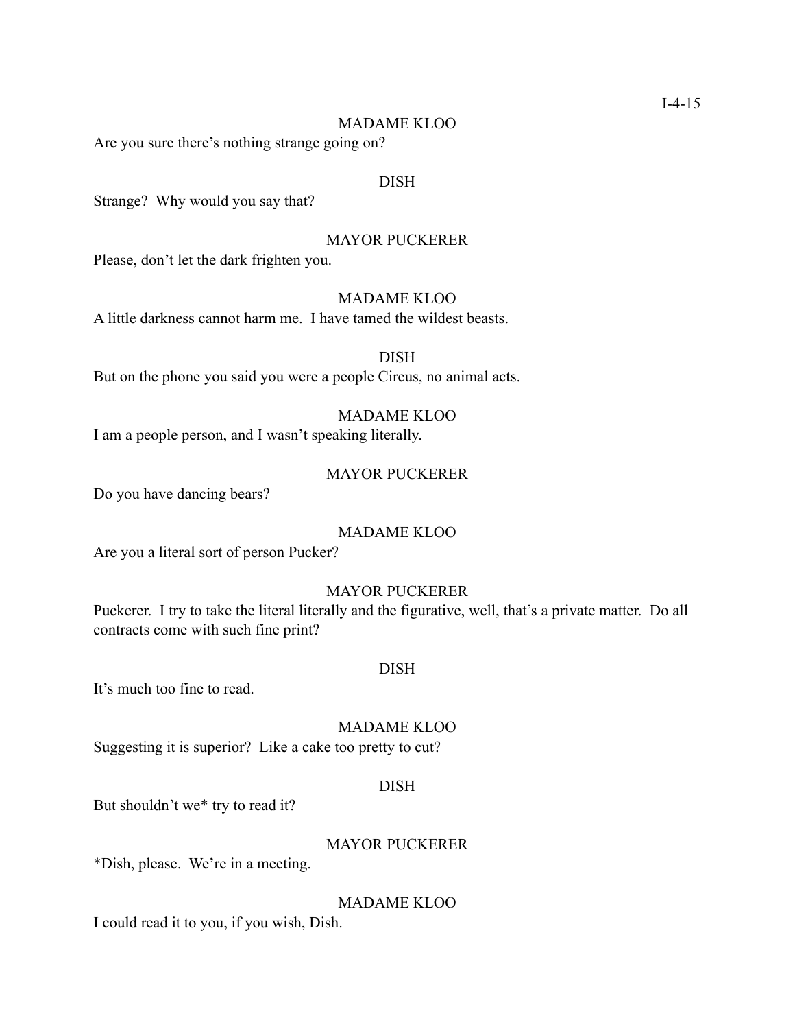MADAME KLOO

Are you sure there's nothing strange going on?

DISH

Strange? Why would you say that?

MAYOR PUCKERER

Please, don't let the dark frighten you.

MADAME KLOO

A little darkness cannot harm me. I have tamed the wildest beasts.

DISH

But on the phone you said you were a people Circus, no animal acts.

MADAME KLOO

I am a people person, and I wasn't speaking literally.

MAYOR PUCKERER

Do you have dancing bears?

MADAME KLOO

Are you a literal sort of person Pucker?

MAYOR PUCKERER

Puckerer. I try to take the literal literally and the figurative, well, that's a private matter. Do all contracts come with such fine print?

DISH

It's much too fine to read.

MADAME KLOO

Suggesting it is superior? Like a cake too pretty to cut?

DISH

But shouldn't we* try to read it?

MAYOR PUCKERER

*Dish, please. We're in a meeting.

MADAME KLOO

I could read it to you, if you wish, Dish.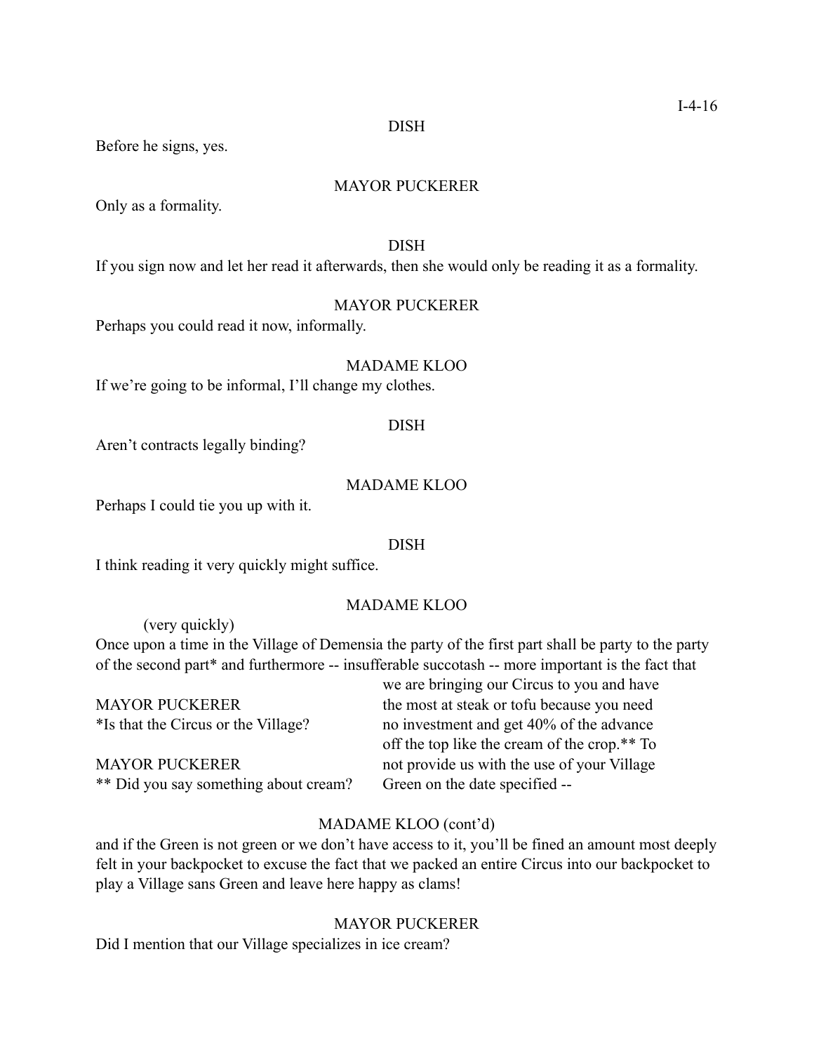DISH

Before he signs, yes.

MAYOR PUCKERER

Only as a formality.

DISH

If you sign now and let her read it afterwards, then she would only be reading it as a formality.

MAYOR PUCKERER

Perhaps you could read it now, informally.

MADAME KLOO

If we're going to be informal, I'll change my clothes.

DISH

Aren't contracts legally binding?

MADAME KLOO

Perhaps I could tie you up with it.

DISH

I think reading it very quickly might suffice.

MADAME KLOO

(very quickly)

Once upon a time in the Village of Demensia the party of the first part shall be party to the party of the second part* and furthermore -- insufferable succotash -- more important is the fact that we are bringing our Circus to you and have the most at steak or tofu because you need no investment and get 40% of the advance off the top like the cream of the crop.** To not provide us with the use of your Village Green on the date specified --

MAYOR PUCKERER

*Is that the Circus or the Village?

MAYOR PUCKERER

** Did you say something about cream?

MADAME KLOO (cont'd)

and if the Green is not green or we don't have access to it, you'll be fined an amount most deeply felt in your backpocket to excuse the fact that we packed an entire Circus into our backpocket to play a Village sans Green and leave here happy as clams!

MAYOR PUCKERER

Did I mention that our Village specializes in ice cream?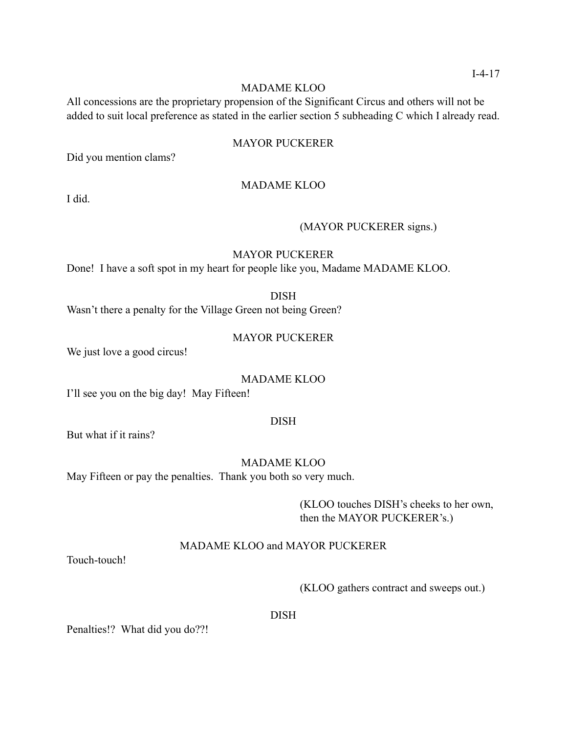MADAME KLOO

All concessions are the proprietary propension of the Significant Circus and others will not be added to suit local preference as stated in the earlier section 5 subheading C which I already read.

MAYOR PUCKERER

Did you mention clams?

MADAME KLOO

I did.

(MAYOR PUCKERER signs.)

MAYOR PUCKERER

Done! I have a soft spot in my heart for people like you, Madame MADAME KLOO.

DISH

Wasn't there a penalty for the Village Green not being Green?

MAYOR PUCKERER

We just love a good circus!

MADAME KLOO

I'll see you on the big day! May Fifteen!

DISH

But what if it rains?

MADAME KLOO

May Fifteen or pay the penalties. Thank you both so very much.

(KLOO touches DISH's cheeks to her own, then the MAYOR PUCKERER's.)

MADAME KLOO and MAYOR PUCKERER

Touch-touch!

(KLOO gathers contract and sweeps out.)

DISH

Penalties!? What did you do??!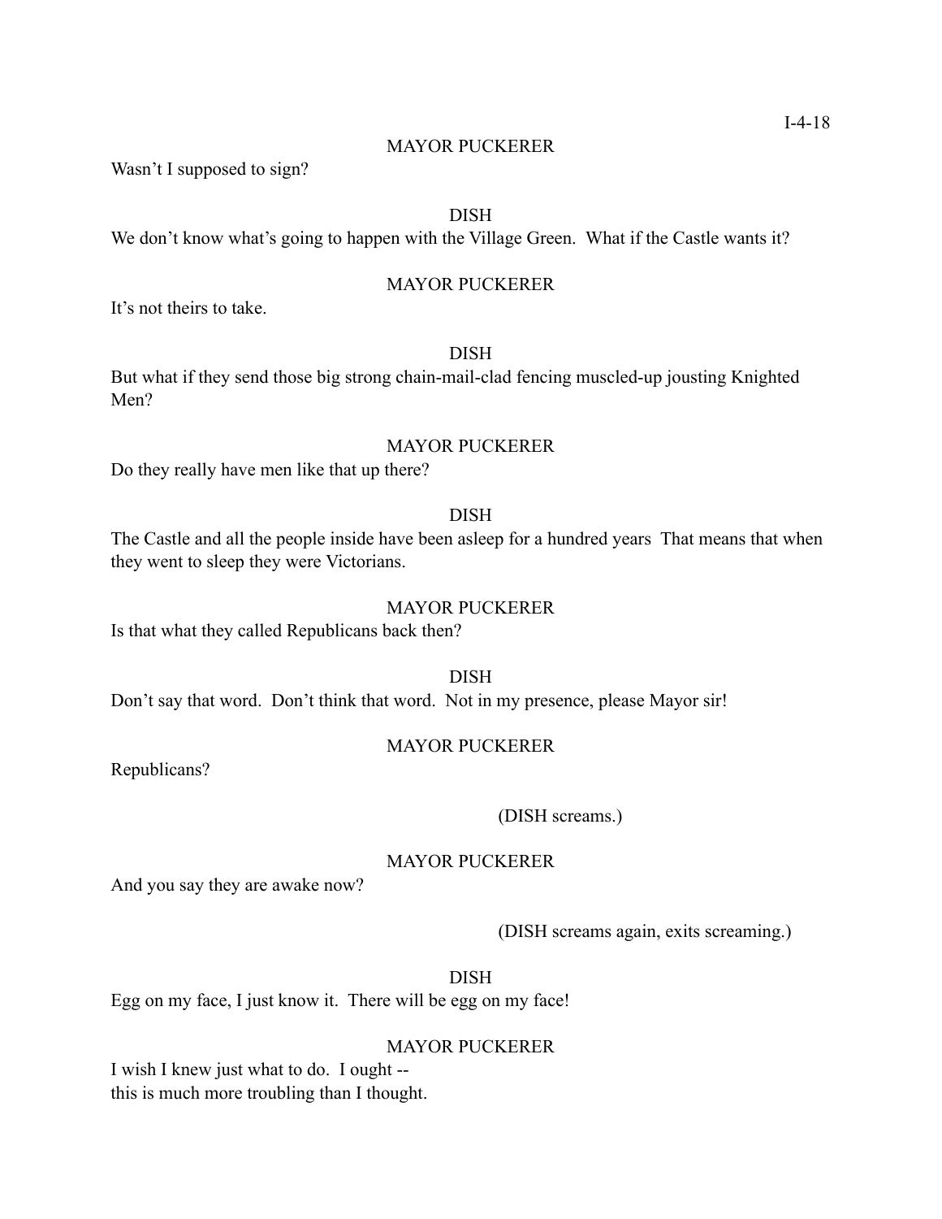MAYOR PUCKERER

Wasn't I supposed to sign?

DISH

We don't know what's going to happen with the Village Green. What if the Castle wants it?

MAYOR PUCKERER

It's not theirs to take.

DISH

But what if they send those big strong chain-mail-clad fencing muscled-up jousting Knighted Men?

MAYOR PUCKERER

Do they really have men like that up there?

DISH

The Castle and all the people inside have been asleep for a hundred years That means that when they went to sleep they were Victorians.

MAYOR PUCKERER

Is that what they called Republicans back then?

DISH

Don't say that word. Don't think that word. Not in my presence, please Mayor sir!

MAYOR PUCKERER

Republicans?

(DISH screams.)

MAYOR PUCKERER

And you say they are awake now?

(DISH screams again, exits screaming.)

DISH

Egg on my face, I just know it. There will be egg on my face!

MAYOR PUCKERER

I wish I knew just what to do. I ought --  
this is much more troubling than I thought.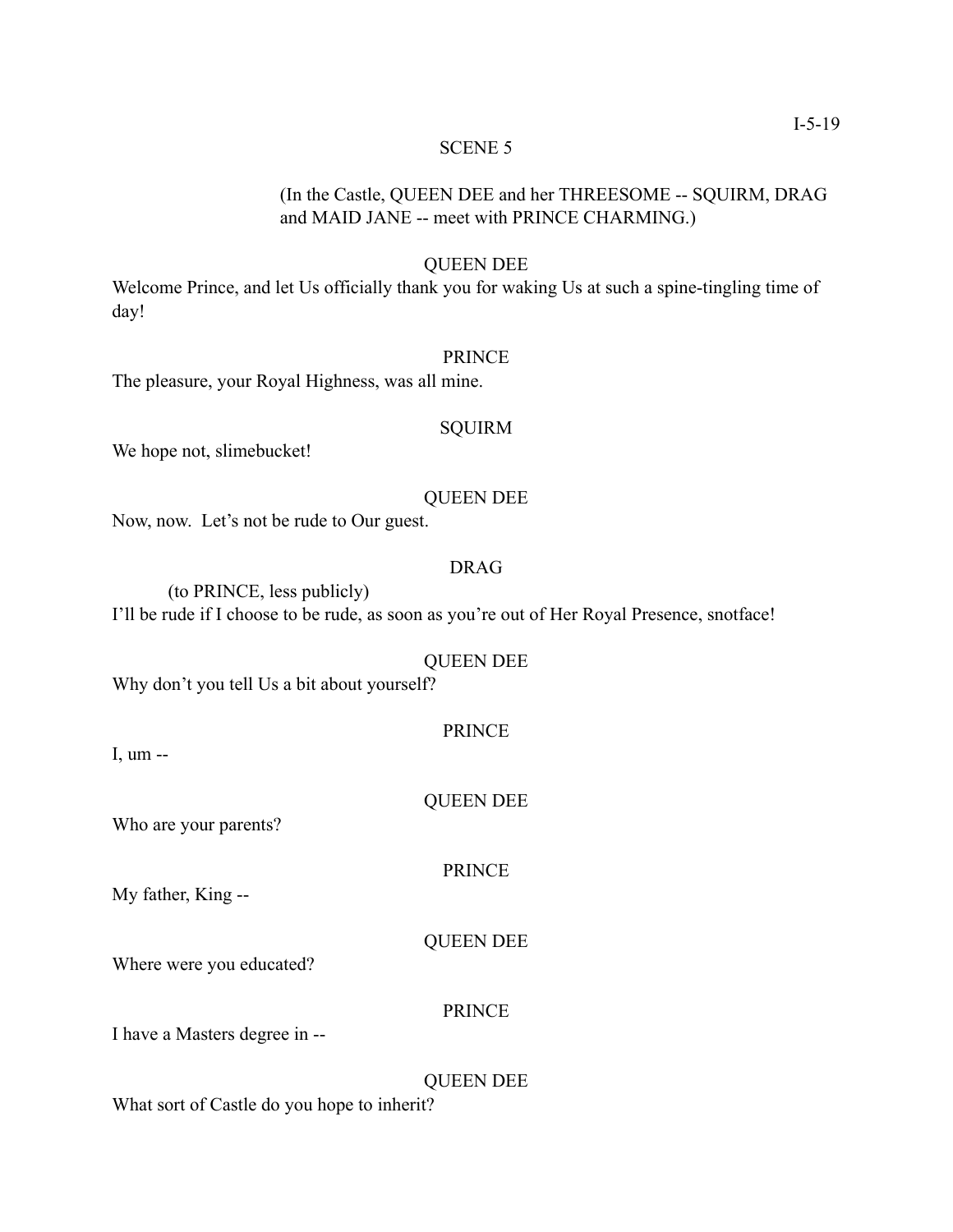SCENE 5

(In the Castle, QUEEN DEE and her THREESOME -- SQUIRM, DRAG and MAID JANE -- meet with PRINCE CHARMING.)

QUEEN DEE

Welcome Prince, and let Us officially thank you for waking Us at such a spine-tingling time of day!

PRINCE

The pleasure, your Royal Highness, was all mine.

SQUIRM

We hope not, slimebucket!

QUEEN DEE

Now, now. Let's not be rude to Our guest.

DRAG

(to PRINCE, less publicly)

I'll be rude if I choose to be rude, as soon as you're out of Her Royal Presence, snotface!

QUEEN DEE

Why don't you tell Us a bit about yourself?

PRINCE

I, um --

QUEEN DEE

Who are your parents?

PRINCE

My father, King --

QUEEN DEE

Where were you educated?

PRINCE

I have a Masters degree in --

QUEEN DEE

What sort of Castle do you hope to inherit?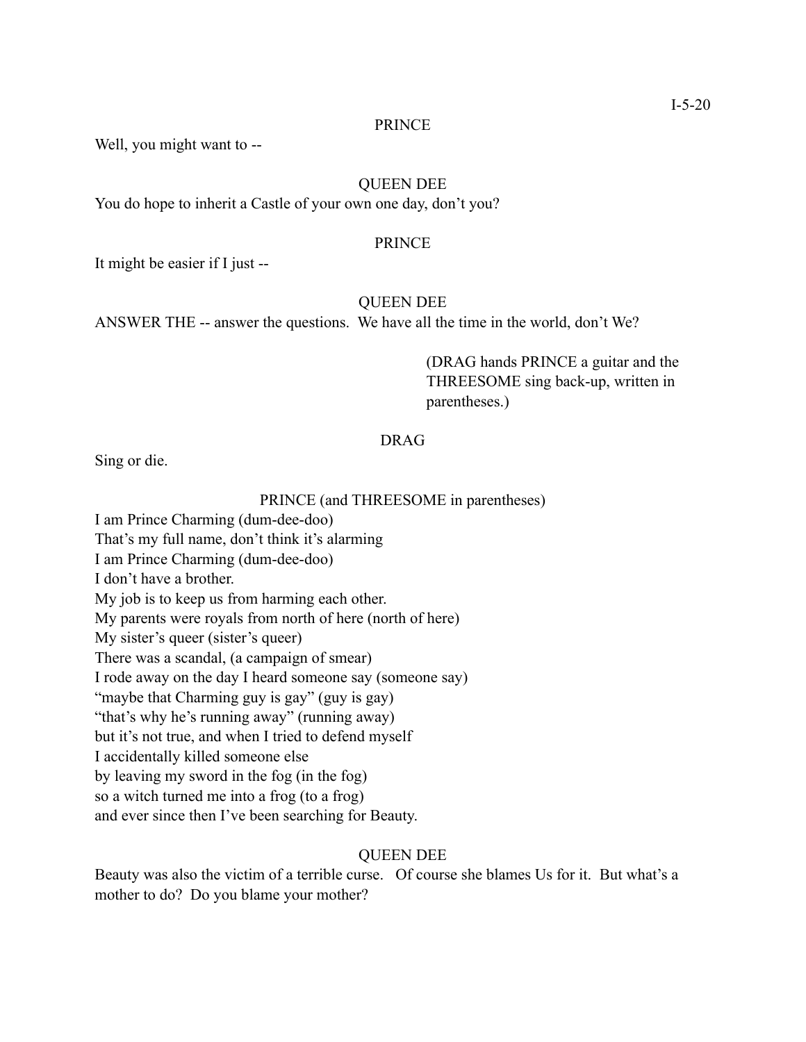PRINCE

Well, you might want to --

QUEEN DEE

You do hope to inherit a Castle of your own one day, don't you?

PRINCE

It might be easier if I just --

QUEEN DEE

ANSWER THE -- answer the questions.  We have all the time in the world, don't We?

(DRAG hands PRINCE a guitar and the THREESOME sing back-up, written in parentheses.)

DRAG

Sing or die.

PRINCE (and THREESOME in parentheses)

I am Prince Charming (dum-dee-doo)  
That's my full name, don't think it's alarming  
I am Prince Charming (dum-dee-doo)  
I don't have a brother.  
My job is to keep us from harming each other.  
My parents were royals from north of here (north of here)  
My sister's queer (sister's queer)  
There was a scandal, (a campaign of smear)  
I rode away on the day I heard someone say (someone say)  
"maybe that Charming guy is gay" (guy is gay)  
"that's why he's running away" (running away)  
but it's not true, and when I tried to defend myself  
I accidentally killed someone else  
by leaving my sword in the fog (in the fog)  
so a witch turned me into a frog (to a frog)  
and ever since then I've been searching for Beauty.

QUEEN DEE

Beauty was also the victim of a terrible curse.   Of course she blames Us for it.  But what's a mother to do?  Do you blame your mother?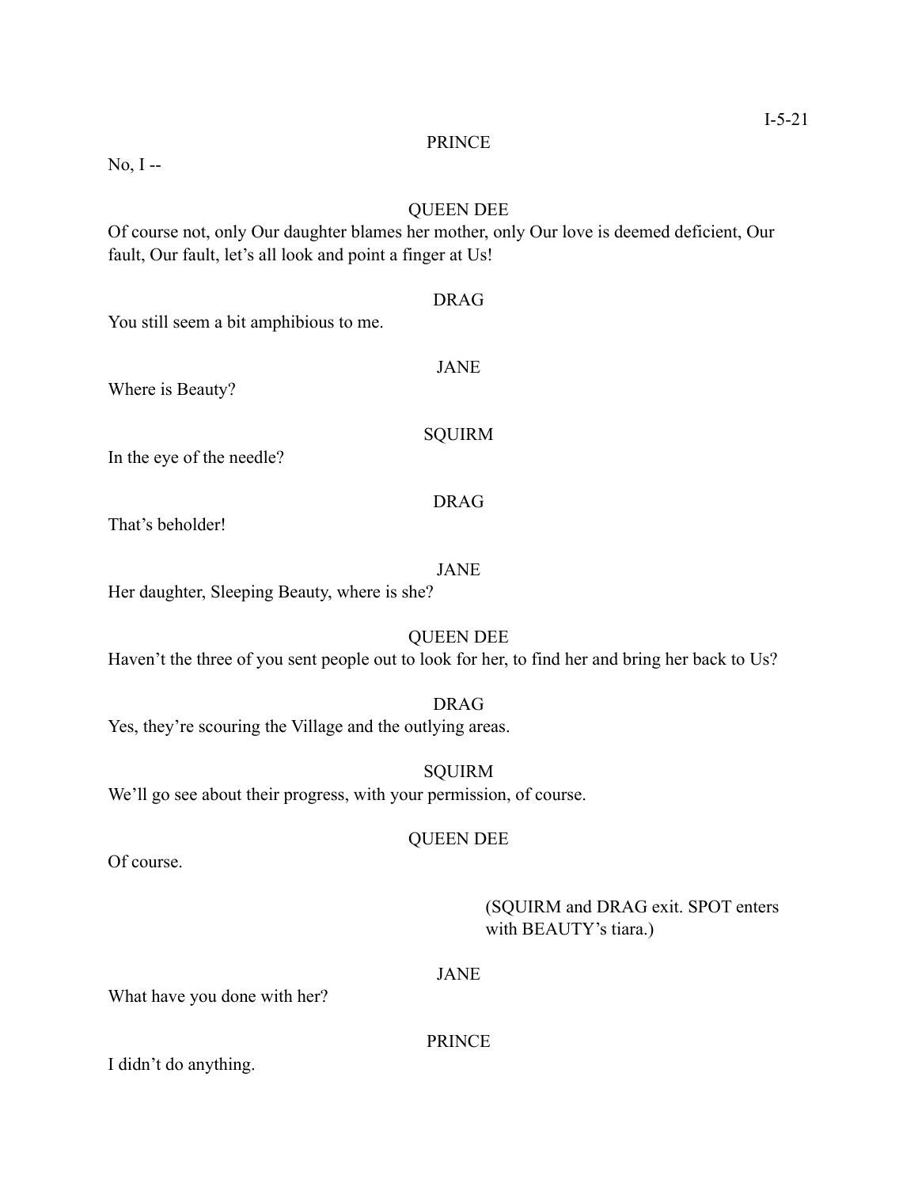PRINCE

No, I --

QUEEN DEE

Of course not, only Our daughter blames her mother, only Our love is deemed deficient, Our fault, Our fault, let's all look and point a finger at Us!

DRAG

You still seem a bit amphibious to me.

JANE

Where is Beauty?

SQUIRM

In the eye of the needle?

DRAG

That's beholder!

JANE

Her daughter, Sleeping Beauty, where is she?

QUEEN DEE

Haven't the three of you sent people out to look for her, to find her and bring her back to Us?

DRAG

Yes, they're scouring the Village and the outlying areas.

SQUIRM

We'll go see about their progress, with your permission, of course.

QUEEN DEE

Of course.

(SQUIRM and DRAG exit. SPOT enters with BEAUTY's tiara.)

JANE

What have you done with her?

PRINCE

I didn't do anything.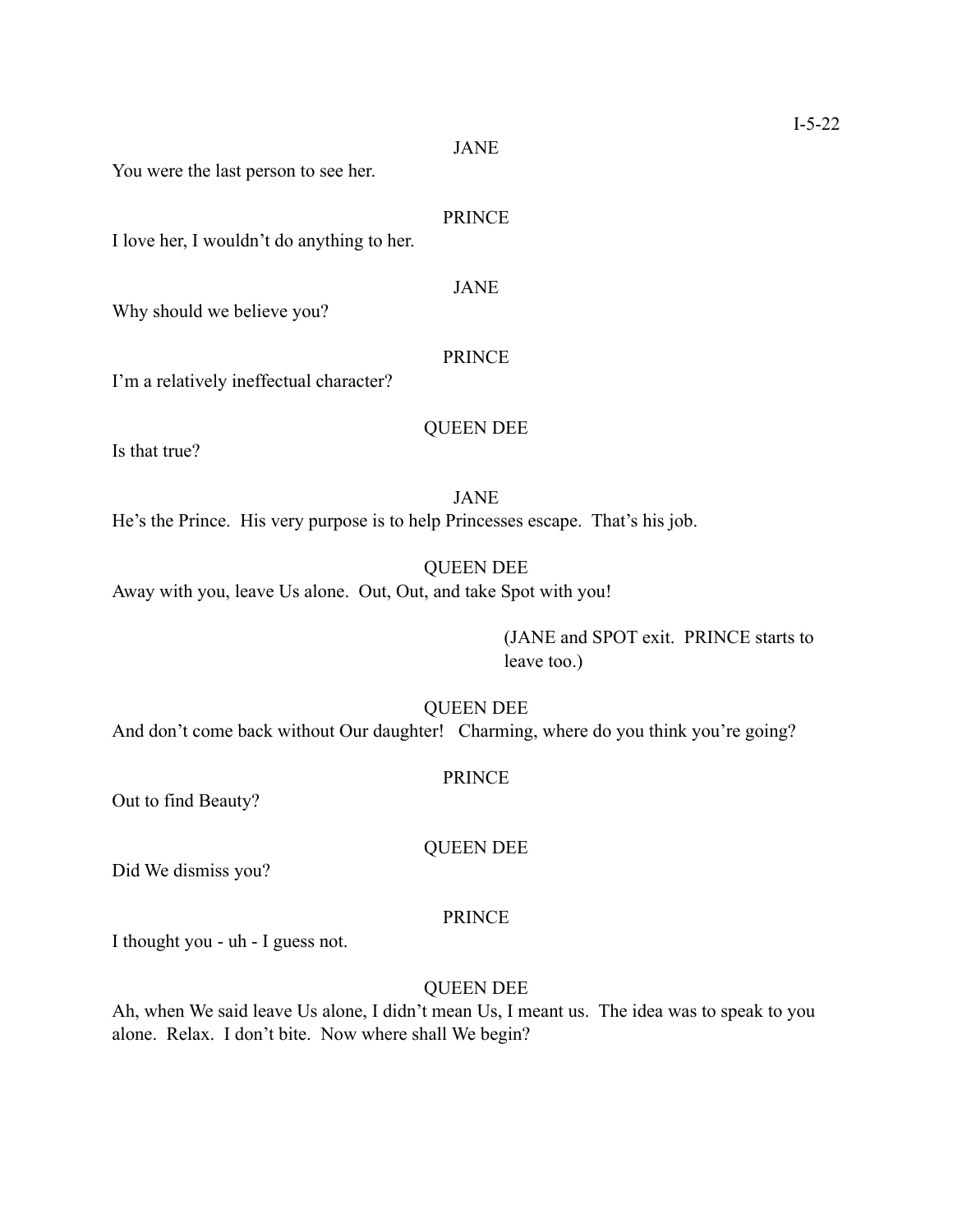JANE

You were the last person to see her.

PRINCE

I love her, I wouldn't do anything to her.

JANE

Why should we believe you?

PRINCE

I'm a relatively ineffectual character?

QUEEN DEE

Is that true?

JANE

He's the Prince. His very purpose is to help Princesses escape. That's his job.

QUEEN DEE

Away with you, leave Us alone. Out, Out, and take Spot with you!

(JANE and SPOT exit. PRINCE starts to leave too.)

QUEEN DEE

And don't come back without Our daughter! Charming, where do you think you're going?

PRINCE

Out to find Beauty?

QUEEN DEE

Did We dismiss you?

PRINCE

I thought you - uh - I guess not.

QUEEN DEE

Ah, when We said leave Us alone, I didn't mean Us, I meant us. The idea was to speak to you alone. Relax. I don't bite. Now where shall We begin?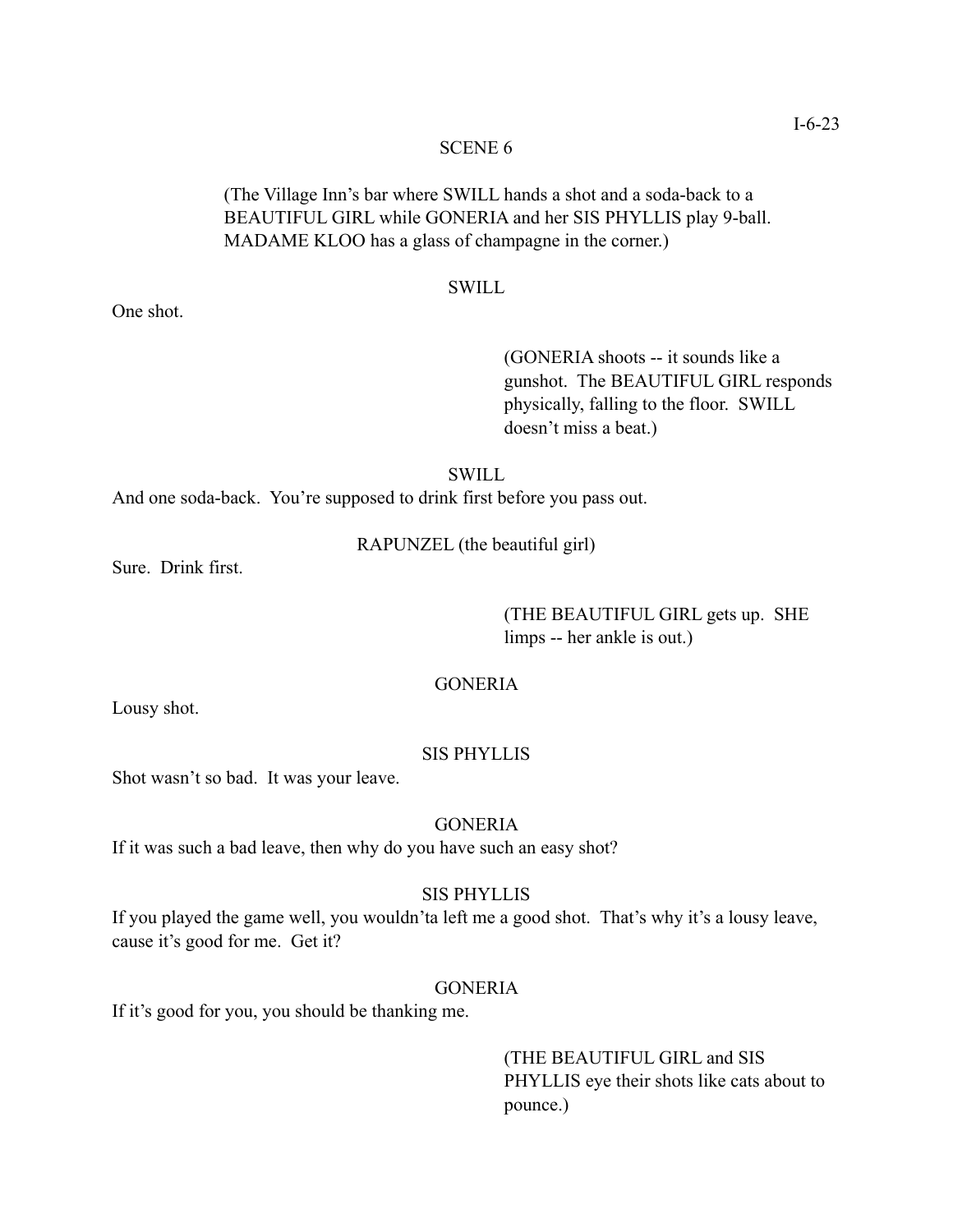## SCENE 6

(The Village Inn's bar where SWILL hands a shot and a soda-back to a BEAUTIFUL GIRL while GONERIA and her SIS PHYLLIS play 9-ball. MADAME KLOO has a glass of champagne in the corner.)

SWILL

One shot.

(GONERIA shoots -- it sounds like a gunshot. The BEAUTIFUL GIRL responds physically, falling to the floor. SWILL doesn't miss a beat.)

SWILL

And one soda-back. You're supposed to drink first before you pass out.

RAPUNZEL (the beautiful girl)

Sure. Drink first.

(THE BEAUTIFUL GIRL gets up. SHE limps -- her ankle is out.)

GONERIA

Lousy shot.

SIS PHYLLIS

Shot wasn't so bad. It was your leave.

GONERIA

If it was such a bad leave, then why do you have such an easy shot?

SIS PHYLLIS

If you played the game well, you wouldn'ta left me a good shot. That's why it's a lousy leave, cause it's good for me. Get it?

GONERIA

If it's good for you, you should be thanking me.

(THE BEAUTIFUL GIRL and SIS PHYLLIS eye their shots like cats about to pounce.)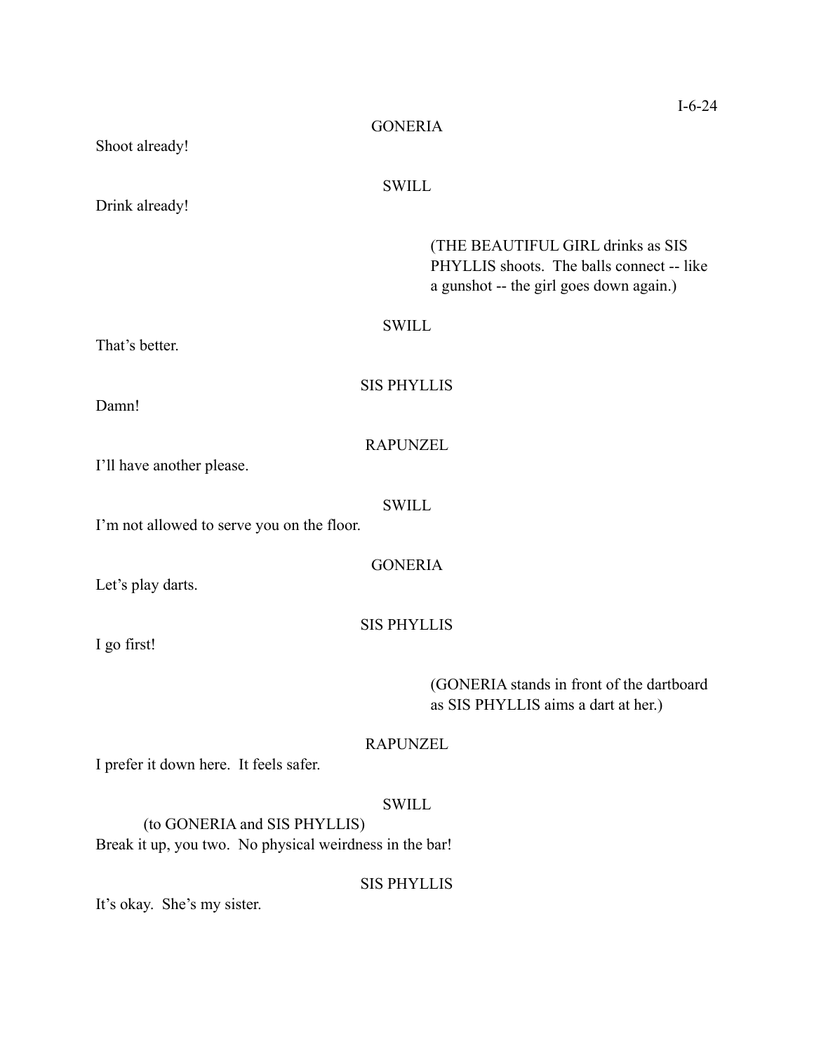GONERIA

Shoot already!

SWILL

Drink already!

(THE BEAUTIFUL GIRL drinks as SIS PHYLLIS shoots. The balls connect -- like a gunshot -- the girl goes down again.)

SWILL

That's better.

SIS PHYLLIS

Damn!

RAPUNZEL

I'll have another please.

SWILL

I'm not allowed to serve you on the floor.

GONERIA

Let's play darts.

SIS PHYLLIS

I go first!

(GONERIA stands in front of the dartboard as SIS PHYLLIS aims a dart at her.)

RAPUNZEL

I prefer it down here. It feels safer.

SWILL

(to GONERIA and SIS PHYLLIS)
Break it up, you two. No physical weirdness in the bar!

SIS PHYLLIS

It's okay. She's my sister.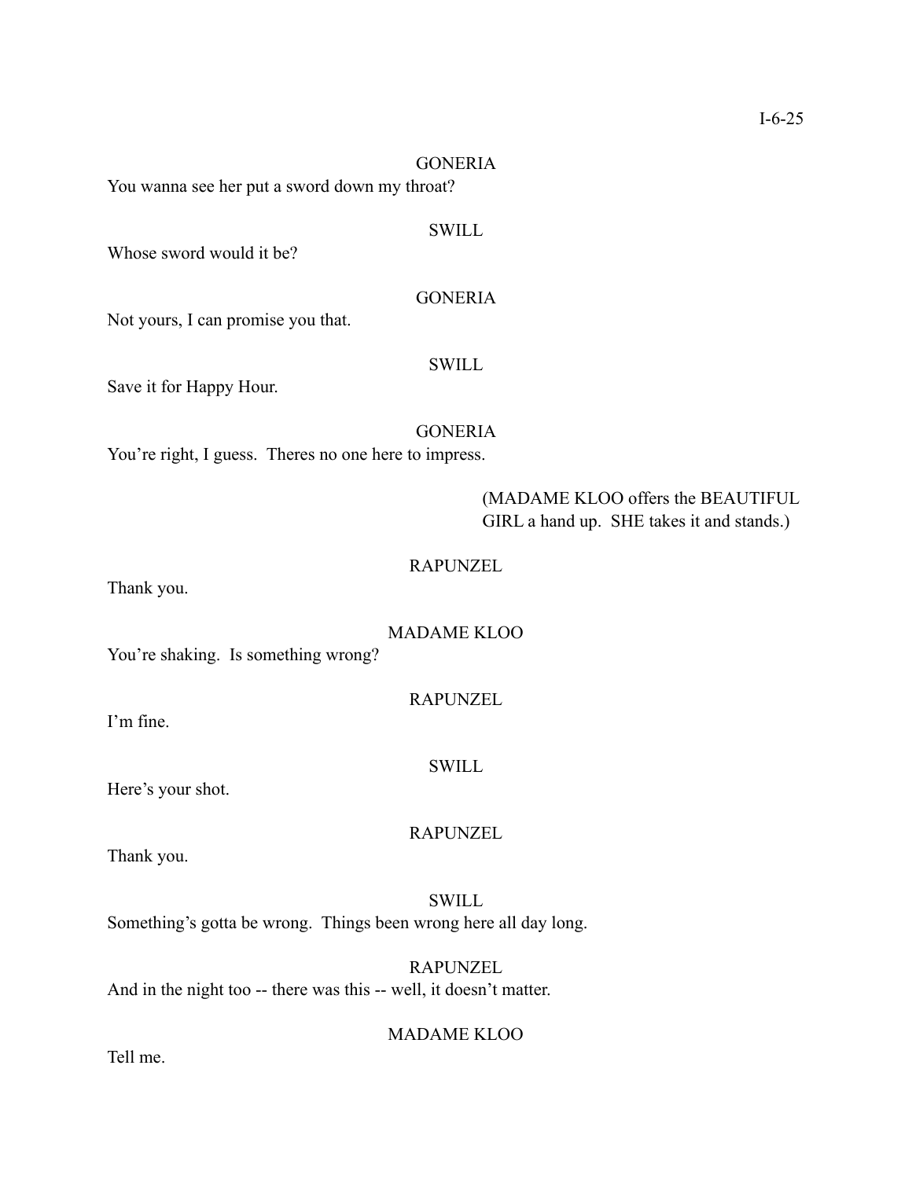GONERIA

You wanna see her put a sword down my throat?

SWILL

Whose sword would it be?

GONERIA

Not yours, I can promise you that.

SWILL

Save it for Happy Hour.

GONERIA

You're right, I guess.  Theres no one here to impress.

(MADAME KLOO offers the BEAUTIFUL GIRL a hand up.  SHE takes it and stands.)

RAPUNZEL

Thank you.

MADAME KLOO

You're shaking.  Is something wrong?

RAPUNZEL

I'm fine.

SWILL

Here's your shot.

RAPUNZEL

Thank you.

SWILL

Something's gotta be wrong.  Things been wrong here all day long.

RAPUNZEL

And in the night too -- there was this -- well, it doesn't matter.

MADAME KLOO

Tell me.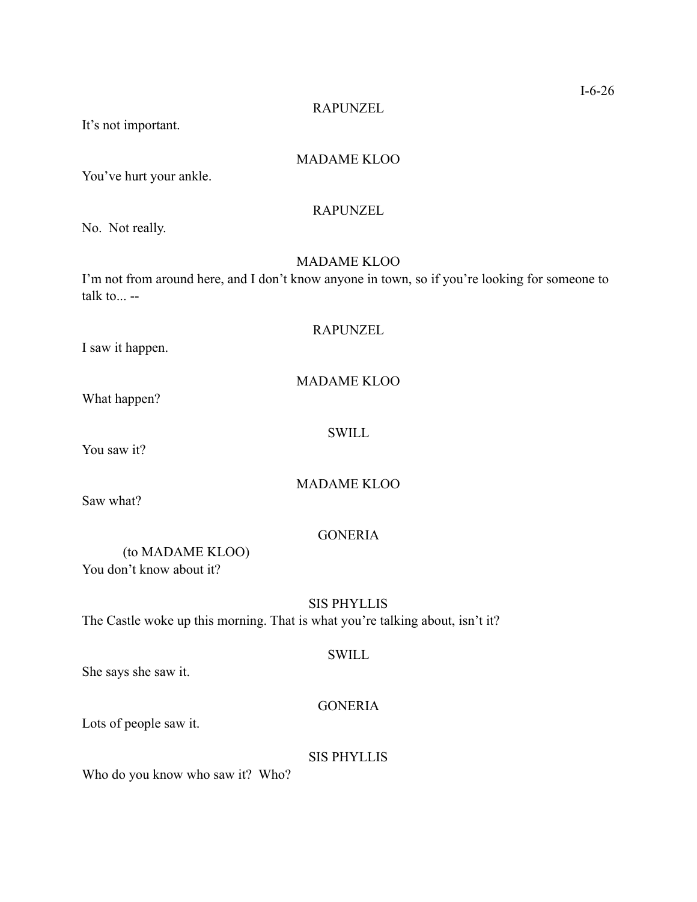RAPUNZEL

It's not important.

MADAME KLOO

You've hurt your ankle.

RAPUNZEL

No. Not really.

MADAME KLOO

I'm not from around here, and I don't know anyone in town, so if you're looking for someone to talk to... --

RAPUNZEL

I saw it happen.

MADAME KLOO

What happen?

SWILL

You saw it?

MADAME KLOO

Saw what?

GONERIA

(to MADAME KLOO)

You don't know about it?

SIS PHYLLIS

The Castle woke up this morning. That is what you're talking about, isn't it?

SWILL

She says she saw it.

GONERIA

Lots of people saw it.

SIS PHYLLIS

Who do you know who saw it? Who?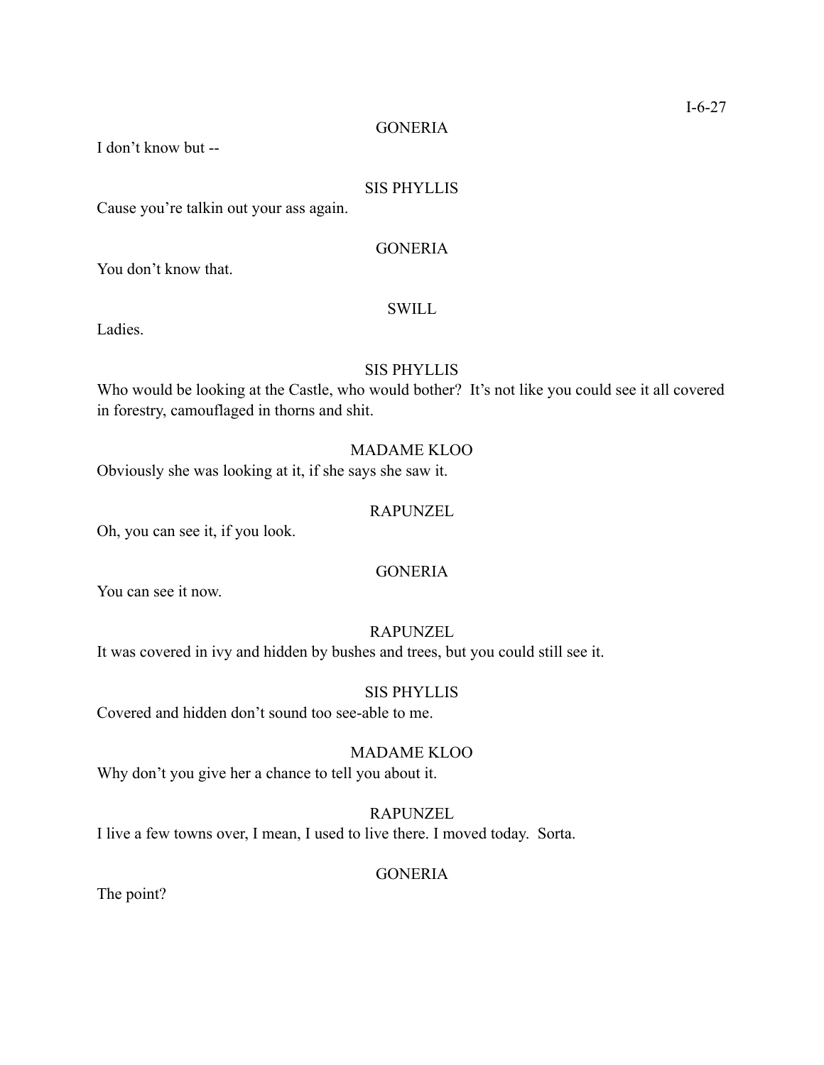GONERIA

I don't know but --

SIS PHYLLIS

Cause you're talkin out your ass again.

GONERIA

You don't know that.

SWILL

Ladies.

SIS PHYLLIS

Who would be looking at the Castle, who would bother? It's not like you could see it all covered in forestry, camouflaged in thorns and shit.

MADAME KLOO

Obviously she was looking at it, if she says she saw it.

RAPUNZEL

Oh, you can see it, if you look.

GONERIA

You can see it now.

RAPUNZEL

It was covered in ivy and hidden by bushes and trees, but you could still see it.

SIS PHYLLIS

Covered and hidden don't sound too see-able to me.

MADAME KLOO

Why don't you give her a chance to tell you about it.

RAPUNZEL

I live a few towns over, I mean, I used to live there. I moved today. Sorta.

GONERIA

The point?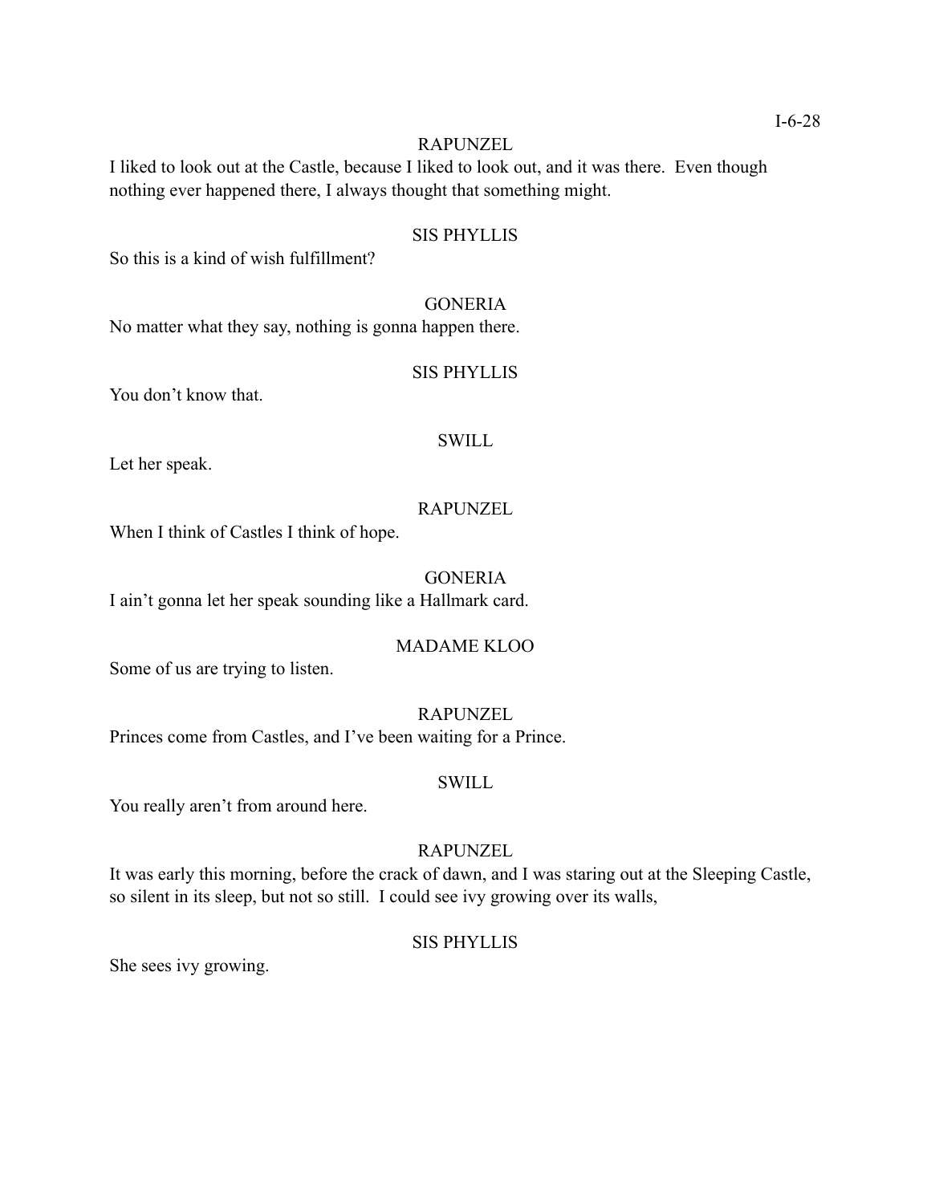RAPUNZEL

I liked to look out at the Castle, because I liked to look out, and it was there.  Even though nothing ever happened there, I always thought that something might.

SIS PHYLLIS

So this is a kind of wish fulfillment?

GONERIA

No matter what they say, nothing is gonna happen there.

SIS PHYLLIS

You don't know that.

SWILL

Let her speak.

RAPUNZEL

When I think of Castles I think of hope.

GONERIA

I ain't gonna let her speak sounding like a Hallmark card.

MADAME KLOO

Some of us are trying to listen.

RAPUNZEL

Princes come from Castles, and I've been waiting for a Prince.

SWILL

You really aren't from around here.

RAPUNZEL

It was early this morning, before the crack of dawn, and I was staring out at the Sleeping Castle, so silent in its sleep, but not so still.  I could see ivy growing over its walls,

SIS PHYLLIS

She sees ivy growing.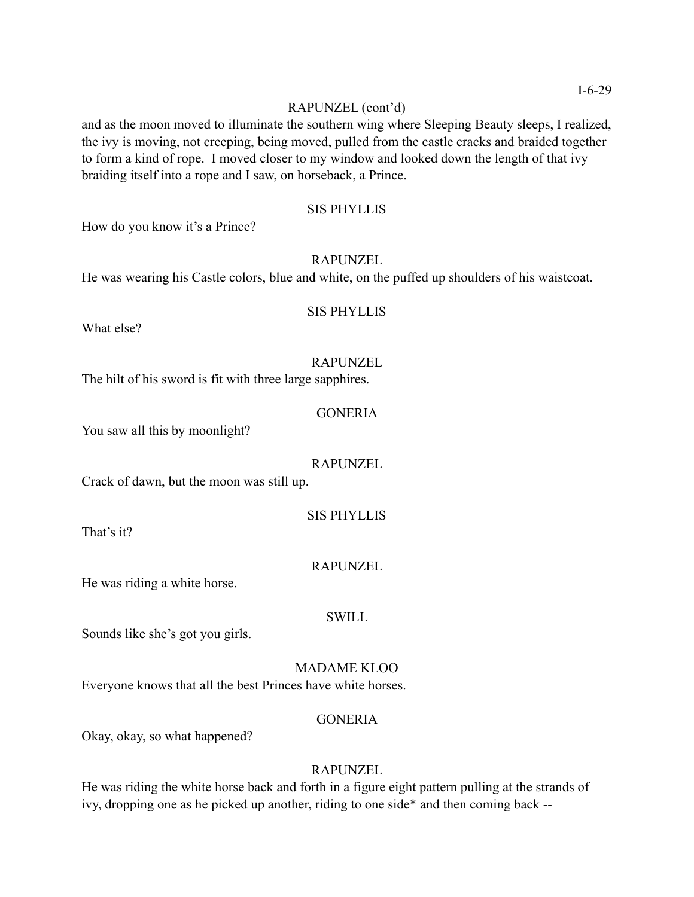RAPUNZEL (cont'd)

and as the moon moved to illuminate the southern wing where Sleeping Beauty sleeps, I realized, the ivy is moving, not creeping, being moved, pulled from the castle cracks and braided together to form a kind of rope. I moved closer to my window and looked down the length of that ivy braiding itself into a rope and I saw, on horseback, a Prince.

SIS PHYLLIS

How do you know it's a Prince?

RAPUNZEL

He was wearing his Castle colors, blue and white, on the puffed up shoulders of his waistcoat.

SIS PHYLLIS

What else?

RAPUNZEL

The hilt of his sword is fit with three large sapphires.

GONERIA

You saw all this by moonlight?

RAPUNZEL

Crack of dawn, but the moon was still up.

SIS PHYLLIS

That's it?

RAPUNZEL

He was riding a white horse.

SWILL

Sounds like she's got you girls.

MADAME KLOO

Everyone knows that all the best Princes have white horses.

GONERIA

Okay, okay, so what happened?

RAPUNZEL

He was riding the white horse back and forth in a figure eight pattern pulling at the strands of ivy, dropping one as he picked up another, riding to one side* and then coming back --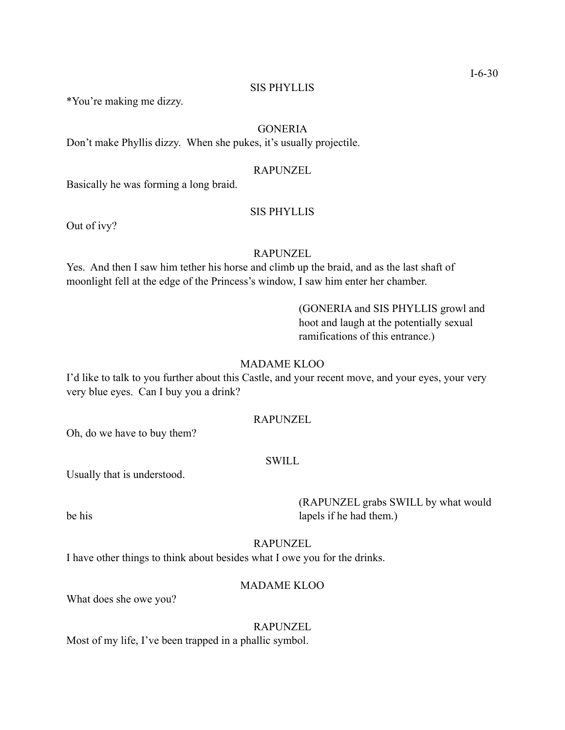SIS PHYLLIS

*You're making me dizzy.

GONERIA

Don't make Phyllis dizzy. When she pukes, it's usually projectile.

RAPUNZEL

Basically he was forming a long braid.

SIS PHYLLIS

Out of ivy?

RAPUNZEL

Yes. And then I saw him tether his horse and climb up the braid, and as the last shaft of moonlight fell at the edge of the Princess's window, I saw him enter her chamber.

(GONERIA and SIS PHYLLIS growl and hoot and laugh at the potentially sexual ramifications of this entrance.)

MADAME KLOO

I'd like to talk to you further about this Castle, and your recent move, and your eyes, your very very blue eyes. Can I buy you a drink?

RAPUNZEL

Oh, do we have to buy them?

SWILL

Usually that is understood.

(RAPUNZEL grabs SWILL by what would be his lapels if he had them.)

RAPUNZEL

I have other things to think about besides what I owe you for the drinks.

MADAME KLOO

What does she owe you?

RAPUNZEL

Most of my life, I've been trapped in a phallic symbol.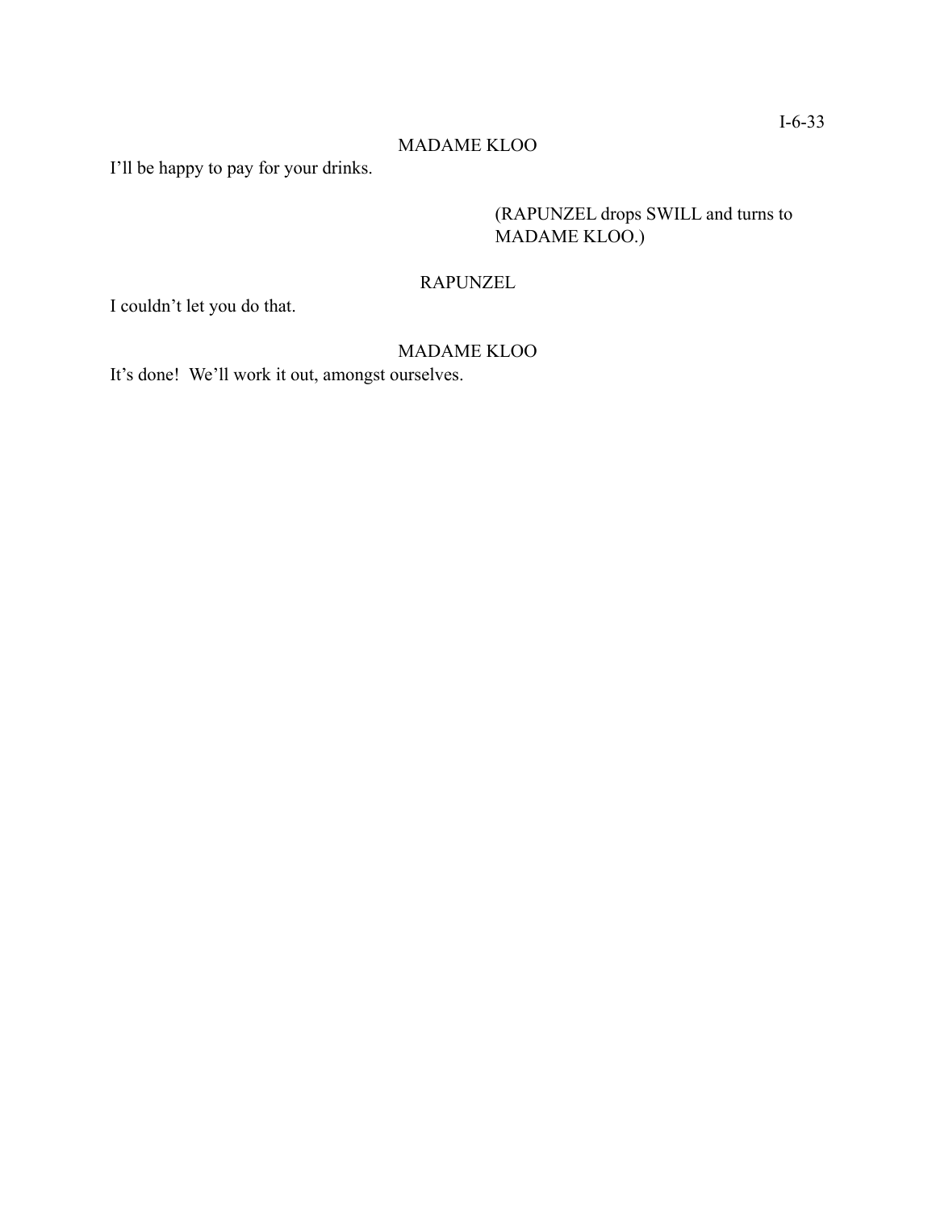MADAME KLOO

I'll be happy to pay for your drinks.

(RAPUNZEL drops SWILL and turns to MADAME KLOO.)

RAPUNZEL

I couldn't let you do that.

MADAME KLOO

It's done!  We'll work it out, amongst ourselves.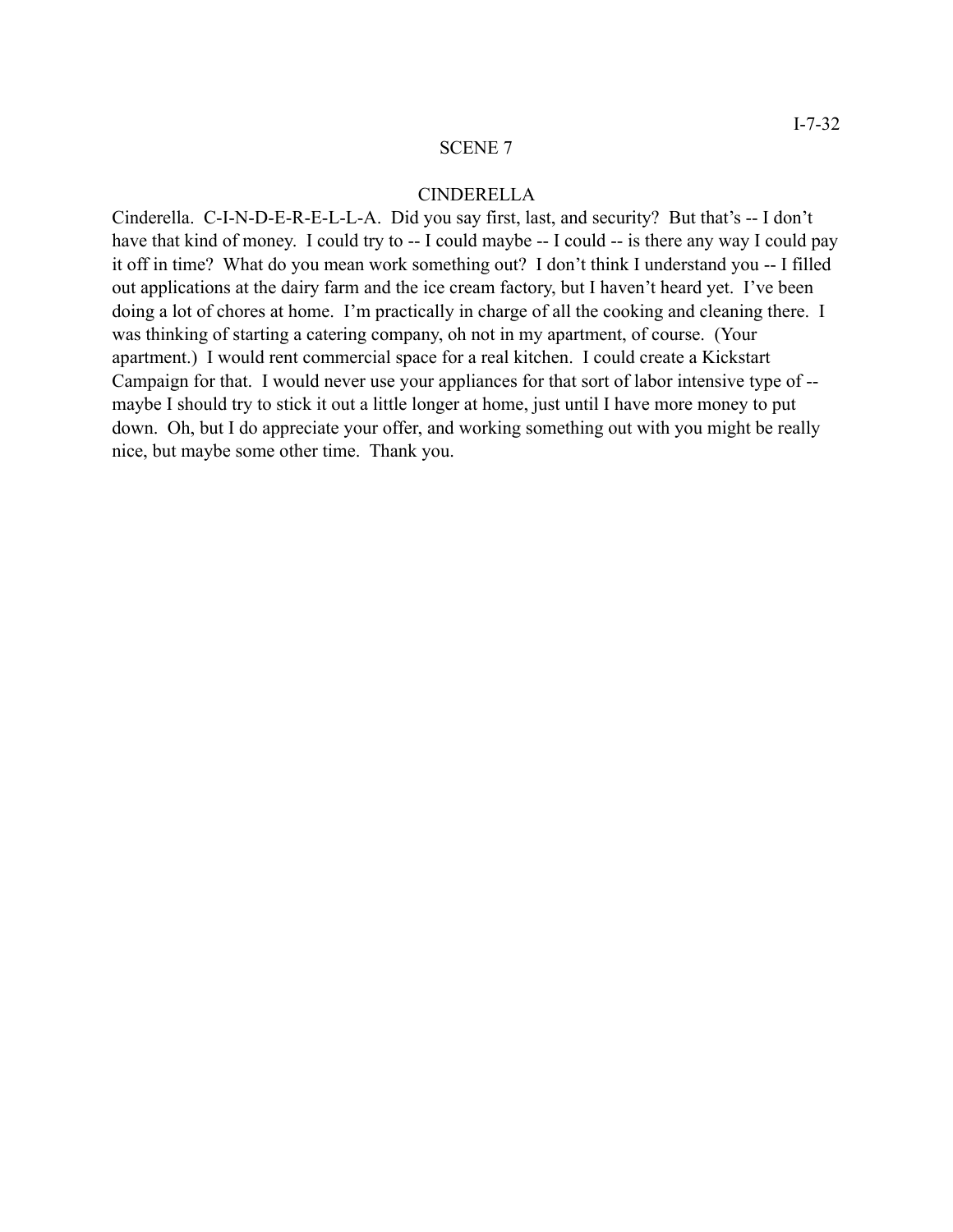## SCENE 7

CINDERELLA

Cinderella. C-I-N-D-E-R-E-L-L-A. Did you say first, last, and security? But that's -- I don't have that kind of money. I could try to -- I could maybe -- I could -- is there any way I could pay it off in time? What do you mean work something out? I don't think I understand you -- I filled out applications at the dairy farm and the ice cream factory, but I haven't heard yet. I've been doing a lot of chores at home. I'm practically in charge of all the cooking and cleaning there. I was thinking of starting a catering company, oh not in my apartment, of course. (Your apartment.) I would rent commercial space for a real kitchen. I could create a Kickstart Campaign for that. I would never use your appliances for that sort of labor intensive type of -- maybe I should try to stick it out a little longer at home, just until I have more money to put down. Oh, but I do appreciate your offer, and working something out with you might be really nice, but maybe some other time. Thank you.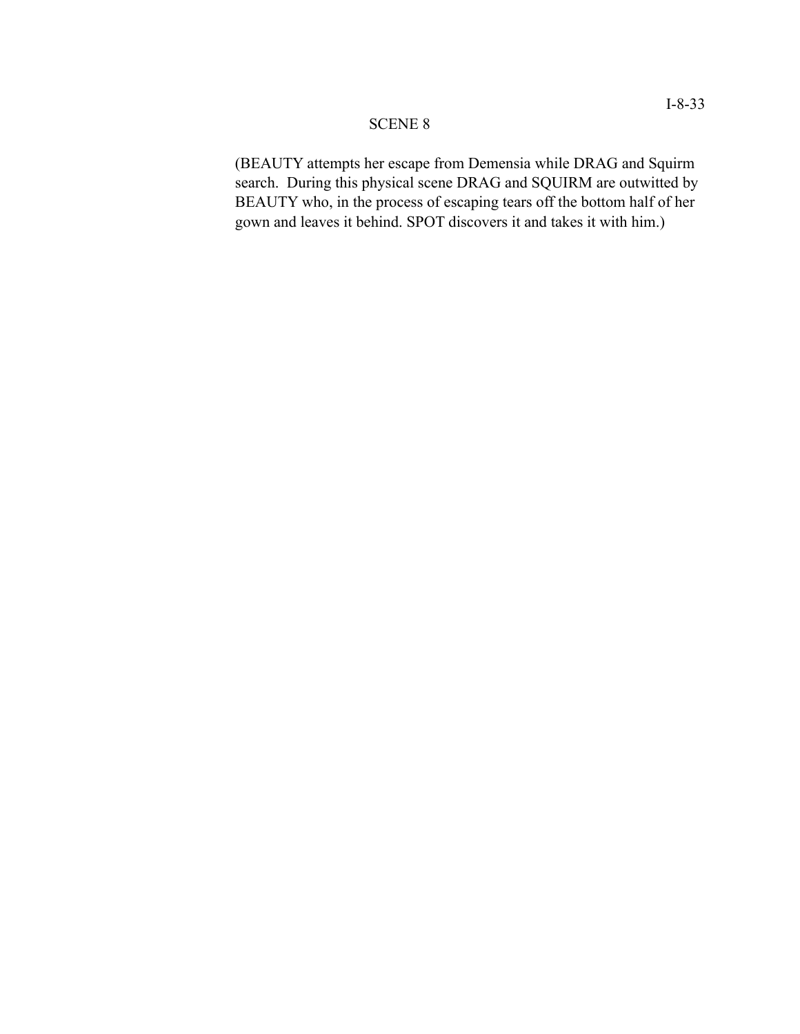SCENE 8

(BEAUTY attempts her escape from Demensia while DRAG and Squirm search. During this physical scene DRAG and SQUIRM are outwitted by BEAUTY who, in the process of escaping tears off the bottom half of her gown and leaves it behind. SPOT discovers it and takes it with him.)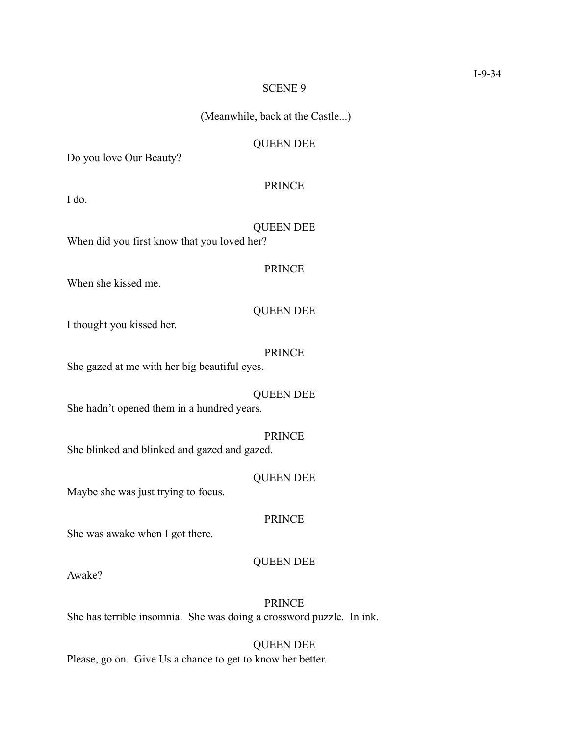SCENE 9

(Meanwhile, back at the Castle...)

QUEEN DEE

Do you love Our Beauty?

PRINCE

I do.

QUEEN DEE

When did you first know that you loved her?

PRINCE

When she kissed me.

QUEEN DEE

I thought you kissed her.

PRINCE

She gazed at me with her big beautiful eyes.

QUEEN DEE

She hadn't opened them in a hundred years.

PRINCE

She blinked and blinked and gazed and gazed.

QUEEN DEE

Maybe she was just trying to focus.

PRINCE

She was awake when I got there.

QUEEN DEE

Awake?

PRINCE

She has terrible insomnia. She was doing a crossword puzzle. In ink.

QUEEN DEE

Please, go on. Give Us a chance to get to know her better.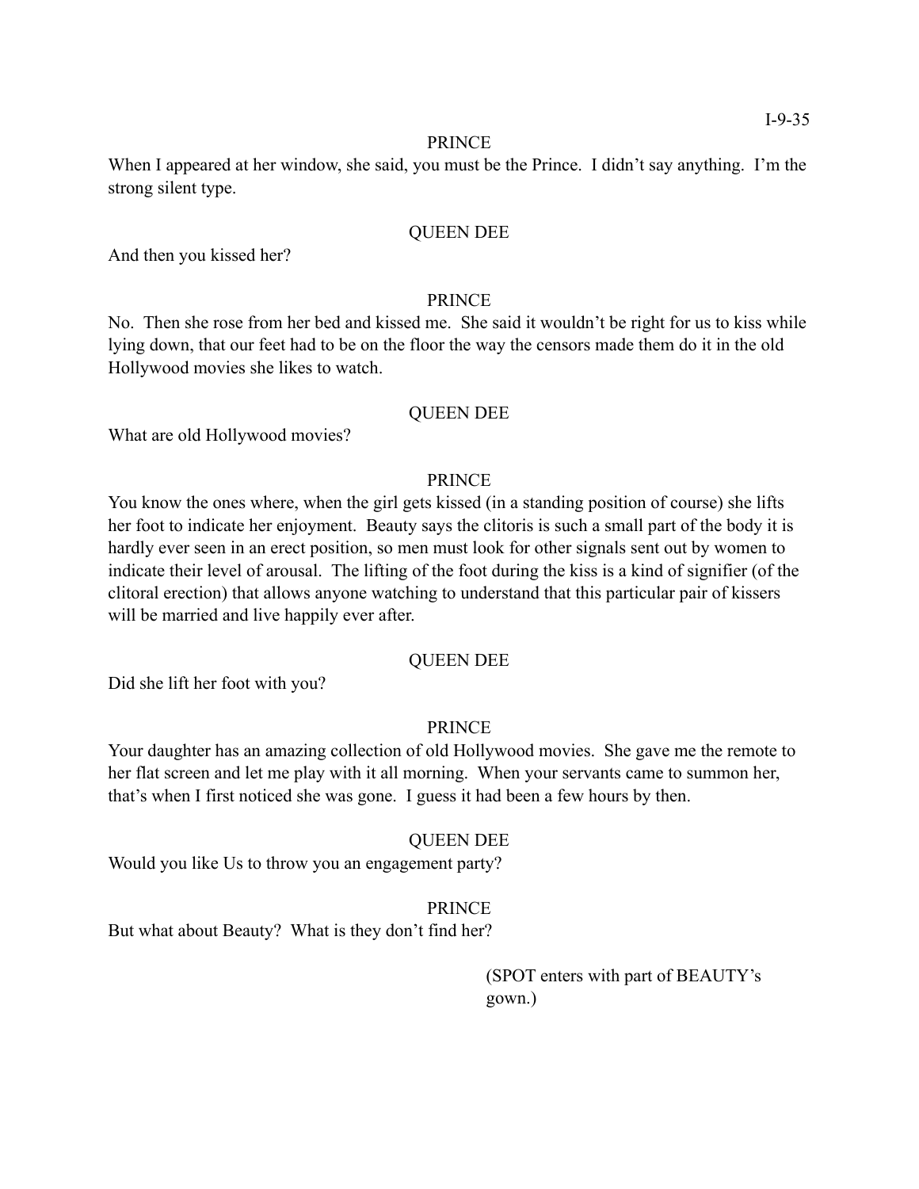PRINCE

When I appeared at her window, she said, you must be the Prince. I didn't say anything. I'm the strong silent type.

QUEEN DEE

And then you kissed her?

PRINCE

No. Then she rose from her bed and kissed me. She said it wouldn't be right for us to kiss while lying down, that our feet had to be on the floor the way the censors made them do it in the old Hollywood movies she likes to watch.

QUEEN DEE

What are old Hollywood movies?

PRINCE

You know the ones where, when the girl gets kissed (in a standing position of course) she lifts her foot to indicate her enjoyment. Beauty says the clitoris is such a small part of the body it is hardly ever seen in an erect position, so men must look for other signals sent out by women to indicate their level of arousal. The lifting of the foot during the kiss is a kind of signifier (of the clitoral erection) that allows anyone watching to understand that this particular pair of kissers will be married and live happily ever after.

QUEEN DEE

Did she lift her foot with you?

PRINCE

Your daughter has an amazing collection of old Hollywood movies. She gave me the remote to her flat screen and let me play with it all morning. When your servants came to summon her, that's when I first noticed she was gone. I guess it had been a few hours by then.

QUEEN DEE

Would you like Us to throw you an engagement party?

PRINCE

But what about Beauty? What is they don't find her?

(SPOT enters with part of BEAUTY's gown.)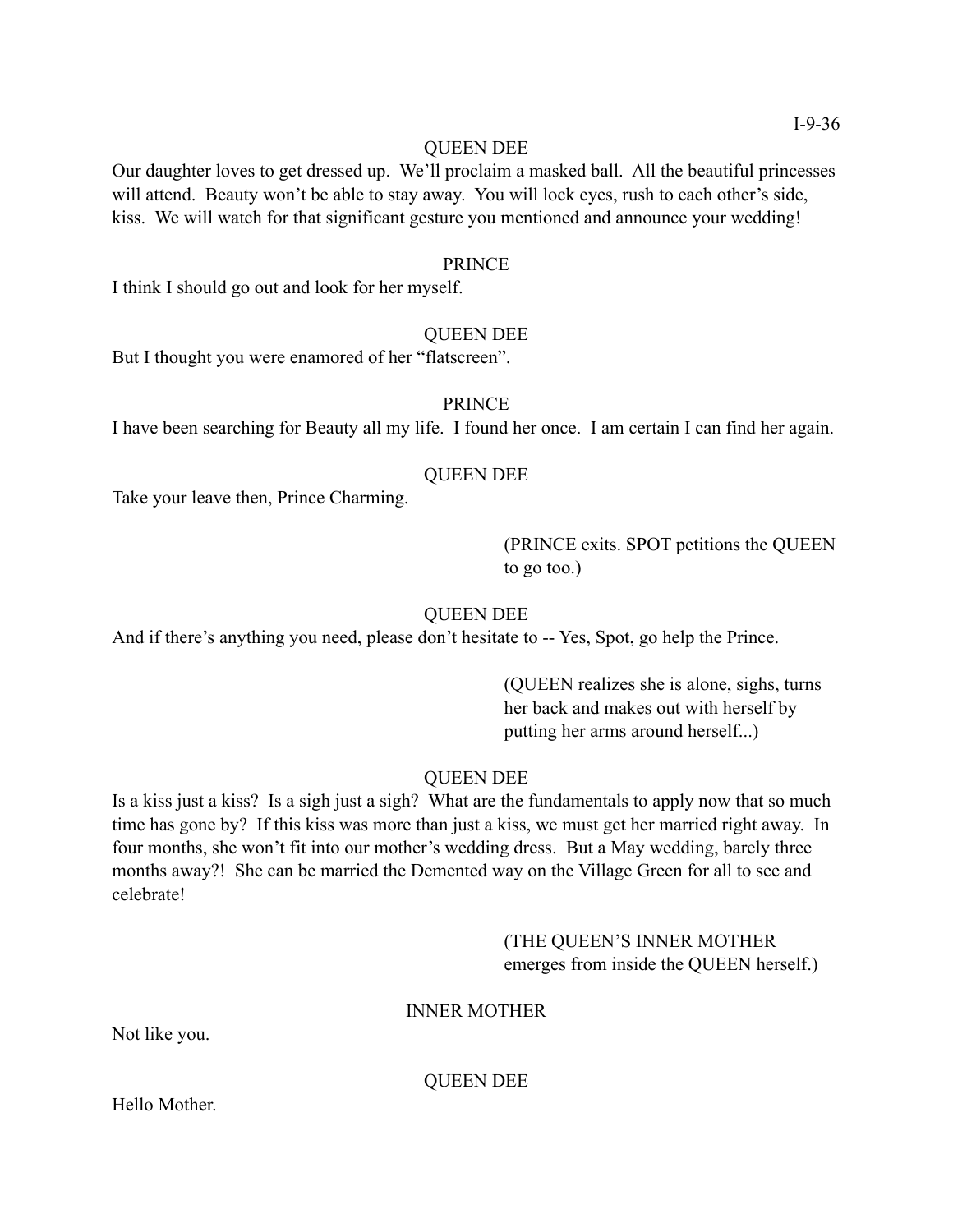QUEEN DEE

Our daughter loves to get dressed up. We'll proclaim a masked ball. All the beautiful princesses will attend. Beauty won't be able to stay away. You will lock eyes, rush to each other's side, kiss. We will watch for that significant gesture you mentioned and announce your wedding!

PRINCE

I think I should go out and look for her myself.

QUEEN DEE

But I thought you were enamored of her "flatscreen".

PRINCE

I have been searching for Beauty all my life. I found her once. I am certain I can find her again.

QUEEN DEE

Take your leave then, Prince Charming.

(PRINCE exits. SPOT petitions the QUEEN to go too.)

QUEEN DEE

And if there's anything you need, please don't hesitate to -- Yes, Spot, go help the Prince.

(QUEEN realizes she is alone, sighs, turns her back and makes out with herself by putting her arms around herself...)

QUEEN DEE

Is a kiss just a kiss? Is a sigh just a sigh? What are the fundamentals to apply now that so much time has gone by? If this kiss was more than just a kiss, we must get her married right away. In four months, she won't fit into our mother's wedding dress. But a May wedding, barely three months away?! She can be married the Demented way on the Village Green for all to see and celebrate!

(THE QUEEN'S INNER MOTHER emerges from inside the QUEEN herself.)

INNER MOTHER

Not like you.

QUEEN DEE

Hello Mother.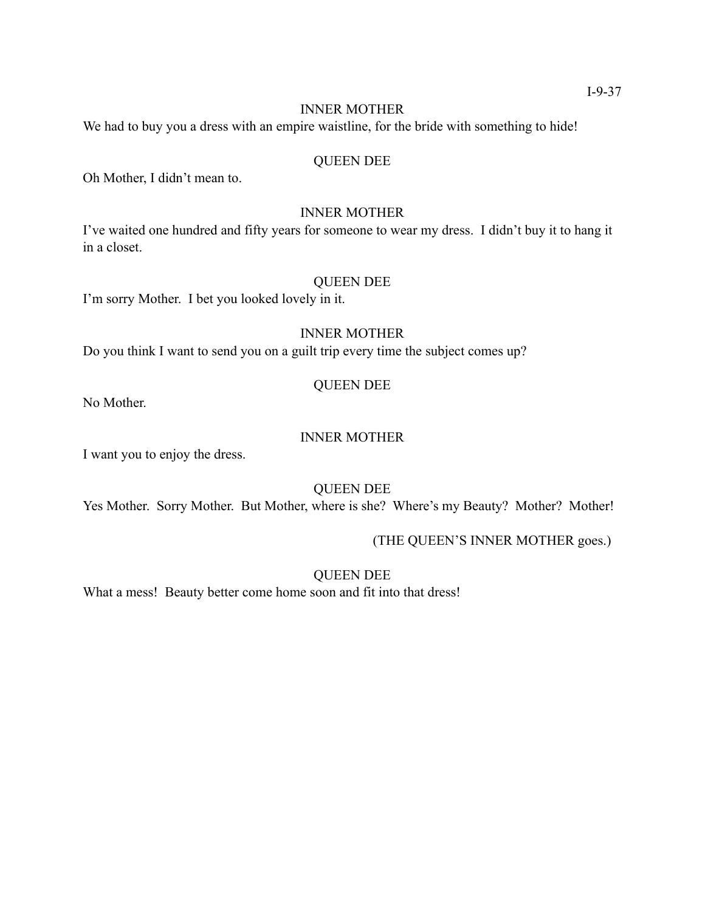INNER MOTHER

We had to buy you a dress with an empire waistline, for the bride with something to hide!

QUEEN DEE

Oh Mother, I didn't mean to.

INNER MOTHER

I've waited one hundred and fifty years for someone to wear my dress. I didn't buy it to hang it in a closet.

QUEEN DEE

I'm sorry Mother. I bet you looked lovely in it.

INNER MOTHER

Do you think I want to send you on a guilt trip every time the subject comes up?

QUEEN DEE

No Mother.

INNER MOTHER

I want you to enjoy the dress.

QUEEN DEE

Yes Mother. Sorry Mother. But Mother, where is she? Where's my Beauty? Mother? Mother!

(THE QUEEN'S INNER MOTHER goes.)

QUEEN DEE

What a mess! Beauty better come home soon and fit into that dress!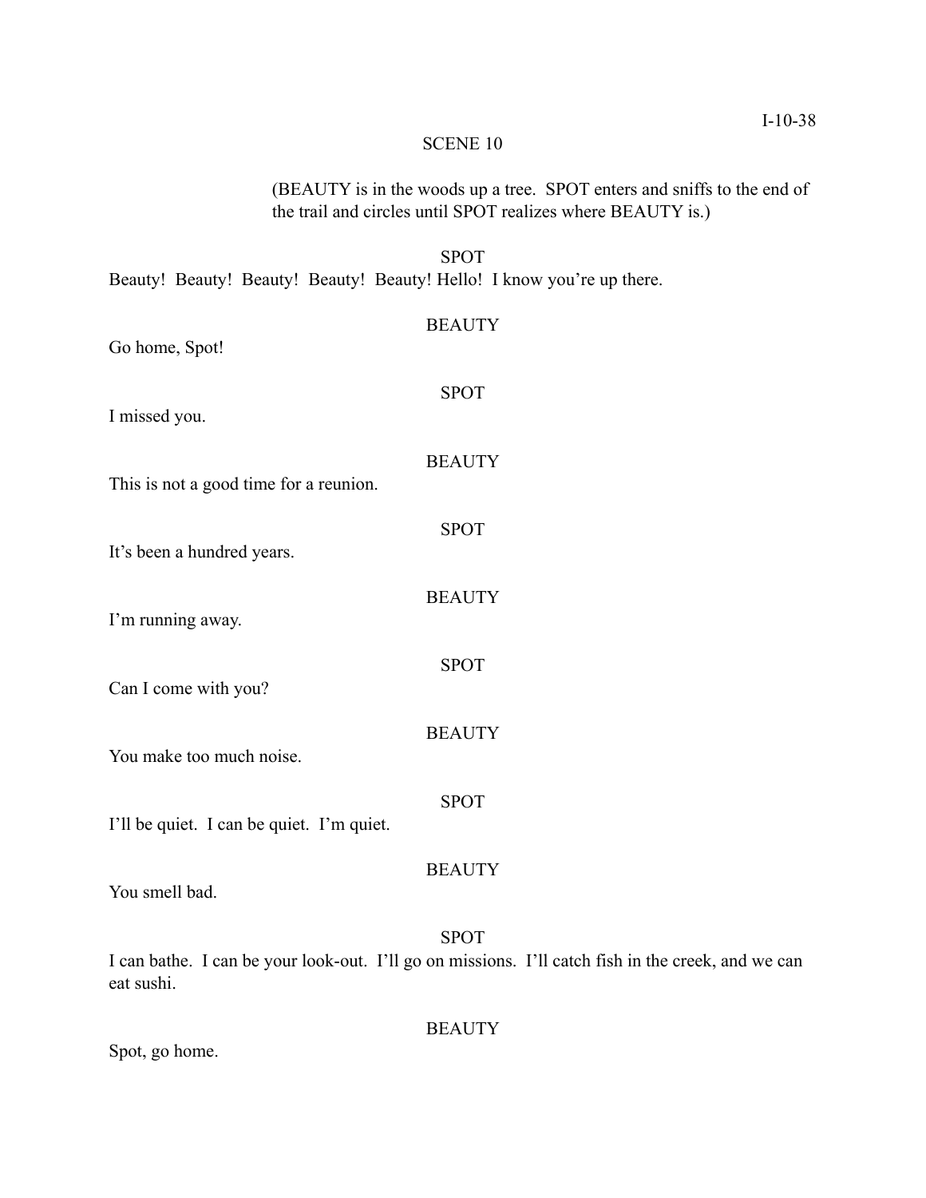## SCENE 10

(BEAUTY is in the woods up a tree. SPOT enters and sniffs to the end of the trail and circles until SPOT realizes where BEAUTY is.)

SPOT

Beauty! Beauty! Beauty! Beauty! Beauty! Hello! I know you're up there.

BEAUTY

Go home, Spot!

SPOT

I missed you.

BEAUTY

This is not a good time for a reunion.

SPOT

It's been a hundred years.

BEAUTY

I'm running away.

SPOT

Can I come with you?

BEAUTY

You make too much noise.

SPOT

I'll be quiet. I can be quiet. I'm quiet.

BEAUTY

You smell bad.

SPOT

I can bathe. I can be your look-out. I'll go on missions. I'll catch fish in the creek, and we can eat sushi.

BEAUTY

Spot, go home.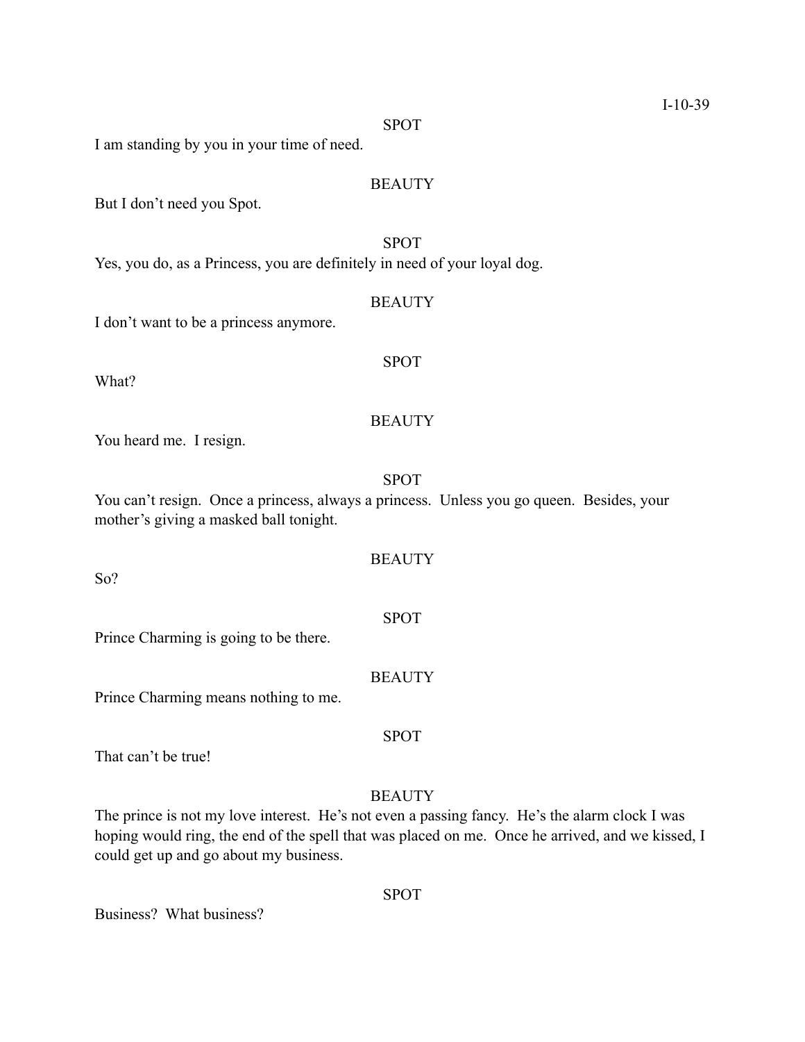SPOT

I am standing by you in your time of need.

BEAUTY

But I don't need you Spot.

SPOT

Yes, you do, as a Princess, you are definitely in need of your loyal dog.

BEAUTY

I don't want to be a princess anymore.

SPOT

What?

BEAUTY

You heard me. I resign.

SPOT

You can't resign. Once a princess, always a princess. Unless you go queen. Besides, your mother's giving a masked ball tonight.

BEAUTY

So?

SPOT

Prince Charming is going to be there.

BEAUTY

Prince Charming means nothing to me.

SPOT

That can't be true!

BEAUTY

The prince is not my love interest. He's not even a passing fancy. He's the alarm clock I was hoping would ring, the end of the spell that was placed on me. Once he arrived, and we kissed, I could get up and go about my business.

SPOT

Business? What business?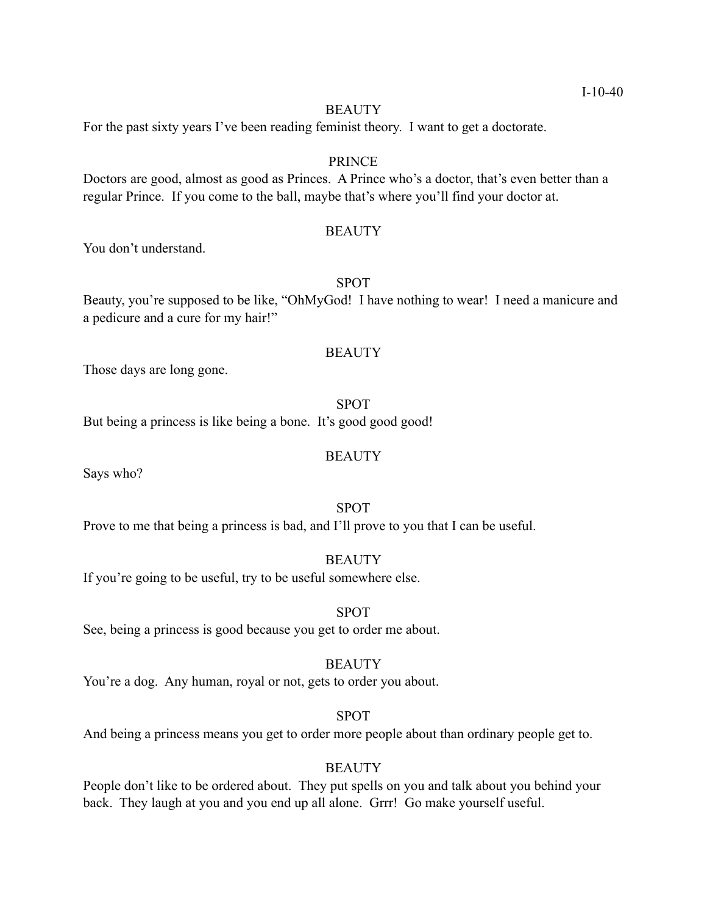BEAUTY

For the past sixty years I've been reading feminist theory. I want to get a doctorate.

PRINCE

Doctors are good, almost as good as Princes. A Prince who's a doctor, that's even better than a regular Prince. If you come to the ball, maybe that's where you'll find your doctor at.

BEAUTY

You don't understand.

SPOT

Beauty, you're supposed to be like, "OhMyGod! I have nothing to wear! I need a manicure and a pedicure and a cure for my hair!"

BEAUTY

Those days are long gone.

SPOT

But being a princess is like being a bone. It's good good good!

BEAUTY

Says who?

SPOT

Prove to me that being a princess is bad, and I'll prove to you that I can be useful.

BEAUTY

If you're going to be useful, try to be useful somewhere else.

SPOT

See, being a princess is good because you get to order me about.

BEAUTY

You're a dog. Any human, royal or not, gets to order you about.

SPOT

And being a princess means you get to order more people about than ordinary people get to.

BEAUTY

People don't like to be ordered about. They put spells on you and talk about you behind your back. They laugh at you and you end up all alone. Grrr! Go make yourself useful.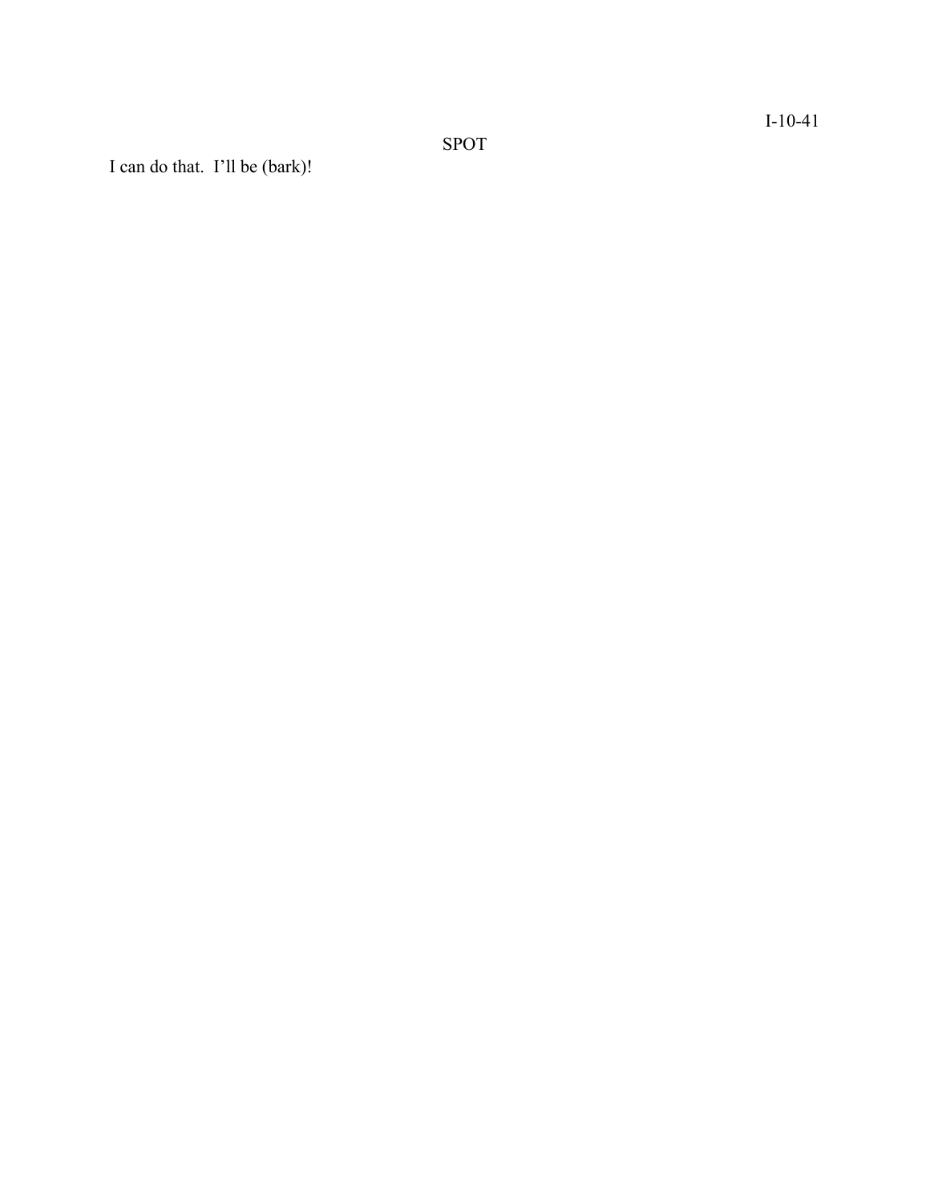SPOT

I can do that.  I'll be (bark)!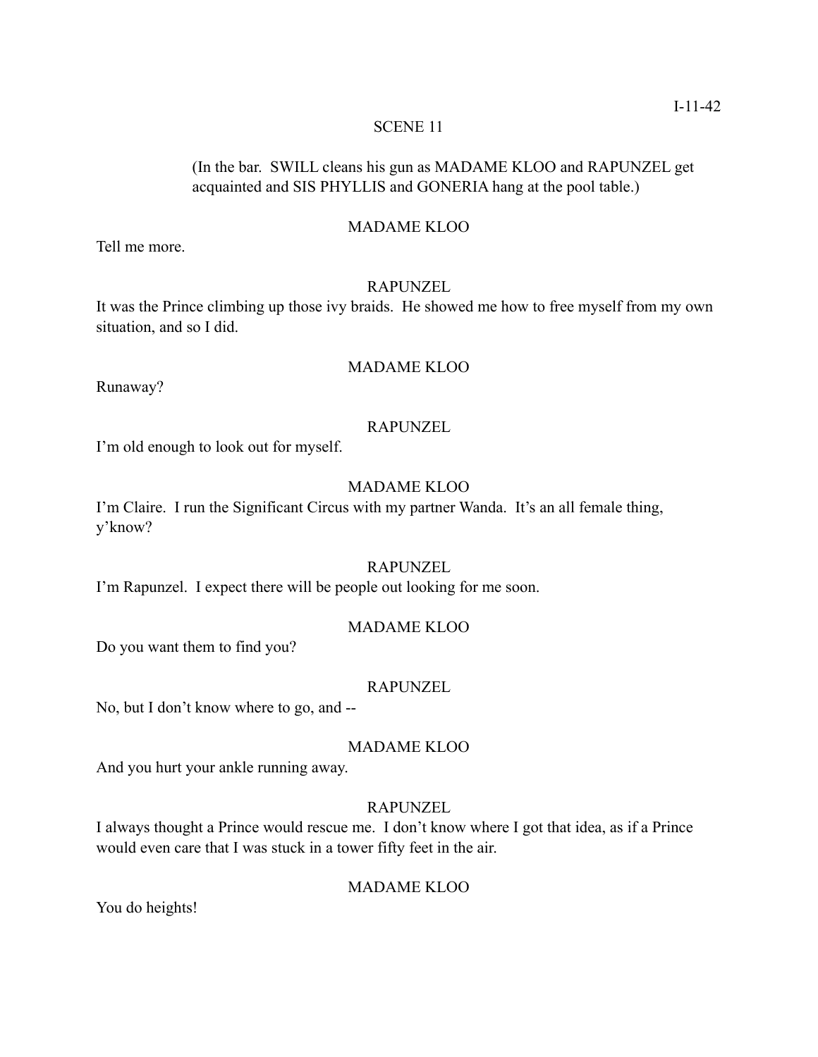SCENE 11

(In the bar.  SWILL cleans his gun as MADAME KLOO and RAPUNZEL get acquainted and SIS PHYLLIS and GONERIA hang at the pool table.)

MADAME KLOO

Tell me more.

RAPUNZEL

It was the Prince climbing up those ivy braids.  He showed me how to free myself from my own situation, and so I did.

MADAME KLOO

Runaway?

RAPUNZEL

I'm old enough to look out for myself.

MADAME KLOO

I'm Claire.  I run the Significant Circus with my partner Wanda.  It's an all female thing, y'know?

RAPUNZEL

I'm Rapunzel.  I expect there will be people out looking for me soon.

MADAME KLOO

Do you want them to find you?

RAPUNZEL

No, but I don't know where to go, and --

MADAME KLOO

And you hurt your ankle running away.

RAPUNZEL

I always thought a Prince would rescue me.  I don't know where I got that idea, as if a Prince would even care that I was stuck in a tower fifty feet in the air.

MADAME KLOO

You do heights!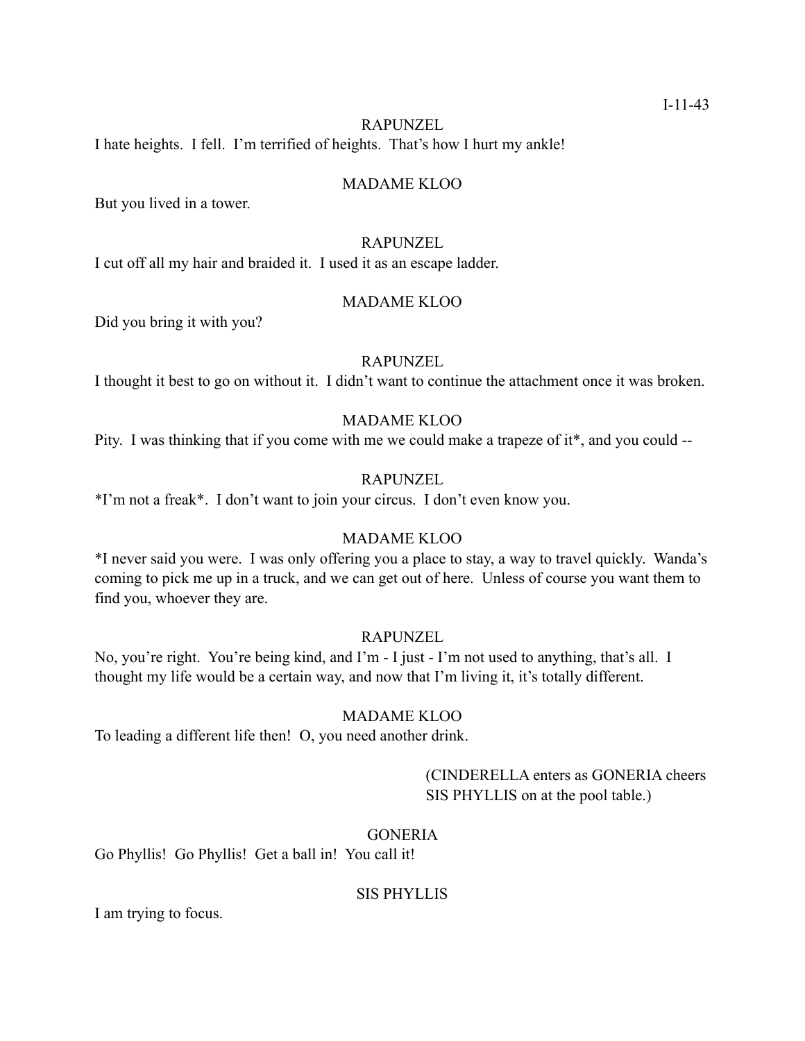RAPUNZEL

I hate heights. I fell. I'm terrified of heights. That's how I hurt my ankle!

MADAME KLOO

But you lived in a tower.

RAPUNZEL

I cut off all my hair and braided it. I used it as an escape ladder.

MADAME KLOO

Did you bring it with you?

RAPUNZEL

I thought it best to go on without it. I didn't want to continue the attachment once it was broken.

MADAME KLOO

Pity. I was thinking that if you come with me we could make a trapeze of it*, and you could --

RAPUNZEL

*I'm not a freak*. I don't want to join your circus. I don't even know you.

MADAME KLOO

*I never said you were. I was only offering you a place to stay, a way to travel quickly. Wanda's coming to pick me up in a truck, and we can get out of here. Unless of course you want them to find you, whoever they are.

RAPUNZEL

No, you're right. You're being kind, and I'm - I just - I'm not used to anything, that's all. I thought my life would be a certain way, and now that I'm living it, it's totally different.

MADAME KLOO

To leading a different life then! O, you need another drink.

(CINDERELLA enters as GONERIA cheers SIS PHYLLIS on at the pool table.)

GONERIA

Go Phyllis! Go Phyllis! Get a ball in! You call it!

SIS PHYLLIS

I am trying to focus.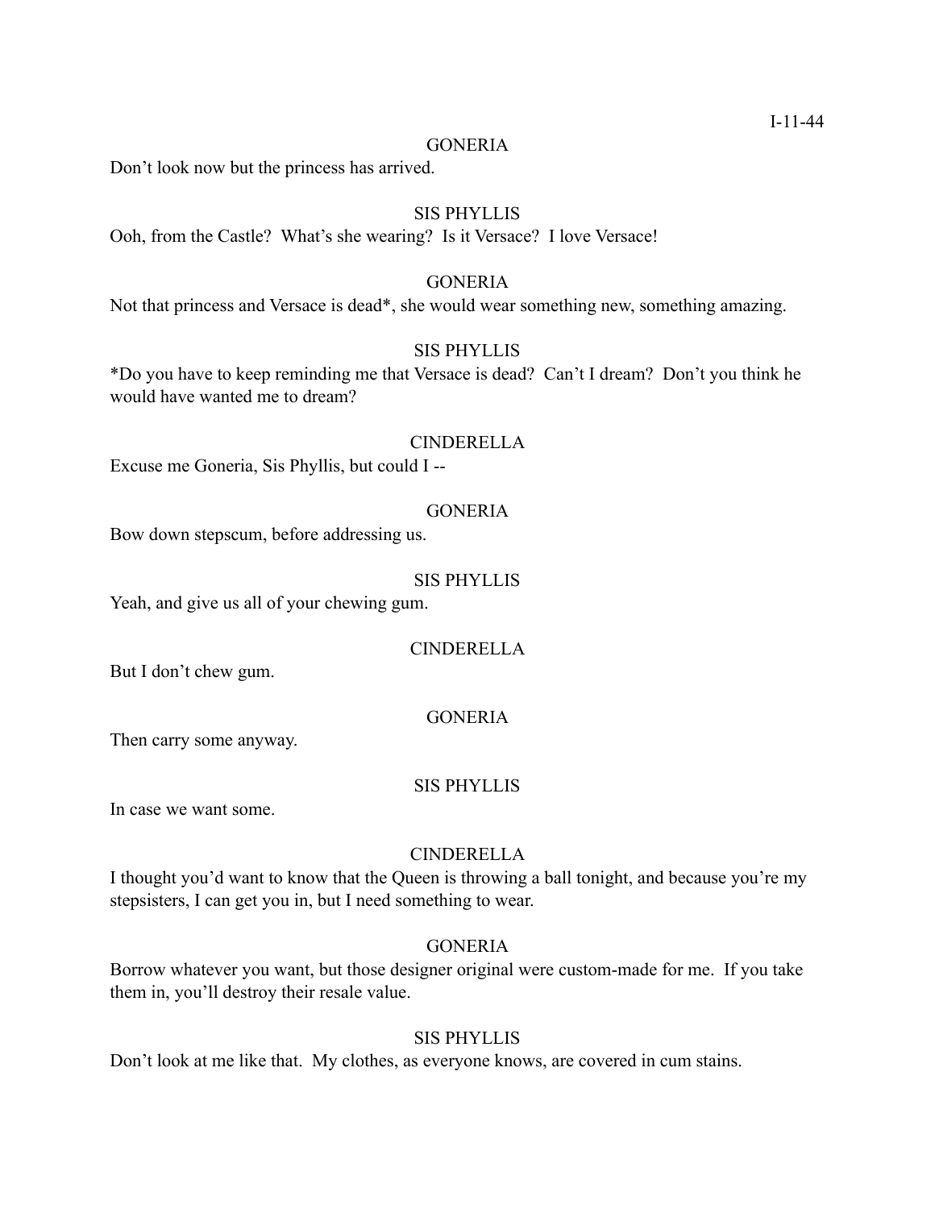I-11-44

GONERIA

Don't look now but the princess has arrived.

SIS PHYLLIS

Ooh, from the Castle? What's she wearing? Is it Versace? I love Versace!

GONERIA

Not that princess and Versace is dead*, she would wear something new, something amazing.

SIS PHYLLIS

*Do you have to keep reminding me that Versace is dead? Can't I dream? Don't you think he would have wanted me to dream?

CINDERELLA

Excuse me Goneria, Sis Phyllis, but could I --

GONERIA

Bow down stepscum, before addressing us.

SIS PHYLLIS

Yeah, and give us all of your chewing gum.

CINDERELLA

But I don't chew gum.

GONERIA

Then carry some anyway.

SIS PHYLLIS

In case we want some.

CINDERELLA

I thought you'd want to know that the Queen is throwing a ball tonight, and because you're my stepsisters, I can get you in, but I need something to wear.

GONERIA

Borrow whatever you want, but those designer original were custom-made for me. If you take them in, you'll destroy their resale value.

SIS PHYLLIS

Don't look at me like that. My clothes, as everyone knows, are covered in cum stains.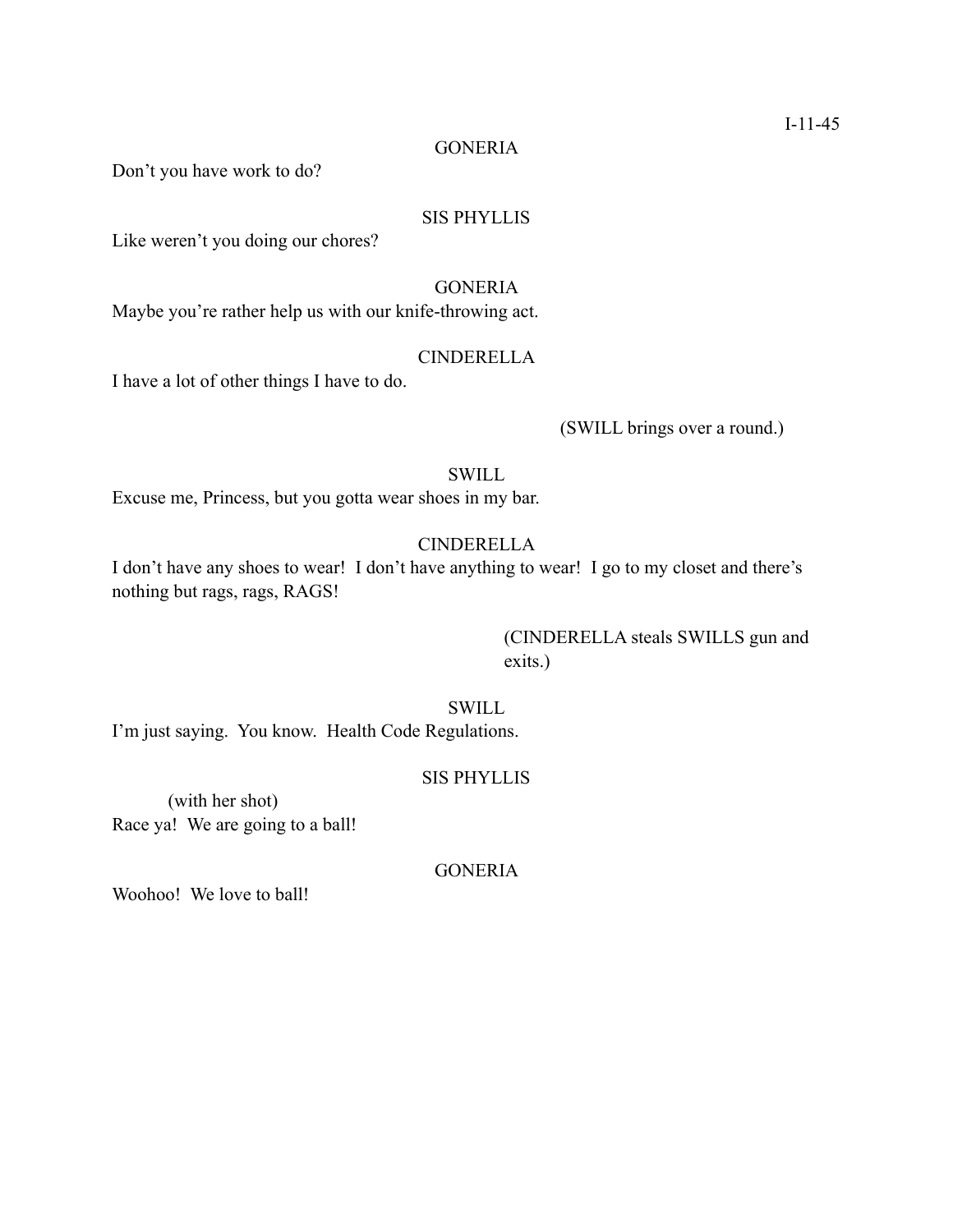GONERIA

Don't you have work to do?

SIS PHYLLIS

Like weren't you doing our chores?

GONERIA

Maybe you're rather help us with our knife-throwing act.

CINDERELLA

I have a lot of other things I have to do.

(SWILL brings over a round.)

SWILL

Excuse me, Princess, but you gotta wear shoes in my bar.

CINDERELLA

I don't have any shoes to wear! I don't have anything to wear! I go to my closet and there's nothing but rags, rags, RAGS!

(CINDERELLA steals SWILLS gun and exits.)

SWILL

I'm just saying. You know. Health Code Regulations.

SIS PHYLLIS

(with her shot)
Race ya! We are going to a ball!

GONERIA

Woohoo! We love to ball!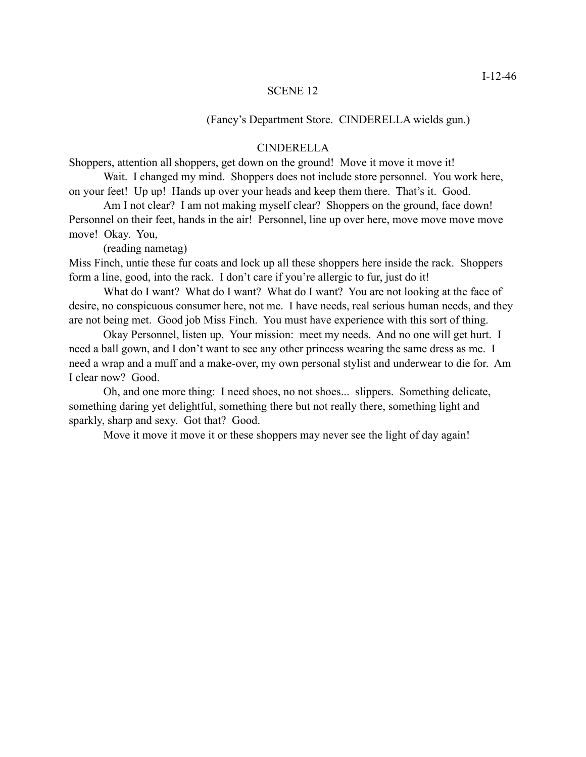SCENE 12

(Fancy's Department Store. CINDERELLA wields gun.)

CINDERELLA

Shoppers, attention all shoppers, get down on the ground! Move it move it move it!

Wait. I changed my mind. Shoppers does not include store personnel. You work here, on your feet! Up up! Hands up over your heads and keep them there. That's it. Good.

Am I not clear? I am not making myself clear? Shoppers on the ground, face down! Personnel on their feet, hands in the air! Personnel, line up over here, move move move move move! Okay. You,

(reading nametag)

Miss Finch, untie these fur coats and lock up all these shoppers here inside the rack. Shoppers form a line, good, into the rack. I don't care if you're allergic to fur, just do it!

What do I want? What do I want? What do I want? You are not looking at the face of desire, no conspicuous consumer here, not me. I have needs, real serious human needs, and they are not being met. Good job Miss Finch. You must have experience with this sort of thing.

Okay Personnel, listen up. Your mission: meet my needs. And no one will get hurt. I need a ball gown, and I don't want to see any other princess wearing the same dress as me. I need a wrap and a muff and a make-over, my own personal stylist and underwear to die for. Am I clear now? Good.

Oh, and one more thing: I need shoes, no not shoes... slippers. Something delicate, something daring yet delightful, something there but not really there, something light and sparkly, sharp and sexy. Got that? Good.

Move it move it move it or these shoppers may never see the light of day again!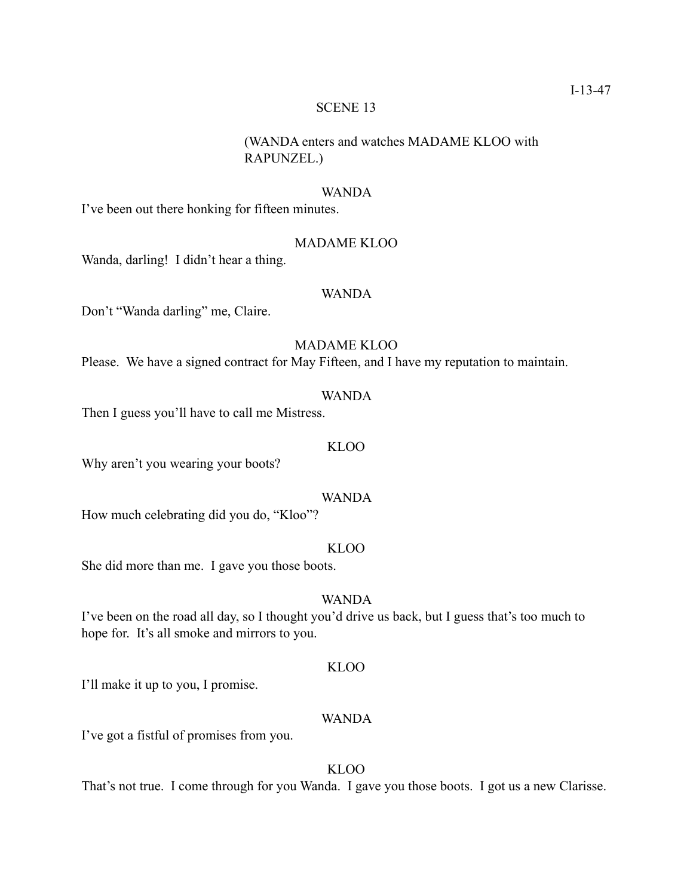I-13-47

SCENE 13

(WANDA enters and watches MADAME KLOO with RAPUNZEL.)

WANDA

I've been out there honking for fifteen minutes.

MADAME KLOO

Wanda, darling! I didn't hear a thing.

WANDA

Don't "Wanda darling" me, Claire.

MADAME KLOO

Please. We have a signed contract for May Fifteen, and I have my reputation to maintain.

WANDA

Then I guess you'll have to call me Mistress.

KLOO

Why aren't you wearing your boots?

WANDA

How much celebrating did you do, "Kloo"?

KLOO

She did more than me. I gave you those boots.

WANDA

I've been on the road all day, so I thought you'd drive us back, but I guess that's too much to hope for. It's all smoke and mirrors to you.

KLOO

I'll make it up to you, I promise.

WANDA

I've got a fistful of promises from you.

KLOO

That's not true. I come through for you Wanda. I gave you those boots. I got us a new Clarisse.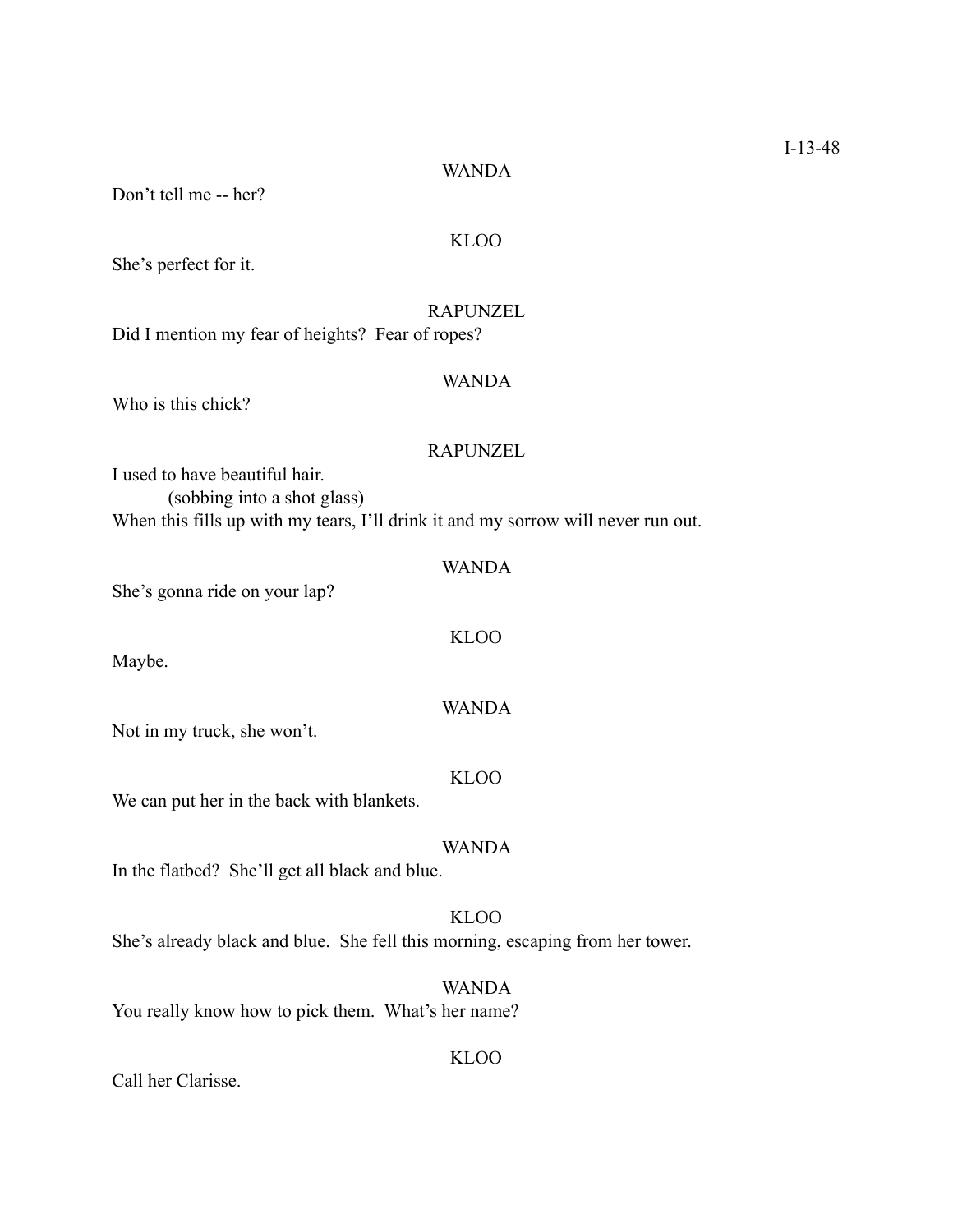WANDA

Don't tell me -- her?

KLOO

She's perfect for it.

RAPUNZEL

Did I mention my fear of heights? Fear of ropes?

WANDA

Who is this chick?

RAPUNZEL

I used to have beautiful hair.

(sobbing into a shot glass)

When this fills up with my tears, I'll drink it and my sorrow will never run out.

WANDA

She's gonna ride on your lap?

KLOO

Maybe.

WANDA

Not in my truck, she won't.

KLOO

We can put her in the back with blankets.

WANDA

In the flatbed? She'll get all black and blue.

KLOO

She's already black and blue. She fell this morning, escaping from her tower.

WANDA

You really know how to pick them. What's her name?

KLOO

Call her Clarisse.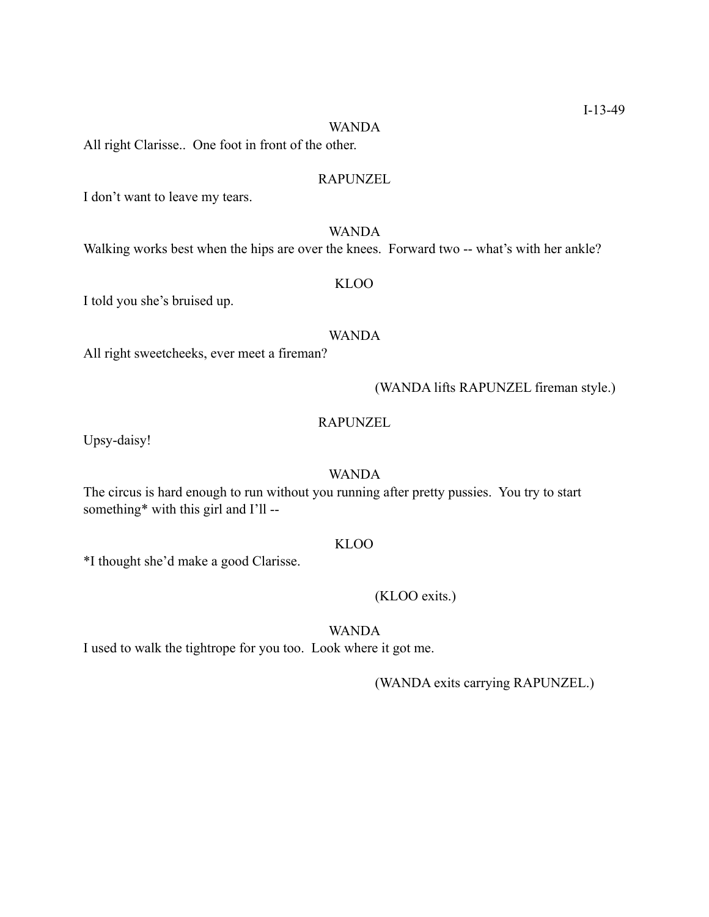WANDA

All right Clarisse..  One foot in front of the other.

RAPUNZEL

I don't want to leave my tears.

WANDA

Walking works best when the hips are over the knees.  Forward two -- what's with her ankle?

KLOO

I told you she's bruised up.

WANDA

All right sweetcheeks, ever meet a fireman?

(WANDA lifts RAPUNZEL fireman style.)

RAPUNZEL

Upsy-daisy!

WANDA

The circus is hard enough to run without you running after pretty pussies.  You try to start something* with this girl and I'll --

KLOO

*I thought she'd make a good Clarisse.

(KLOO exits.)

WANDA

I used to walk the tightrope for you too.  Look where it got me.

(WANDA exits carrying RAPUNZEL.)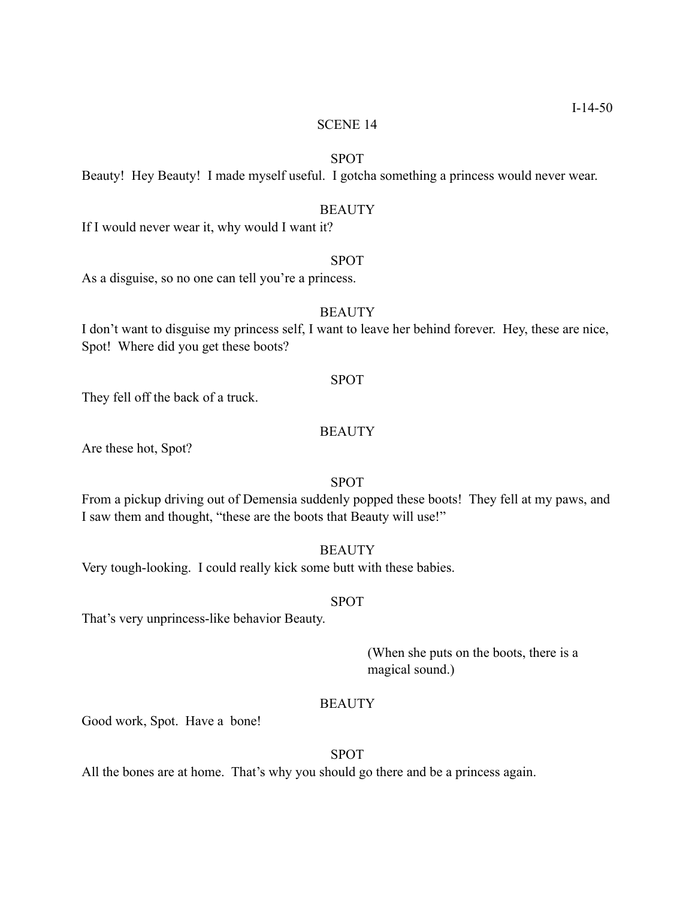## SCENE 14

SPOT

Beauty! Hey Beauty! I made myself useful. I gotcha something a princess would never wear.

BEAUTY

If I would never wear it, why would I want it?

SPOT

As a disguise, so no one can tell you're a princess.

BEAUTY

I don't want to disguise my princess self, I want to leave her behind forever. Hey, these are nice, Spot! Where did you get these boots?

SPOT

They fell off the back of a truck.

BEAUTY

Are these hot, Spot?

SPOT

From a pickup driving out of Demensia suddenly popped these boots! They fell at my paws, and I saw them and thought, "these are the boots that Beauty will use!"

BEAUTY

Very tough-looking. I could really kick some butt with these babies.

SPOT

That's very unprincess-like behavior Beauty.

(When she puts on the boots, there is a magical sound.)

BEAUTY

Good work, Spot. Have a bone!

SPOT

All the bones are at home. That's why you should go there and be a princess again.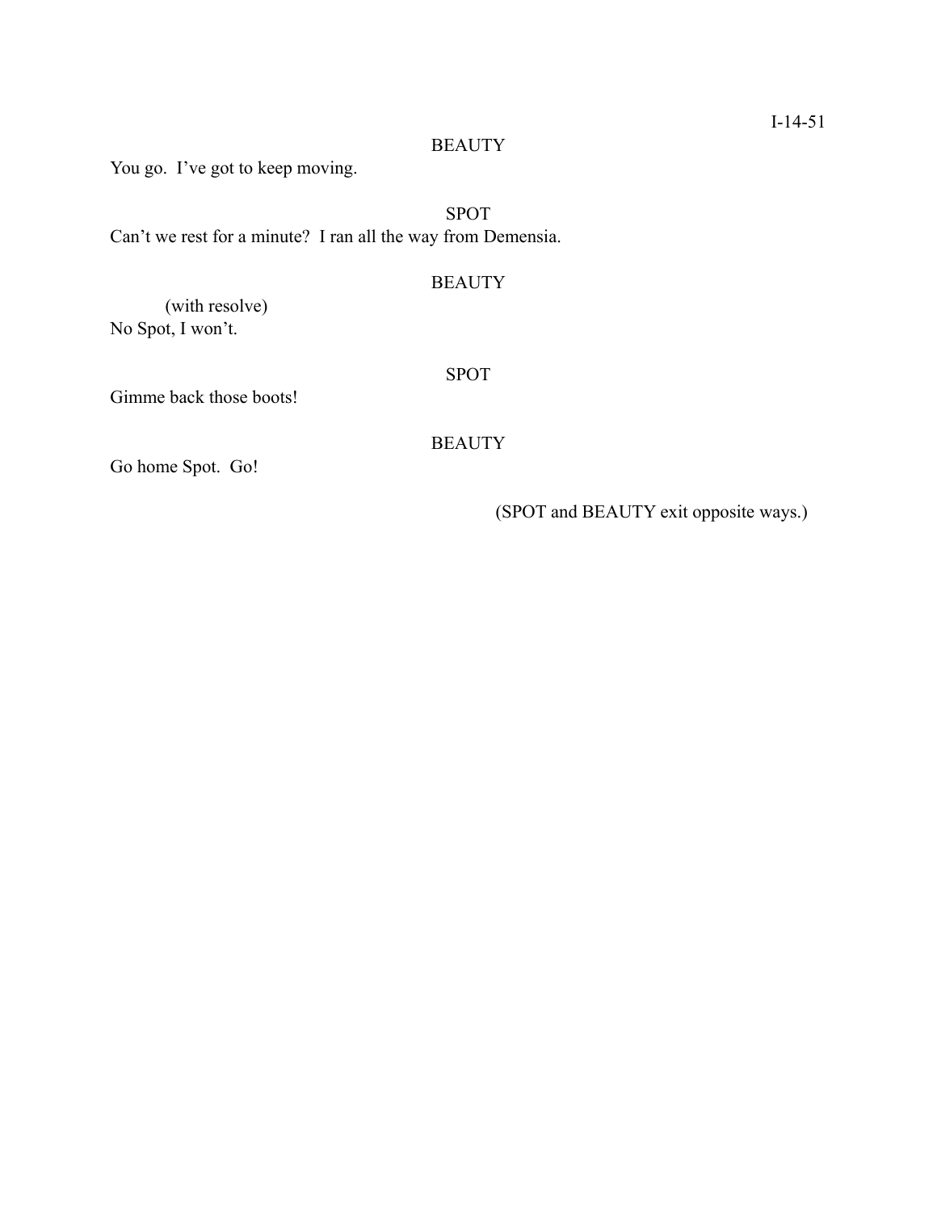BEAUTY

You go.  I've got to keep moving.

SPOT

Can't we rest for a minute?  I ran all the way from Demensia.

BEAUTY

(with resolve)

No Spot, I won't.

SPOT

Gimme back those boots!

BEAUTY

Go home Spot.  Go!

(SPOT and BEAUTY exit opposite ways.)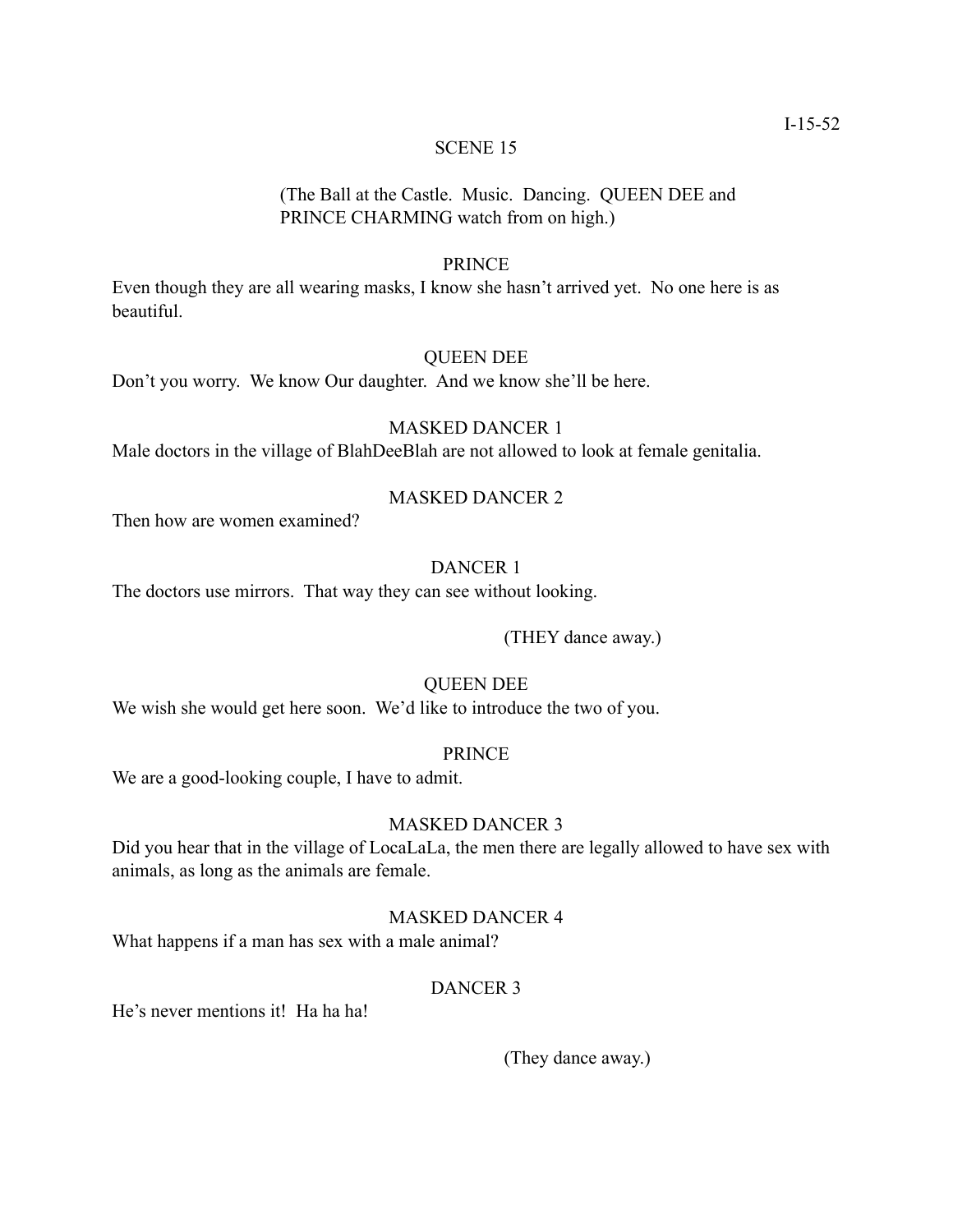I-15-52

SCENE 15

(The Ball at the Castle. Music. Dancing. QUEEN DEE and PRINCE CHARMING watch from on high.)

PRINCE

Even though they are all wearing masks, I know she hasn't arrived yet. No one here is as beautiful.

QUEEN DEE

Don't you worry. We know Our daughter. And we know she'll be here.

MASKED DANCER 1

Male doctors in the village of BlahDeeBlah are not allowed to look at female genitalia.

MASKED DANCER 2

Then how are women examined?

DANCER 1

The doctors use mirrors. That way they can see without looking.

(THEY dance away.)

QUEEN DEE

We wish she would get here soon. We'd like to introduce the two of you.

PRINCE

We are a good-looking couple, I have to admit.

MASKED DANCER 3

Did you hear that in the village of LocaLaLa, the men there are legally allowed to have sex with animals, as long as the animals are female.

MASKED DANCER 4

What happens if a man has sex with a male animal?

DANCER 3

He's never mentions it! Ha ha ha!

(They dance away.)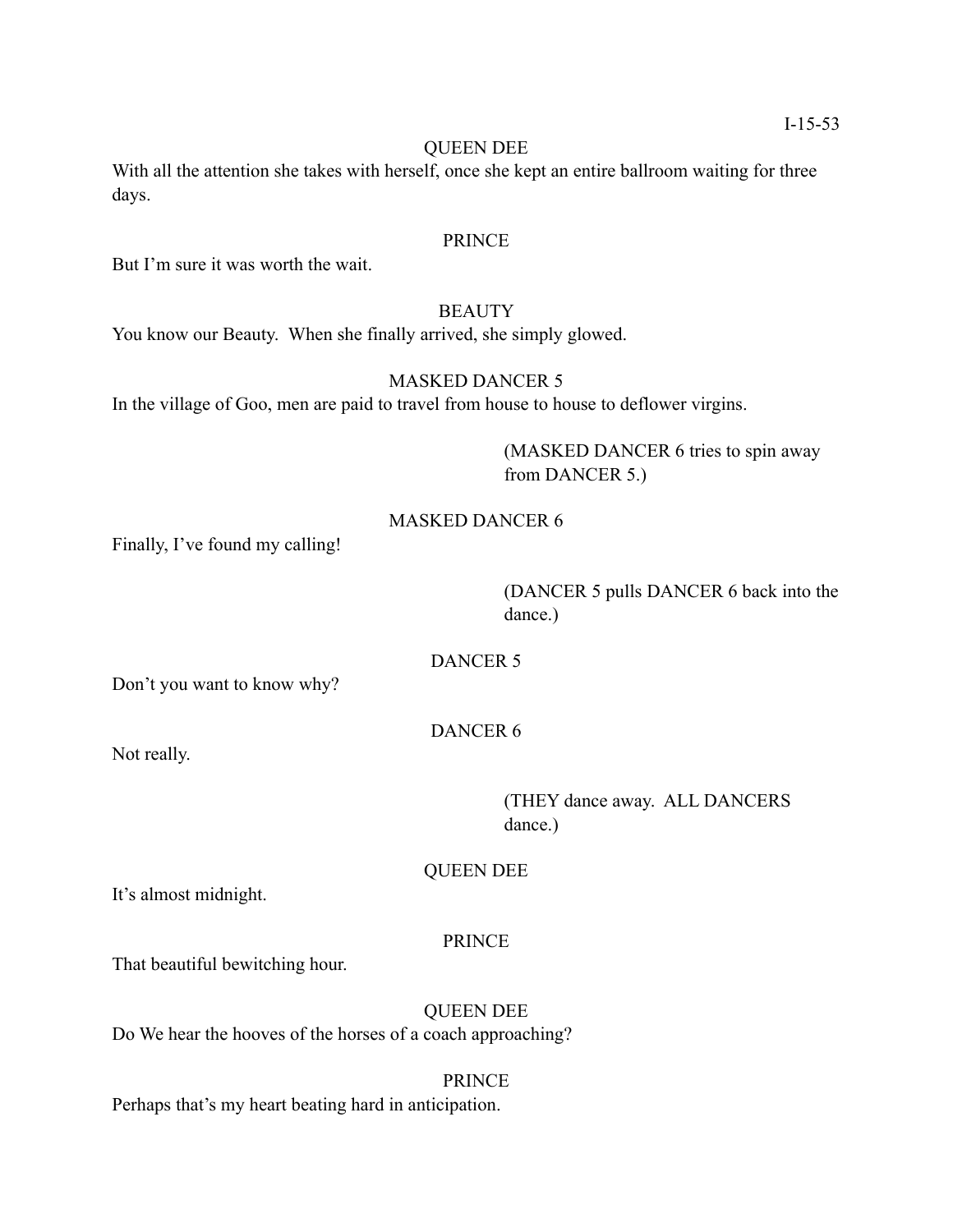QUEEN DEE

With all the attention she takes with herself, once she kept an entire ballroom waiting for three days.

PRINCE

But I'm sure it was worth the wait.

BEAUTY

You know our Beauty. When she finally arrived, she simply glowed.

MASKED DANCER 5

In the village of Goo, men are paid to travel from house to house to deflower virgins.

(MASKED DANCER 6 tries to spin away from DANCER 5.)

MASKED DANCER 6

Finally, I've found my calling!

(DANCER 5 pulls DANCER 6 back into the dance.)

DANCER 5

Don't you want to know why?

DANCER 6

Not really.

(THEY dance away. ALL DANCERS dance.)

QUEEN DEE

It's almost midnight.

PRINCE

That beautiful bewitching hour.

QUEEN DEE

Do We hear the hooves of the horses of a coach approaching?

PRINCE

Perhaps that's my heart beating hard in anticipation.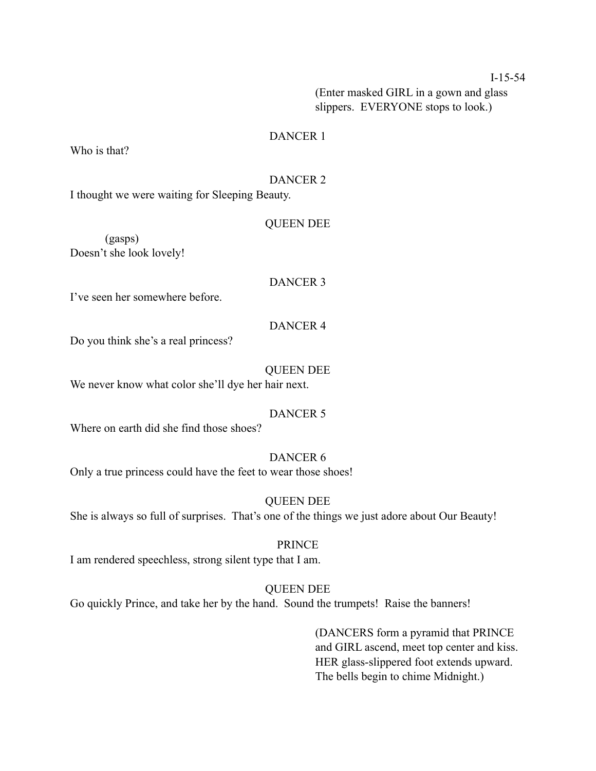I-15-54

(Enter masked GIRL in a gown and glass slippers. EVERYONE stops to look.)

DANCER 1

Who is that?

DANCER 2

I thought we were waiting for Sleeping Beauty.

QUEEN DEE

(gasps)

Doesn't she look lovely!

DANCER 3

I've seen her somewhere before.

DANCER 4

Do you think she's a real princess?

QUEEN DEE

We never know what color she'll dye her hair next.

DANCER 5

Where on earth did she find those shoes?

DANCER 6

Only a true princess could have the feet to wear those shoes!

QUEEN DEE

She is always so full of surprises. That's one of the things we just adore about Our Beauty!

PRINCE

I am rendered speechless, strong silent type that I am.

QUEEN DEE

Go quickly Prince, and take her by the hand. Sound the trumpets! Raise the banners!

(DANCERS form a pyramid that PRINCE and GIRL ascend, meet top center and kiss. HER glass-slippered foot extends upward. The bells begin to chime Midnight.)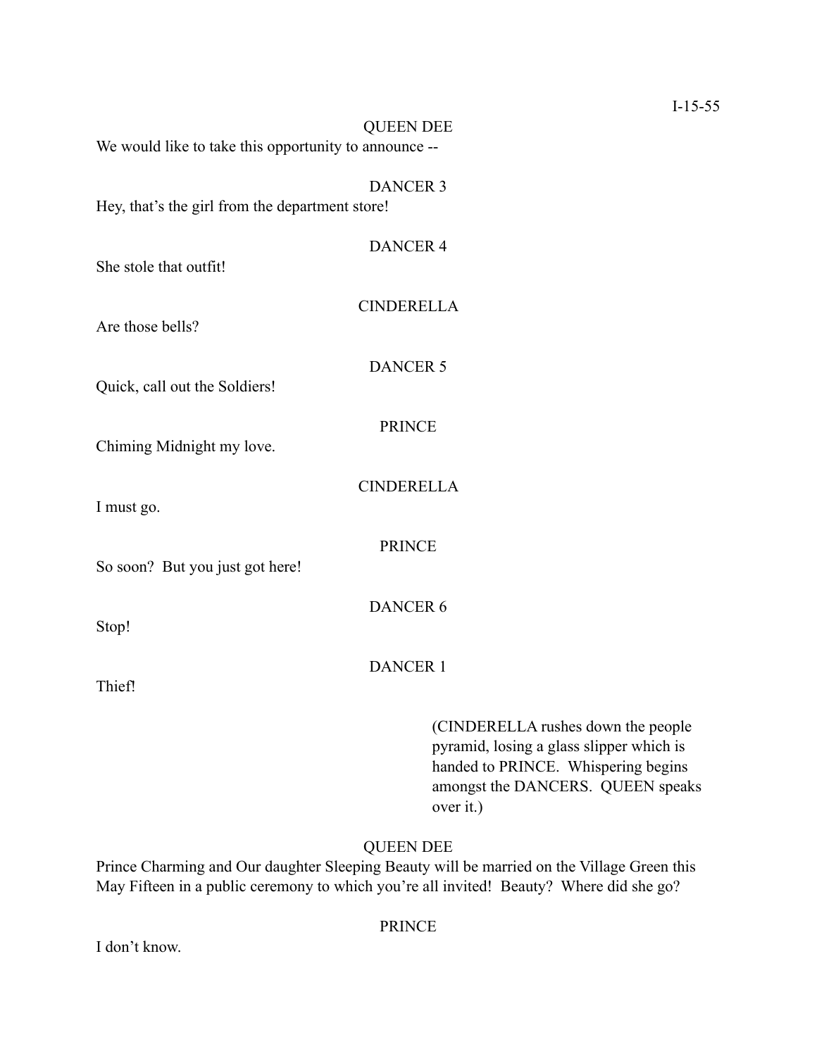QUEEN DEE

We would like to take this opportunity to announce --

DANCER 3

Hey, that's the girl from the department store!

DANCER 4

She stole that outfit!

CINDERELLA

Are those bells?

DANCER 5

Quick, call out the Soldiers!

PRINCE

Chiming Midnight my love.

CINDERELLA

I must go.

PRINCE

So soon? But you just got here!

DANCER 6

Stop!

DANCER 1

Thief!

(CINDERELLA rushes down the people pyramid, losing a glass slipper which is handed to PRINCE. Whispering begins amongst the DANCERS. QUEEN speaks over it.)

QUEEN DEE

Prince Charming and Our daughter Sleeping Beauty will be married on the Village Green this May Fifteen in a public ceremony to which you're all invited! Beauty? Where did she go?

PRINCE

I don't know.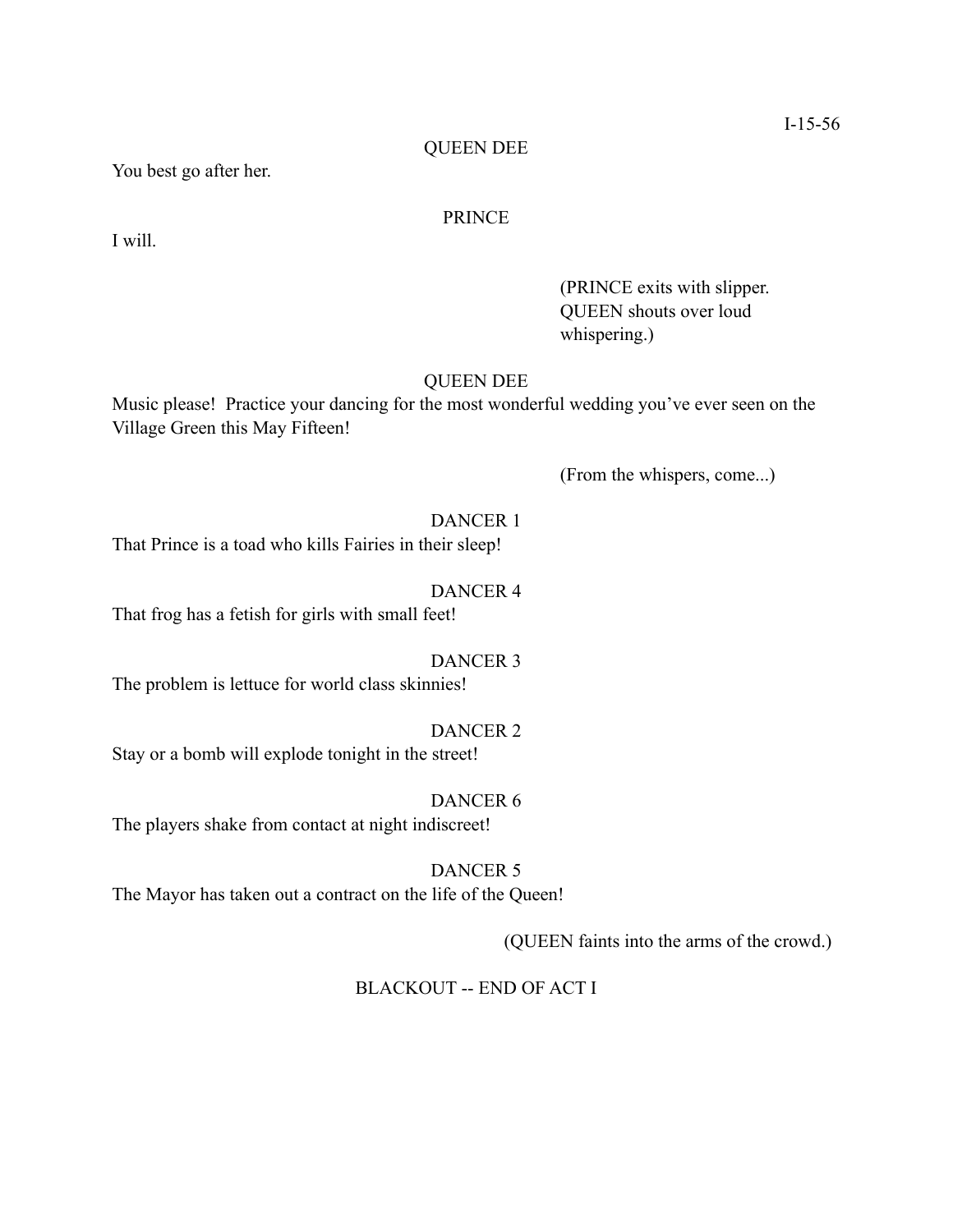QUEEN DEE

You best go after her.

PRINCE

I will.

(PRINCE exits with slipper. QUEEN shouts over loud whispering.)

QUEEN DEE

Music please!  Practice your dancing for the most wonderful wedding you've ever seen on the Village Green this May Fifteen!

(From the whispers, come...)

DANCER 1

That Prince is a toad who kills Fairies in their sleep!

DANCER 4

That frog has a fetish for girls with small feet!

DANCER 3

The problem is lettuce for world class skinnies!

DANCER 2

Stay or a bomb will explode tonight in the street!

DANCER 6

The players shake from contact at night indiscreet!

DANCER 5

The Mayor has taken out a contract on the life of the Queen!

(QUEEN faints into the arms of the crowd.)

BLACKOUT -- END OF ACT I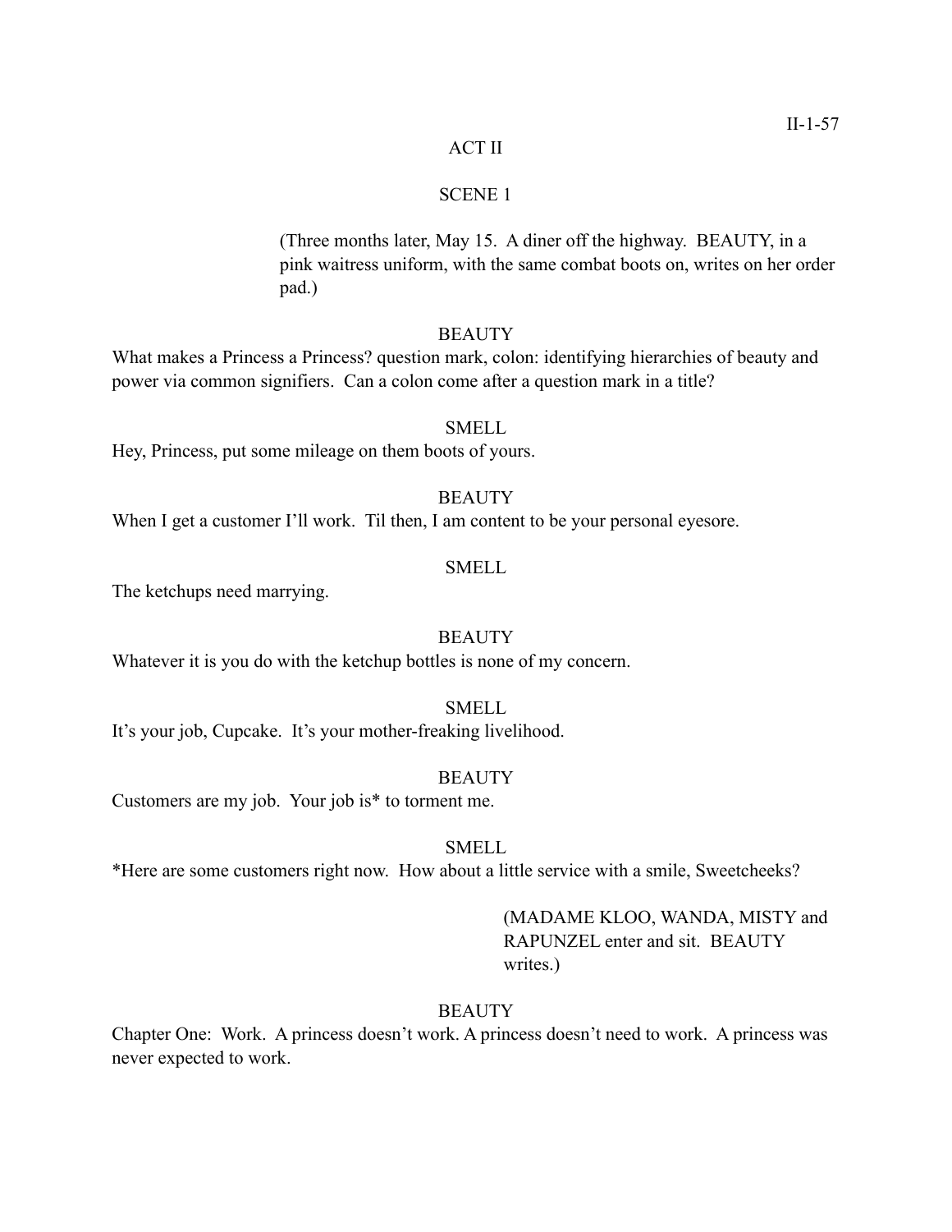ACT II

SCENE 1

(Three months later, May 15. A diner off the highway. BEAUTY, in a pink waitress uniform, with the same combat boots on, writes on her order pad.)

BEAUTY

What makes a Princess a Princess? question mark, colon: identifying hierarchies of beauty and power via common signifiers. Can a colon come after a question mark in a title?

SMELL

Hey, Princess, put some mileage on them boots of yours.

BEAUTY

When I get a customer I'll work. Til then, I am content to be your personal eyesore.

SMELL

The ketchups need marrying.

BEAUTY

Whatever it is you do with the ketchup bottles is none of my concern.

SMELL

It's your job, Cupcake. It's your mother-freaking livelihood.

BEAUTY

Customers are my job. Your job is* to torment me.

SMELL

*Here are some customers right now. How about a little service with a smile, Sweetcheeks?

(MADAME KLOO, WANDA, MISTY and RAPUNZEL enter and sit. BEAUTY writes.)

BEAUTY

Chapter One: Work. A princess doesn't work. A princess doesn't need to work. A princess was never expected to work.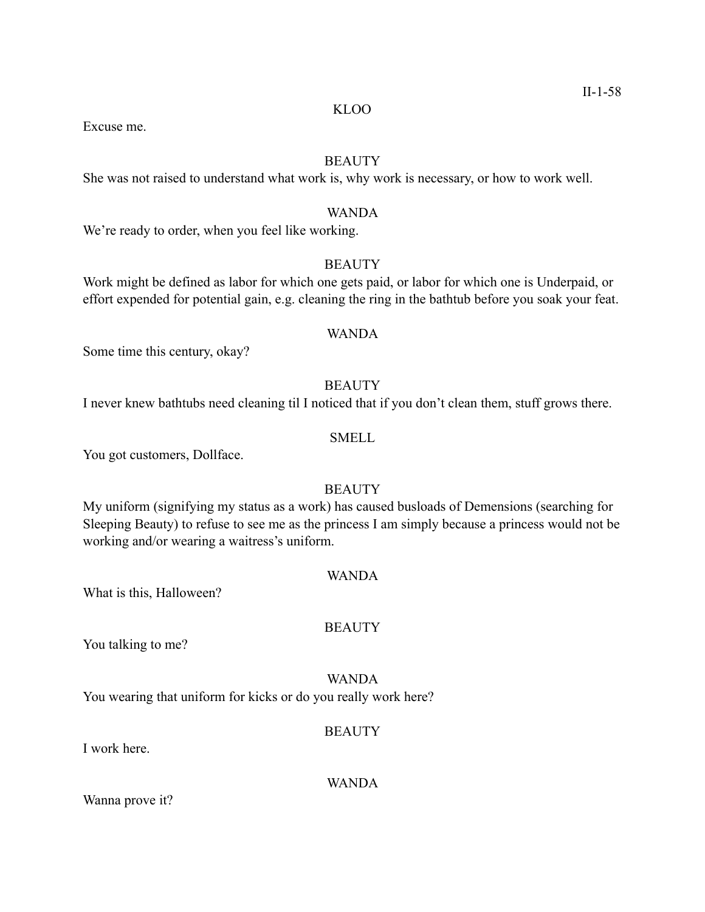KLOO

Excuse me.

BEAUTY

She was not raised to understand what work is, why work is necessary, or how to work well.

WANDA

We're ready to order, when you feel like working.

BEAUTY

Work might be defined as labor for which one gets paid, or labor for which one is Underpaid, or effort expended for potential gain, e.g. cleaning the ring in the bathtub before you soak your feat.

WANDA

Some time this century, okay?

BEAUTY

I never knew bathtubs need cleaning til I noticed that if you don't clean them, stuff grows there.

SMELL

You got customers, Dollface.

BEAUTY

My uniform (signifying my status as a work) has caused busloads of Demensions (searching for Sleeping Beauty) to refuse to see me as the princess I am simply because a princess would not be working and/or wearing a waitress's uniform.

WANDA

What is this, Halloween?

BEAUTY

You talking to me?

WANDA

You wearing that uniform for kicks or do you really work here?

BEAUTY

I work here.

WANDA

Wanna prove it?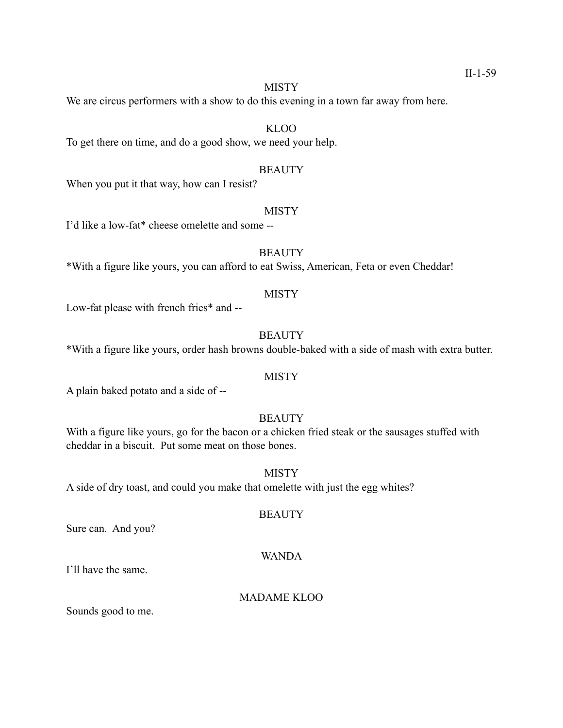MISTY

We are circus performers with a show to do this evening in a town far away from here.

KLOO

To get there on time, and do a good show, we need your help.

BEAUTY

When you put it that way, how can I resist?

MISTY

I'd like a low-fat* cheese omelette and some --

BEAUTY

*With a figure like yours, you can afford to eat Swiss, American, Feta or even Cheddar!

MISTY

Low-fat please with french fries* and --

BEAUTY

*With a figure like yours, order hash browns double-baked with a side of mash with extra butter.

MISTY

A plain baked potato and a side of --

BEAUTY

With a figure like yours, go for the bacon or a chicken fried steak or the sausages stuffed with cheddar in a biscuit. Put some meat on those bones.

MISTY

A side of dry toast, and could you make that omelette with just the egg whites?

BEAUTY

Sure can. And you?

WANDA

I'll have the same.

MADAME KLOO

Sounds good to me.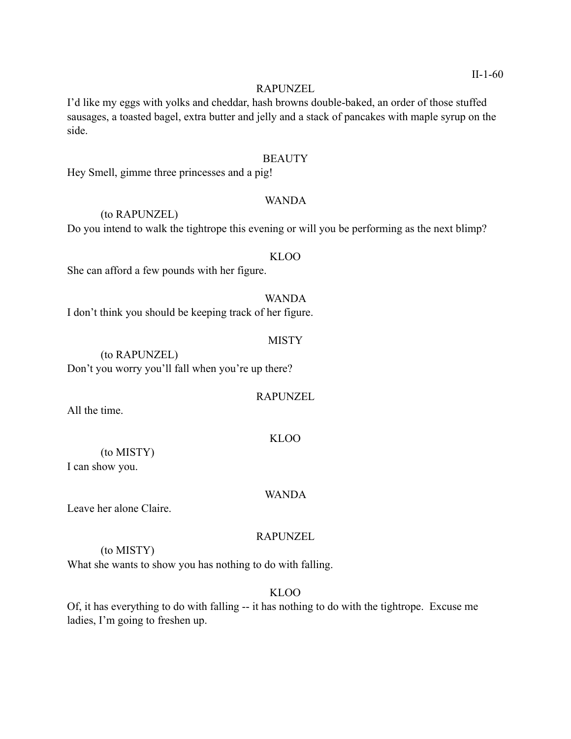RAPUNZEL

I'd like my eggs with yolks and cheddar, hash browns double-baked, an order of those stuffed sausages, a toasted bagel, extra butter and jelly and a stack of pancakes with maple syrup on the side.

BEAUTY

Hey Smell, gimme three princesses and a pig!

WANDA

(to RAPUNZEL)

Do you intend to walk the tightrope this evening or will you be performing as the next blimp?

KLOO

She can afford a few pounds with her figure.

WANDA

I don't think you should be keeping track of her figure.

MISTY

(to RAPUNZEL)

Don't you worry you'll fall when you're up there?

RAPUNZEL

All the time.

KLOO

(to MISTY)

I can show you.

WANDA

Leave her alone Claire.

RAPUNZEL

(to MISTY)

What she wants to show you has nothing to do with falling.

KLOO

Of, it has everything to do with falling -- it has nothing to do with the tightrope. Excuse me ladies, I'm going to freshen up.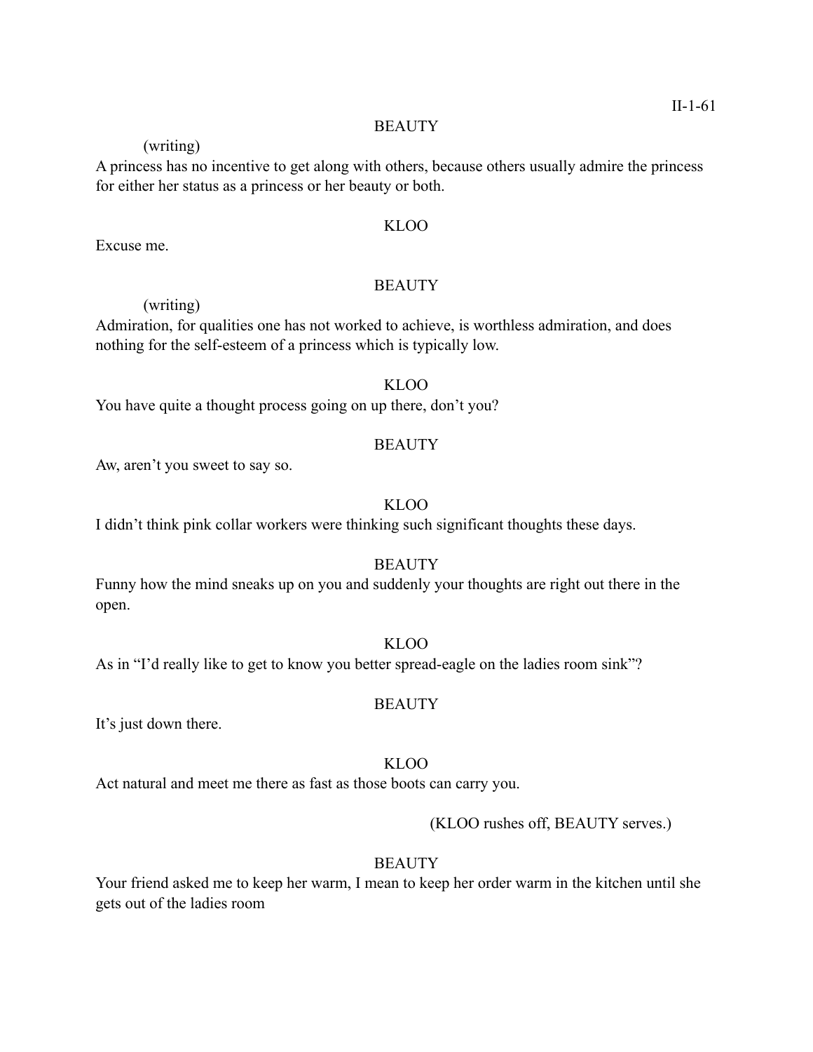BEAUTY

(writing)

A princess has no incentive to get along with others, because others usually admire the princess for either her status as a princess or her beauty or both.

KLOO

Excuse me.

BEAUTY

(writing)

Admiration, for qualities one has not worked to achieve, is worthless admiration, and does nothing for the self-esteem of a princess which is typically low.

KLOO

You have quite a thought process going on up there, don't you?

BEAUTY

Aw, aren't you sweet to say so.

KLOO

I didn't think pink collar workers were thinking such significant thoughts these days.

BEAUTY

Funny how the mind sneaks up on you and suddenly your thoughts are right out there in the open.

KLOO

As in "I'd really like to get to know you better spread-eagle on the ladies room sink"?

BEAUTY

It's just down there.

KLOO

Act natural and meet me there as fast as those boots can carry you.

(KLOO rushes off, BEAUTY serves.)

BEAUTY

Your friend asked me to keep her warm, I mean to keep her order warm in the kitchen until she gets out of the ladies room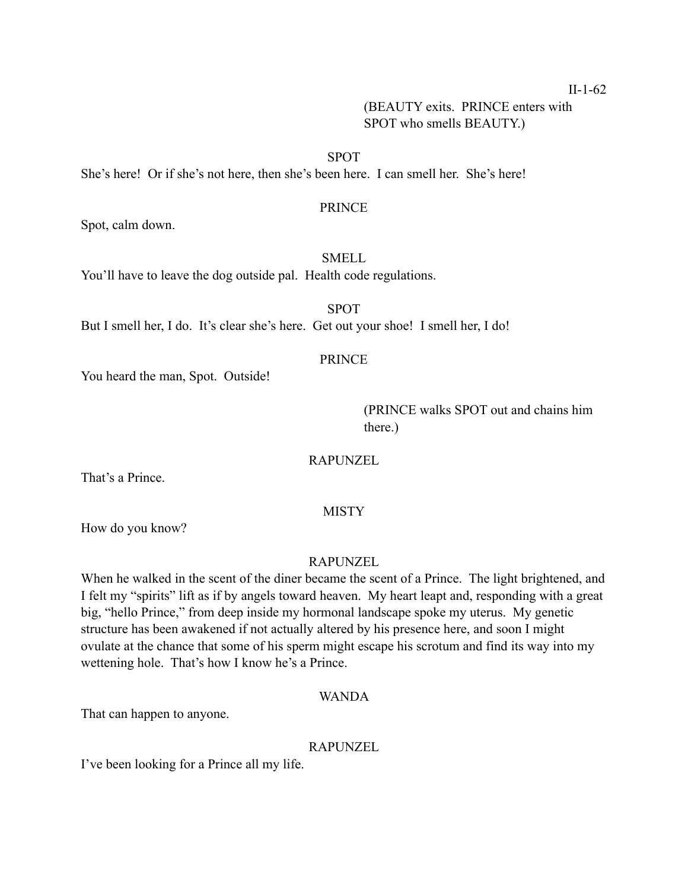(BEAUTY exits. PRINCE enters with SPOT who smells BEAUTY.)

SPOT

She's here! Or if she's not here, then she's been here. I can smell her. She's here!

PRINCE

Spot, calm down.

SMELL

You'll have to leave the dog outside pal. Health code regulations.

SPOT

But I smell her, I do. It's clear she's here. Get out your shoe! I smell her, I do!

PRINCE

You heard the man, Spot. Outside!

(PRINCE walks SPOT out and chains him there.)

RAPUNZEL

That's a Prince.

MISTY

How do you know?

RAPUNZEL

When he walked in the scent of the diner became the scent of a Prince. The light brightened, and I felt my "spirits" lift as if by angels toward heaven. My heart leapt and, responding with a great big, "hello Prince," from deep inside my hormonal landscape spoke my uterus. My genetic structure has been awakened if not actually altered by his presence here, and soon I might ovulate at the chance that some of his sperm might escape his scrotum and find its way into my wettening hole. That's how I know he's a Prince.

WANDA

That can happen to anyone.

RAPUNZEL

I've been looking for a Prince all my life.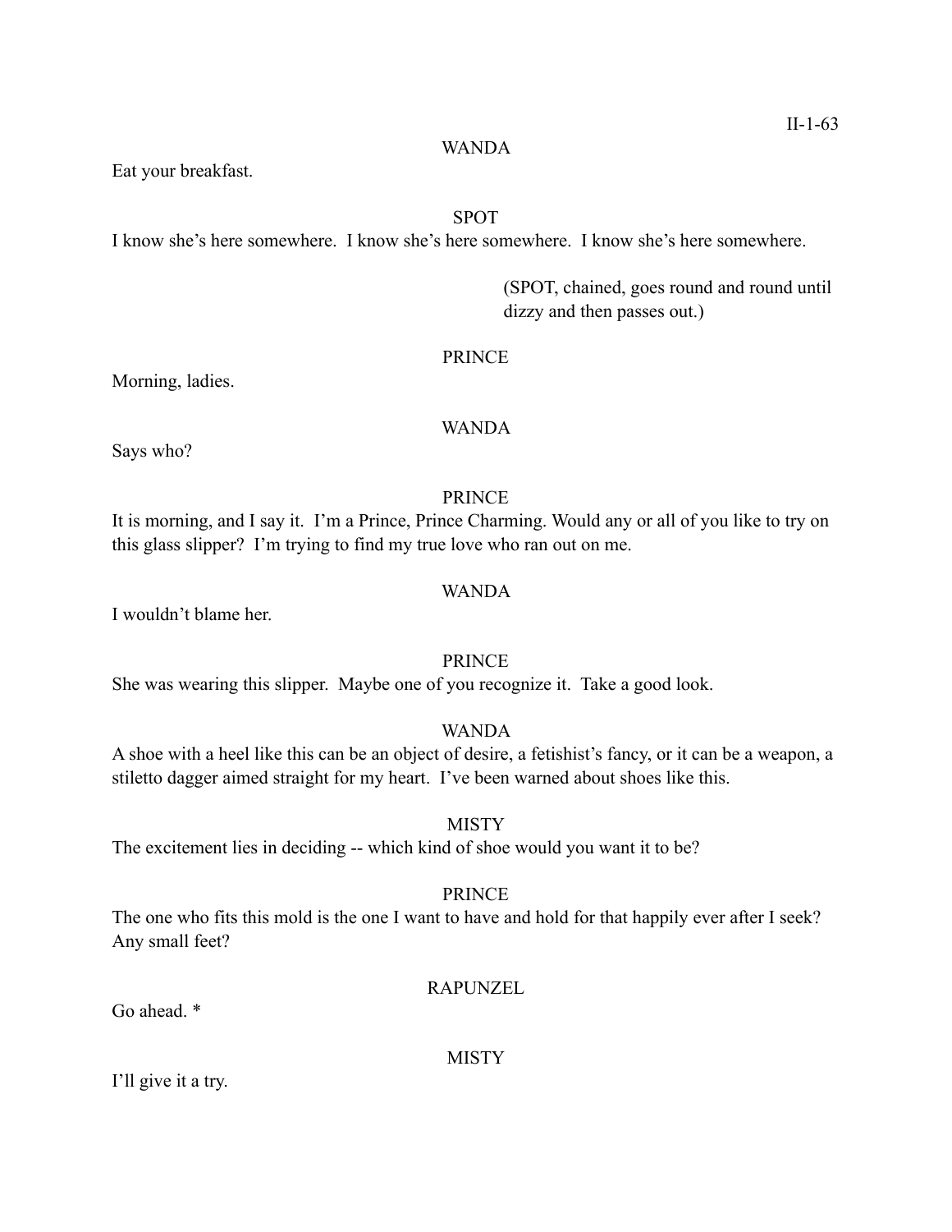WANDA

Eat your breakfast.

SPOT

I know she's here somewhere. I know she's here somewhere. I know she's here somewhere.

(SPOT, chained, goes round and round until dizzy and then passes out.)

PRINCE

Morning, ladies.

WANDA

Says who?

PRINCE

It is morning, and I say it. I'm a Prince, Prince Charming. Would any or all of you like to try on this glass slipper? I'm trying to find my true love who ran out on me.

WANDA

I wouldn't blame her.

PRINCE

She was wearing this slipper. Maybe one of you recognize it. Take a good look.

WANDA

A shoe with a heel like this can be an object of desire, a fetishist's fancy, or it can be a weapon, a stiletto dagger aimed straight for my heart. I've been warned about shoes like this.

MISTY

The excitement lies in deciding -- which kind of shoe would you want it to be?

PRINCE

The one who fits this mold is the one I want to have and hold for that happily ever after I seek? Any small feet?

RAPUNZEL

Go ahead. *

MISTY

I'll give it a try.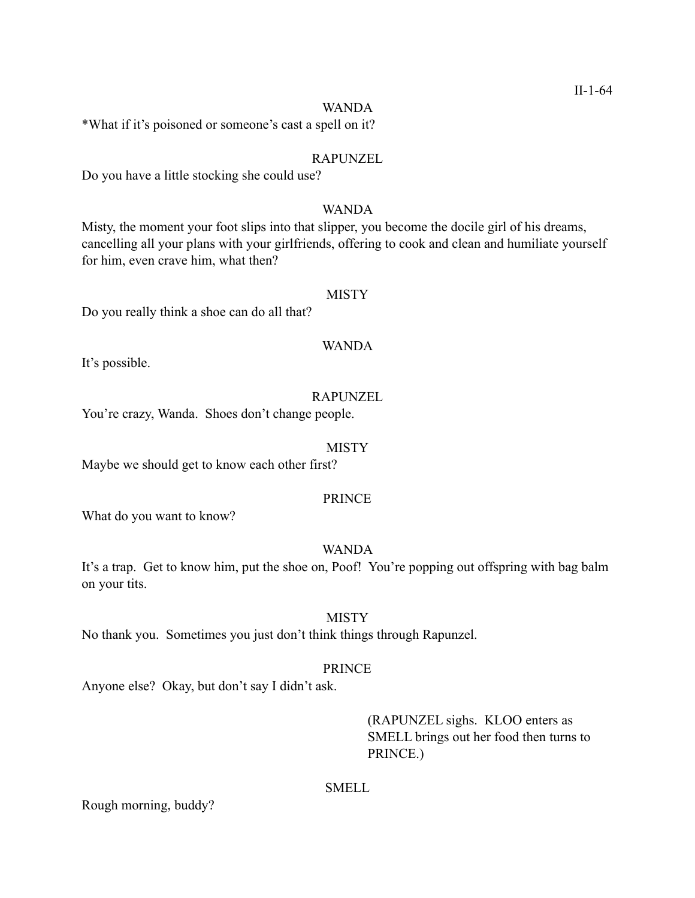WANDA

*What if it's poisoned or someone's cast a spell on it?

RAPUNZEL

Do you have a little stocking she could use?

WANDA

Misty, the moment your foot slips into that slipper, you become the docile girl of his dreams, cancelling all your plans with your girlfriends, offering to cook and clean and humiliate yourself for him, even crave him, what then?

MISTY

Do you really think a shoe can do all that?

WANDA

It's possible.

RAPUNZEL

You're crazy, Wanda. Shoes don't change people.

MISTY

Maybe we should get to know each other first?

PRINCE

What do you want to know?

WANDA

It's a trap. Get to know him, put the shoe on, Poof! You're popping out offspring with bag balm on your tits.

MISTY

No thank you. Sometimes you just don't think things through Rapunzel.

PRINCE

Anyone else? Okay, but don't say I didn't ask.

(RAPUNZEL sighs. KLOO enters as SMELL brings out her food then turns to PRINCE.)

SMELL

Rough morning, buddy?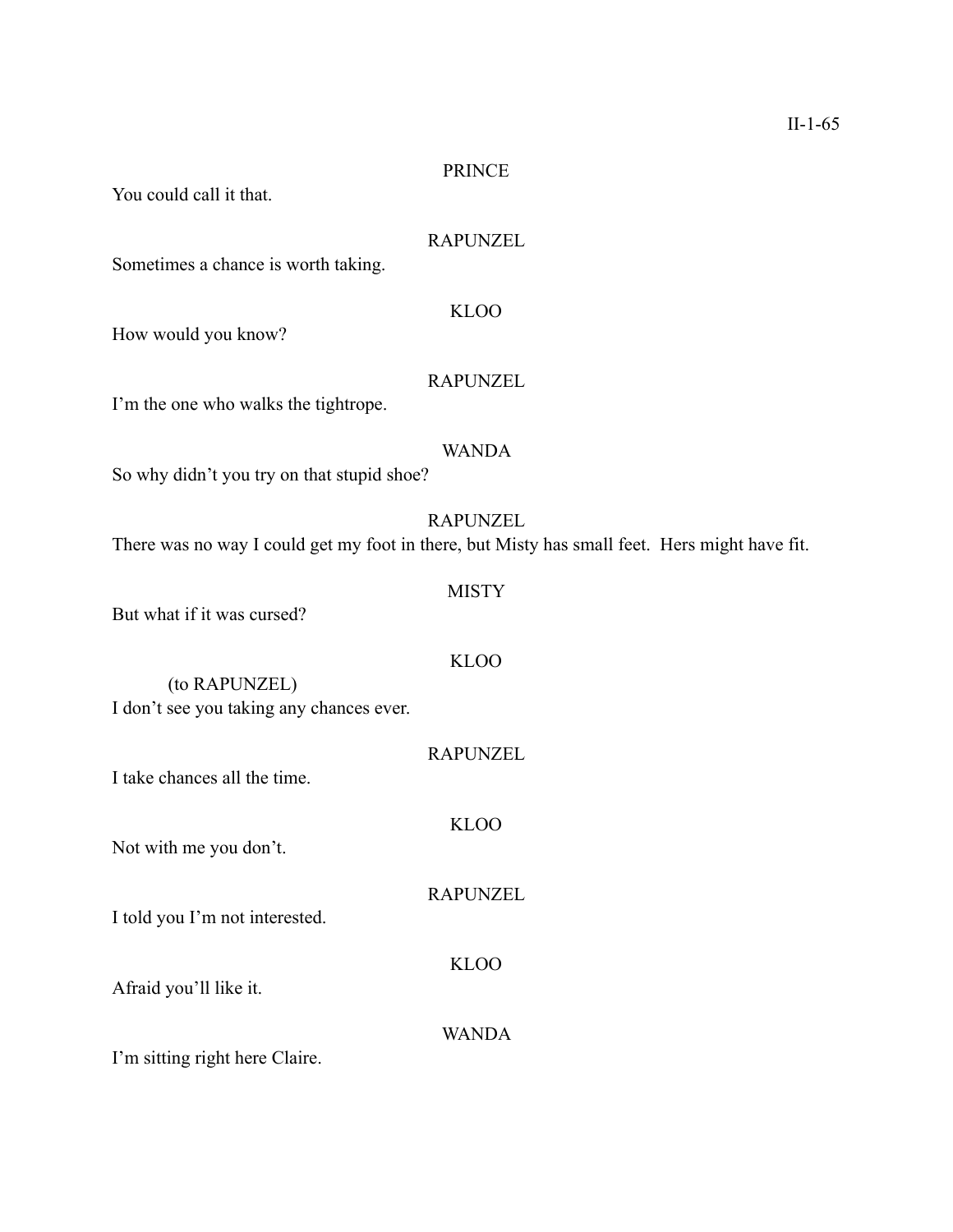PRINCE

You could call it that.

RAPUNZEL

Sometimes a chance is worth taking.

KLOO

How would you know?

RAPUNZEL

I'm the one who walks the tightrope.

WANDA

So why didn't you try on that stupid shoe?

RAPUNZEL

There was no way I could get my foot in there, but Misty has small feet. Hers might have fit.

MISTY

But what if it was cursed?

KLOO

(to RAPUNZEL)

I don't see you taking any chances ever.

RAPUNZEL

I take chances all the time.

KLOO

Not with me you don't.

RAPUNZEL

I told you I'm not interested.

KLOO

Afraid you'll like it.

WANDA

I'm sitting right here Claire.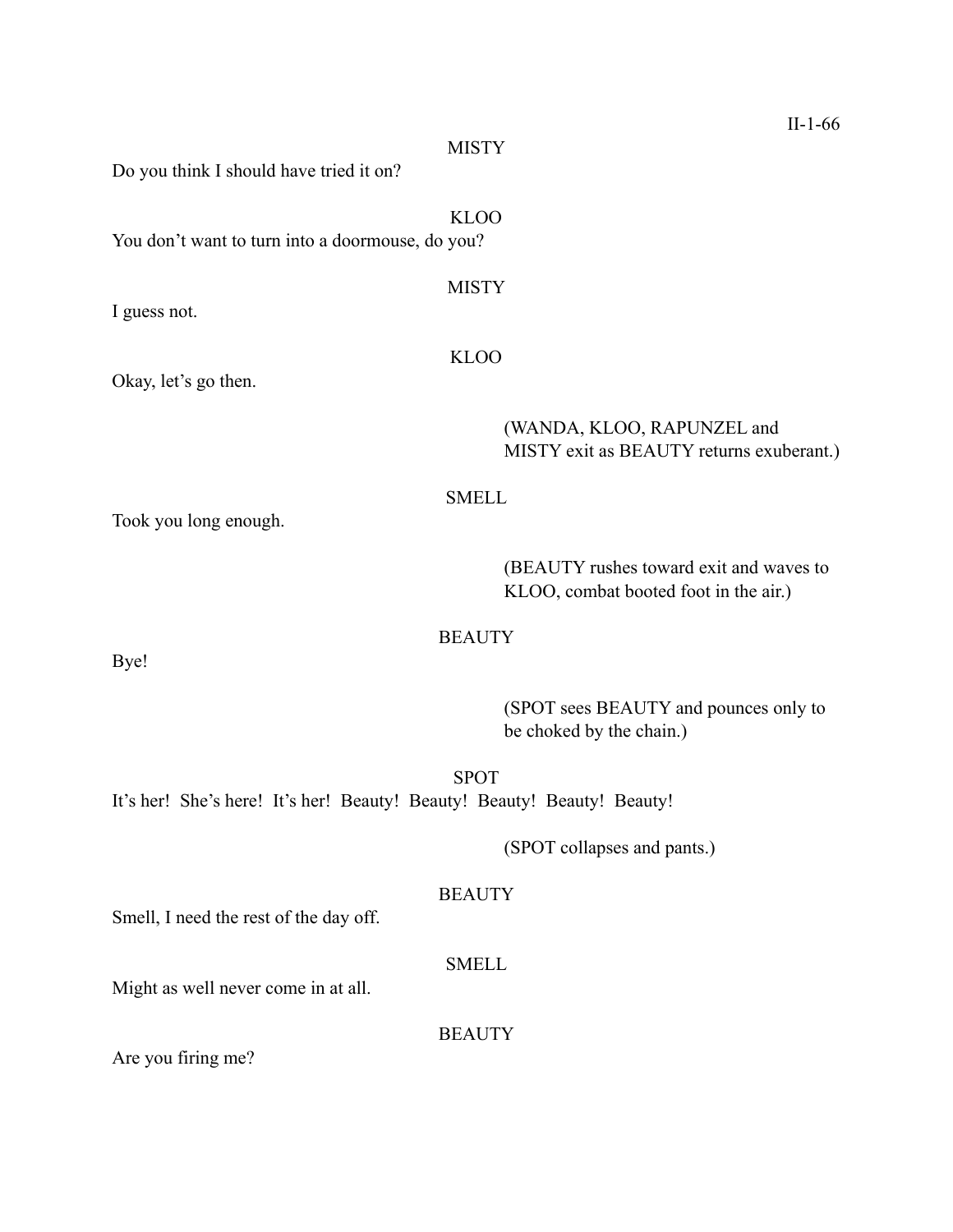MISTY

Do you think I should have tried it on?

KLOO

You don't want to turn into a doormouse, do you?

MISTY

I guess not.

KLOO

Okay, let's go then.

(WANDA, KLOO, RAPUNZEL and MISTY exit as BEAUTY returns exuberant.)

SMELL

Took you long enough.

(BEAUTY rushes toward exit and waves to KLOO, combat booted foot in the air.)

BEAUTY

Bye!

(SPOT sees BEAUTY and pounces only to be choked by the chain.)

SPOT

It's her! She's here! It's her! Beauty! Beauty! Beauty! Beauty! Beauty!

(SPOT collapses and pants.)

BEAUTY

Smell, I need the rest of the day off.

SMELL

Might as well never come in at all.

BEAUTY

Are you firing me?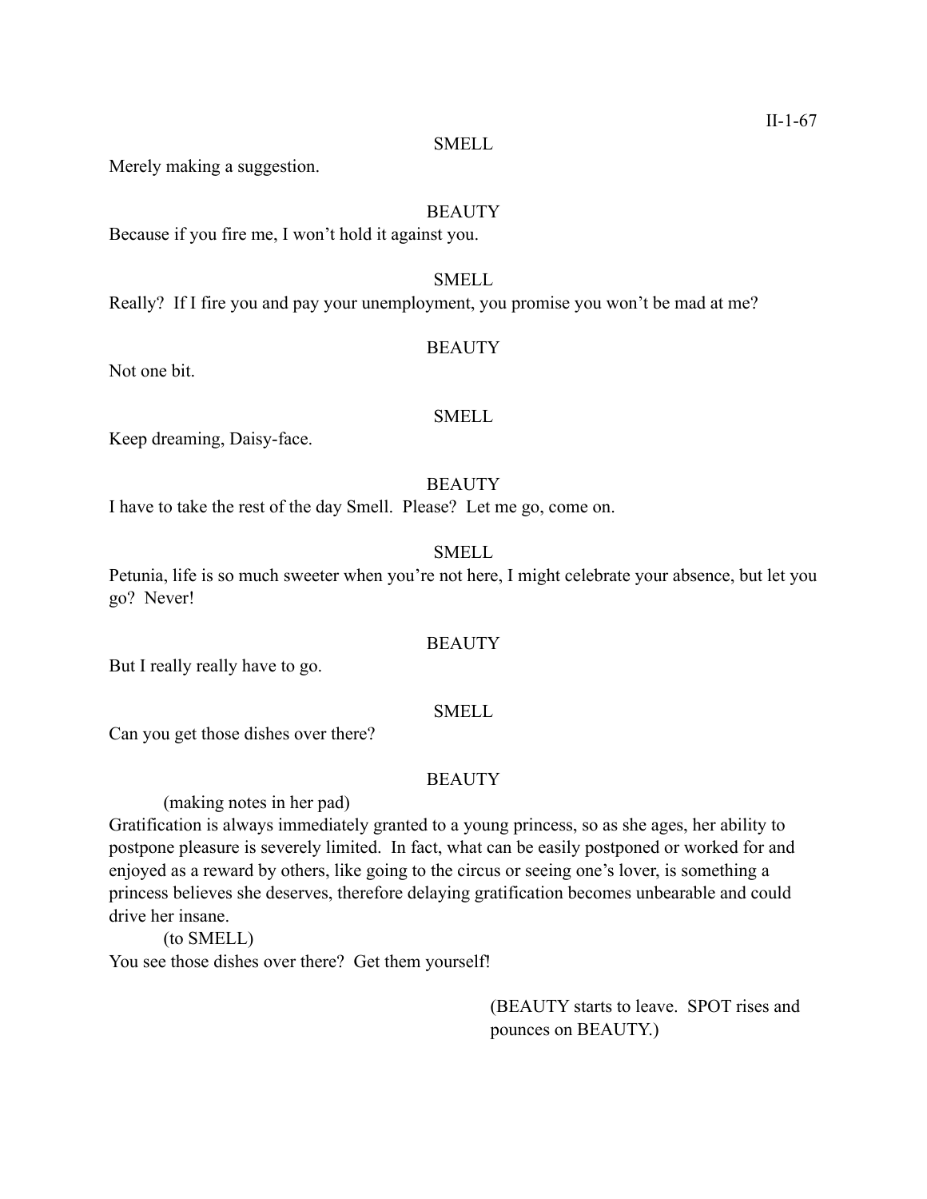SMELL

Merely making a suggestion.

BEAUTY

Because if you fire me, I won't hold it against you.

SMELL

Really? If I fire you and pay your unemployment, you promise you won't be mad at me?

BEAUTY

Not one bit.

SMELL

Keep dreaming, Daisy-face.

BEAUTY

I have to take the rest of the day Smell. Please? Let me go, come on.

SMELL

Petunia, life is so much sweeter when you're not here, I might celebrate your absence, but let you go? Never!

BEAUTY

But I really really have to go.

SMELL

Can you get those dishes over there?

BEAUTY

(making notes in her pad)

Gratification is always immediately granted to a young princess, so as she ages, her ability to postpone pleasure is severely limited. In fact, what can be easily postponed or worked for and enjoyed as a reward by others, like going to the circus or seeing one's lover, is something a princess believes she deserves, therefore delaying gratification becomes unbearable and could drive her insane.

(to SMELL)

You see those dishes over there? Get them yourself!

(BEAUTY starts to leave. SPOT rises and pounces on BEAUTY.)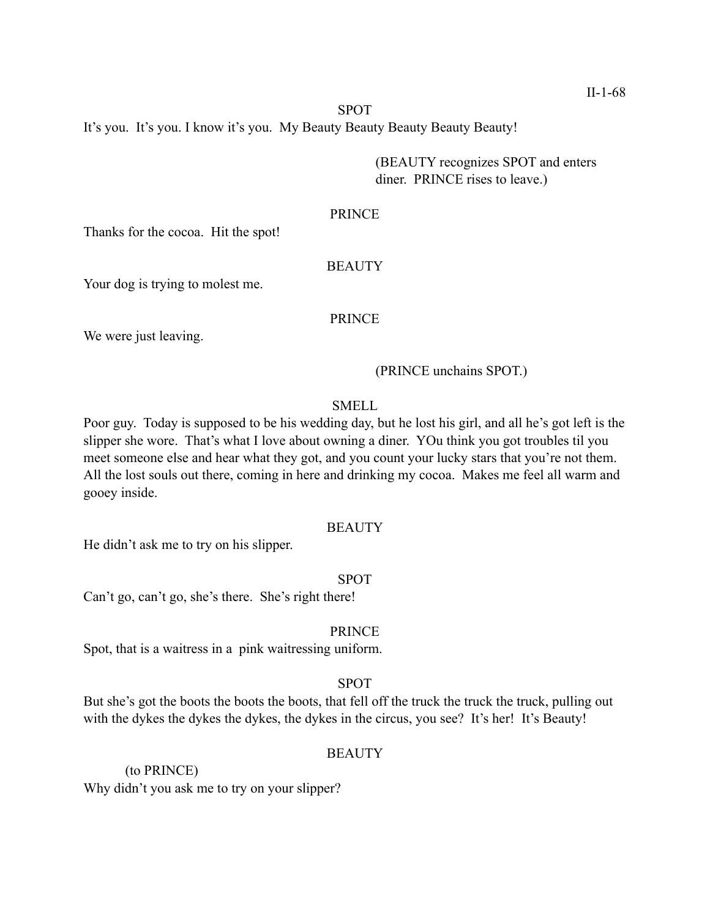SPOT

It's you. It's you. I know it's you. My Beauty Beauty Beauty Beauty Beauty!

(BEAUTY recognizes SPOT and enters diner. PRINCE rises to leave.)

PRINCE

Thanks for the cocoa. Hit the spot!

BEAUTY

Your dog is trying to molest me.

PRINCE

We were just leaving.

(PRINCE unchains SPOT.)

SMELL

Poor guy. Today is supposed to be his wedding day, but he lost his girl, and all he's got left is the slipper she wore. That's what I love about owning a diner. YOu think you got troubles til you meet someone else and hear what they got, and you count your lucky stars that you're not them. All the lost souls out there, coming in here and drinking my cocoa. Makes me feel all warm and gooey inside.

BEAUTY

He didn't ask me to try on his slipper.

SPOT

Can't go, can't go, she's there. She's right there!

PRINCE

Spot, that is a waitress in a pink waitressing uniform.

SPOT

But she's got the boots the boots the boots, that fell off the truck the truck the truck, pulling out with the dykes the dykes the dykes, the dykes in the circus, you see? It's her! It's Beauty!

BEAUTY

(to PRINCE)

Why didn't you ask me to try on your slipper?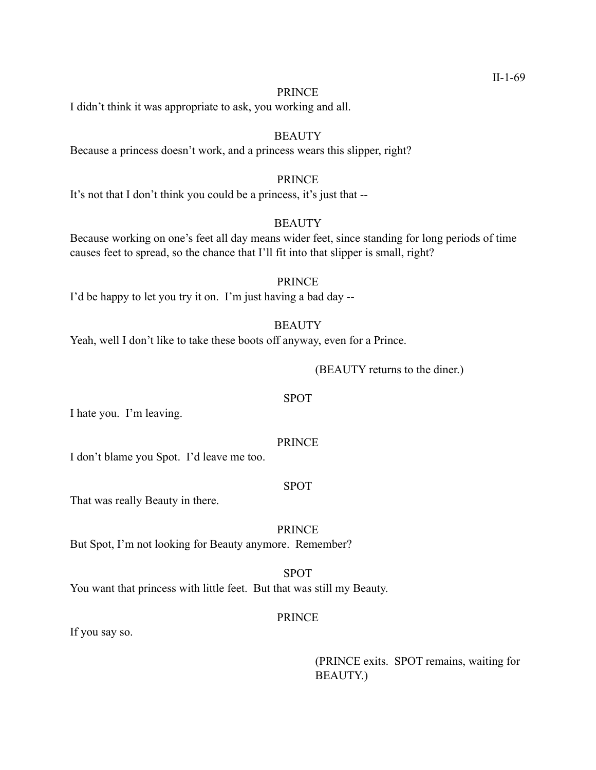PRINCE

I didn't think it was appropriate to ask, you working and all.

BEAUTY

Because a princess doesn't work, and a princess wears this slipper, right?

PRINCE

It's not that I don't think you could be a princess, it's just that --

BEAUTY

Because working on one's feet all day means wider feet, since standing for long periods of time causes feet to spread, so the chance that I'll fit into that slipper is small, right?

PRINCE

I'd be happy to let you try it on. I'm just having a bad day --

BEAUTY

Yeah, well I don't like to take these boots off anyway, even for a Prince.

(BEAUTY returns to the diner.)

SPOT

I hate you. I'm leaving.

PRINCE

I don't blame you Spot. I'd leave me too.

SPOT

That was really Beauty in there.

PRINCE

But Spot, I'm not looking for Beauty anymore. Remember?

SPOT

You want that princess with little feet. But that was still my Beauty.

PRINCE

If you say so.

(PRINCE exits. SPOT remains, waiting for BEAUTY.)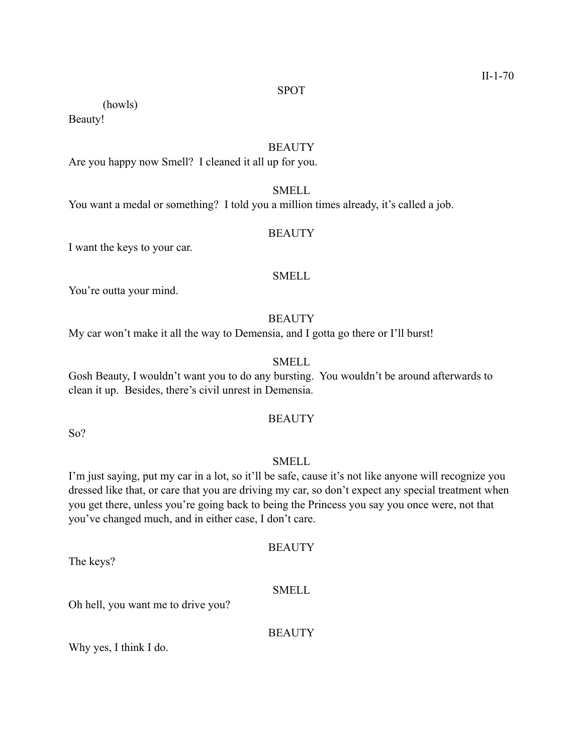SPOT

(howls)

Beauty!

BEAUTY

Are you happy now Smell? I cleaned it all up for you.

SMELL

You want a medal or something? I told you a million times already, it's called a job.

BEAUTY

I want the keys to your car.

SMELL

You're outta your mind.

BEAUTY

My car won't make it all the way to Demensia, and I gotta go there or I'll burst!

SMELL

Gosh Beauty, I wouldn't want you to do any bursting. You wouldn't be around afterwards to clean it up. Besides, there's civil unrest in Demensia.

BEAUTY

So?

SMELL

I'm just saying, put my car in a lot, so it'll be safe, cause it's not like anyone will recognize you dressed like that, or care that you are driving my car, so don't expect any special treatment when you get there, unless you're going back to being the Princess you say you once were, not that you've changed much, and in either case, I don't care.

BEAUTY

The keys?

SMELL

Oh hell, you want me to drive you?

BEAUTY

Why yes, I think I do.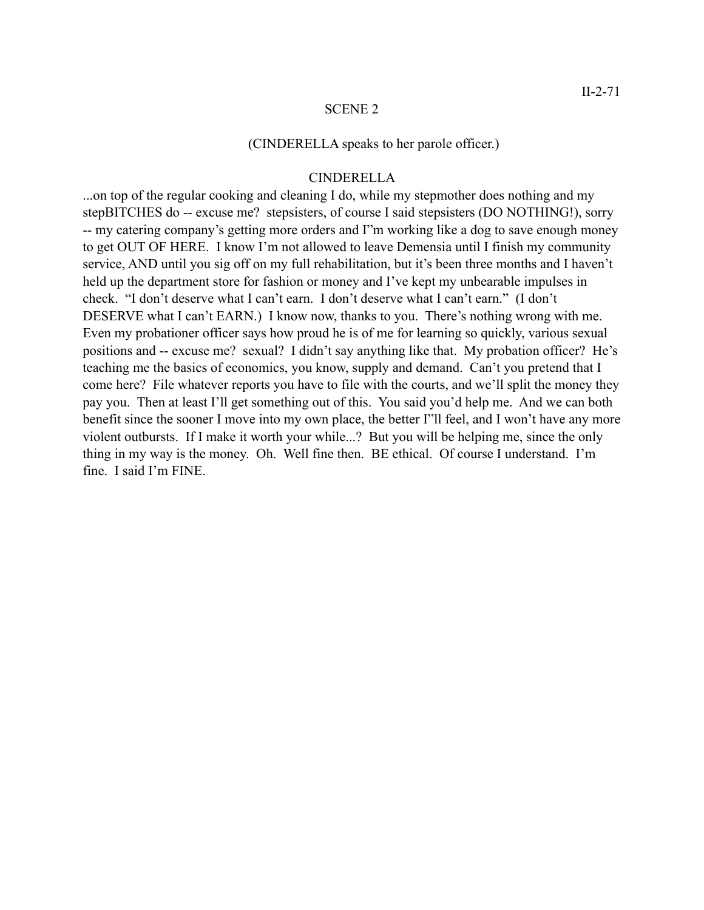SCENE 2

(CINDERELLA speaks to her parole officer.)

CINDERELLA

...on top of the regular cooking and cleaning I do, while my stepmother does nothing and my stepBITCHES do -- excuse me? stepsisters, of course I said stepsisters (DO NOTHING!), sorry -- my catering company's getting more orders and I"m working like a dog to save enough money to get OUT OF HERE. I know I'm not allowed to leave Demensia until I finish my community service, AND until you sig off on my full rehabilitation, but it's been three months and I haven't held up the department store for fashion or money and I've kept my unbearable impulses in check. "I don't deserve what I can't earn. I don't deserve what I can't earn." (I don't DESERVE what I can't EARN.) I know now, thanks to you. There's nothing wrong with me. Even my probationer officer says how proud he is of me for learning so quickly, various sexual positions and -- excuse me? sexual? I didn't say anything like that. My probation officer? He's teaching me the basics of economics, you know, supply and demand. Can't you pretend that I come here? File whatever reports you have to file with the courts, and we'll split the money they pay you. Then at least I'll get something out of this. You said you'd help me. And we can both benefit since the sooner I move into my own place, the better I"ll feel, and I won't have any more violent outbursts. If I make it worth your while...? But you will be helping me, since the only thing in my way is the money. Oh. Well fine then. BE ethical. Of course I understand. I'm fine. I said I'm FINE.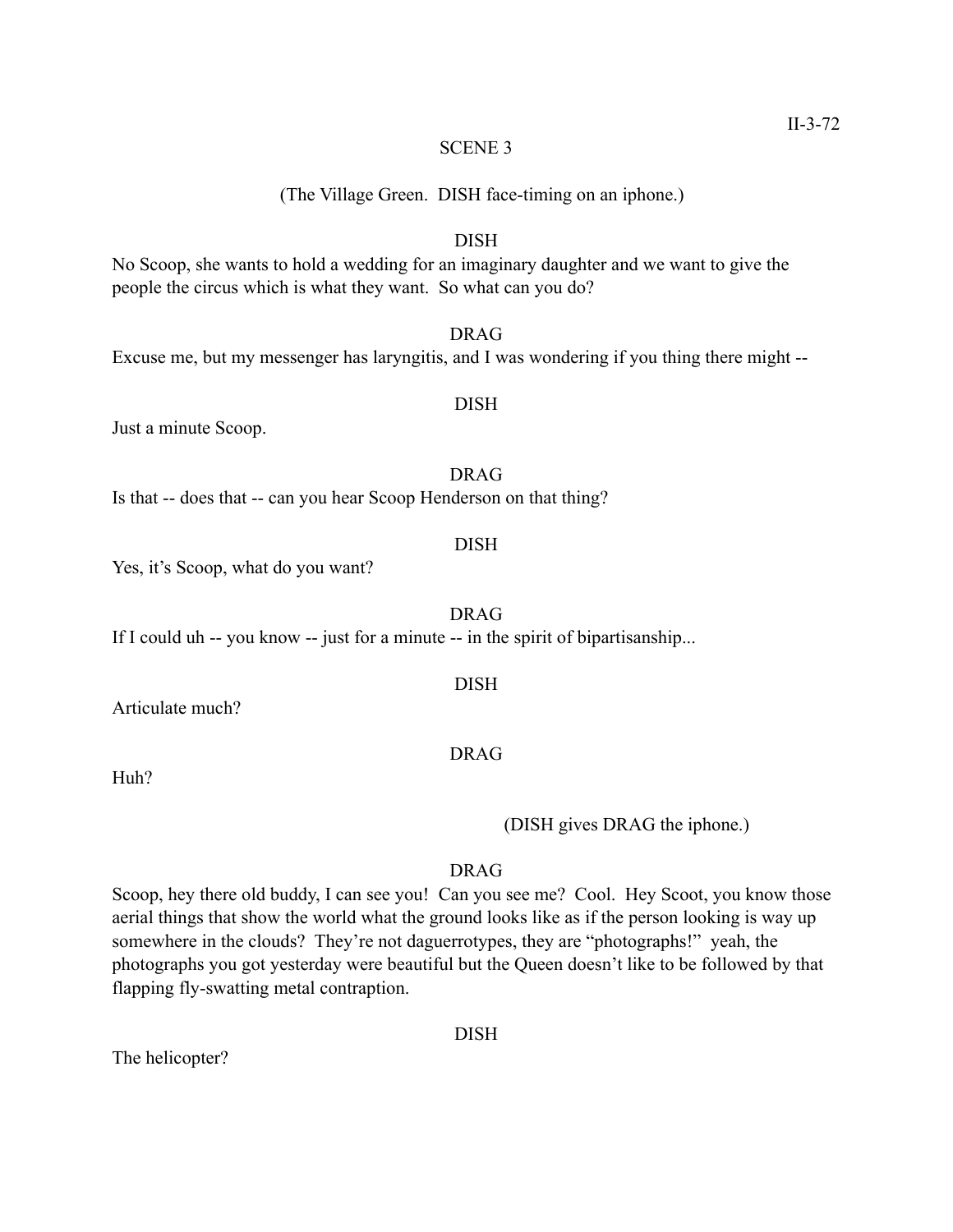## SCENE 3

(The Village Green. DISH face-timing on an iphone.)

DISH

No Scoop, she wants to hold a wedding for an imaginary daughter and we want to give the people the circus which is what they want. So what can you do?

DRAG

Excuse me, but my messenger has laryngitis, and I was wondering if you thing there might --

DISH

Just a minute Scoop.

DRAG

Is that -- does that -- can you hear Scoop Henderson on that thing?

DISH

Yes, it's Scoop, what do you want?

DRAG

If I could uh -- you know -- just for a minute -- in the spirit of bipartisanship...

DISH

Articulate much?

DRAG

Huh?

(DISH gives DRAG the iphone.)

DRAG

Scoop, hey there old buddy, I can see you! Can you see me? Cool. Hey Scoot, you know those aerial things that show the world what the ground looks like as if the person looking is way up somewhere in the clouds? They're not daguerrotypes, they are "photographs!" yeah, the photographs you got yesterday were beautiful but the Queen doesn't like to be followed by that flapping fly-swatting metal contraption.

DISH

The helicopter?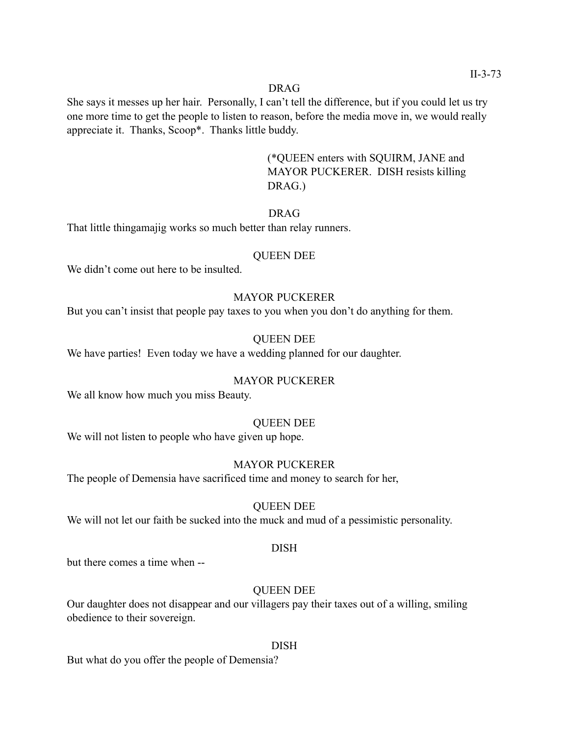DRAG

She says it messes up her hair.  Personally, I can't tell the difference, but if you could let us try one more time to get the people to listen to reason, before the media move in, we would really appreciate it.  Thanks, Scoop*.  Thanks little buddy.

(*QUEEN enters with SQUIRM, JANE and MAYOR PUCKERER.  DISH resists killing DRAG.)

DRAG

That little thingamajig works so much better than relay runners.

QUEEN DEE

We didn't come out here to be insulted.

MAYOR PUCKERER

But you can't insist that people pay taxes to you when you don't do anything for them.

QUEEN DEE

We have parties!  Even today we have a wedding planned for our daughter.

MAYOR PUCKERER

We all know how much you miss Beauty.

QUEEN DEE

We will not listen to people who have given up hope.

MAYOR PUCKERER

The people of Demensia have sacrificed time and money to search for her,

QUEEN DEE

We will not let our faith be sucked into the muck and mud of a pessimistic personality.

DISH

but there comes a time when --

QUEEN DEE

Our daughter does not disappear and our villagers pay their taxes out of a willing, smiling obedience to their sovereign.

DISH

But what do you offer the people of Demensia?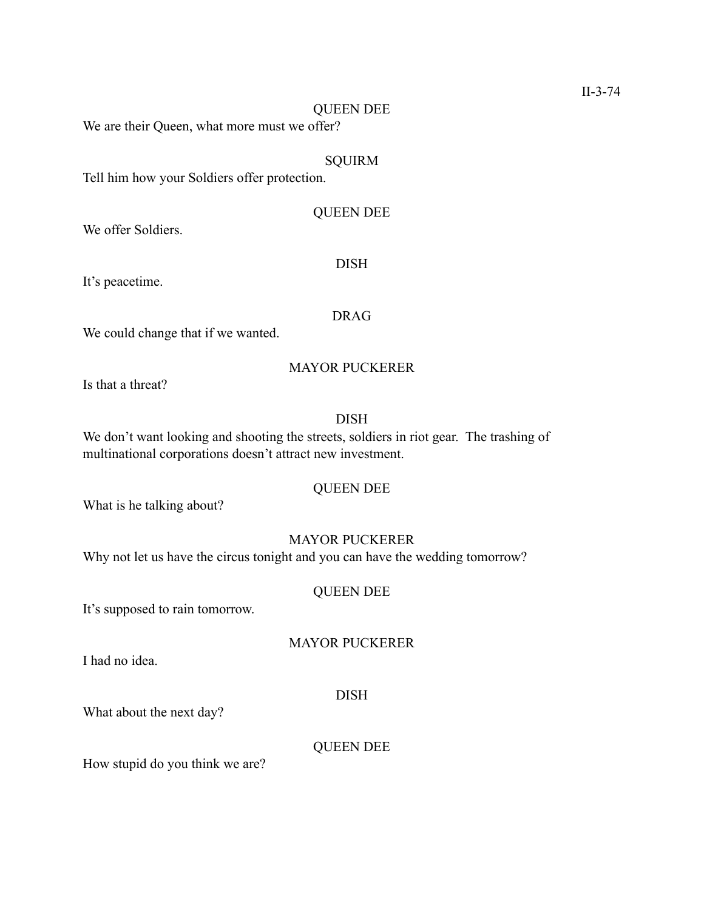QUEEN DEE

We are their Queen, what more must we offer?

SQUIRM

Tell him how your Soldiers offer protection.

QUEEN DEE

We offer Soldiers.

DISH

It's peacetime.

DRAG

We could change that if we wanted.

MAYOR PUCKERER

Is that a threat?

DISH

We don't want looking and shooting the streets, soldiers in riot gear.  The trashing of multinational corporations doesn't attract new investment.

QUEEN DEE

What is he talking about?

MAYOR PUCKERER

Why not let us have the circus tonight and you can have the wedding tomorrow?

QUEEN DEE

It's supposed to rain tomorrow.

MAYOR PUCKERER

I had no idea.

DISH

What about the next day?

QUEEN DEE

How stupid do you think we are?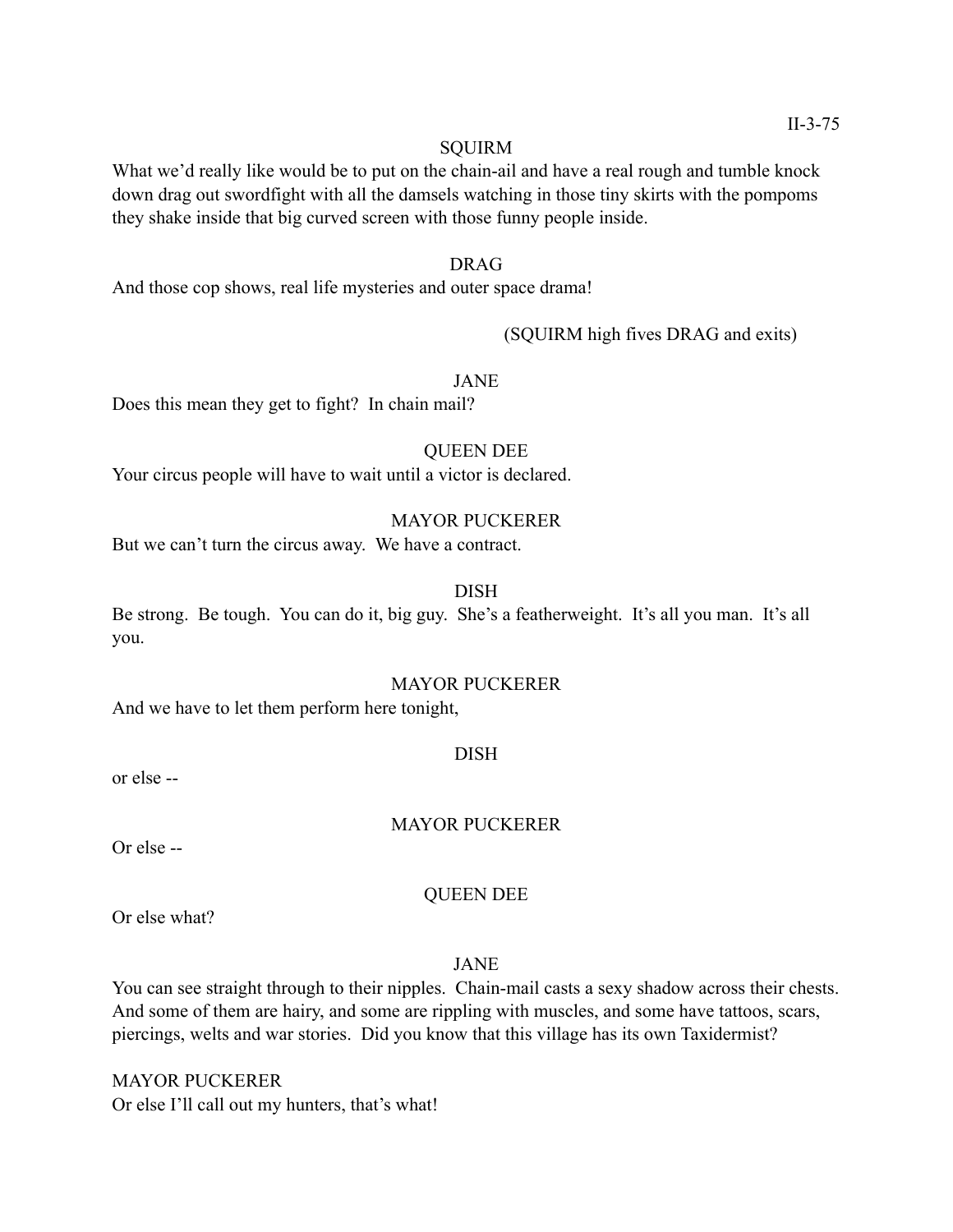SQUIRM

What we'd really like would be to put on the chain-ail and have a real rough and tumble knock down drag out swordfight with all the damsels watching in those tiny skirts with the pompoms they shake inside that big curved screen with those funny people inside.

DRAG

And those cop shows, real life mysteries and outer space drama!

(SQUIRM high fives DRAG and exits)

JANE

Does this mean they get to fight? In chain mail?

QUEEN DEE

Your circus people will have to wait until a victor is declared.

MAYOR PUCKERER

But we can't turn the circus away. We have a contract.

DISH

Be strong. Be tough. You can do it, big guy. She's a featherweight. It's all you man. It's all you.

MAYOR PUCKERER

And we have to let them perform here tonight,

DISH

or else --

MAYOR PUCKERER

Or else --

QUEEN DEE

Or else what?

JANE

You can see straight through to their nipples. Chain-mail casts a sexy shadow across their chests. And some of them are hairy, and some are rippling with muscles, and some have tattoos, scars, piercings, welts and war stories. Did you know that this village has its own Taxidermist?

MAYOR PUCKERER

Or else I'll call out my hunters, that's what!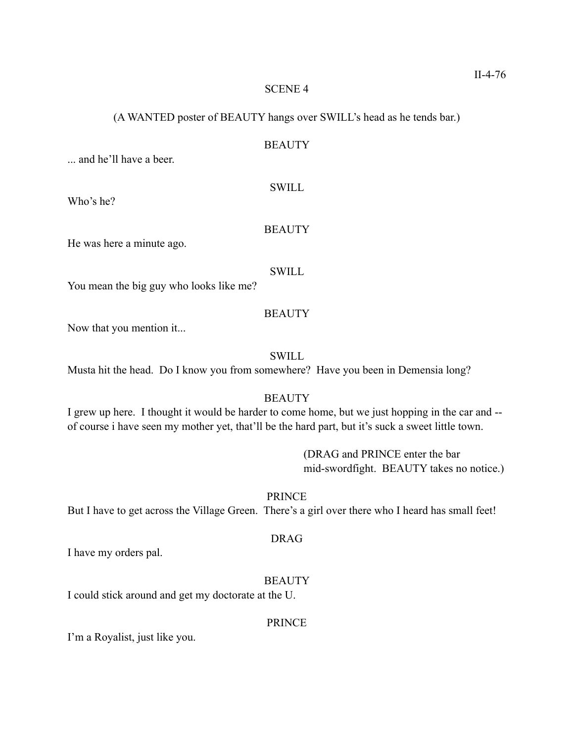## SCENE 4

(A WANTED poster of BEAUTY hangs over SWILL's head as he tends bar.)

BEAUTY

... and he'll have a beer.

SWILL

Who's he?

BEAUTY

He was here a minute ago.

SWILL

You mean the big guy who looks like me?

BEAUTY

Now that you mention it...

SWILL

Musta hit the head. Do I know you from somewhere? Have you been in Demensia long?

BEAUTY

I grew up here. I thought it would be harder to come home, but we just hopping in the car and -- of course i have seen my mother yet, that'll be the hard part, but it's suck a sweet little town.

(DRAG and PRINCE enter the bar mid-swordfight. BEAUTY takes no notice.)

PRINCE

But I have to get across the Village Green. There's a girl over there who I heard has small feet!

DRAG

I have my orders pal.

BEAUTY

I could stick around and get my doctorate at the U.

PRINCE

I'm a Royalist, just like you.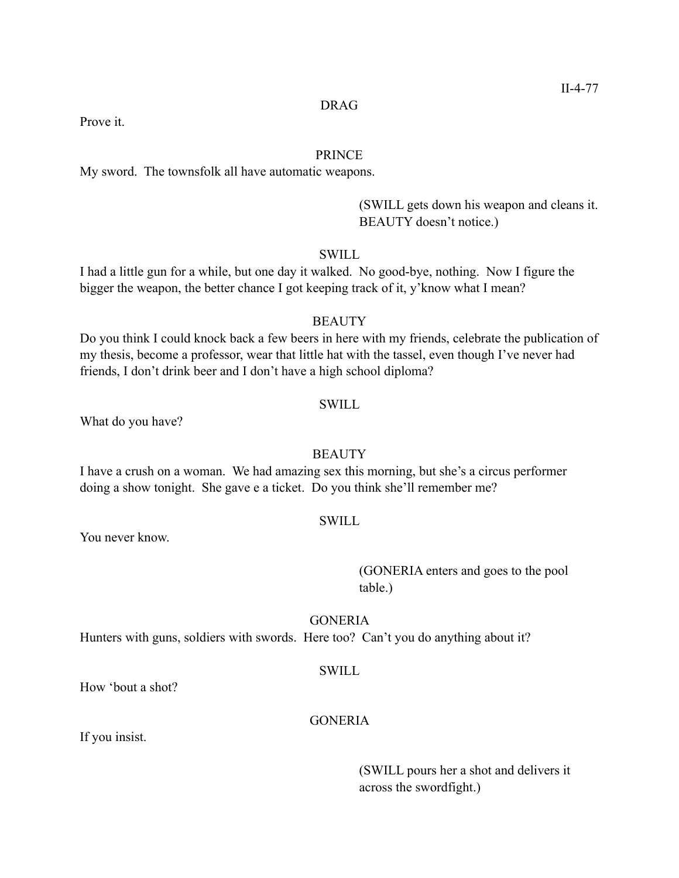DRAG

Prove it.

PRINCE

My sword. The townsfolk all have automatic weapons.

(SWILL gets down his weapon and cleans it. BEAUTY doesn't notice.)

SWILL

I had a little gun for a while, but one day it walked. No good-bye, nothing. Now I figure the bigger the weapon, the better chance I got keeping track of it, y'know what I mean?

BEAUTY

Do you think I could knock back a few beers in here with my friends, celebrate the publication of my thesis, become a professor, wear that little hat with the tassel, even though I've never had friends, I don't drink beer and I don't have a high school diploma?

SWILL

What do you have?

BEAUTY

I have a crush on a woman. We had amazing sex this morning, but she's a circus performer doing a show tonight. She gave e a ticket. Do you think she'll remember me?

SWILL

You never know.

(GONERIA enters and goes to the pool table.)

GONERIA

Hunters with guns, soldiers with swords. Here too? Can't you do anything about it?

SWILL

How 'bout a shot?

GONERIA

If you insist.

(SWILL pours her a shot and delivers it across the swordfight.)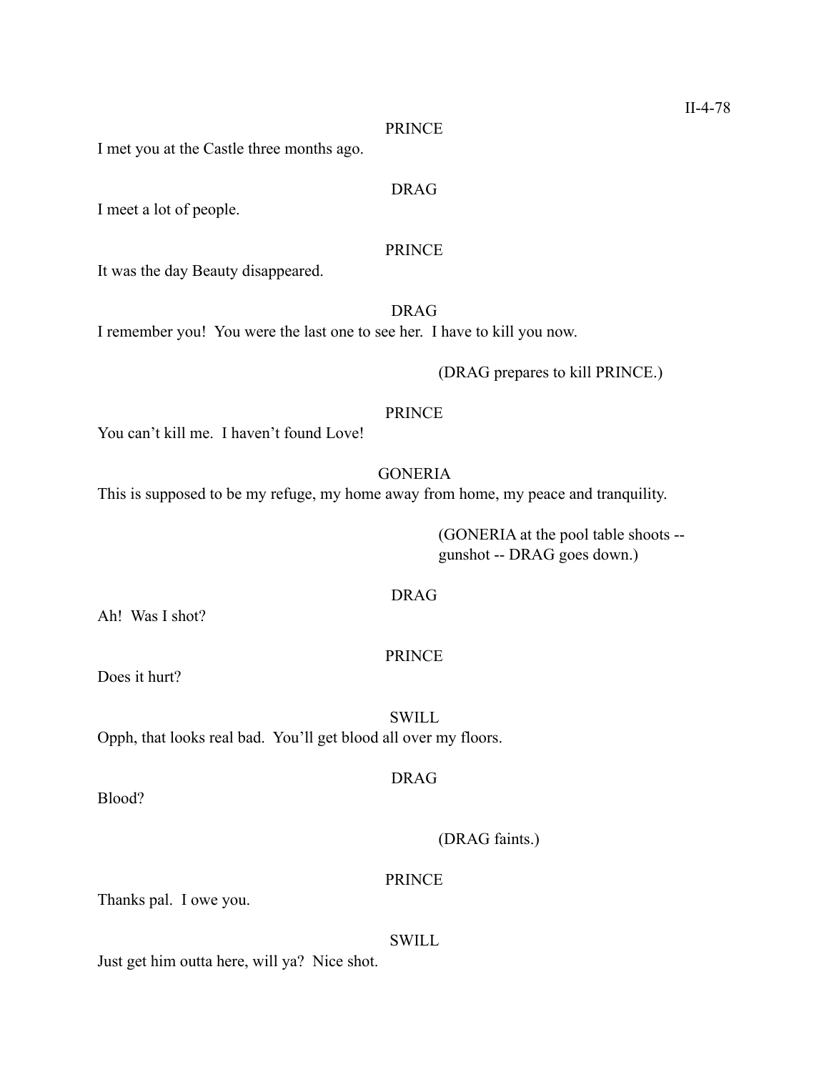PRINCE

I met you at the Castle three months ago.

DRAG

I meet a lot of people.

PRINCE

It was the day Beauty disappeared.

DRAG

I remember you! You were the last one to see her. I have to kill you now.

(DRAG prepares to kill PRINCE.)

PRINCE

You can't kill me. I haven't found Love!

GONERIA

This is supposed to be my refuge, my home away from home, my peace and tranquility.

(GONERIA at the pool table shoots -- gunshot -- DRAG goes down.)

DRAG

Ah! Was I shot?

PRINCE

Does it hurt?

SWILL

Opph, that looks real bad. You'll get blood all over my floors.

DRAG

Blood?

(DRAG faints.)

PRINCE

Thanks pal. I owe you.

SWILL

Just get him outta here, will ya? Nice shot.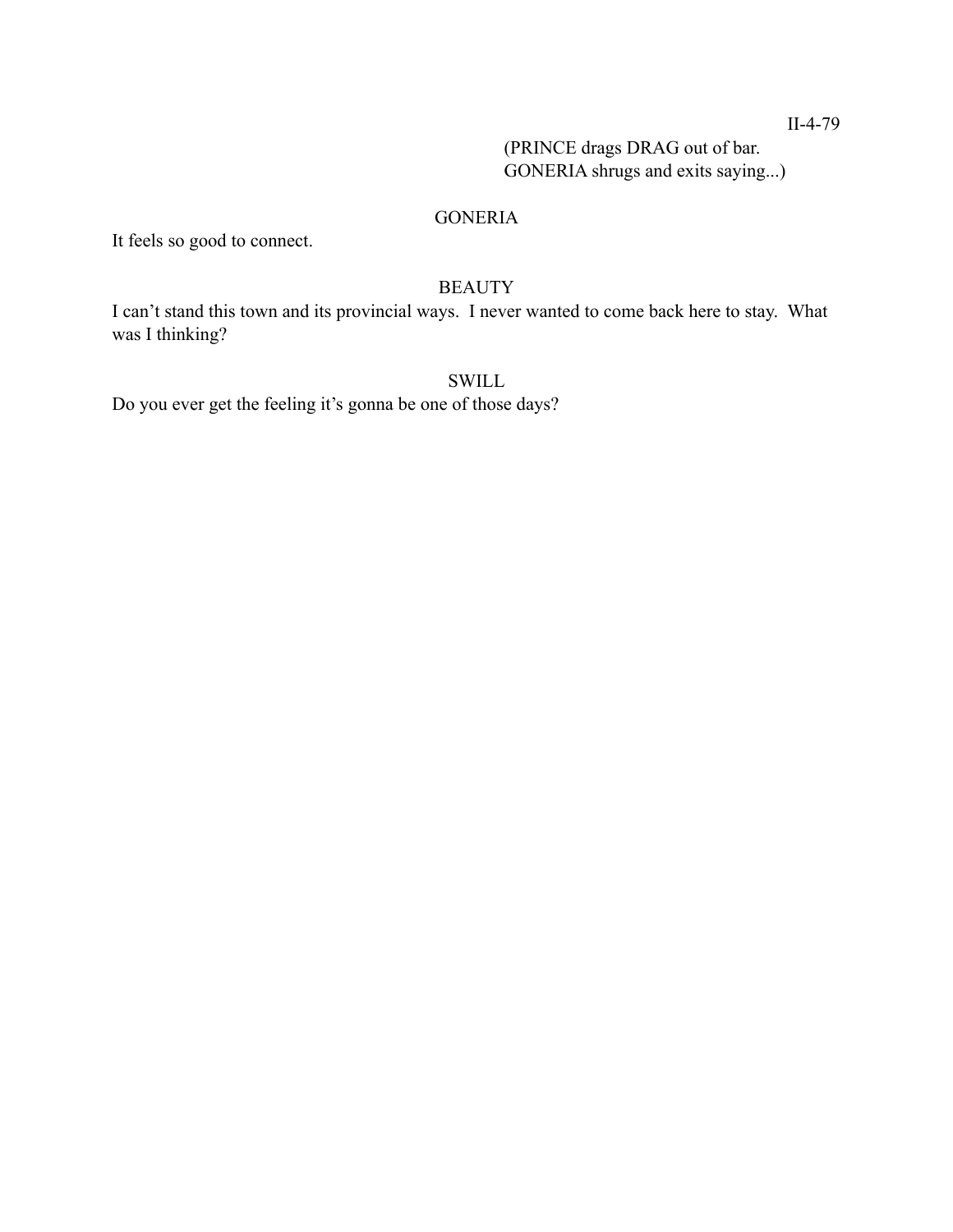(PRINCE drags DRAG out of bar.
GONERIA shrugs and exits saying...)

GONERIA

It feels so good to connect.

BEAUTY

I can't stand this town and its provincial ways. I never wanted to come back here to stay. What was I thinking?

SWILL

Do you ever get the feeling it's gonna be one of those days?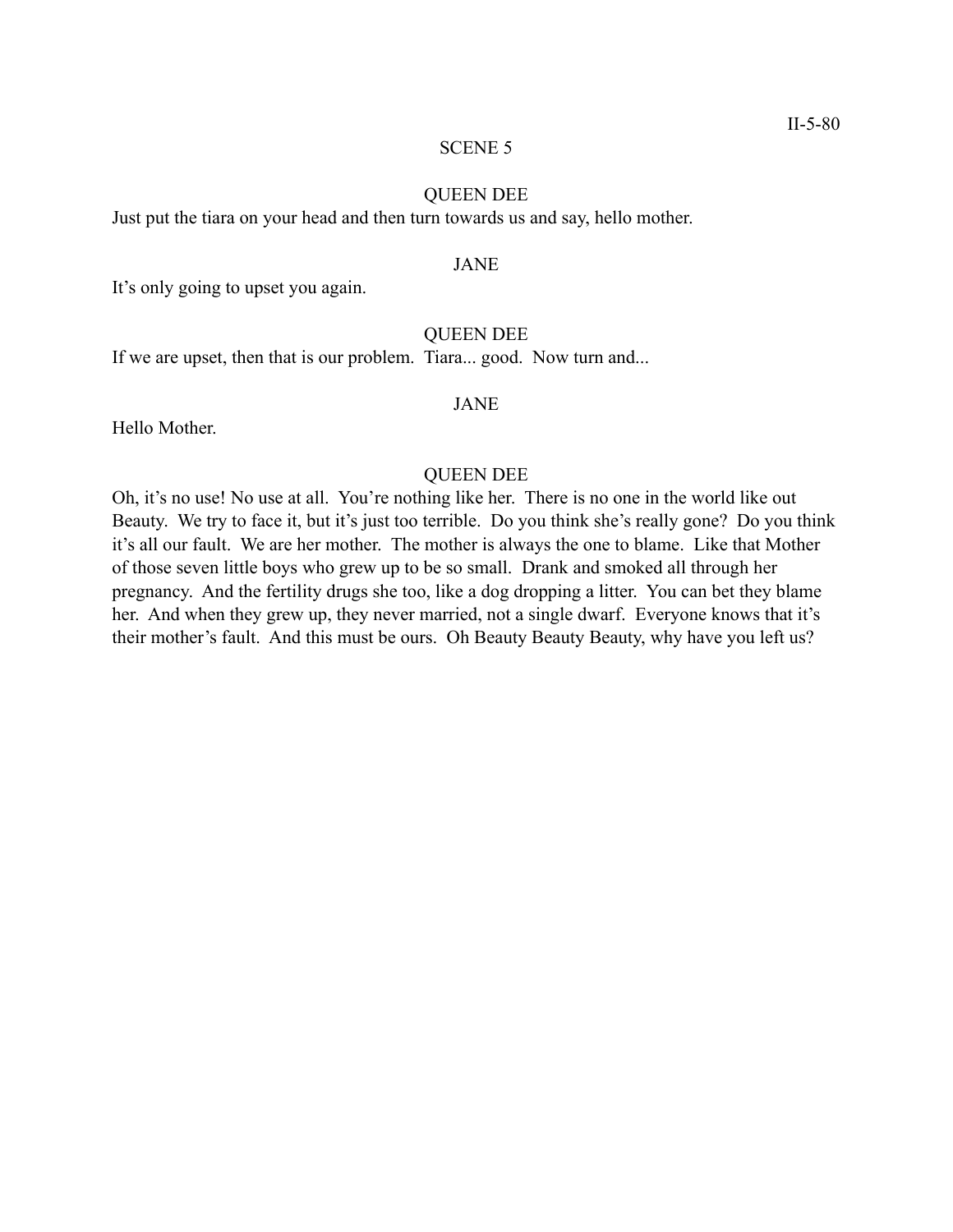SCENE 5

QUEEN DEE

Just put the tiara on your head and then turn towards us and say, hello mother.

JANE

It's only going to upset you again.

QUEEN DEE

If we are upset, then that is our problem. Tiara... good. Now turn and...

JANE

Hello Mother.

QUEEN DEE

Oh, it's no use! No use at all. You're nothing like her. There is no one in the world like out Beauty. We try to face it, but it's just too terrible. Do you think she's really gone? Do you think it's all our fault. We are her mother. The mother is always the one to blame. Like that Mother of those seven little boys who grew up to be so small. Drank and smoked all through her pregnancy. And the fertility drugs she too, like a dog dropping a litter. You can bet they blame her. And when they grew up, they never married, not a single dwarf. Everyone knows that it's their mother's fault. And this must be ours. Oh Beauty Beauty Beauty, why have you left us?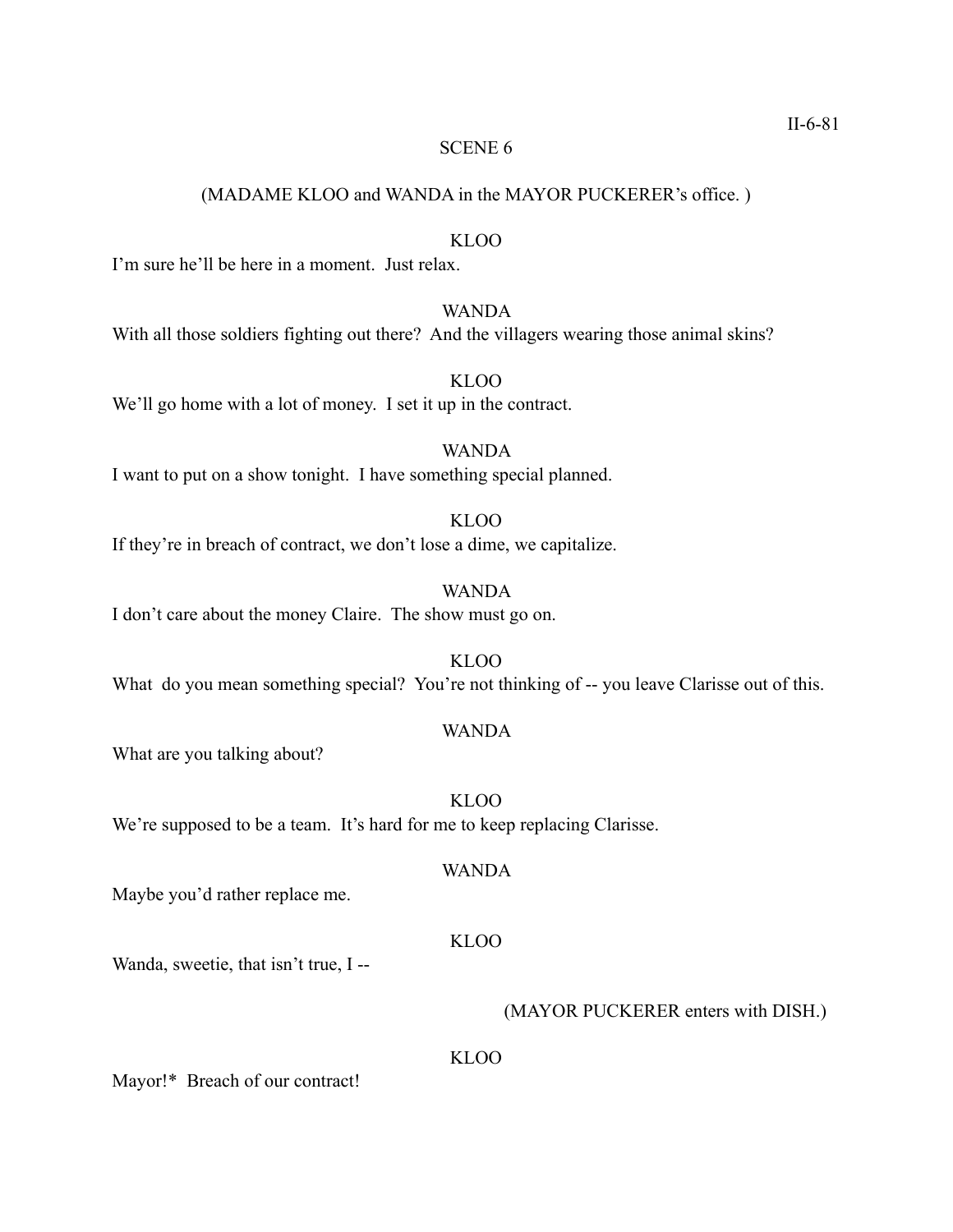## SCENE 6

(MADAME KLOO and WANDA in the MAYOR PUCKERER's office. )

KLOO

I'm sure he'll be here in a moment. Just relax.

WANDA

With all those soldiers fighting out there? And the villagers wearing those animal skins?

KLOO

We'll go home with a lot of money. I set it up in the contract.

WANDA

I want to put on a show tonight. I have something special planned.

KLOO

If they're in breach of contract, we don't lose a dime, we capitalize.

WANDA

I don't care about the money Claire. The show must go on.

KLOO

What do you mean something special? You're not thinking of -- you leave Clarisse out of this.

WANDA

What are you talking about?

KLOO

We're supposed to be a team. It's hard for me to keep replacing Clarisse.

WANDA

Maybe you'd rather replace me.

KLOO

Wanda, sweetie, that isn't true, I --

(MAYOR PUCKERER enters with DISH.)

KLOO

Mayor!* Breach of our contract!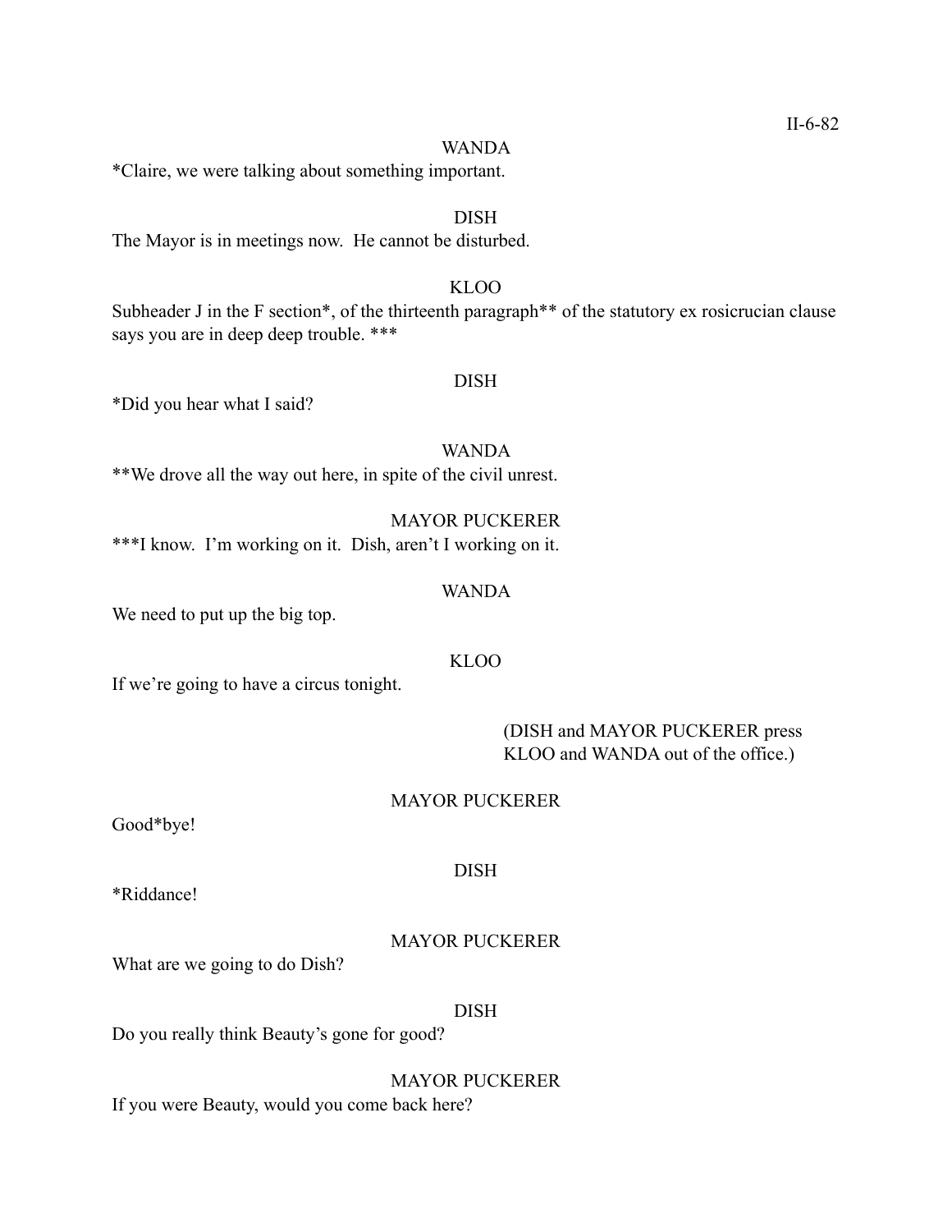WANDA

*Claire, we were talking about something important.

DISH

The Mayor is in meetings now. He cannot be disturbed.

KLOO

Subheader J in the F section*, of the thirteenth paragraph** of the statutory ex rosicrucian clause says you are in deep deep trouble. ***

DISH

*Did you hear what I said?

WANDA

**We drove all the way out here, in spite of the civil unrest.

MAYOR PUCKERER

***I know. I'm working on it. Dish, aren't I working on it.

WANDA

We need to put up the big top.

KLOO

If we're going to have a circus tonight.

(DISH and MAYOR PUCKERER press KLOO and WANDA out of the office.)

MAYOR PUCKERER

Good*bye!

DISH

*Riddance!

MAYOR PUCKERER

What are we going to do Dish?

DISH

Do you really think Beauty's gone for good?

MAYOR PUCKERER

If you were Beauty, would you come back here?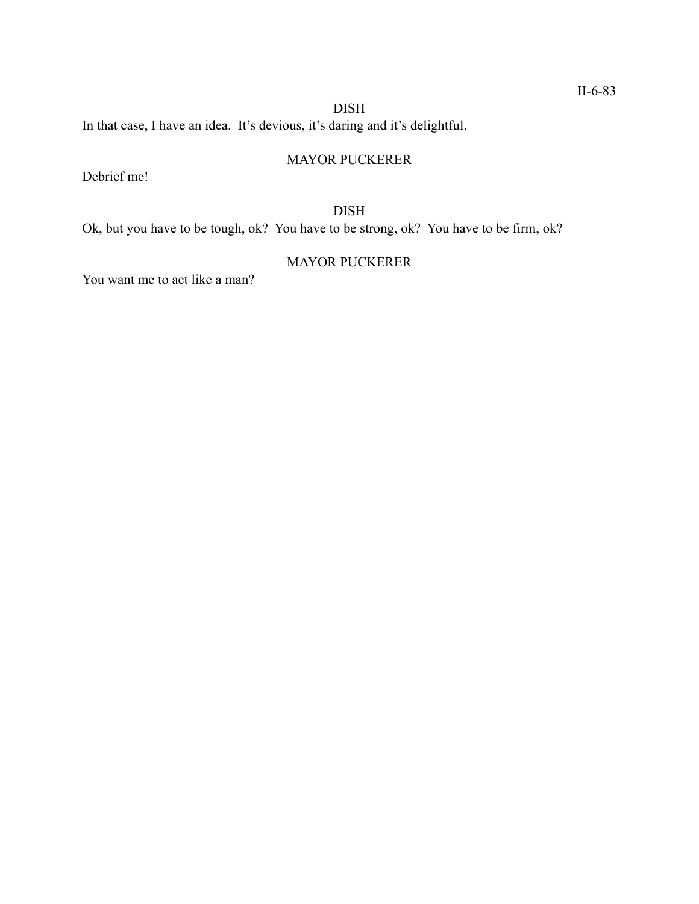DISH

In that case, I have an idea.  It's devious, it's daring and it's delightful.

MAYOR PUCKERER

Debrief me!

DISH

Ok, but you have to be tough, ok?  You have to be strong, ok?  You have to be firm, ok?

MAYOR PUCKERER

You want me to act like a man?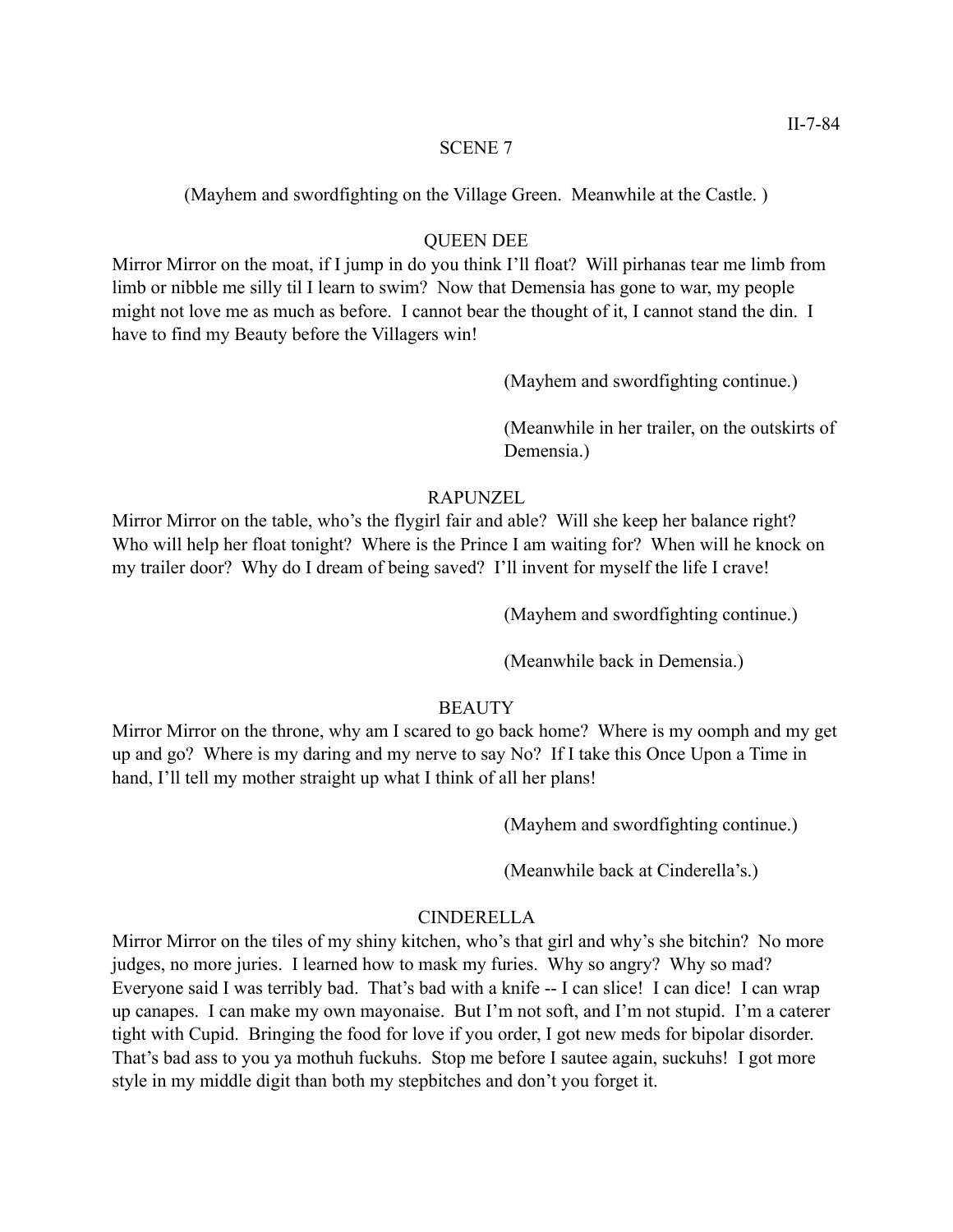SCENE 7

(Mayhem and swordfighting on the Village Green. Meanwhile at the Castle. )

QUEEN DEE

Mirror Mirror on the moat, if I jump in do you think I'll float? Will pirhanas tear me limb from limb or nibble me silly til I learn to swim? Now that Demensia has gone to war, my people might not love me as much as before. I cannot bear the thought of it, I cannot stand the din. I have to find my Beauty before the Villagers win!

(Mayhem and swordfighting continue.)

(Meanwhile in her trailer, on the outskirts of Demensia.)

RAPUNZEL

Mirror Mirror on the table, who's the flygirl fair and able? Will she keep her balance right? Who will help her float tonight? Where is the Prince I am waiting for? When will he knock on my trailer door? Why do I dream of being saved? I'll invent for myself the life I crave!

(Mayhem and swordfighting continue.)

(Meanwhile back in Demensia.)

BEAUTY

Mirror Mirror on the throne, why am I scared to go back home? Where is my oomph and my get up and go? Where is my daring and my nerve to say No? If I take this Once Upon a Time in hand, I'll tell my mother straight up what I think of all her plans!

(Mayhem and swordfighting continue.)

(Meanwhile back at Cinderella's.)

CINDERELLA

Mirror Mirror on the tiles of my shiny kitchen, who's that girl and why's she bitchin? No more judges, no more juries. I learned how to mask my furies. Why so angry? Why so mad? Everyone said I was terribly bad. That's bad with a knife -- I can slice! I can dice! I can wrap up canapes. I can make my own mayonaise. But I'm not soft, and I'm not stupid. I'm a caterer tight with Cupid. Bringing the food for love if you order, I got new meds for bipolar disorder. That's bad ass to you ya mothuh fuckuhs. Stop me before I sautee again, suckuhs! I got more style in my middle digit than both my stepbitches and don't you forget it.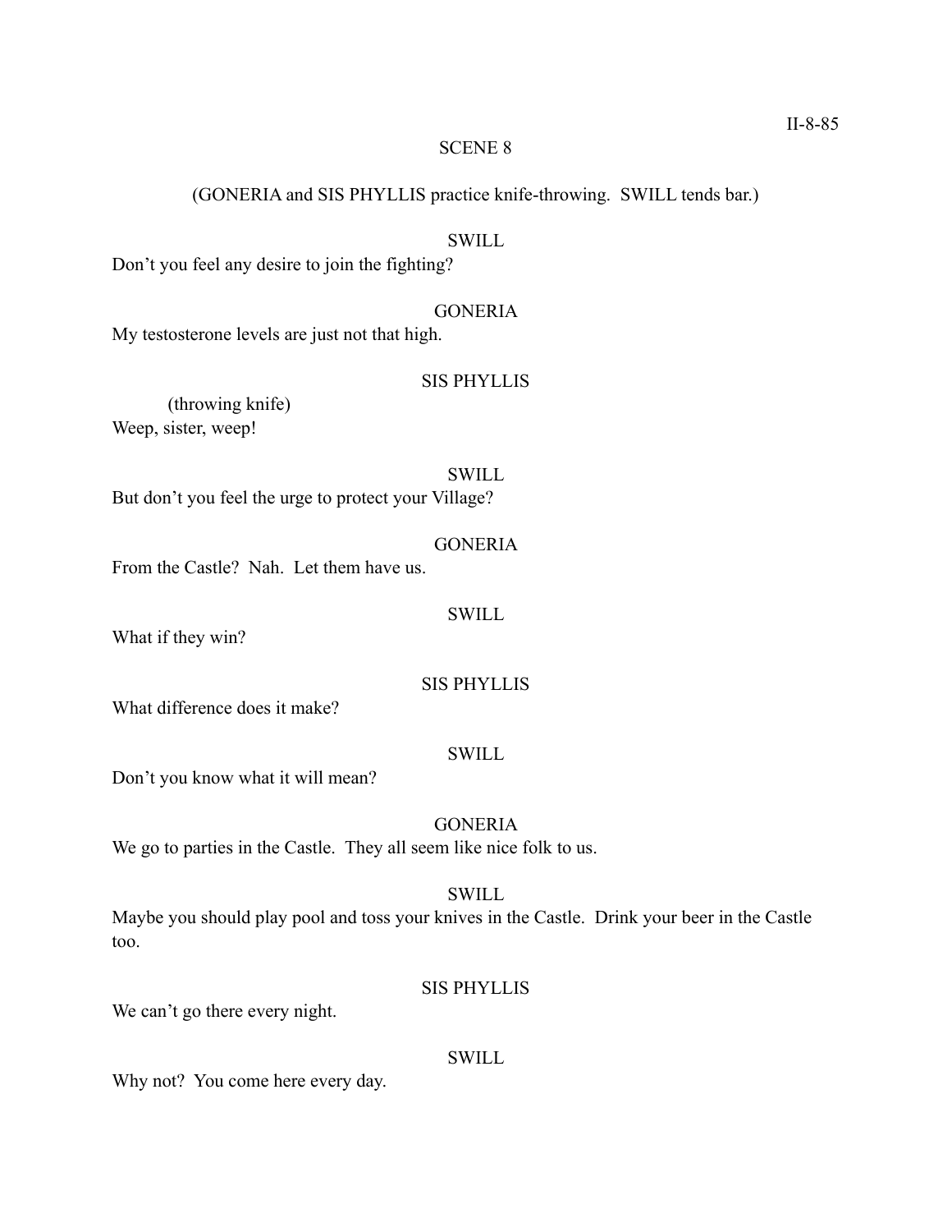## SCENE 8

(GONERIA and SIS PHYLLIS practice knife-throwing. SWILL tends bar.)

SWILL

Don't you feel any desire to join the fighting?

GONERIA

My testosterone levels are just not that high.

SIS PHYLLIS

(throwing knife)

Weep, sister, weep!

SWILL

But don't you feel the urge to protect your Village?

GONERIA

From the Castle? Nah. Let them have us.

SWILL

What if they win?

SIS PHYLLIS

What difference does it make?

SWILL

Don't you know what it will mean?

GONERIA

We go to parties in the Castle. They all seem like nice folk to us.

SWILL

Maybe you should play pool and toss your knives in the Castle. Drink your beer in the Castle too.

SIS PHYLLIS

We can't go there every night.

SWILL

Why not? You come here every day.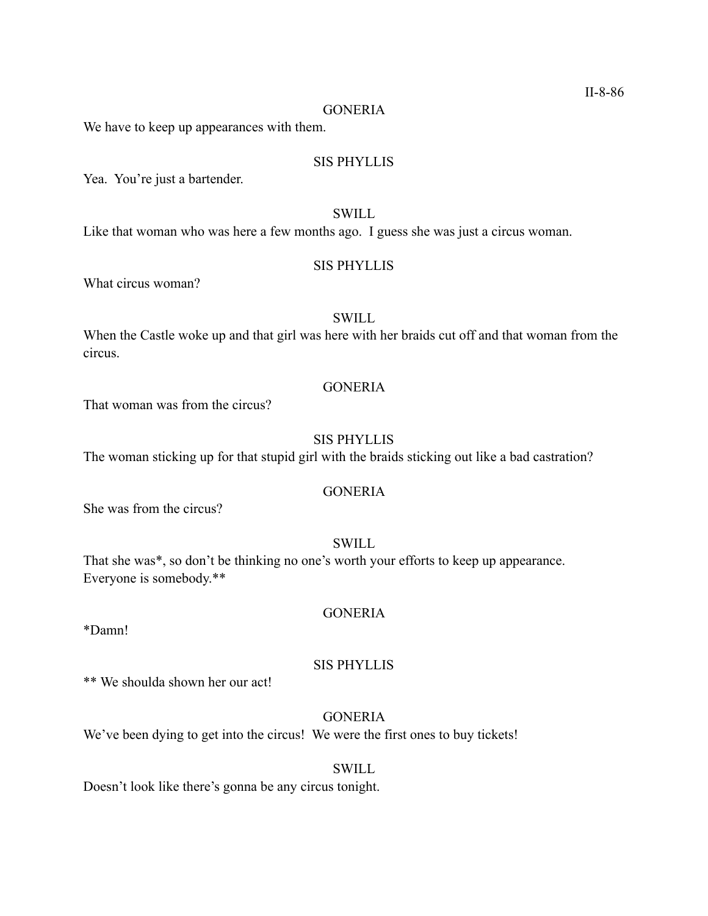GONERIA

We have to keep up appearances with them.

SIS PHYLLIS

Yea. You're just a bartender.

SWILL

Like that woman who was here a few months ago. I guess she was just a circus woman.

SIS PHYLLIS

What circus woman?

SWILL

When the Castle woke up and that girl was here with her braids cut off and that woman from the circus.

GONERIA

That woman was from the circus?

SIS PHYLLIS

The woman sticking up for that stupid girl with the braids sticking out like a bad castration?

GONERIA

She was from the circus?

SWILL

That she was*, so don't be thinking no one's worth your efforts to keep up appearance. Everyone is somebody.**

GONERIA

*Damn!

SIS PHYLLIS

** We shoulda shown her our act!

GONERIA

We've been dying to get into the circus! We were the first ones to buy tickets!

SWILL

Doesn't look like there's gonna be any circus tonight.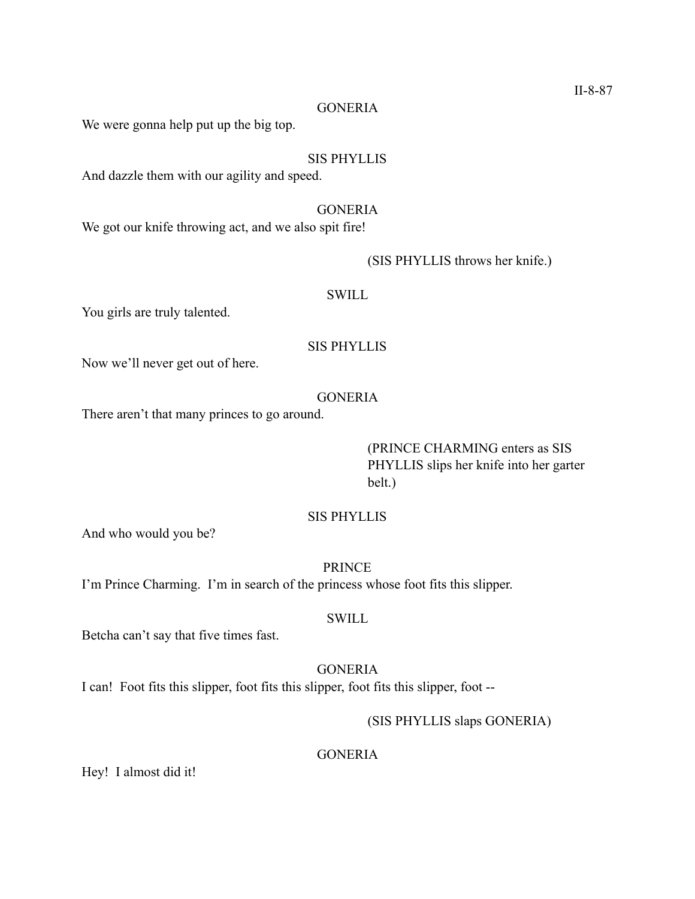GONERIA

We were gonna help put up the big top.

SIS PHYLLIS

And dazzle them with our agility and speed.

GONERIA

We got our knife throwing act, and we also spit fire!

(SIS PHYLLIS throws her knife.)

SWILL

You girls are truly talented.

SIS PHYLLIS

Now we'll never get out of here.

GONERIA

There aren't that many princes to go around.

(PRINCE CHARMING enters as SIS PHYLLIS slips her knife into her garter belt.)

SIS PHYLLIS

And who would you be?

PRINCE

I'm Prince Charming. I'm in search of the princess whose foot fits this slipper.

SWILL

Betcha can't say that five times fast.

GONERIA

I can! Foot fits this slipper, foot fits this slipper, foot fits this slipper, foot --

(SIS PHYLLIS slaps GONERIA)

GONERIA

Hey! I almost did it!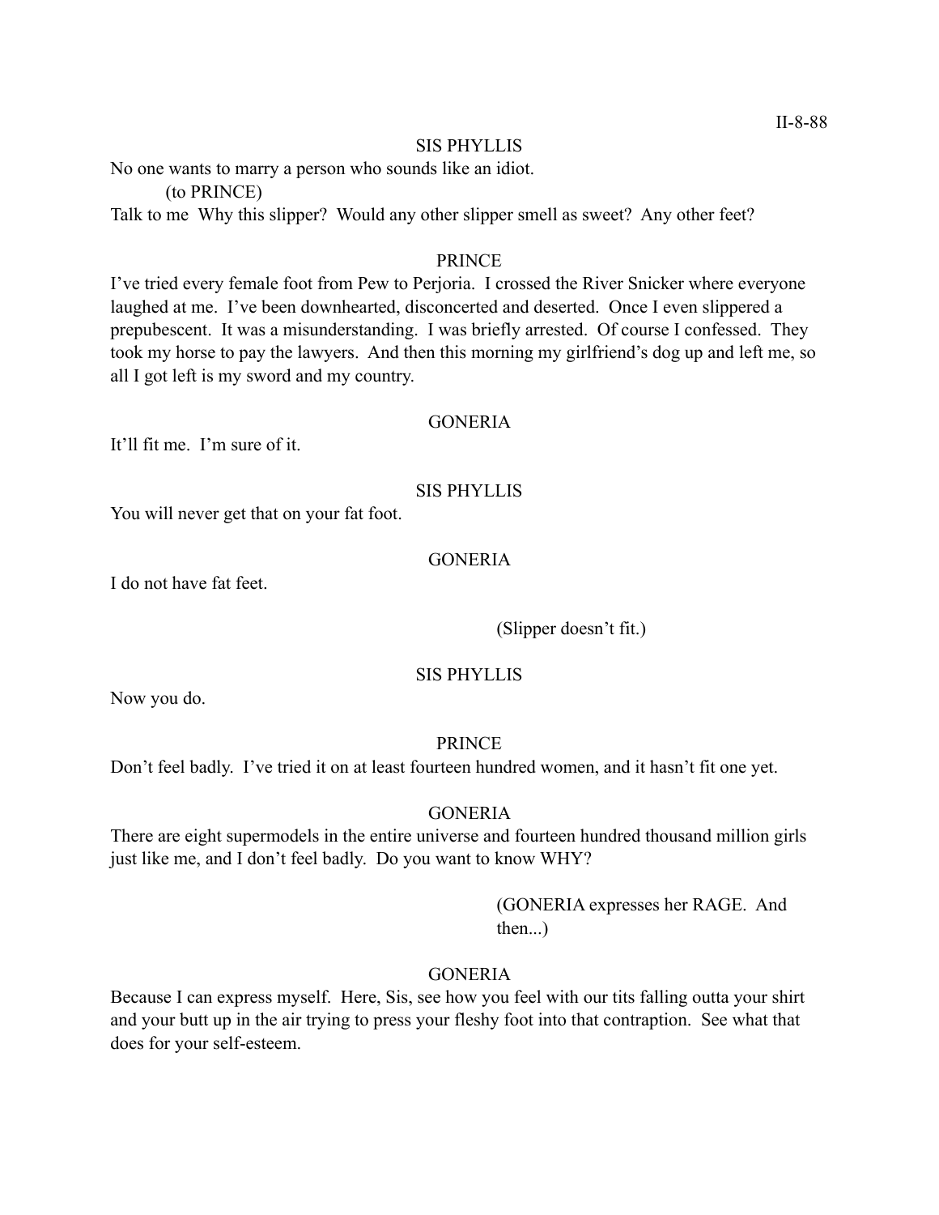SIS PHYLLIS

No one wants to marry a person who sounds like an idiot.

(to PRINCE)

Talk to me  Why this slipper?  Would any other slipper smell as sweet?  Any other feet?

PRINCE

I've tried every female foot from Pew to Perjoria.  I crossed the River Snicker where everyone laughed at me.  I've been downhearted, disconcerted and deserted.  Once I even slippered a prepubescent.  It was a misunderstanding.  I was briefly arrested.  Of course I confessed.  They took my horse to pay the lawyers.  And then this morning my girlfriend's dog up and left me, so all I got left is my sword and my country.

GONERIA

It'll fit me.  I'm sure of it.

SIS PHYLLIS

You will never get that on your fat foot.

GONERIA

I do not have fat feet.

(Slipper doesn't fit.)

SIS PHYLLIS

Now you do.

PRINCE

Don't feel badly.  I've tried it on at least fourteen hundred women, and it hasn't fit one yet.

GONERIA

There are eight supermodels in the entire universe and fourteen hundred thousand million girls just like me, and I don't feel badly.  Do you want to know WHY?

(GONERIA expresses her RAGE.  And then...)

GONERIA

Because I can express myself.  Here, Sis, see how you feel with our tits falling outta your shirt and your butt up in the air trying to press your fleshy foot into that contraption.  See what that does for your self-esteem.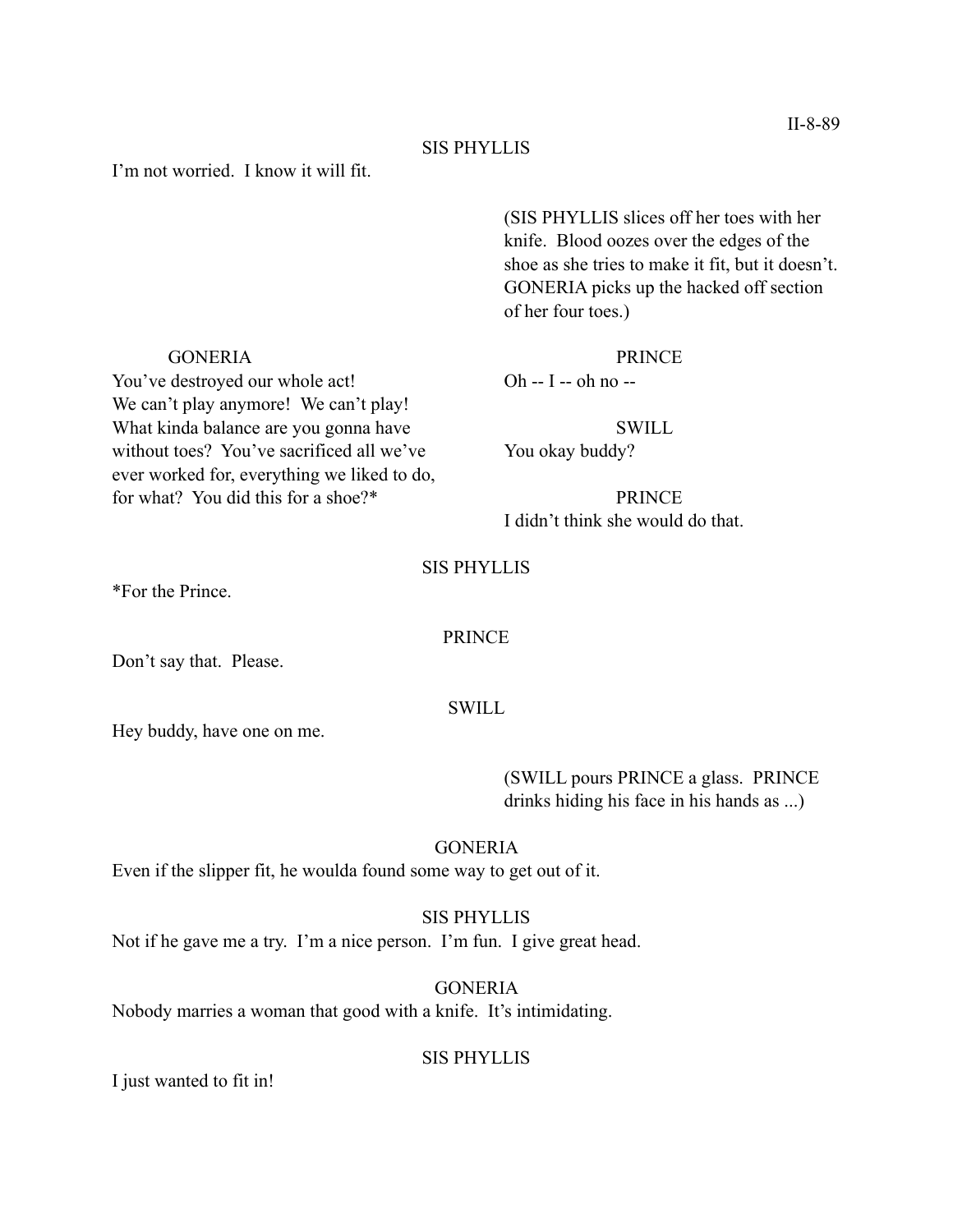SIS PHYLLIS

I'm not worried. I know it will fit.

(SIS PHYLLIS slices off her toes with her knife. Blood oozes over the edges of the shoe as she tries to make it fit, but it doesn't. GONERIA picks up the hacked off section of her four toes.)

GONERIA

You've destroyed our whole act! We can't play anymore! We can't play! What kinda balance are you gonna have without toes? You've sacrificed all we've ever worked for, everything we liked to do, for what? You did this for a shoe?*

PRINCE

Oh -- I -- oh no --

SWILL

You okay buddy?

PRINCE

I didn't think she would do that.

SIS PHYLLIS

*For the Prince.

PRINCE

Don't say that. Please.

SWILL

Hey buddy, have one on me.

(SWILL pours PRINCE a glass. PRINCE drinks hiding his face in his hands as ...)

GONERIA

Even if the slipper fit, he woulda found some way to get out of it.

SIS PHYLLIS

Not if he gave me a try. I'm a nice person. I'm fun. I give great head.

GONERIA

Nobody marries a woman that good with a knife. It's intimidating.

SIS PHYLLIS

I just wanted to fit in!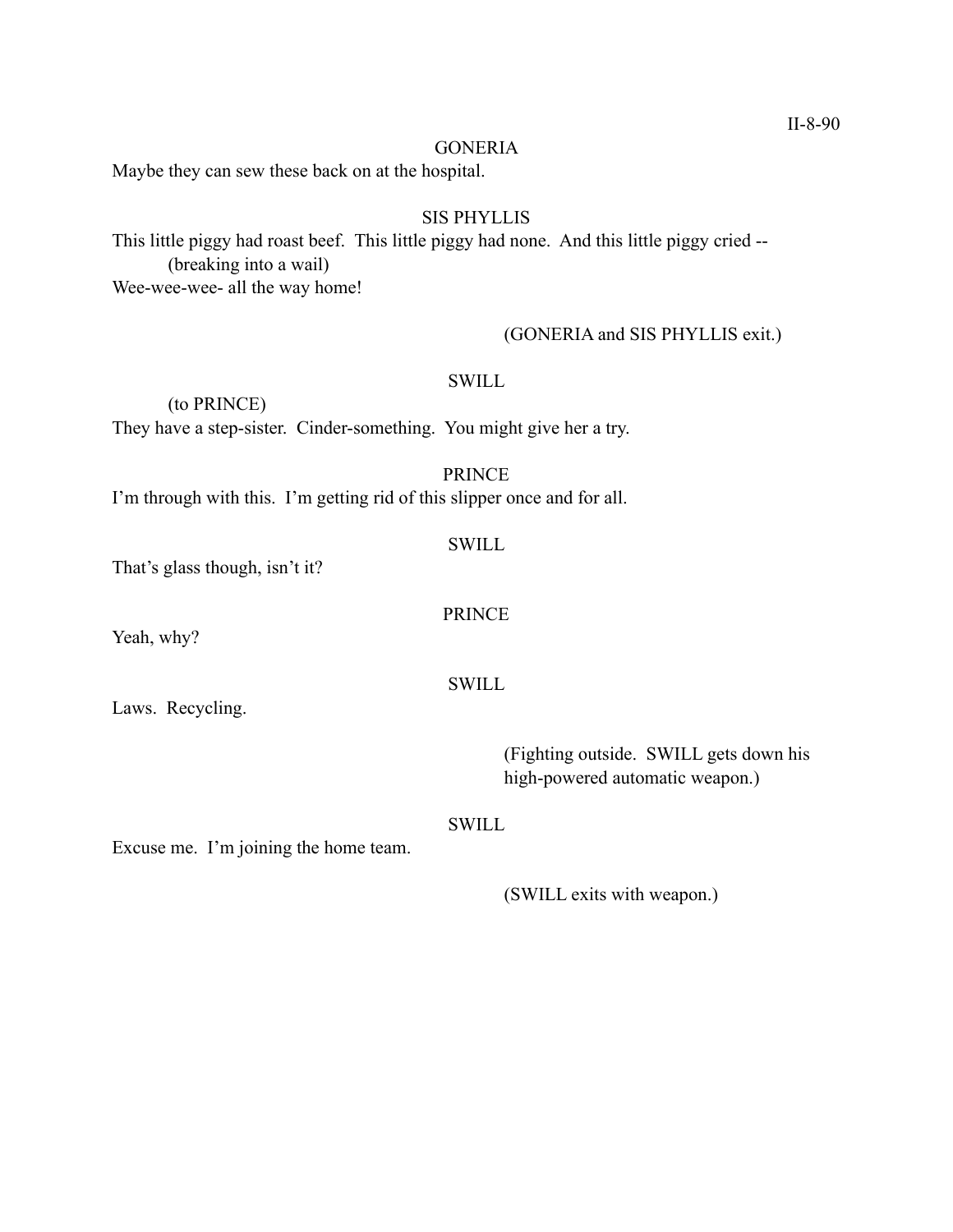GONERIA

Maybe they can sew these back on at the hospital.

SIS PHYLLIS

This little piggy had roast beef. This little piggy had none. And this little piggy cried --

(breaking into a wail)

Wee-wee-wee- all the way home!

(GONERIA and SIS PHYLLIS exit.)

SWILL

(to PRINCE)

They have a step-sister. Cinder-something. You might give her a try.

PRINCE

I'm through with this. I'm getting rid of this slipper once and for all.

SWILL

That's glass though, isn't it?

PRINCE

Yeah, why?

SWILL

Laws. Recycling.

(Fighting outside. SWILL gets down his high-powered automatic weapon.)

SWILL

Excuse me. I'm joining the home team.

(SWILL exits with weapon.)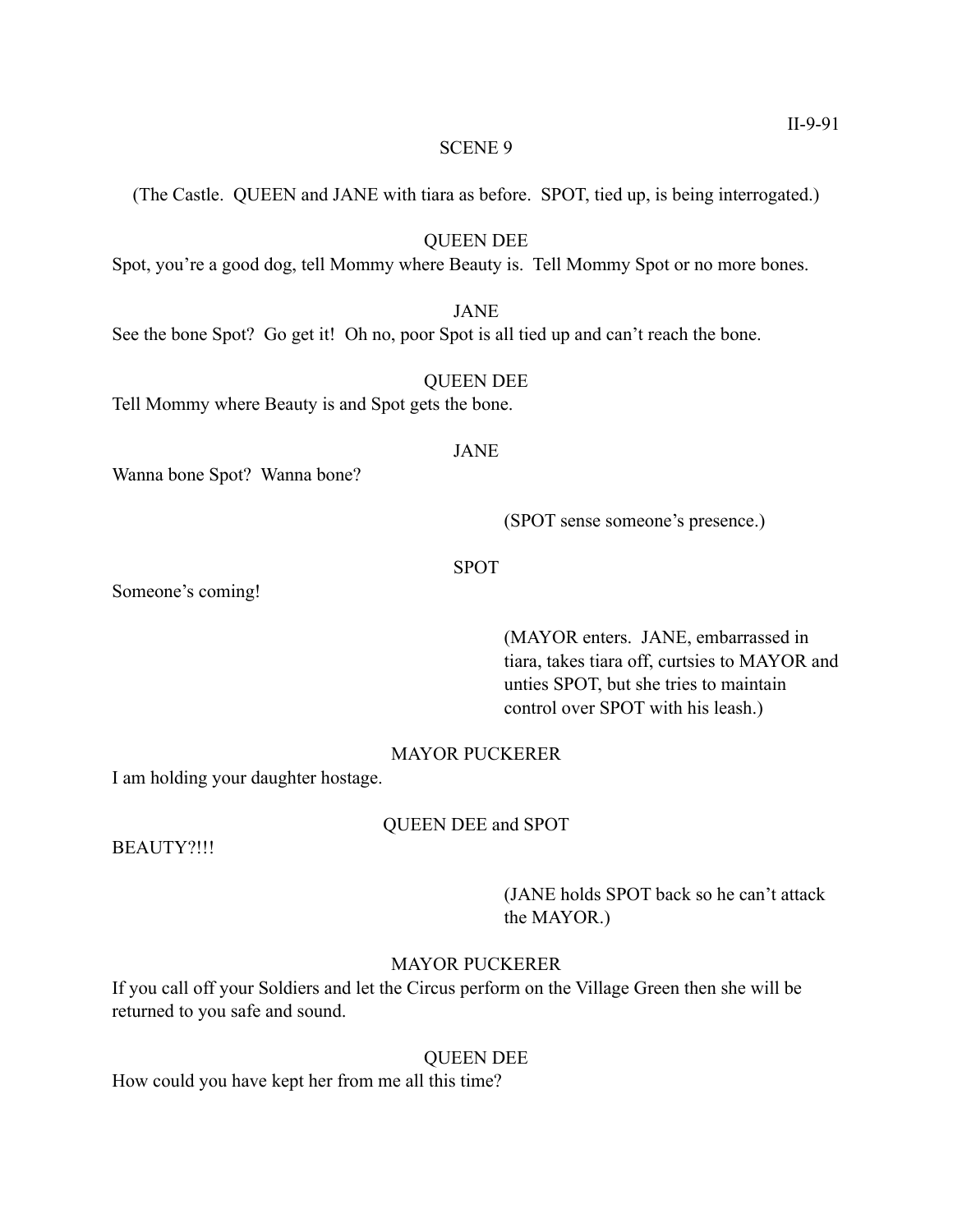## SCENE 9

(The Castle. QUEEN and JANE with tiara as before. SPOT, tied up, is being interrogated.)

QUEEN DEE

Spot, you're a good dog, tell Mommy where Beauty is. Tell Mommy Spot or no more bones.

JANE

See the bone Spot? Go get it! Oh no, poor Spot is all tied up and can't reach the bone.

QUEEN DEE

Tell Mommy where Beauty is and Spot gets the bone.

JANE

Wanna bone Spot? Wanna bone?

(SPOT sense someone's presence.)

SPOT

Someone's coming!

(MAYOR enters. JANE, embarrassed in tiara, takes tiara off, curtsies to MAYOR and unties SPOT, but she tries to maintain control over SPOT with his leash.)

MAYOR PUCKERER

I am holding your daughter hostage.

QUEEN DEE and SPOT

BEAUTY?!!!

(JANE holds SPOT back so he can't attack the MAYOR.)

MAYOR PUCKERER

If you call off your Soldiers and let the Circus perform on the Village Green then she will be returned to you safe and sound.

QUEEN DEE

How could you have kept her from me all this time?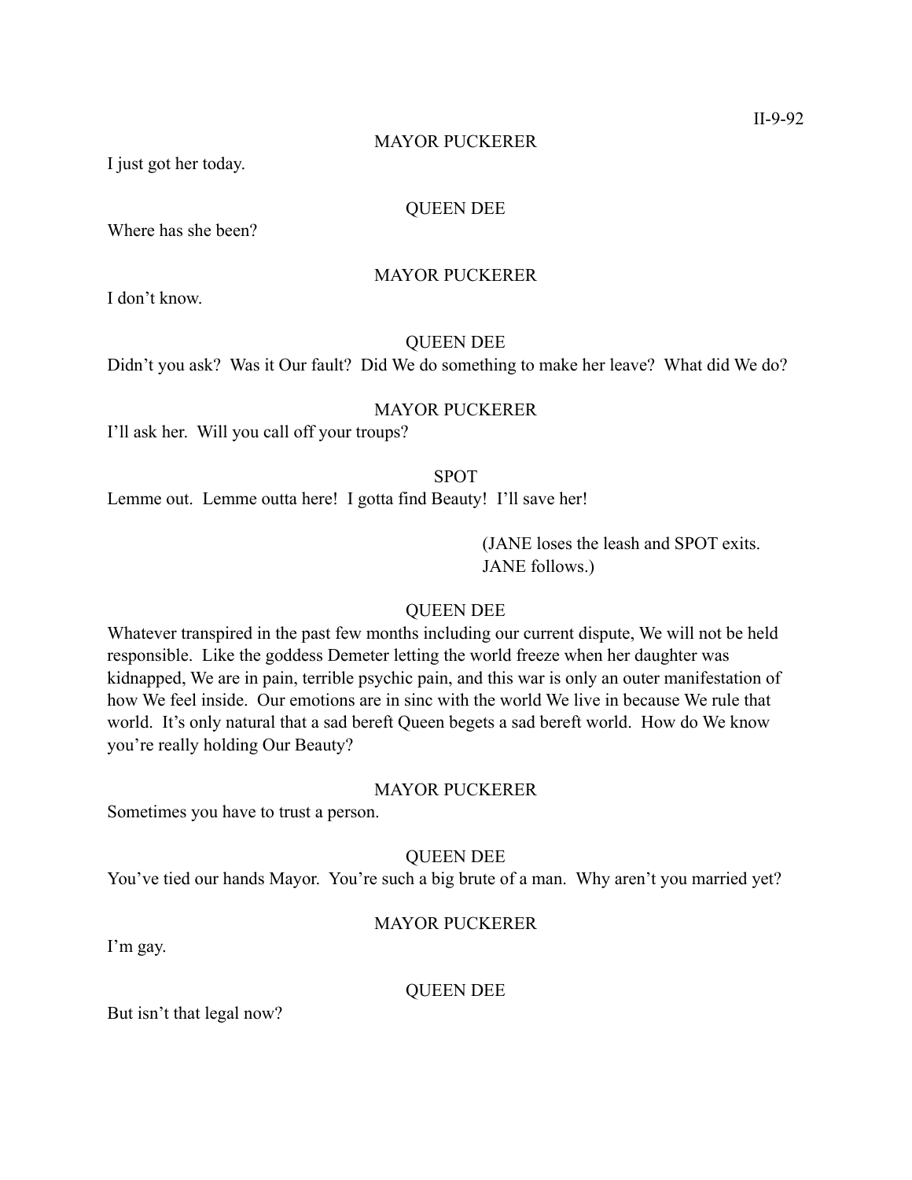MAYOR PUCKERER

I just got her today.

QUEEN DEE

Where has she been?

MAYOR PUCKERER

I don't know.

QUEEN DEE

Didn't you ask? Was it Our fault? Did We do something to make her leave? What did We do?

MAYOR PUCKERER

I'll ask her. Will you call off your troups?

SPOT

Lemme out. Lemme outta here! I gotta find Beauty! I'll save her!

(JANE loses the leash and SPOT exits. JANE follows.)

QUEEN DEE

Whatever transpired in the past few months including our current dispute, We will not be held responsible. Like the goddess Demeter letting the world freeze when her daughter was kidnapped, We are in pain, terrible psychic pain, and this war is only an outer manifestation of how We feel inside. Our emotions are in sinc with the world We live in because We rule that world. It's only natural that a sad bereft Queen begets a sad bereft world. How do We know you're really holding Our Beauty?

MAYOR PUCKERER

Sometimes you have to trust a person.

QUEEN DEE

You've tied our hands Mayor. You're such a big brute of a man. Why aren't you married yet?

MAYOR PUCKERER

I'm gay.

QUEEN DEE

But isn't that legal now?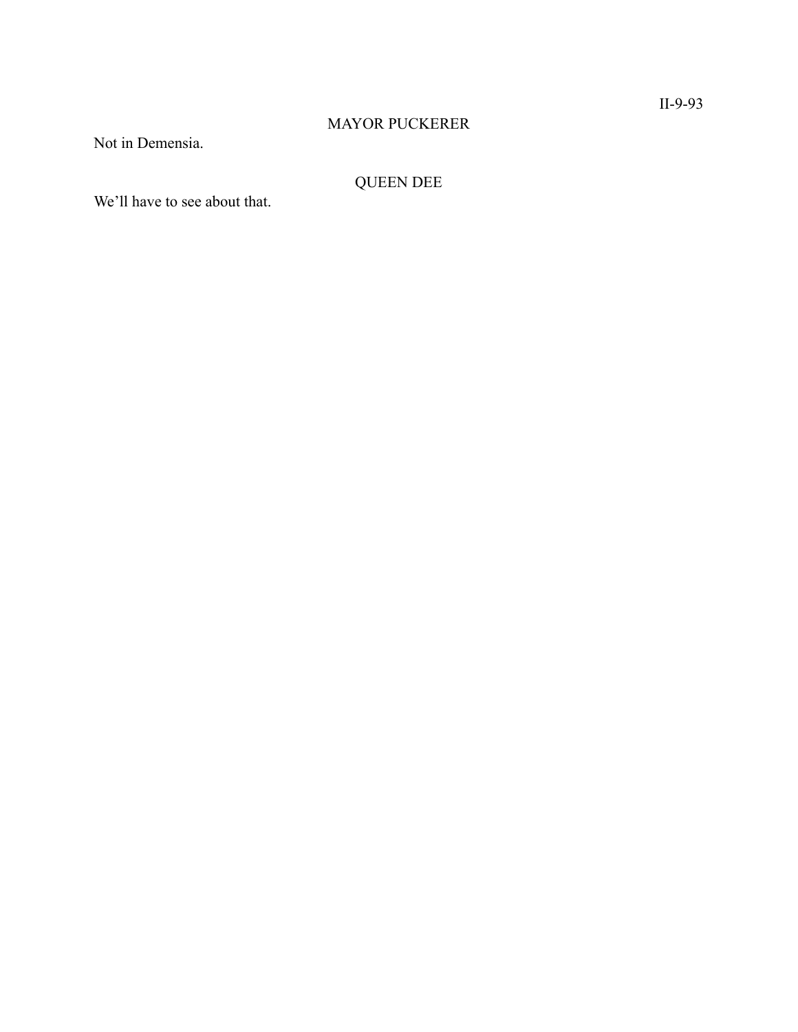MAYOR PUCKERER

Not in Demensia.

QUEEN DEE

We'll have to see about that.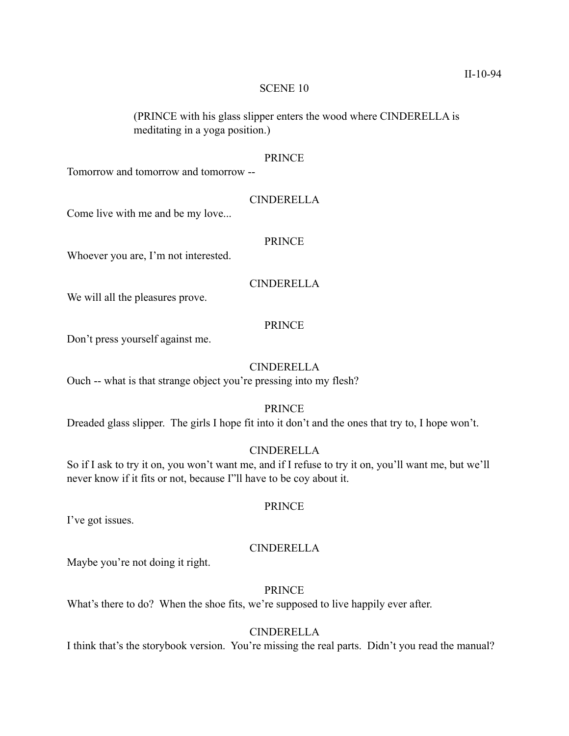II-10-94

SCENE 10

(PRINCE with his glass slipper enters the wood where CINDERELLA is meditating in a yoga position.)

PRINCE

Tomorrow and tomorrow and tomorrow --

CINDERELLA

Come live with me and be my love...

PRINCE

Whoever you are, I'm not interested.

CINDERELLA

We will all the pleasures prove.

PRINCE

Don't press yourself against me.

CINDERELLA

Ouch -- what is that strange object you're pressing into my flesh?

PRINCE

Dreaded glass slipper. The girls I hope fit into it don't and the ones that try to, I hope won't.

CINDERELLA

So if I ask to try it on, you won't want me, and if I refuse to try it on, you'll want me, but we'll never know if it fits or not, because I"ll have to be coy about it.

PRINCE

I've got issues.

CINDERELLA

Maybe you're not doing it right.

PRINCE

What's there to do? When the shoe fits, we're supposed to live happily ever after.

CINDERELLA

I think that's the storybook version. You're missing the real parts. Didn't you read the manual?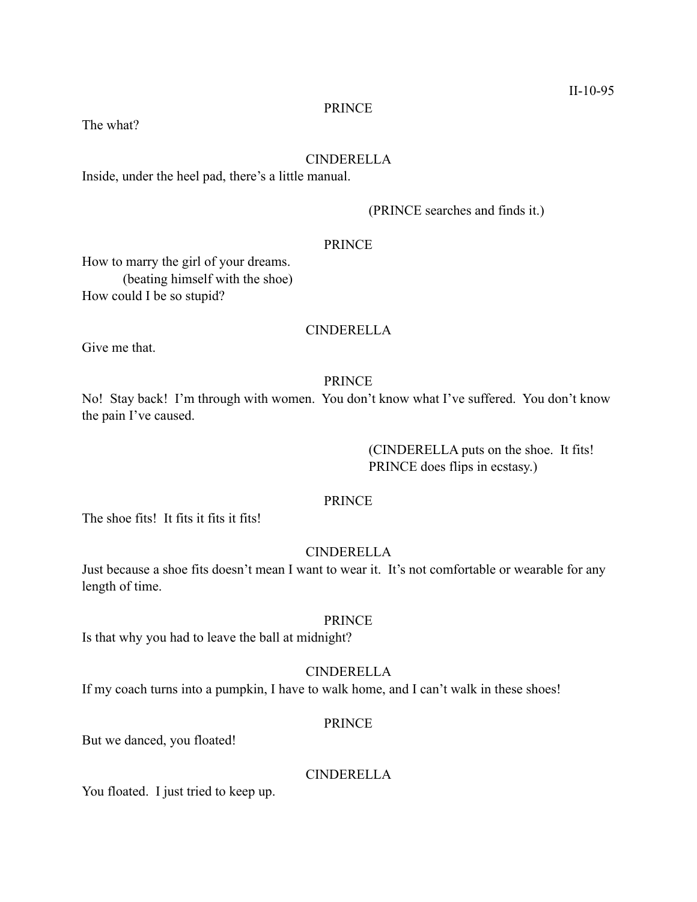PRINCE

The what?

CINDERELLA

Inside, under the heel pad, there's a little manual.

(PRINCE searches and finds it.)

PRINCE

How to marry the girl of your dreams.
(beating himself with the shoe)
How could I be so stupid?

CINDERELLA

Give me that.

PRINCE

No! Stay back! I'm through with women. You don't know what I've suffered. You don't know the pain I've caused.

(CINDERELLA puts on the shoe. It fits!
PRINCE does flips in ecstasy.)

PRINCE

The shoe fits! It fits it fits it fits!

CINDERELLA

Just because a shoe fits doesn't mean I want to wear it. It's not comfortable or wearable for any length of time.

PRINCE

Is that why you had to leave the ball at midnight?

CINDERELLA

If my coach turns into a pumpkin, I have to walk home, and I can't walk in these shoes!

PRINCE

But we danced, you floated!

CINDERELLA

You floated. I just tried to keep up.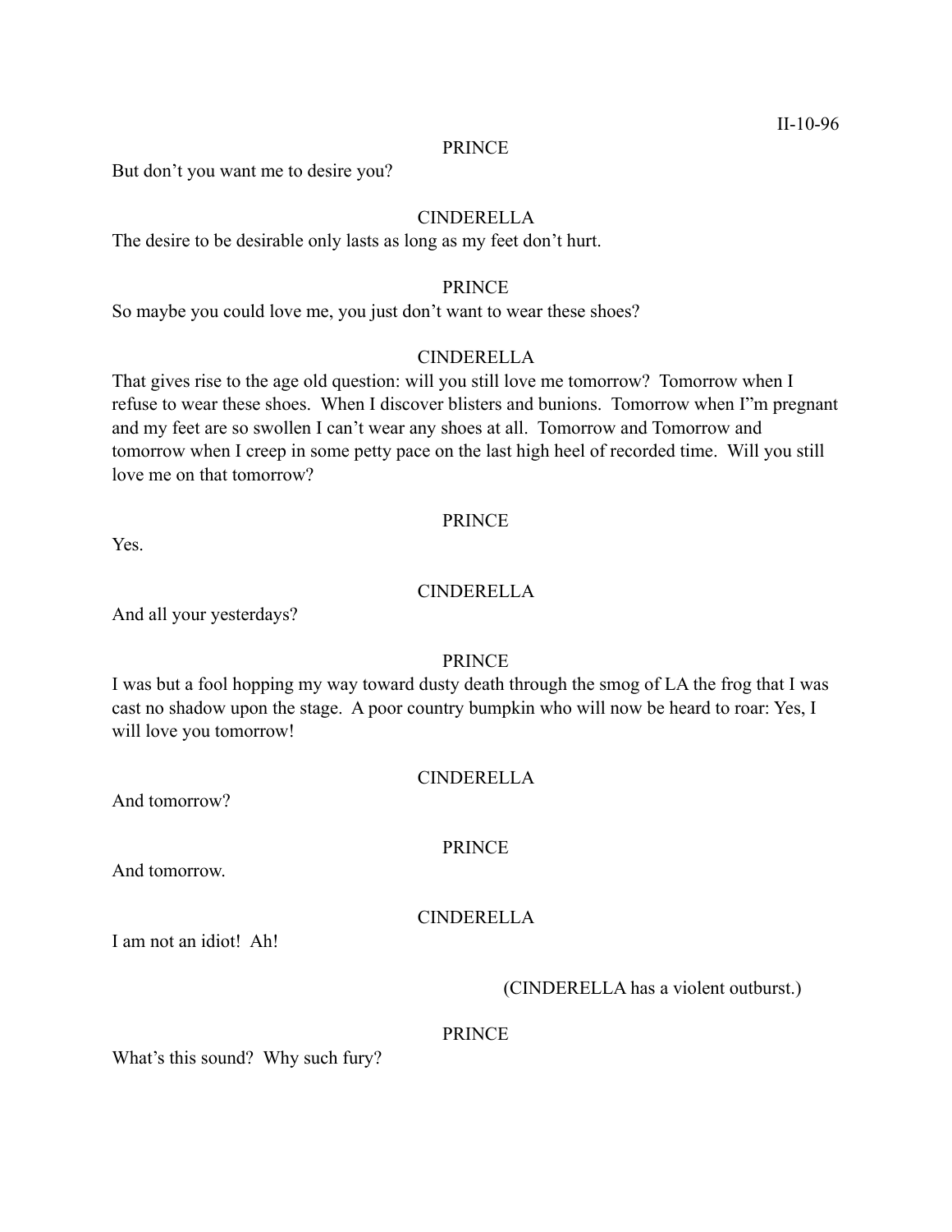PRINCE

But don't you want me to desire you?

CINDERELLA

The desire to be desirable only lasts as long as my feet don't hurt.

PRINCE

So maybe you could love me, you just don't want to wear these shoes?

CINDERELLA

That gives rise to the age old question: will you still love me tomorrow? Tomorrow when I refuse to wear these shoes. When I discover blisters and bunions. Tomorrow when I"m pregnant and my feet are so swollen I can't wear any shoes at all. Tomorrow and Tomorrow and tomorrow when I creep in some petty pace on the last high heel of recorded time. Will you still love me on that tomorrow?

PRINCE

Yes.

CINDERELLA

And all your yesterdays?

PRINCE

I was but a fool hopping my way toward dusty death through the smog of LA the frog that I was cast no shadow upon the stage. A poor country bumpkin who will now be heard to roar: Yes, I will love you tomorrow!

CINDERELLA

And tomorrow?

PRINCE

And tomorrow.

CINDERELLA

I am not an idiot! Ah!

(CINDERELLA has a violent outburst.)

PRINCE

What's this sound? Why such fury?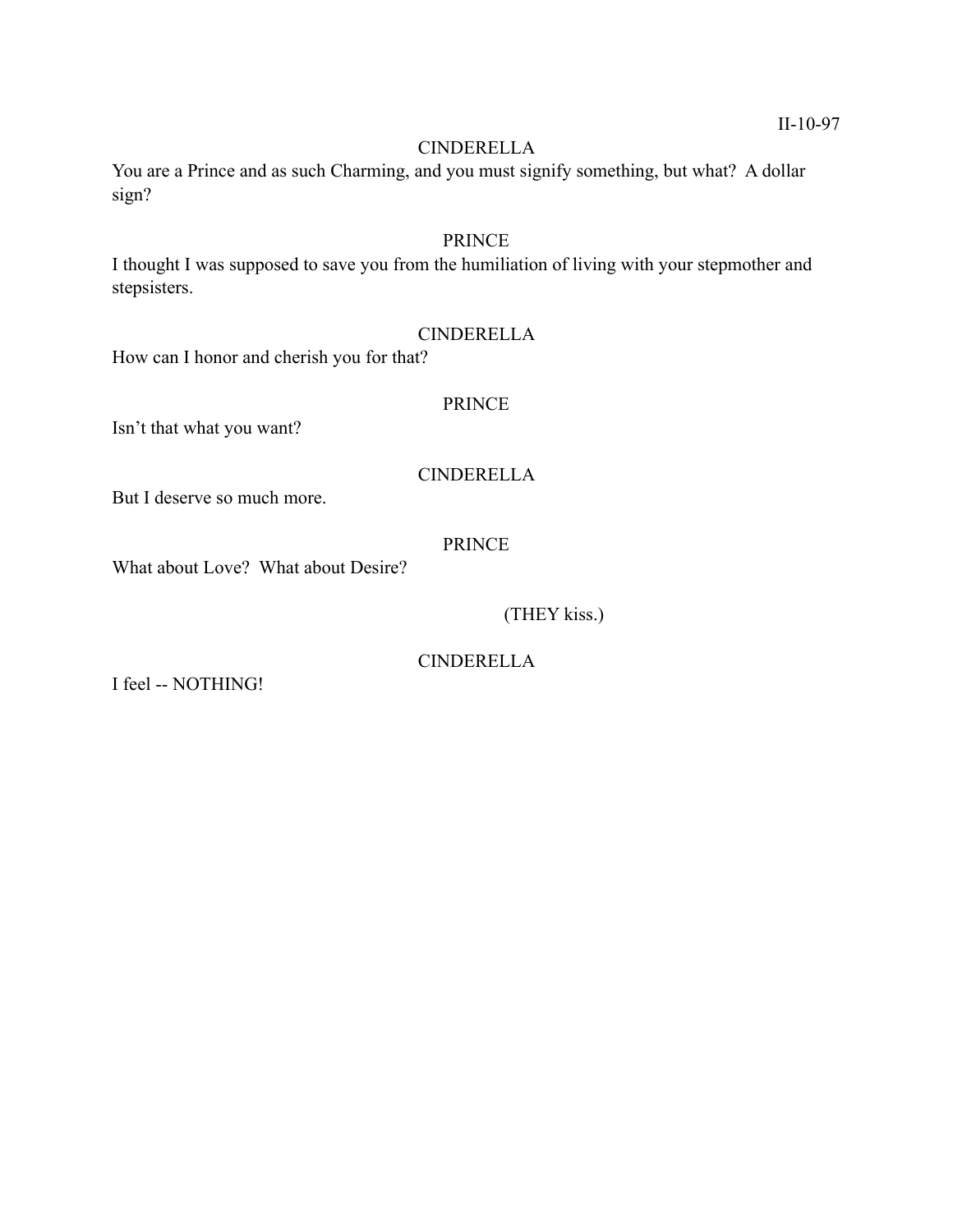CINDERELLA

You are a Prince and as such Charming, and you must signify something, but what? A dollar sign?

PRINCE

I thought I was supposed to save you from the humiliation of living with your stepmother and stepsisters.

CINDERELLA

How can I honor and cherish you for that?

PRINCE

Isn't that what you want?

CINDERELLA

But I deserve so much more.

PRINCE

What about Love? What about Desire?

(THEY kiss.)

CINDERELLA

I feel -- NOTHING!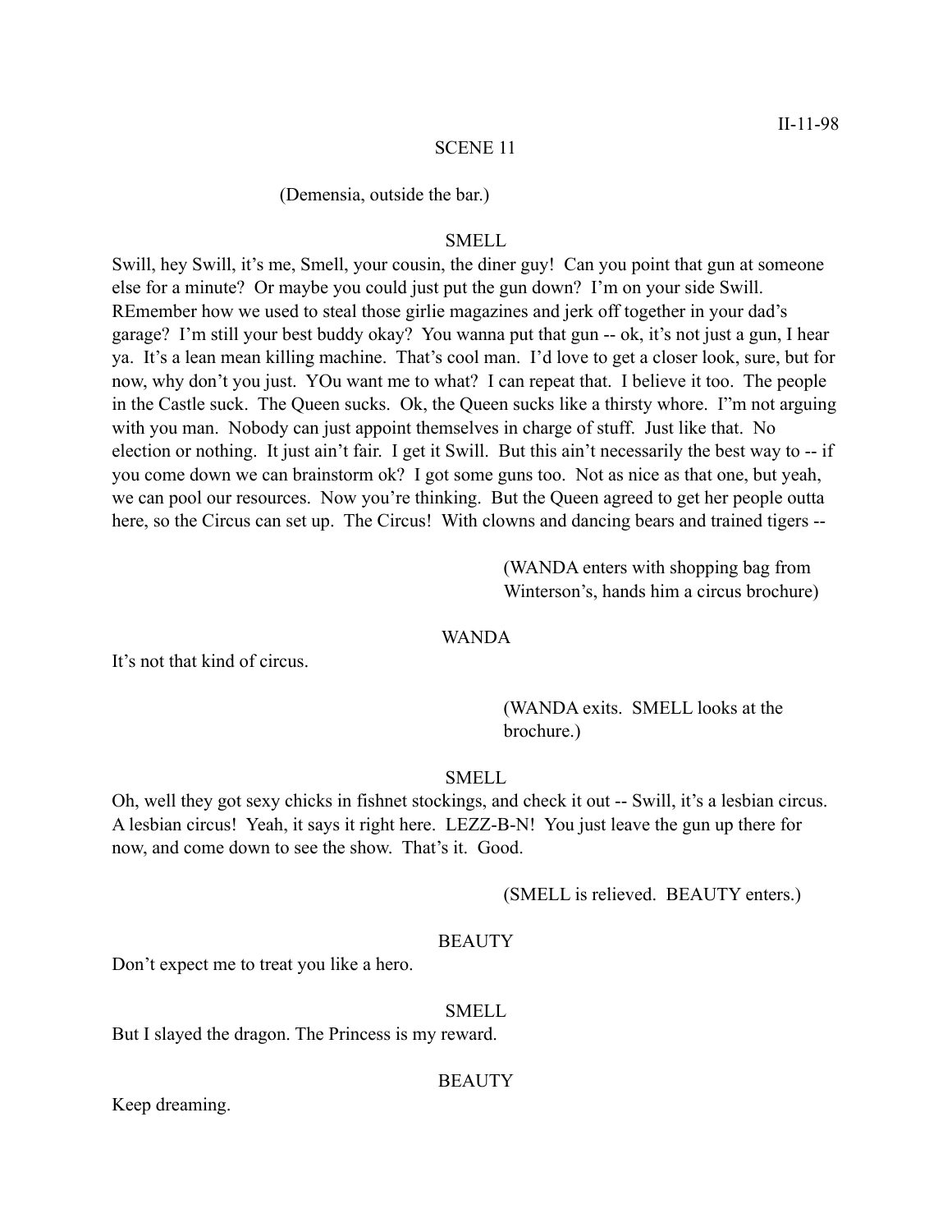SCENE 11

(Demensia, outside the bar.)

SMELL

Swill, hey Swill, it's me, Smell, your cousin, the diner guy! Can you point that gun at someone else for a minute? Or maybe you could just put the gun down? I'm on your side Swill. REmember how we used to steal those girlie magazines and jerk off together in your dad's garage? I'm still your best buddy okay? You wanna put that gun -- ok, it's not just a gun, I hear ya. It's a lean mean killing machine. That's cool man. I'd love to get a closer look, sure, but for now, why don't you just. YOu want me to what? I can repeat that. I believe it too. The people in the Castle suck. The Queen sucks. Ok, the Queen sucks like a thirsty whore. I"m not arguing with you man. Nobody can just appoint themselves in charge of stuff. Just like that. No election or nothing. It just ain't fair. I get it Swill. But this ain't necessarily the best way to -- if you come down we can brainstorm ok? I got some guns too. Not as nice as that one, but yeah, we can pool our resources. Now you're thinking. But the Queen agreed to get her people outta here, so the Circus can set up. The Circus! With clowns and dancing bears and trained tigers --

(WANDA enters with shopping bag from Winterson's, hands him a circus brochure)

WANDA

It's not that kind of circus.

(WANDA exits. SMELL looks at the brochure.)

SMELL

Oh, well they got sexy chicks in fishnet stockings, and check it out -- Swill, it's a lesbian circus. A lesbian circus! Yeah, it says it right here. LEZZ-B-N! You just leave the gun up there for now, and come down to see the show. That's it. Good.

(SMELL is relieved. BEAUTY enters.)

BEAUTY

Don't expect me to treat you like a hero.

SMELL

But I slayed the dragon. The Princess is my reward.

BEAUTY

Keep dreaming.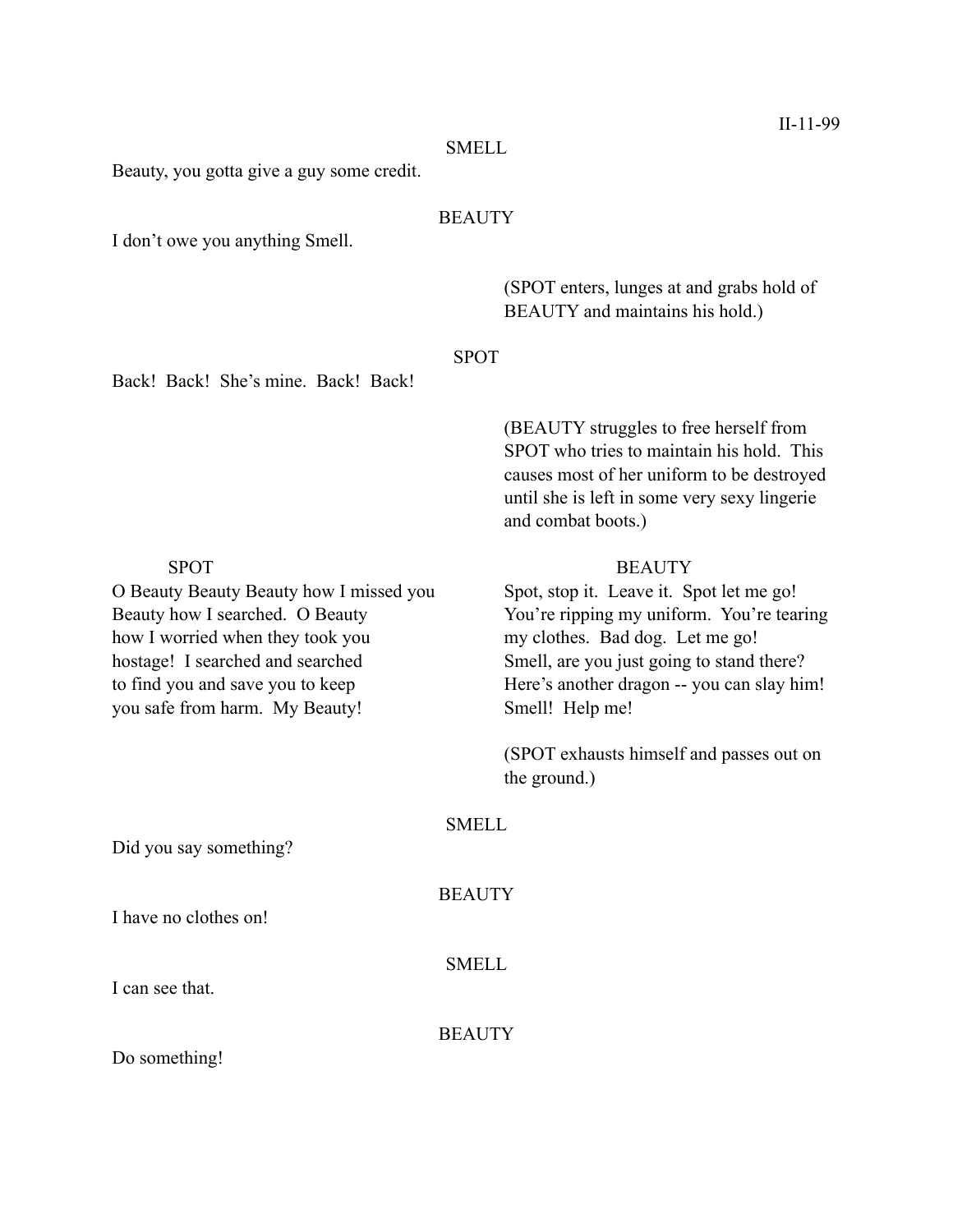SMELL

Beauty, you gotta give a guy some credit.

BEAUTY

I don't owe you anything Smell.

(SPOT enters, lunges at and grabs hold of BEAUTY and maintains his hold.)

SPOT

Back! Back! She's mine. Back! Back!

(BEAUTY struggles to free herself from SPOT who tries to maintain his hold. This causes most of her uniform to be destroyed until she is left in some very sexy lingerie and combat boots.)

SPOT

O Beauty Beauty Beauty how I missed you
Beauty how I searched. O Beauty
how I worried when they took you
hostage! I searched and searched
to find you and save you to keep
you safe from harm. My Beauty!

BEAUTY

Spot, stop it. Leave it. Spot let me go!
You're ripping my uniform. You're tearing
my clothes. Bad dog. Let me go!
Smell, are you just going to stand there?
Here's another dragon -- you can slay him!
Smell! Help me!

(SPOT exhausts himself and passes out on the ground.)

SMELL

Did you say something?

BEAUTY

I have no clothes on!

SMELL

I can see that.

BEAUTY

Do something!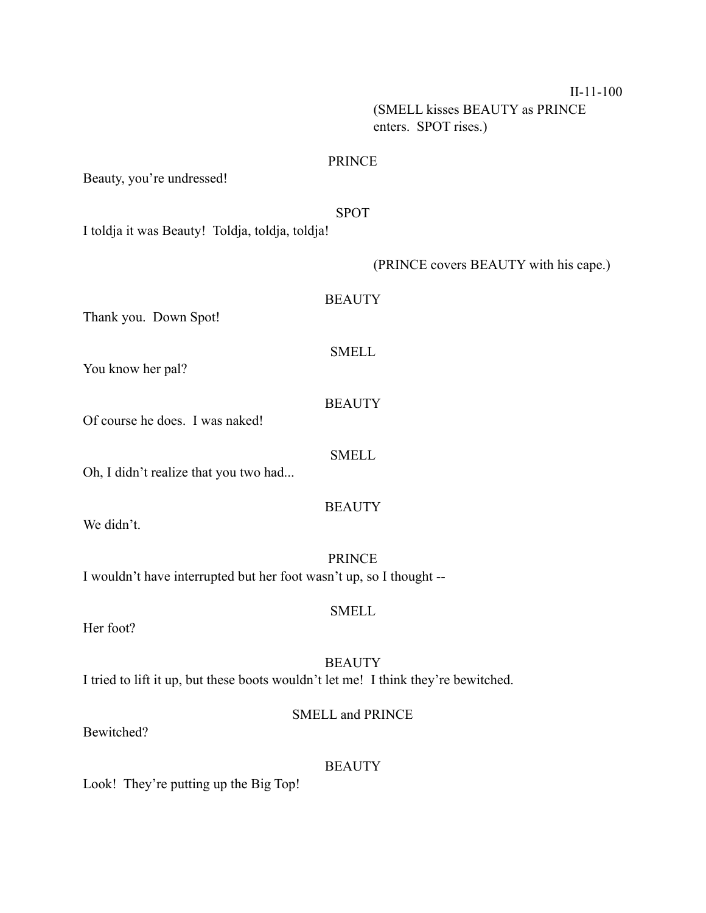II-11-100

(SMELL kisses BEAUTY as PRINCE enters. SPOT rises.)

PRINCE

Beauty, you're undressed!

SPOT

I toldja it was Beauty! Toldja, toldja, toldja!

(PRINCE covers BEAUTY with his cape.)

BEAUTY

Thank you. Down Spot!

SMELL

You know her pal?

BEAUTY

Of course he does. I was naked!

SMELL

Oh, I didn't realize that you two had...

BEAUTY

We didn't.

PRINCE

I wouldn't have interrupted but her foot wasn't up, so I thought --

SMELL

Her foot?

BEAUTY

I tried to lift it up, but these boots wouldn't let me! I think they're bewitched.

SMELL and PRINCE

Bewitched?

BEAUTY

Look! They're putting up the Big Top!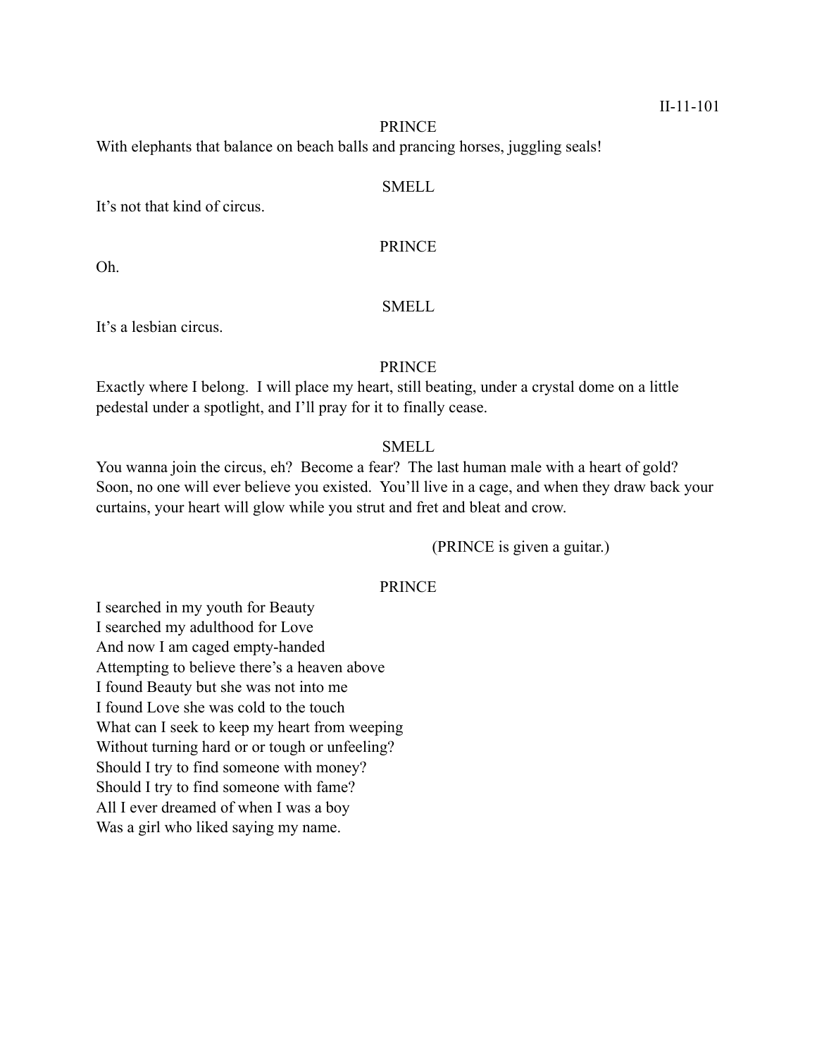PRINCE

With elephants that balance on beach balls and prancing horses, juggling seals!

SMELL

It's not that kind of circus.

PRINCE

Oh.

SMELL

It's a lesbian circus.

PRINCE

Exactly where I belong. I will place my heart, still beating, under a crystal dome on a little pedestal under a spotlight, and I'll pray for it to finally cease.

SMELL

You wanna join the circus, eh? Become a fear? The last human male with a heart of gold? Soon, no one will ever believe you existed. You'll live in a cage, and when they draw back your curtains, your heart will glow while you strut and fret and bleat and crow.

(PRINCE is given a guitar.)

PRINCE

I searched in my youth for Beauty
I searched my adulthood for Love
And now I am caged empty-handed
Attempting to believe there's a heaven above
I found Beauty but she was not into me
I found Love she was cold to the touch
What can I seek to keep my heart from weeping
Without turning hard or or tough or unfeeling?
Should I try to find someone with money?
Should I try to find someone with fame?
All I ever dreamed of when I was a boy
Was a girl who liked saying my name.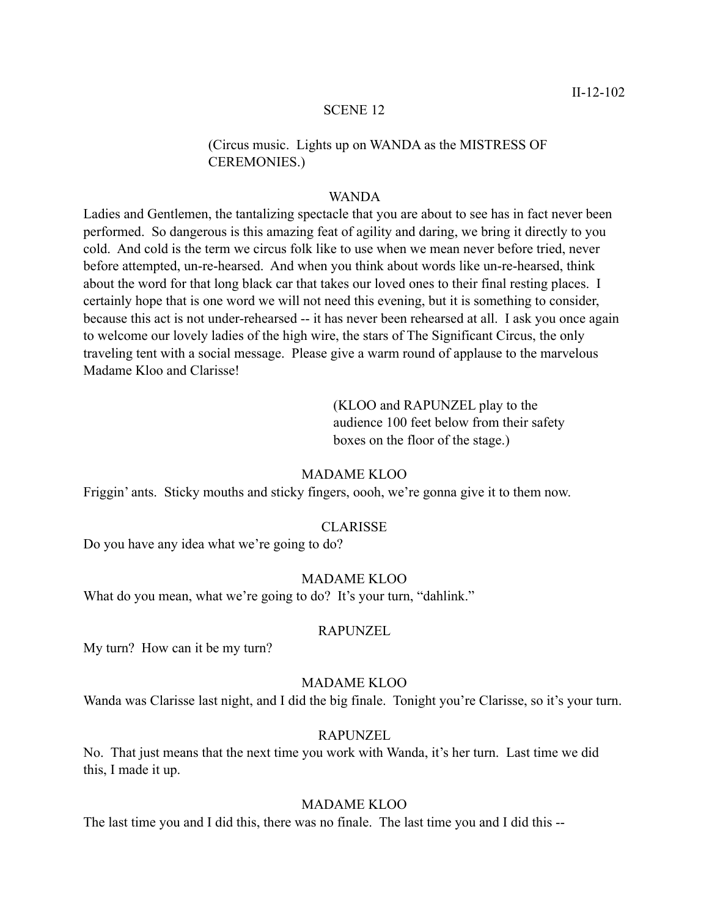SCENE 12

(Circus music. Lights up on WANDA as the MISTRESS OF CEREMONIES.)

WANDA

Ladies and Gentlemen, the tantalizing spectacle that you are about to see has in fact never been performed. So dangerous is this amazing feat of agility and daring, we bring it directly to you cold. And cold is the term we circus folk like to use when we mean never before tried, never before attempted, un-re-hearsed. And when you think about words like un-re-hearsed, think about the word for that long black car that takes our loved ones to their final resting places. I certainly hope that is one word we will not need this evening, but it is something to consider, because this act is not under-rehearsed -- it has never been rehearsed at all. I ask you once again to welcome our lovely ladies of the high wire, the stars of The Significant Circus, the only traveling tent with a social message. Please give a warm round of applause to the marvelous Madame Kloo and Clarisse!

(KLOO and RAPUNZEL play to the audience 100 feet below from their safety boxes on the floor of the stage.)

MADAME KLOO

Friggin' ants. Sticky mouths and sticky fingers, oooh, we're gonna give it to them now.

CLARISSE

Do you have any idea what we're going to do?

MADAME KLOO

What do you mean, what we're going to do? It's your turn, "dahlink."

RAPUNZEL

My turn? How can it be my turn?

MADAME KLOO

Wanda was Clarisse last night, and I did the big finale. Tonight you're Clarisse, so it's your turn.

RAPUNZEL

No. That just means that the next time you work with Wanda, it's her turn. Last time we did this, I made it up.

MADAME KLOO

The last time you and I did this, there was no finale. The last time you and I did this --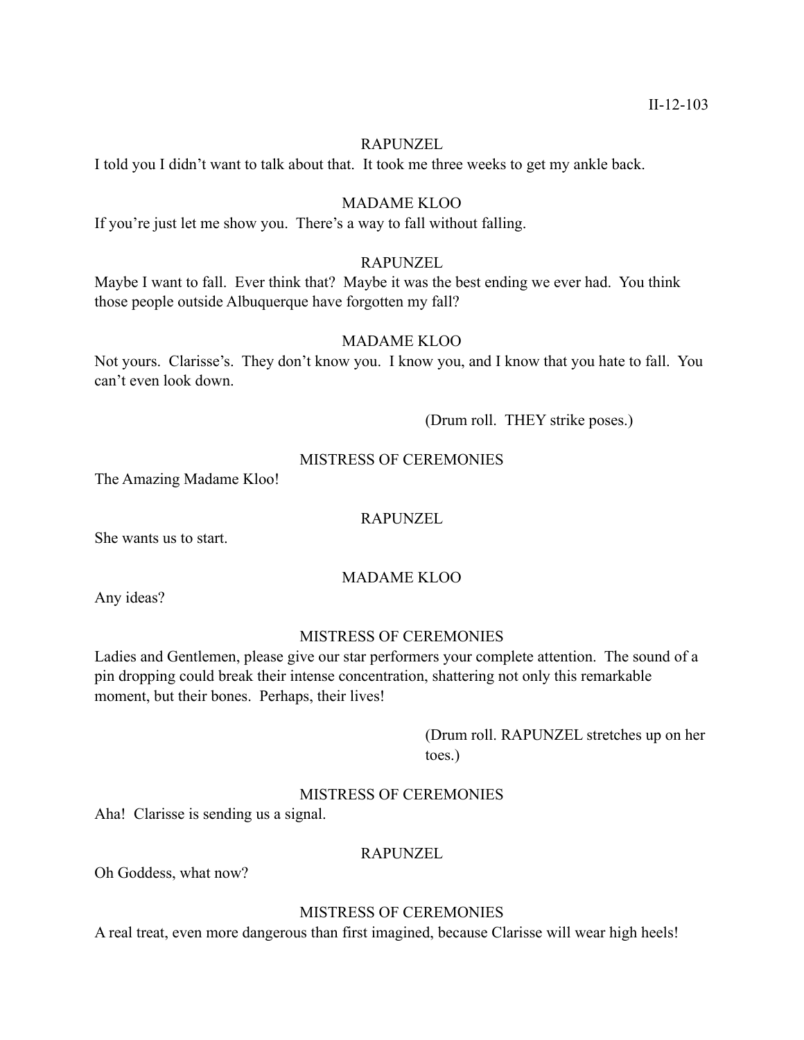II-12-103

RAPUNZEL

I told you I didn't want to talk about that. It took me three weeks to get my ankle back.

MADAME KLOO

If you're just let me show you. There's a way to fall without falling.

RAPUNZEL

Maybe I want to fall. Ever think that? Maybe it was the best ending we ever had. You think those people outside Albuquerque have forgotten my fall?

MADAME KLOO

Not yours. Clarisse's. They don't know you. I know you, and I know that you hate to fall. You can't even look down.

(Drum roll. THEY strike poses.)

MISTRESS OF CEREMONIES

The Amazing Madame Kloo!

RAPUNZEL

She wants us to start.

MADAME KLOO

Any ideas?

MISTRESS OF CEREMONIES

Ladies and Gentlemen, please give our star performers your complete attention. The sound of a pin dropping could break their intense concentration, shattering not only this remarkable moment, but their bones. Perhaps, their lives!

(Drum roll. RAPUNZEL stretches up on her toes.)

MISTRESS OF CEREMONIES

Aha! Clarisse is sending us a signal.

RAPUNZEL

Oh Goddess, what now?

MISTRESS OF CEREMONIES

A real treat, even more dangerous than first imagined, because Clarisse will wear high heels!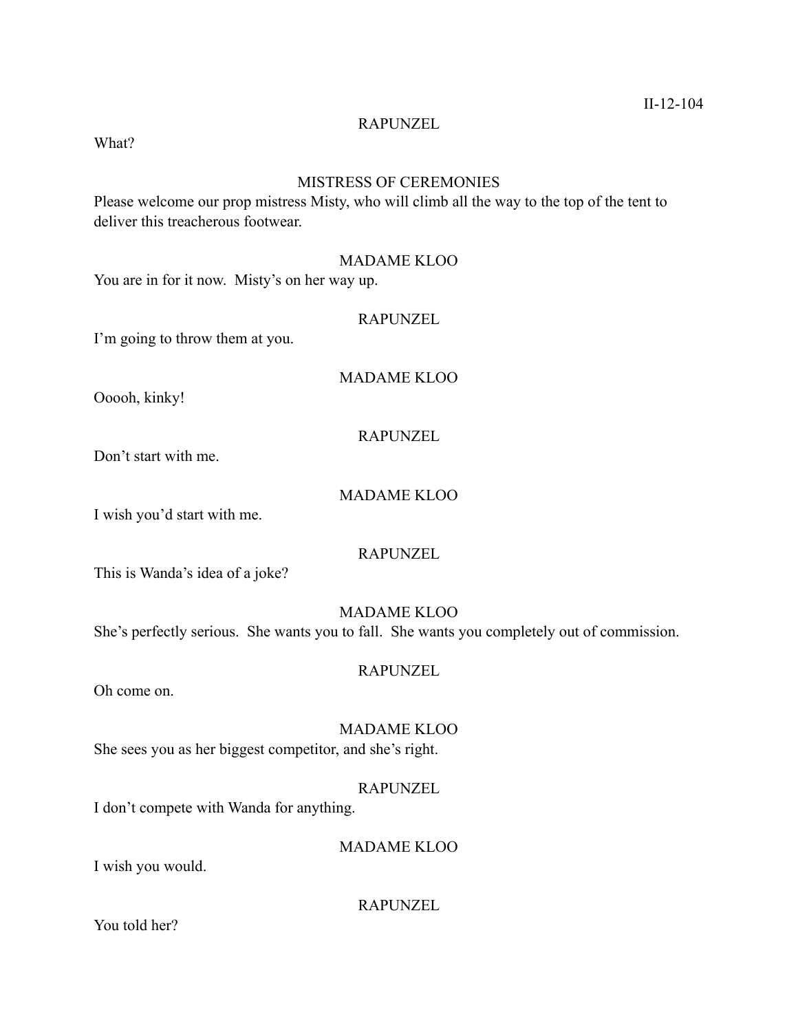RAPUNZEL

What?

MISTRESS OF CEREMONIES

Please welcome our prop mistress Misty, who will climb all the way to the top of the tent to deliver this treacherous footwear.

MADAME KLOO

You are in for it now. Misty's on her way up.

RAPUNZEL

I'm going to throw them at you.

MADAME KLOO

Ooooh, kinky!

RAPUNZEL

Don't start with me.

MADAME KLOO

I wish you'd start with me.

RAPUNZEL

This is Wanda's idea of a joke?

MADAME KLOO

She's perfectly serious. She wants you to fall. She wants you completely out of commission.

RAPUNZEL

Oh come on.

MADAME KLOO

She sees you as her biggest competitor, and she's right.

RAPUNZEL

I don't compete with Wanda for anything.

MADAME KLOO

I wish you would.

RAPUNZEL

You told her?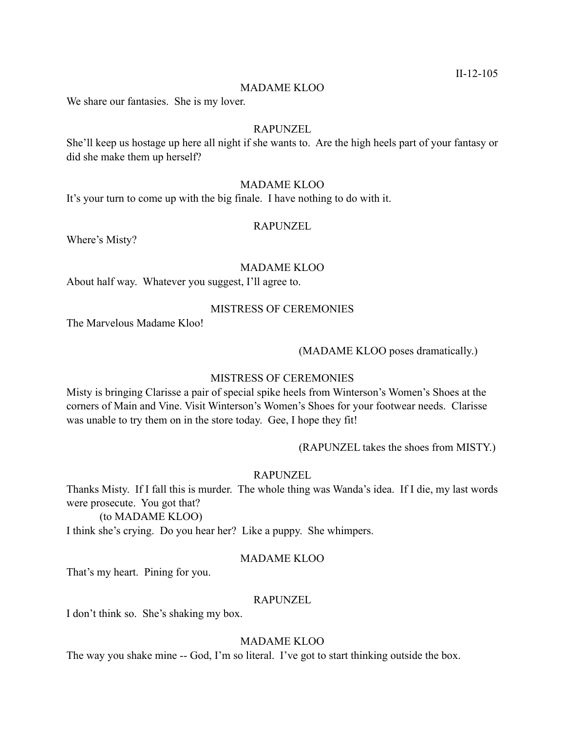MADAME KLOO

We share our fantasies. She is my lover.

RAPUNZEL

She'll keep us hostage up here all night if she wants to. Are the high heels part of your fantasy or did she make them up herself?

MADAME KLOO

It's your turn to come up with the big finale. I have nothing to do with it.

RAPUNZEL

Where's Misty?

MADAME KLOO

About half way. Whatever you suggest, I'll agree to.

MISTRESS OF CEREMONIES

The Marvelous Madame Kloo!

(MADAME KLOO poses dramatically.)

MISTRESS OF CEREMONIES

Misty is bringing Clarisse a pair of special spike heels from Winterson's Women's Shoes at the corners of Main and Vine. Visit Winterson's Women's Shoes for your footwear needs. Clarisse was unable to try them on in the store today. Gee, I hope they fit!

(RAPUNZEL takes the shoes from MISTY.)

RAPUNZEL

Thanks Misty. If I fall this is murder. The whole thing was Wanda's idea. If I die, my last words were prosecute. You got that?

(to MADAME KLOO)

I think she's crying. Do you hear her? Like a puppy. She whimpers.

MADAME KLOO

That's my heart. Pining for you.

RAPUNZEL

I don't think so. She's shaking my box.

MADAME KLOO

The way you shake mine -- God, I'm so literal. I've got to start thinking outside the box.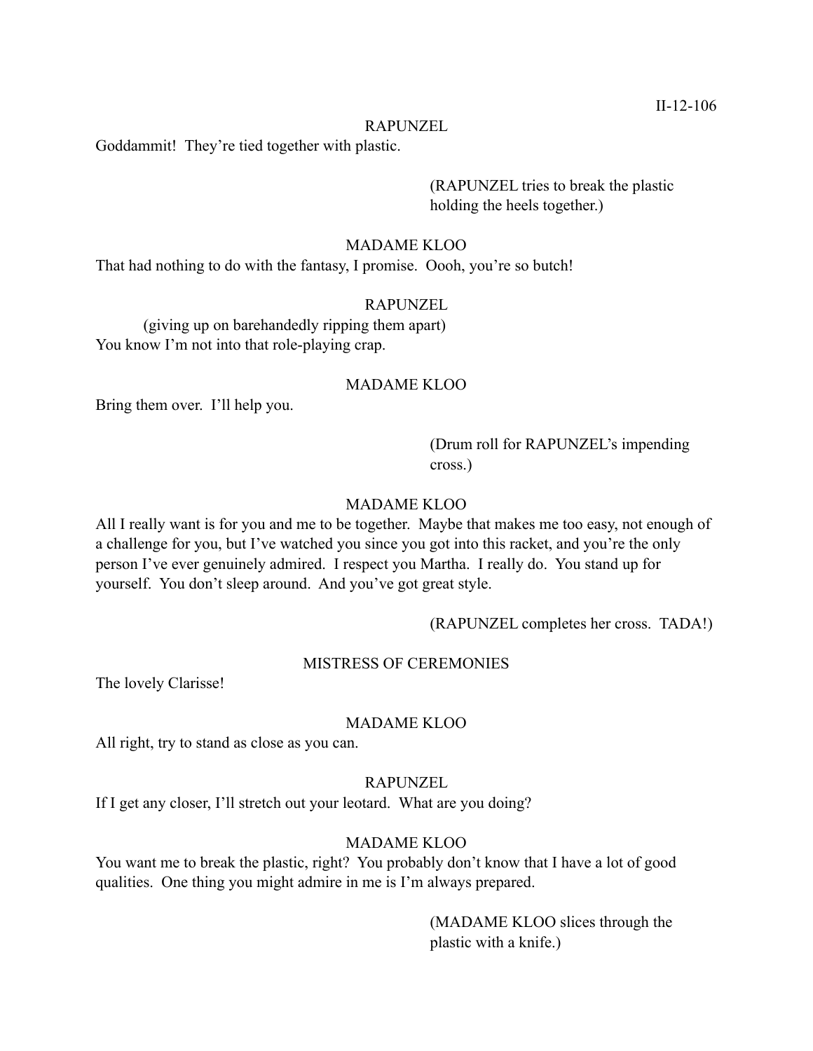RAPUNZEL

Goddammit! They're tied together with plastic.

(RAPUNZEL tries to break the plastic holding the heels together.)

MADAME KLOO

That had nothing to do with the fantasy, I promise. Oooh, you're so butch!

RAPUNZEL

(giving up on barehandedly ripping them apart)

You know I'm not into that role-playing crap.

MADAME KLOO

Bring them over. I'll help you.

(Drum roll for RAPUNZEL's impending cross.)

MADAME KLOO

All I really want is for you and me to be together. Maybe that makes me too easy, not enough of a challenge for you, but I've watched you since you got into this racket, and you're the only person I've ever genuinely admired. I respect you Martha. I really do. You stand up for yourself. You don't sleep around. And you've got great style.

(RAPUNZEL completes her cross. TADA!)

MISTRESS OF CEREMONIES

The lovely Clarisse!

MADAME KLOO

All right, try to stand as close as you can.

RAPUNZEL

If I get any closer, I'll stretch out your leotard. What are you doing?

MADAME KLOO

You want me to break the plastic, right? You probably don't know that I have a lot of good qualities. One thing you might admire in me is I'm always prepared.

(MADAME KLOO slices through the plastic with a knife.)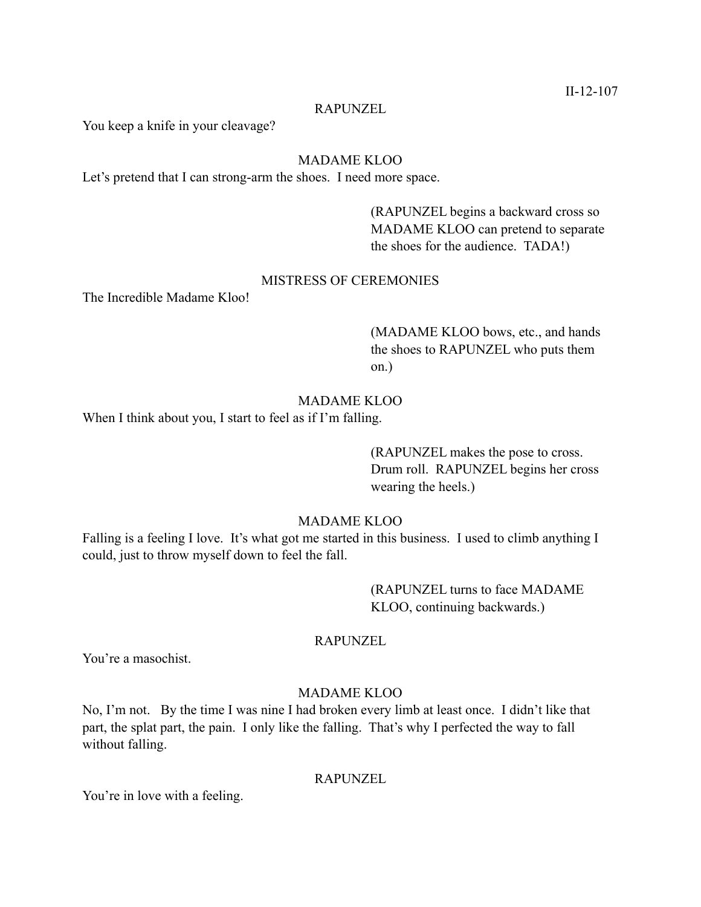RAPUNZEL

You keep a knife in your cleavage?

MADAME KLOO

Let's pretend that I can strong-arm the shoes. I need more space.

> (RAPUNZEL begins a backward cross so MADAME KLOO can pretend to separate the shoes for the audience. TADA!)

MISTRESS OF CEREMONIES

The Incredible Madame Kloo!

> (MADAME KLOO bows, etc., and hands the shoes to RAPUNZEL who puts them on.)

MADAME KLOO

When I think about you, I start to feel as if I'm falling.

> (RAPUNZEL makes the pose to cross. Drum roll. RAPUNZEL begins her cross wearing the heels.)

MADAME KLOO

Falling is a feeling I love. It's what got me started in this business. I used to climb anything I could, just to throw myself down to feel the fall.

> (RAPUNZEL turns to face MADAME KLOO, continuing backwards.)

RAPUNZEL

You're a masochist.

MADAME KLOO

No, I'm not. By the time I was nine I had broken every limb at least once. I didn't like that part, the splat part, the pain. I only like the falling. That's why I perfected the way to fall without falling.

RAPUNZEL

You're in love with a feeling.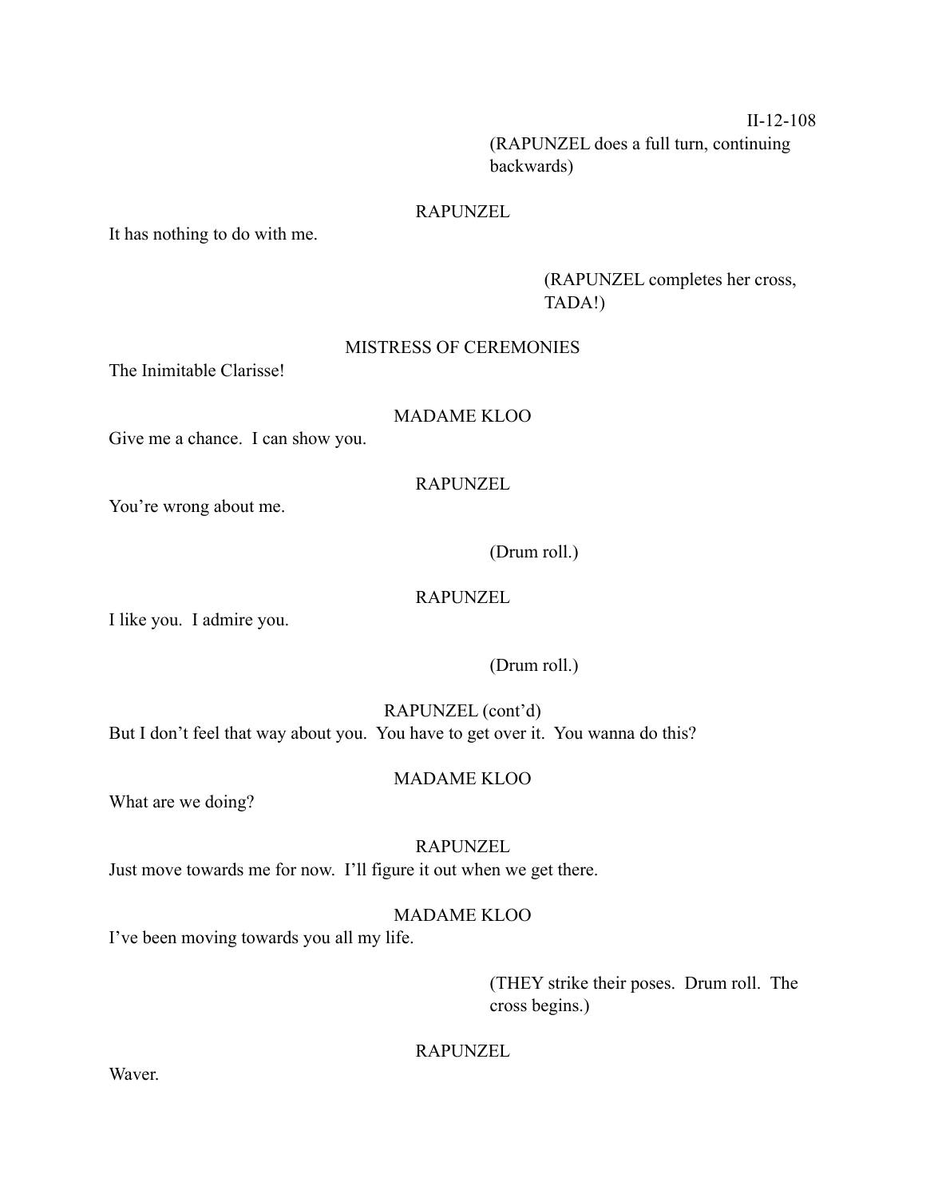(RAPUNZEL does a full turn, continuing backwards)

RAPUNZEL

It has nothing to do with me.

(RAPUNZEL completes her cross, TADA!)

MISTRESS OF CEREMONIES

The Inimitable Clarisse!

MADAME KLOO

Give me a chance. I can show you.

RAPUNZEL

You're wrong about me.

(Drum roll.)

RAPUNZEL

I like you. I admire you.

(Drum roll.)

RAPUNZEL (cont'd)

But I don't feel that way about you. You have to get over it. You wanna do this?

MADAME KLOO

What are we doing?

RAPUNZEL

Just move towards me for now. I'll figure it out when we get there.

MADAME KLOO

I've been moving towards you all my life.

(THEY strike their poses. Drum roll. The cross begins.)

RAPUNZEL

Waver.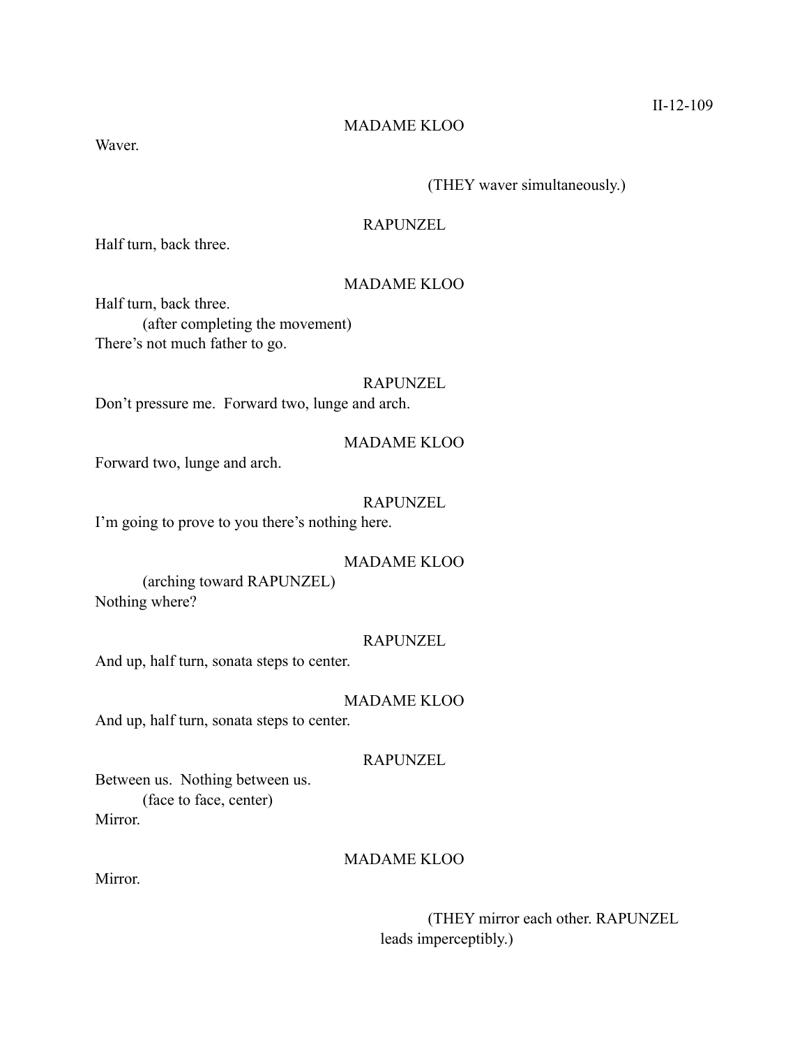MADAME KLOO

Waver.

(THEY waver simultaneously.)

RAPUNZEL

Half turn, back three.

MADAME KLOO

Half turn, back three.

(after completing the movement)

There's not much father to go.

RAPUNZEL

Don't pressure me. Forward two, lunge and arch.

MADAME KLOO

Forward two, lunge and arch.

RAPUNZEL

I'm going to prove to you there's nothing here.

MADAME KLOO

(arching toward RAPUNZEL)

Nothing where?

RAPUNZEL

And up, half turn, sonata steps to center.

MADAME KLOO

And up, half turn, sonata steps to center.

RAPUNZEL

Between us. Nothing between us.

(face to face, center)

Mirror.

MADAME KLOO

Mirror.

(THEY mirror each other. RAPUNZEL leads imperceptibly.)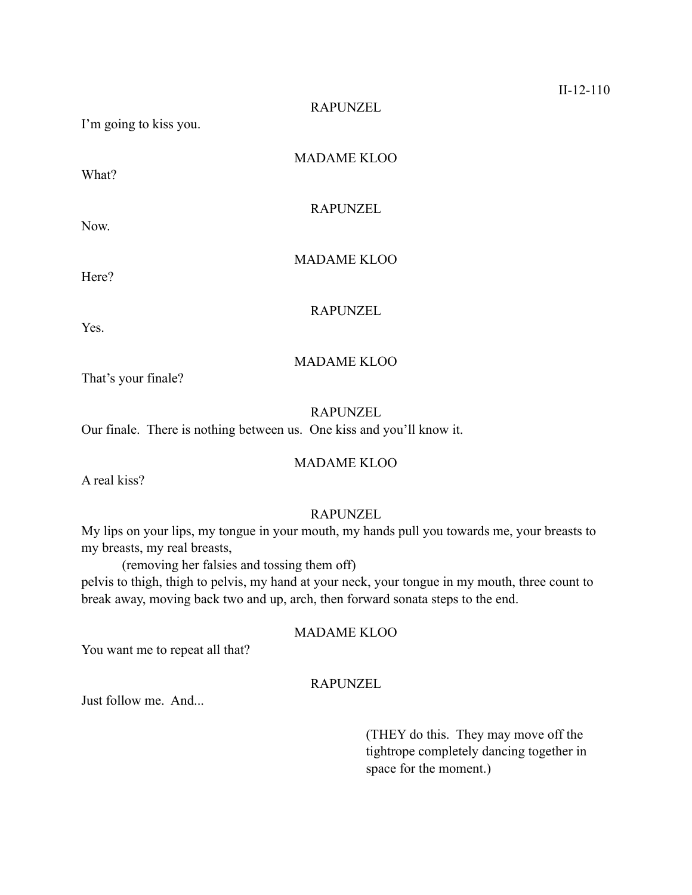RAPUNZEL

I'm going to kiss you.

MADAME KLOO

What?

RAPUNZEL

Now.

MADAME KLOO

Here?

RAPUNZEL

Yes.

MADAME KLOO

That's your finale?

RAPUNZEL

Our finale. There is nothing between us. One kiss and you'll know it.

MADAME KLOO

A real kiss?

RAPUNZEL

My lips on your lips, my tongue in your mouth, my hands pull you towards me, your breasts to my breasts, my real breasts,

(removing her falsies and tossing them off)

pelvis to thigh, thigh to pelvis, my hand at your neck, your tongue in my mouth, three count to break away, moving back two and up, arch, then forward sonata steps to the end.

MADAME KLOO

You want me to repeat all that?

RAPUNZEL

Just follow me. And...

(THEY do this. They may move off the tightrope completely dancing together in space for the moment.)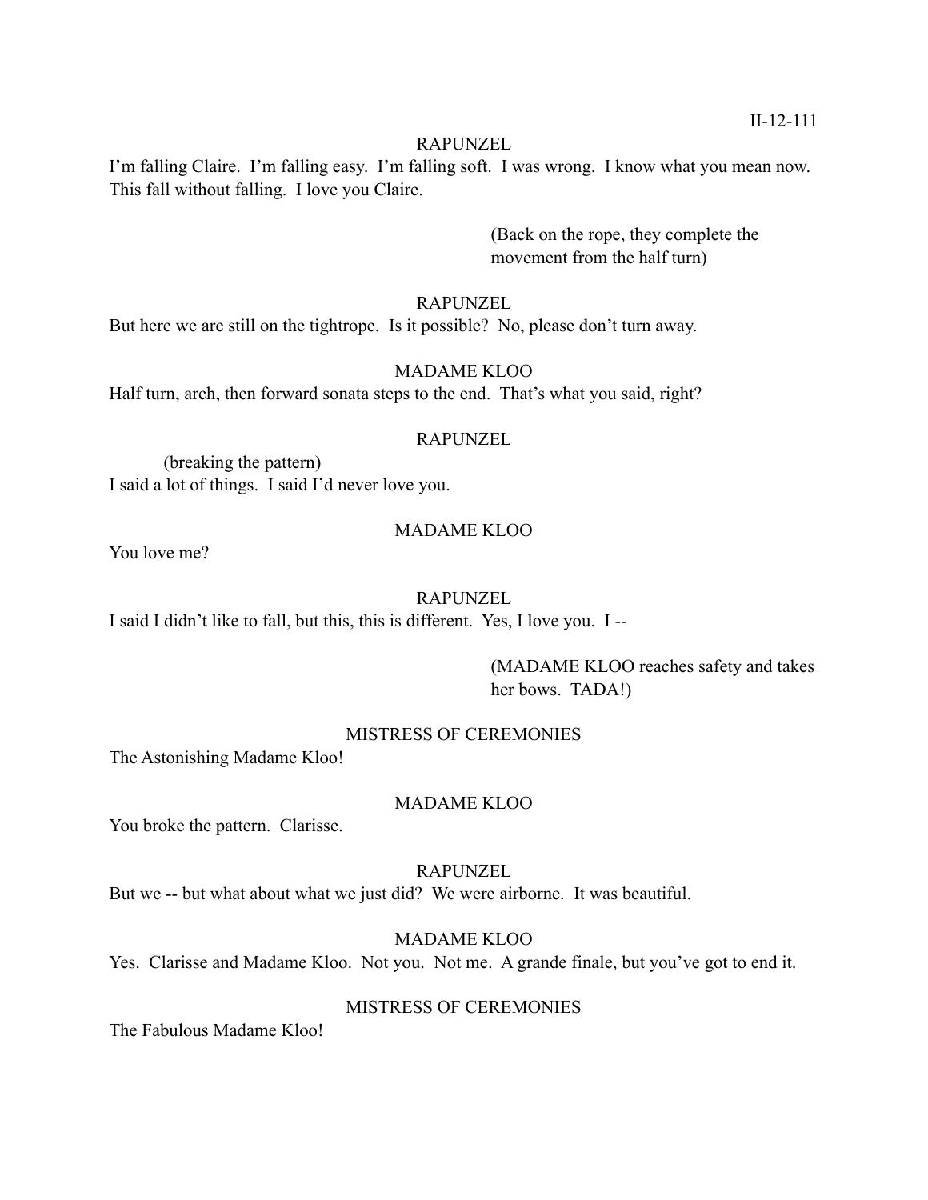RAPUNZEL

I'm falling Claire. I'm falling easy. I'm falling soft. I was wrong. I know what you mean now. This fall without falling. I love you Claire.

(Back on the rope, they complete the movement from the half turn)

RAPUNZEL

But here we are still on the tightrope. Is it possible? No, please don't turn away.

MADAME KLOO

Half turn, arch, then forward sonata steps to the end. That's what you said, right?

RAPUNZEL

(breaking the pattern)

I said a lot of things. I said I'd never love you.

MADAME KLOO

You love me?

RAPUNZEL

I said I didn't like to fall, but this, this is different. Yes, I love you. I --

(MADAME KLOO reaches safety and takes her bows. TADA!)

MISTRESS OF CEREMONIES

The Astonishing Madame Kloo!

MADAME KLOO

You broke the pattern. Clarisse.

RAPUNZEL

But we -- but what about what we just did? We were airborne. It was beautiful.

MADAME KLOO

Yes. Clarisse and Madame Kloo. Not you. Not me. A grande finale, but you've got to end it.

MISTRESS OF CEREMONIES

The Fabulous Madame Kloo!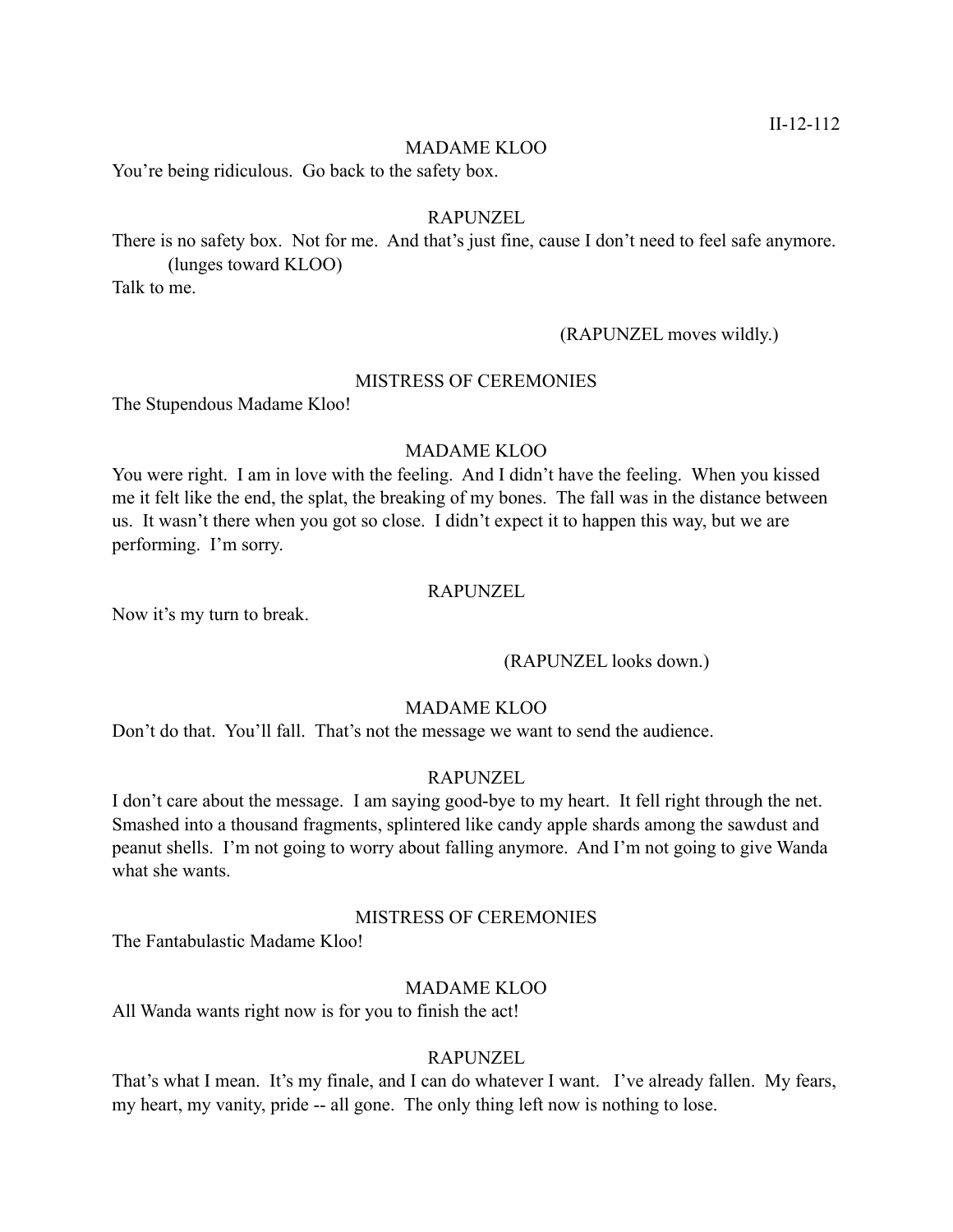MADAME KLOO

You're being ridiculous.  Go back to the safety box.

RAPUNZEL

There is no safety box.  Not for me.  And that's just fine, cause I don't need to feel safe anymore.

(lunges toward KLOO)

Talk to me.

(RAPUNZEL moves wildly.)

MISTRESS OF CEREMONIES

The Stupendous Madame Kloo!

MADAME KLOO

You were right.  I am in love with the feeling.  And I didn't have the feeling.  When you kissed me it felt like the end, the splat, the breaking of my bones.  The fall was in the distance between us.  It wasn't there when you got so close.  I didn't expect it to happen this way, but we are performing.  I'm sorry.

RAPUNZEL

Now it's my turn to break.

(RAPUNZEL looks down.)

MADAME KLOO

Don't do that.  You'll fall.  That's not the message we want to send the audience.

RAPUNZEL

I don't care about the message.  I am saying good-bye to my heart.  It fell right through the net.  Smashed into a thousand fragments, splintered like candy apple shards among the sawdust and peanut shells.  I'm not going to worry about falling anymore.  And I'm not going to give Wanda what she wants.

MISTRESS OF CEREMONIES

The Fantabulastic Madame Kloo!

MADAME KLOO

All Wanda wants right now is for you to finish the act!

RAPUNZEL

That's what I mean.  It's my finale, and I can do whatever I want.   I've already fallen.  My fears, my heart, my vanity, pride -- all gone.  The only thing left now is nothing to lose.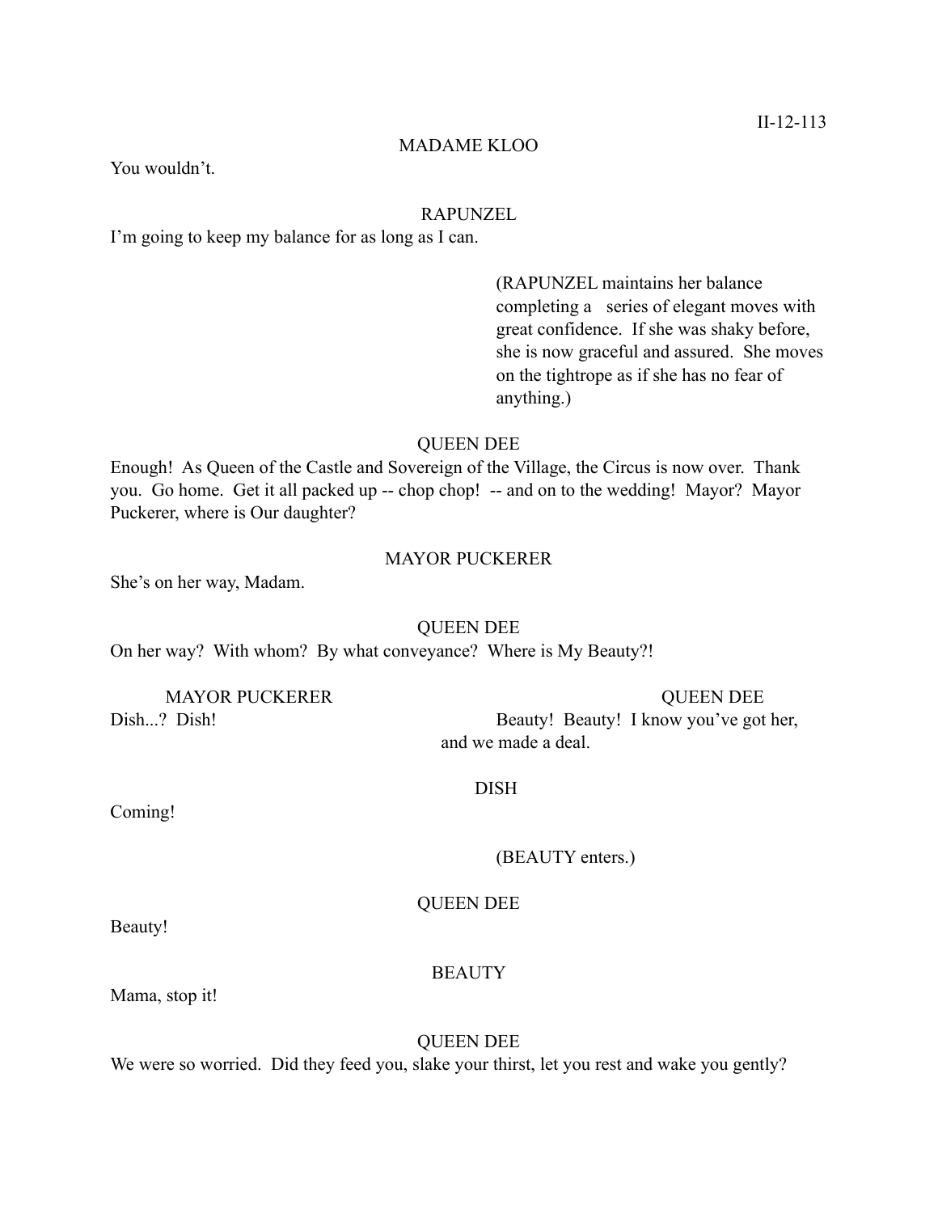MADAME KLOO

You wouldn't.

RAPUNZEL

I'm going to keep my balance for as long as I can.

(RAPUNZEL maintains her balance completing a series of elegant moves with great confidence. If she was shaky before, she is now graceful and assured. She moves on the tightrope as if she has no fear of anything.)

QUEEN DEE

Enough! As Queen of the Castle and Sovereign of the Village, the Circus is now over. Thank you. Go home. Get it all packed up -- chop chop! -- and on to the wedding! Mayor? Mayor Puckerer, where is Our daughter?

MAYOR PUCKERER

She's on her way, Madam.

QUEEN DEE

On her way? With whom? By what conveyance? Where is My Beauty?!

MAYOR PUCKERER

Dish...? Dish!

QUEEN DEE

Beauty! Beauty! I know you've got her, and we made a deal.

DISH

Coming!

(BEAUTY enters.)

QUEEN DEE

Beauty!

BEAUTY

Mama, stop it!

QUEEN DEE

We were so worried. Did they feed you, slake your thirst, let you rest and wake you gently?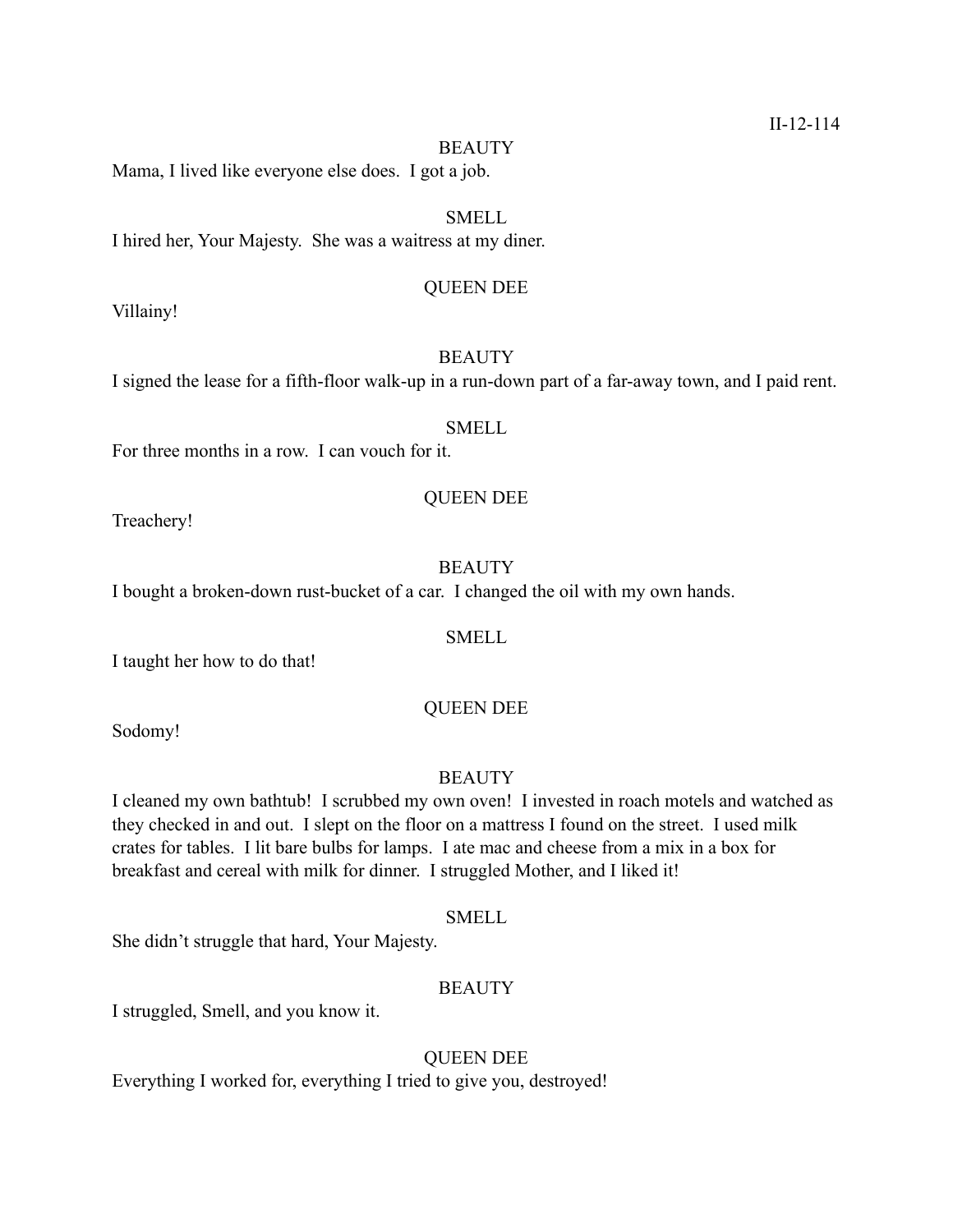BEAUTY

Mama, I lived like everyone else does. I got a job.

SMELL

I hired her, Your Majesty. She was a waitress at my diner.

QUEEN DEE

Villainy!

BEAUTY

I signed the lease for a fifth-floor walk-up in a run-down part of a far-away town, and I paid rent.

SMELL

For three months in a row. I can vouch for it.

QUEEN DEE

Treachery!

BEAUTY

I bought a broken-down rust-bucket of a car. I changed the oil with my own hands.

SMELL

I taught her how to do that!

QUEEN DEE

Sodomy!

BEAUTY

I cleaned my own bathtub! I scrubbed my own oven! I invested in roach motels and watched as they checked in and out. I slept on the floor on a mattress I found on the street. I used milk crates for tables. I lit bare bulbs for lamps. I ate mac and cheese from a mix in a box for breakfast and cereal with milk for dinner. I struggled Mother, and I liked it!

SMELL

She didn't struggle that hard, Your Majesty.

BEAUTY

I struggled, Smell, and you know it.

QUEEN DEE

Everything I worked for, everything I tried to give you, destroyed!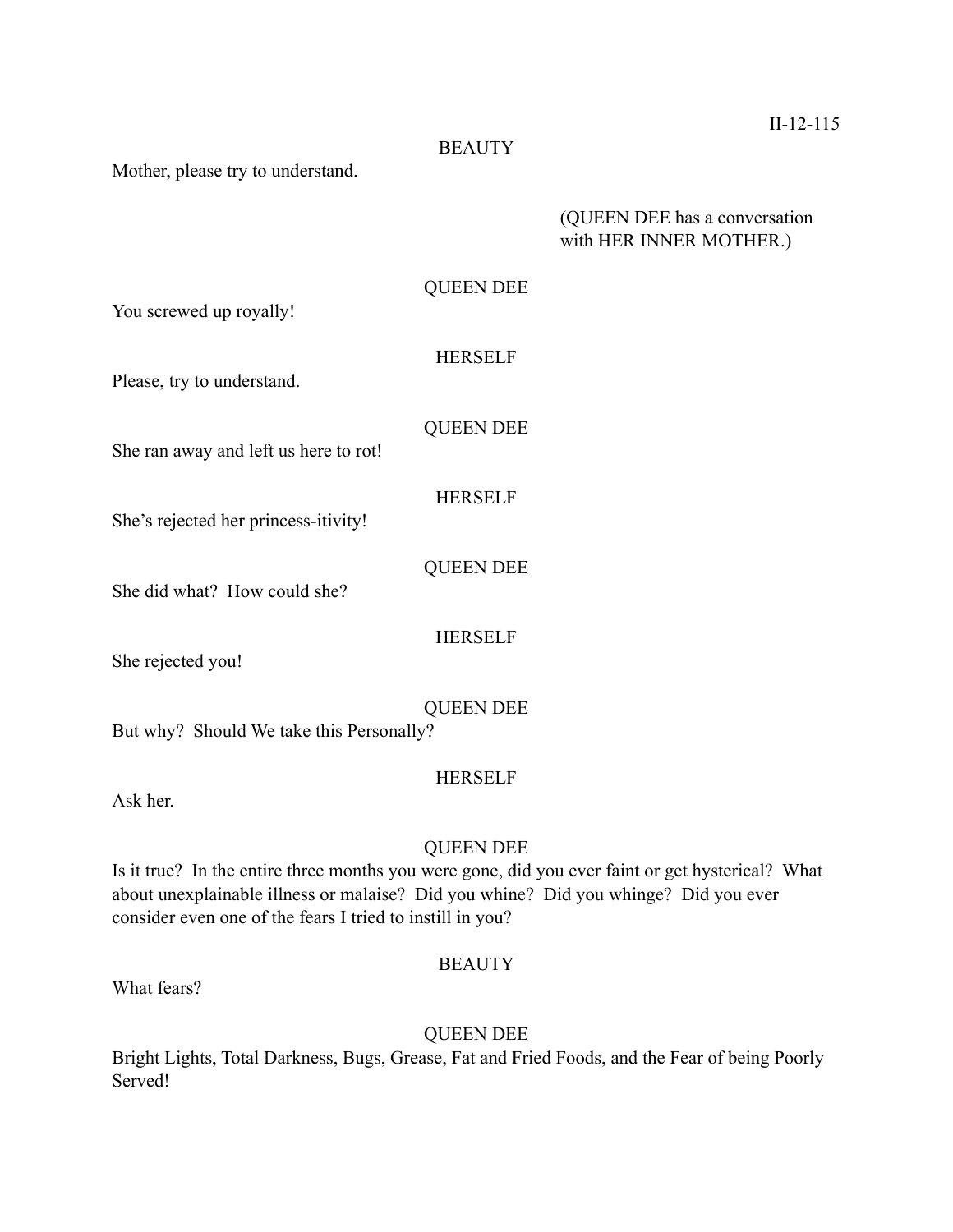BEAUTY

Mother, please try to understand.

(QUEEN DEE has a conversation with HER INNER MOTHER.)

QUEEN DEE

You screwed up royally!

HERSELF

Please, try to understand.

QUEEN DEE

She ran away and left us here to rot!

HERSELF

She's rejected her princess-itivity!

QUEEN DEE

She did what? How could she?

HERSELF

She rejected you!

QUEEN DEE

But why? Should We take this Personally?

HERSELF

Ask her.

QUEEN DEE

Is it true? In the entire three months you were gone, did you ever faint or get hysterical? What about unexplainable illness or malaise? Did you whine? Did you whinge? Did you ever consider even one of the fears I tried to instill in you?

BEAUTY

What fears?

QUEEN DEE

Bright Lights, Total Darkness, Bugs, Grease, Fat and Fried Foods, and the Fear of being Poorly Served!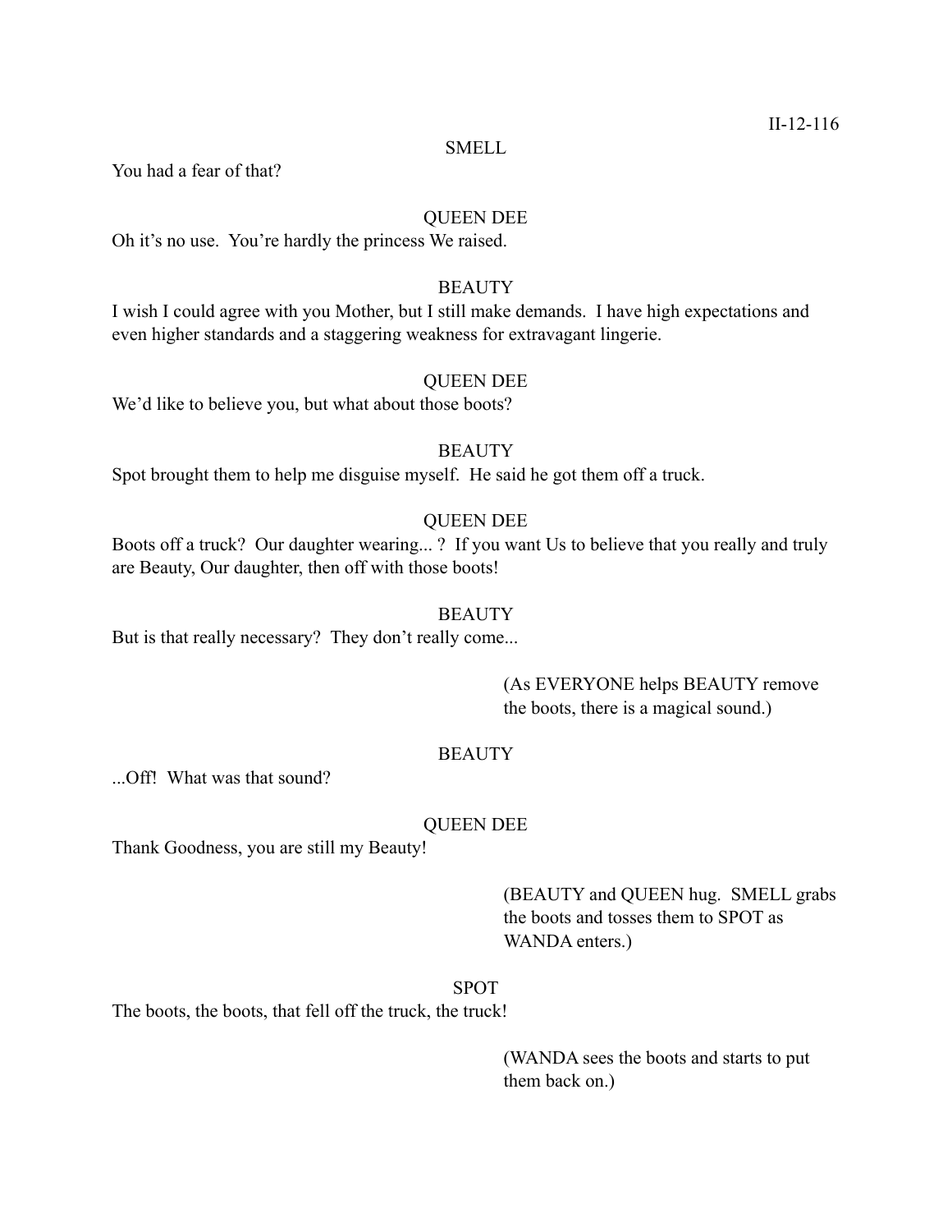SMELL

You had a fear of that?

QUEEN DEE

Oh it's no use.  You're hardly the princess We raised.

BEAUTY

I wish I could agree with you Mother, but I still make demands.  I have high expectations and even higher standards and a staggering weakness for extravagant lingerie.

QUEEN DEE

We'd like to believe you, but what about those boots?

BEAUTY

Spot brought them to help me disguise myself.  He said he got them off a truck.

QUEEN DEE

Boots off a truck?  Our daughter wearing... ?  If you want Us to believe that you really and truly are Beauty, Our daughter, then off with those boots!

BEAUTY

But is that really necessary?  They don't really come...

(As EVERYONE helps BEAUTY remove the boots, there is a magical sound.)

BEAUTY

...Off!  What was that sound?

QUEEN DEE

Thank Goodness, you are still my Beauty!

(BEAUTY and QUEEN hug.  SMELL grabs the boots and tosses them to SPOT as WANDA enters.)

SPOT

The boots, the boots, that fell off the truck, the truck!

(WANDA sees the boots and starts to put them back on.)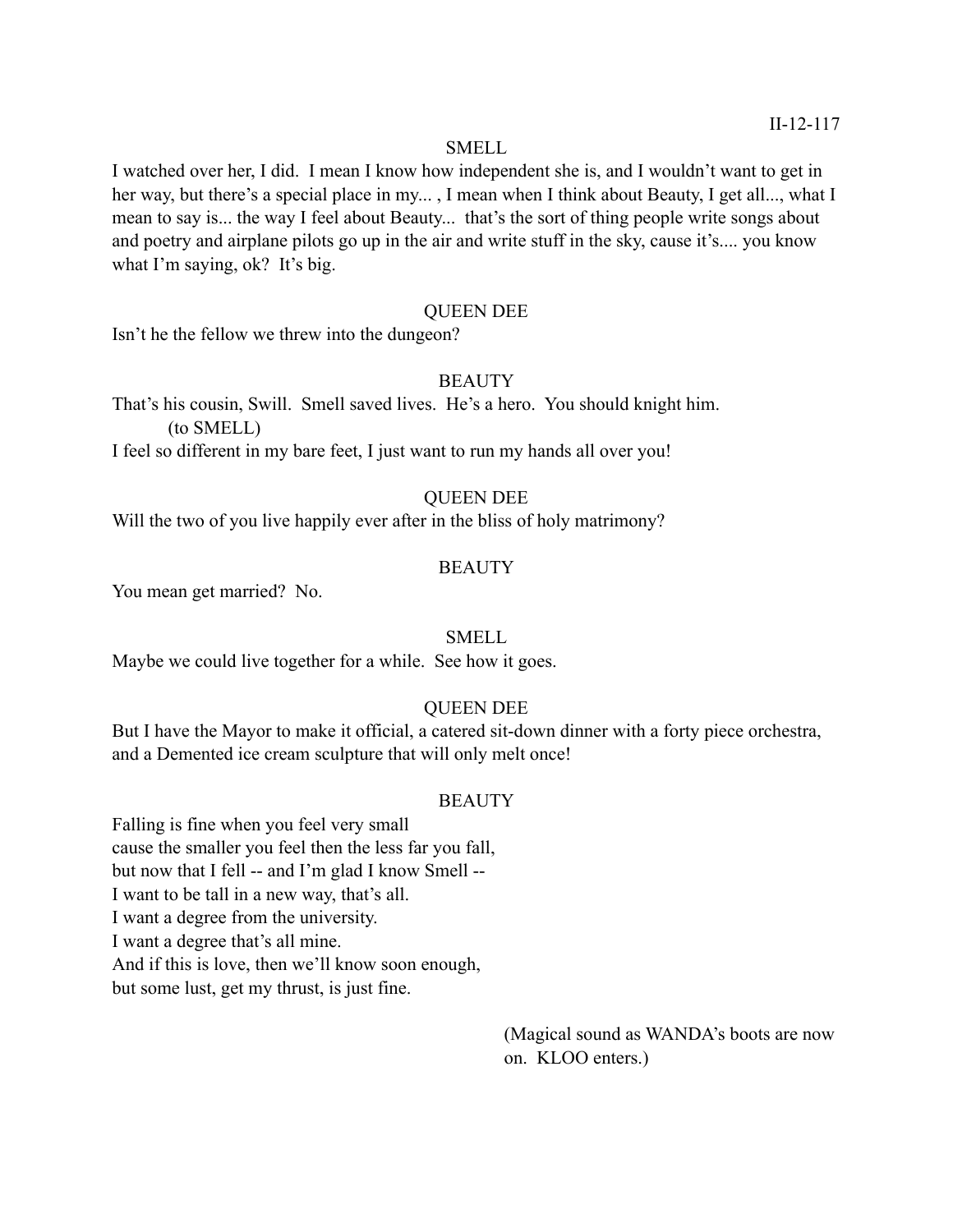SMELL

I watched over her, I did. I mean I know how independent she is, and I wouldn't want to get in her way, but there's a special place in my... , I mean when I think about Beauty, I get all..., what I mean to say is... the way I feel about Beauty... that's the sort of thing people write songs about and poetry and airplane pilots go up in the air and write stuff in the sky, cause it's.... you know what I'm saying, ok? It's big.

QUEEN DEE

Isn't he the fellow we threw into the dungeon?

BEAUTY

That's his cousin, Swill. Smell saved lives. He's a hero. You should knight him.
(to SMELL)
I feel so different in my bare feet, I just want to run my hands all over you!

QUEEN DEE

Will the two of you live happily ever after in the bliss of holy matrimony?

BEAUTY

You mean get married? No.

SMELL

Maybe we could live together for a while. See how it goes.

QUEEN DEE

But I have the Mayor to make it official, a catered sit-down dinner with a forty piece orchestra, and a Demented ice cream sculpture that will only melt once!

BEAUTY

Falling is fine when you feel very small
cause the smaller you feel then the less far you fall,
but now that I fell -- and I'm glad I know Smell --
I want to be tall in a new way, that's all.
I want a degree from the university.
I want a degree that's all mine.
And if this is love, then we'll know soon enough,
but some lust, get my thrust, is just fine.

(Magical sound as WANDA's boots are now on. KLOO enters.)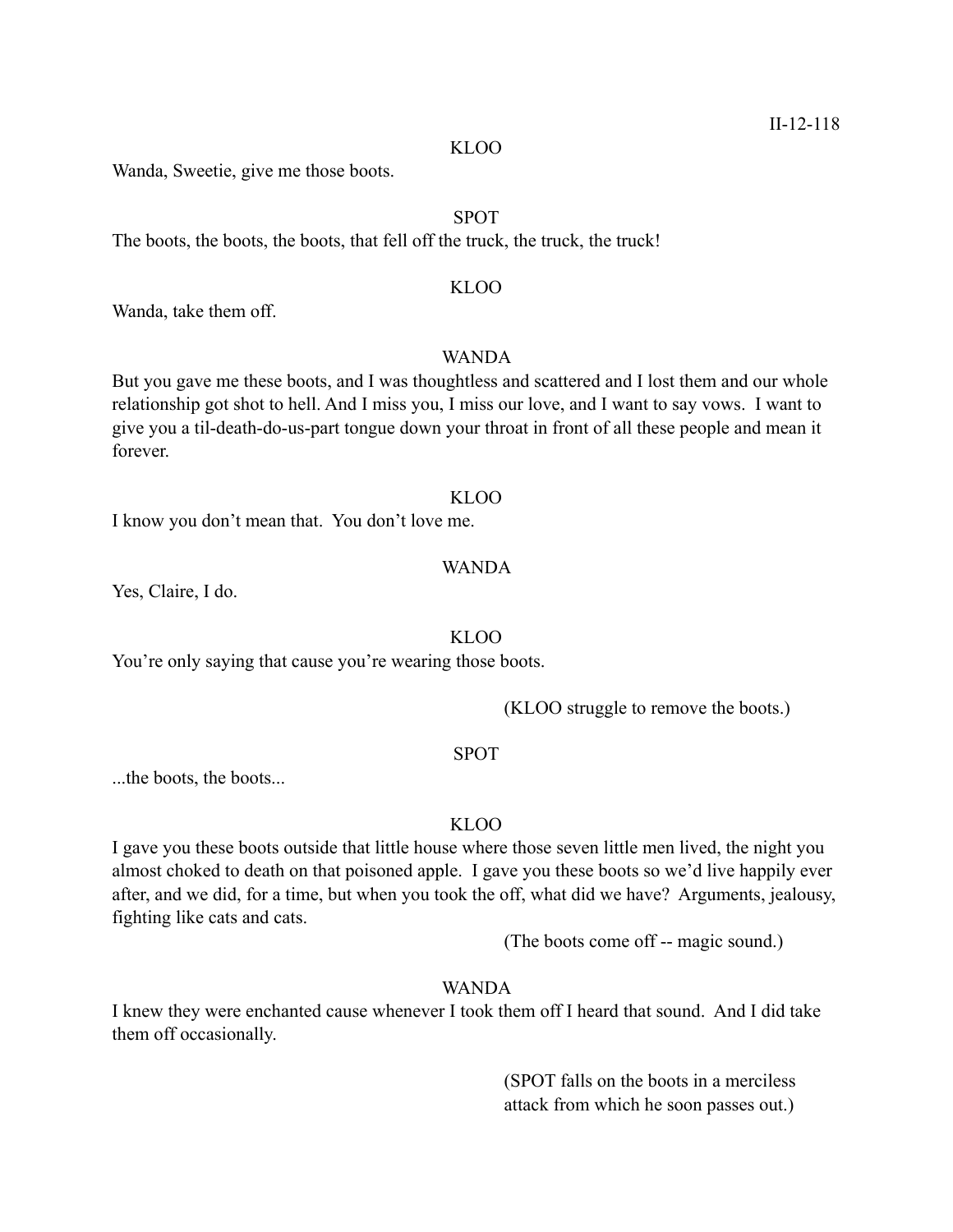KLOO

Wanda, Sweetie, give me those boots.

SPOT

The boots, the boots, the boots, that fell off the truck, the truck, the truck!

KLOO

Wanda, take them off.

WANDA

But you gave me these boots, and I was thoughtless and scattered and I lost them and our whole relationship got shot to hell. And I miss you, I miss our love, and I want to say vows. I want to give you a til-death-do-us-part tongue down your throat in front of all these people and mean it forever.

KLOO

I know you don't mean that. You don't love me.

WANDA

Yes, Claire, I do.

KLOO

You're only saying that cause you're wearing those boots.

(KLOO struggle to remove the boots.)

SPOT

...the boots, the boots...

KLOO

I gave you these boots outside that little house where those seven little men lived, the night you almost choked to death on that poisoned apple. I gave you these boots so we'd live happily ever after, and we did, for a time, but when you took the off, what did we have? Arguments, jealousy, fighting like cats and cats.

(The boots come off -- magic sound.)

WANDA

I knew they were enchanted cause whenever I took them off I heard that sound. And I did take them off occasionally.

(SPOT falls on the boots in a merciless attack from which he soon passes out.)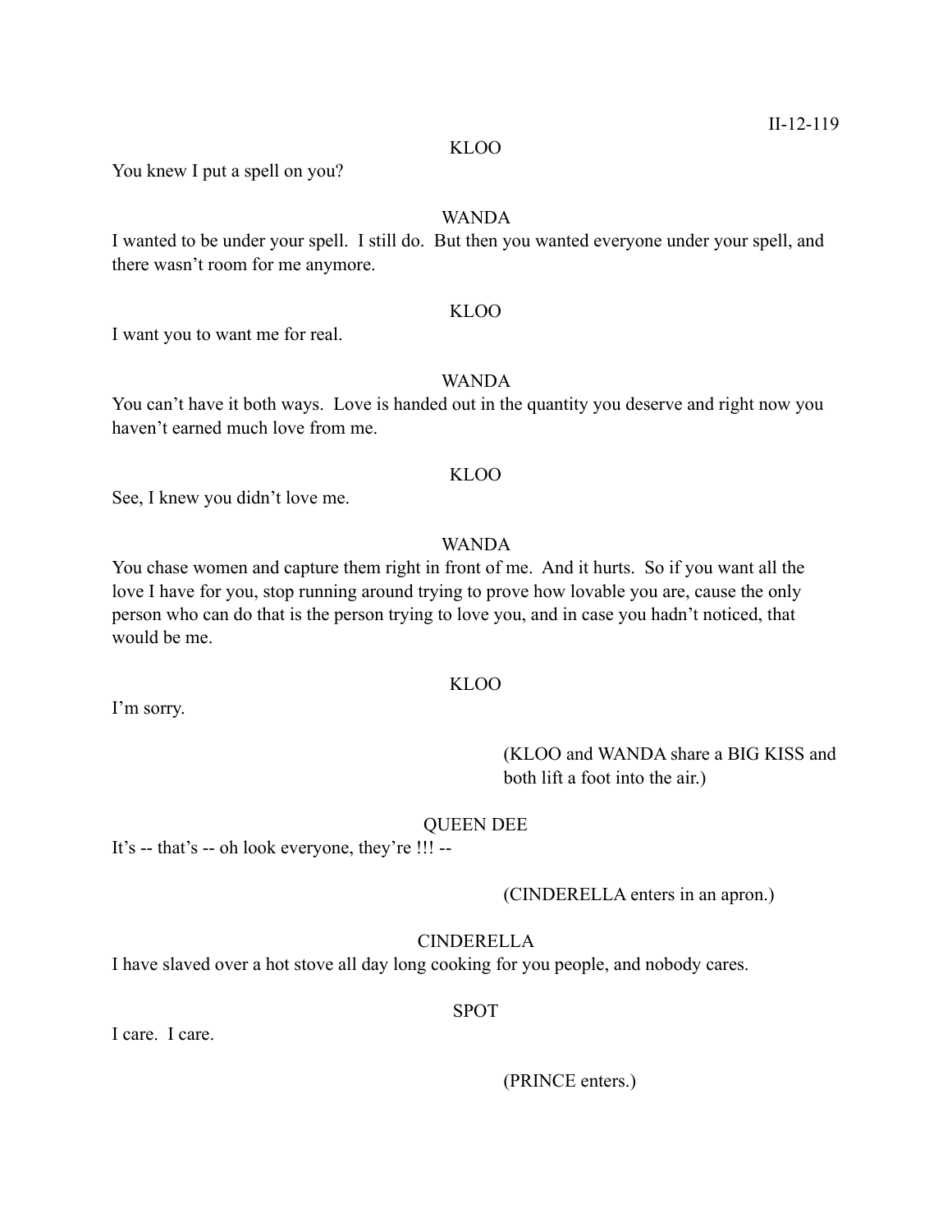KLOO

You knew I put a spell on you?

WANDA

I wanted to be under your spell.  I still do.  But then you wanted everyone under your spell, and there wasn't room for me anymore.

KLOO

I want you to want me for real.

WANDA

You can't have it both ways.  Love is handed out in the quantity you deserve and right now you haven't earned much love from me.

KLOO

See, I knew you didn't love me.

WANDA

You chase women and capture them right in front of me.  And it hurts.  So if you want all the love I have for you, stop running around trying to prove how lovable you are, cause the only person who can do that is the person trying to love you, and in case you hadn't noticed, that would be me.

KLOO

I'm sorry.

(KLOO and WANDA share a BIG KISS and both lift a foot into the air.)

QUEEN DEE

It's -- that's -- oh look everyone, they're !!! --

(CINDERELLA enters in an apron.)

CINDERELLA

I have slaved over a hot stove all day long cooking for you people, and nobody cares.

SPOT

I care.  I care.

(PRINCE enters.)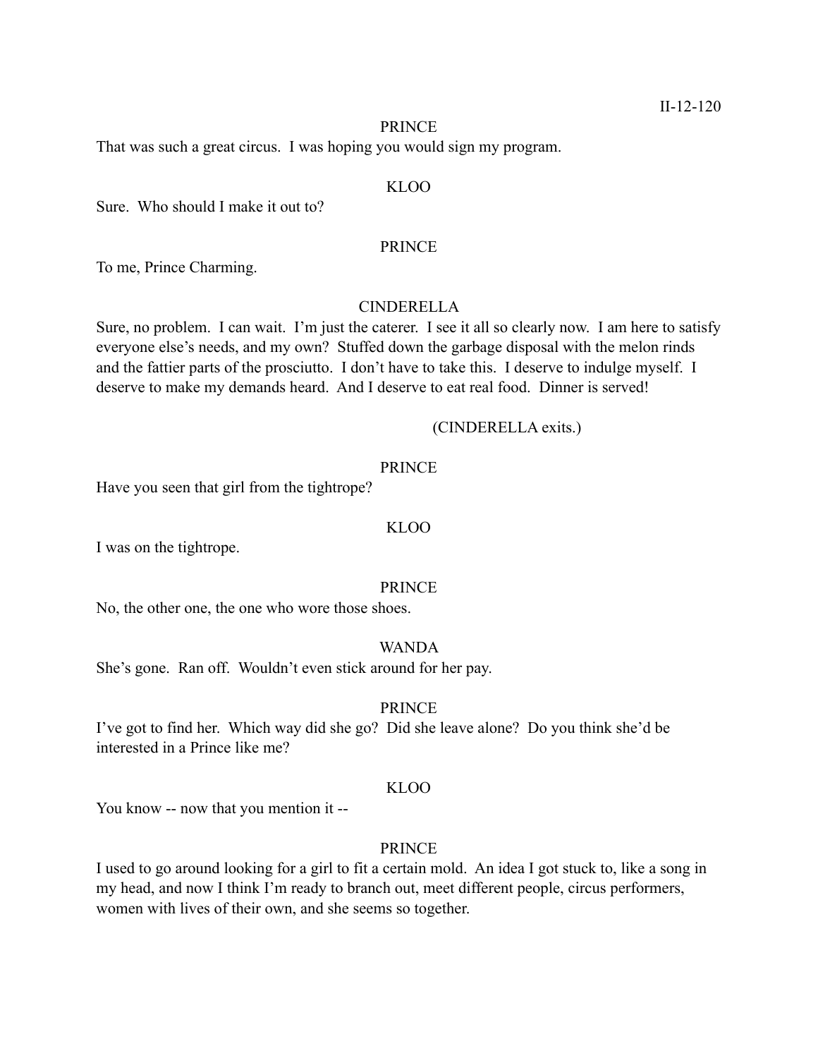PRINCE

That was such a great circus. I was hoping you would sign my program.

KLOO

Sure. Who should I make it out to?

PRINCE

To me, Prince Charming.

CINDERELLA

Sure, no problem. I can wait. I'm just the caterer. I see it all so clearly now. I am here to satisfy everyone else's needs, and my own? Stuffed down the garbage disposal with the melon rinds and the fattier parts of the prosciutto. I don't have to take this. I deserve to indulge myself. I deserve to make my demands heard. And I deserve to eat real food. Dinner is served!

(CINDERELLA exits.)

PRINCE

Have you seen that girl from the tightrope?

KLOO

I was on the tightrope.

PRINCE

No, the other one, the one who wore those shoes.

WANDA

She's gone. Ran off. Wouldn't even stick around for her pay.

PRINCE

I've got to find her. Which way did she go? Did she leave alone? Do you think she'd be interested in a Prince like me?

KLOO

You know -- now that you mention it --

PRINCE

I used to go around looking for a girl to fit a certain mold. An idea I got stuck to, like a song in my head, and now I think I'm ready to branch out, meet different people, circus performers, women with lives of their own, and she seems so together.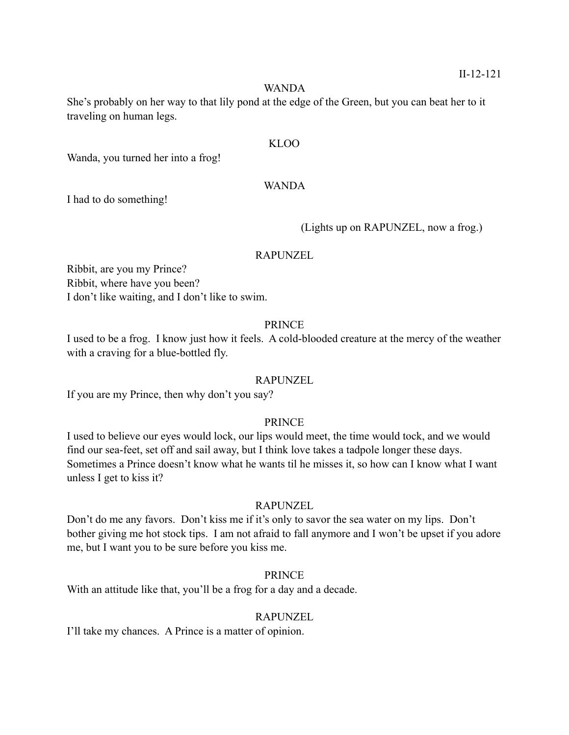WANDA

She's probably on her way to that lily pond at the edge of the Green, but you can beat her to it traveling on human legs.

KLOO

Wanda, you turned her into a frog!

WANDA

I had to do something!

(Lights up on RAPUNZEL, now a frog.)

RAPUNZEL

Ribbit, are you my Prince?
Ribbit, where have you been?
I don't like waiting, and I don't like to swim.

PRINCE

I used to be a frog. I know just how it feels. A cold-blooded creature at the mercy of the weather with a craving for a blue-bottled fly.

RAPUNZEL

If you are my Prince, then why don't you say?

PRINCE

I used to believe our eyes would lock, our lips would meet, the time would tock, and we would find our sea-feet, set off and sail away, but I think love takes a tadpole longer these days. Sometimes a Prince doesn't know what he wants til he misses it, so how can I know what I want unless I get to kiss it?

RAPUNZEL

Don't do me any favors. Don't kiss me if it's only to savor the sea water on my lips. Don't bother giving me hot stock tips. I am not afraid to fall anymore and I won't be upset if you adore me, but I want you to be sure before you kiss me.

PRINCE

With an attitude like that, you'll be a frog for a day and a decade.

RAPUNZEL

I'll take my chances. A Prince is a matter of opinion.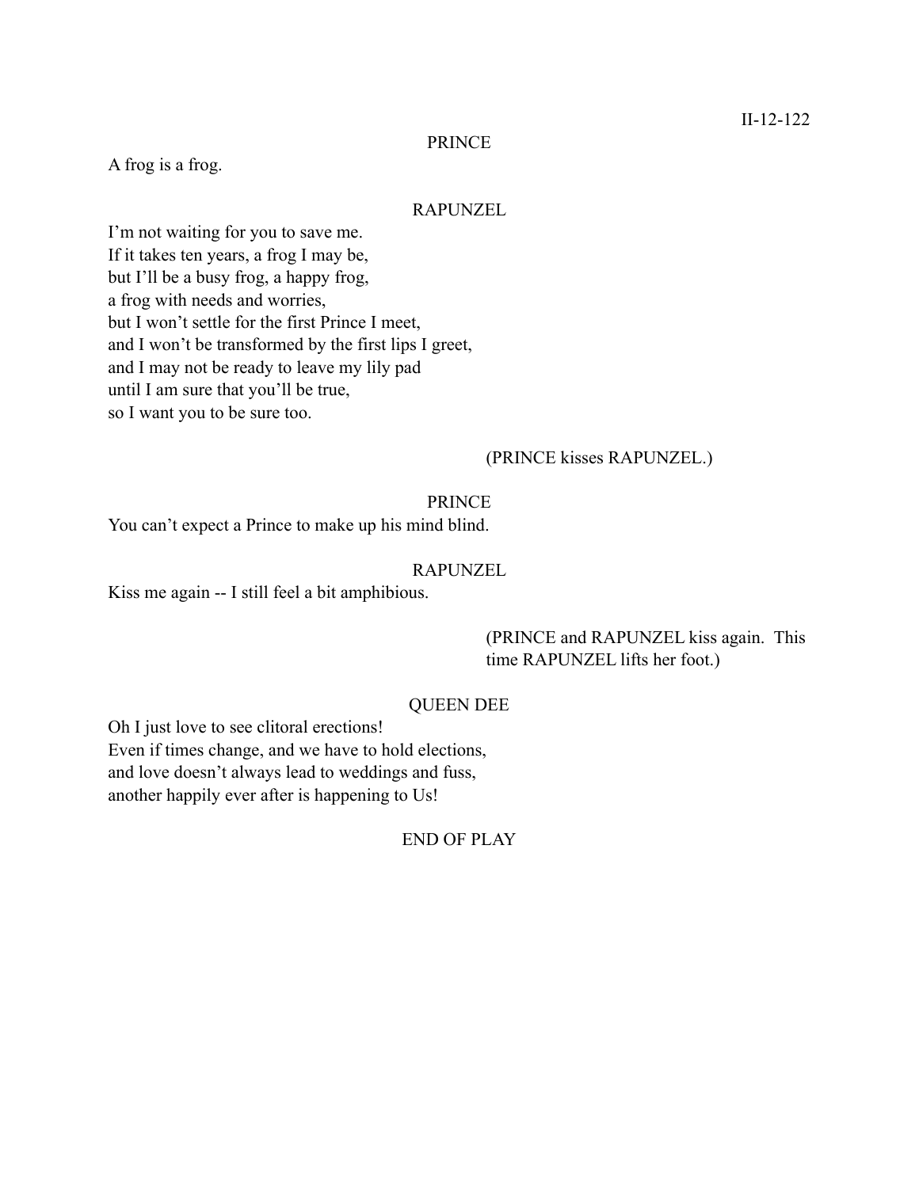II-12-122

PRINCE

A frog is a frog.

RAPUNZEL

I'm not waiting for you to save me.
If it takes ten years, a frog I may be,
but I'll be a busy frog, a happy frog,
a frog with needs and worries,
but I won't settle for the first Prince I meet,
and I won't be transformed by the first lips I greet,
and I may not be ready to leave my lily pad
until I am sure that you'll be true,
so I want you to be sure too.

(PRINCE kisses RAPUNZEL.)

PRINCE

You can't expect a Prince to make up his mind blind.

RAPUNZEL

Kiss me again -- I still feel a bit amphibious.

(PRINCE and RAPUNZEL kiss again. This time RAPUNZEL lifts her foot.)

QUEEN DEE

Oh I just love to see clitoral erections!
Even if times change, and we have to hold elections,
and love doesn't always lead to weddings and fuss,
another happily ever after is happening to Us!

END OF PLAY